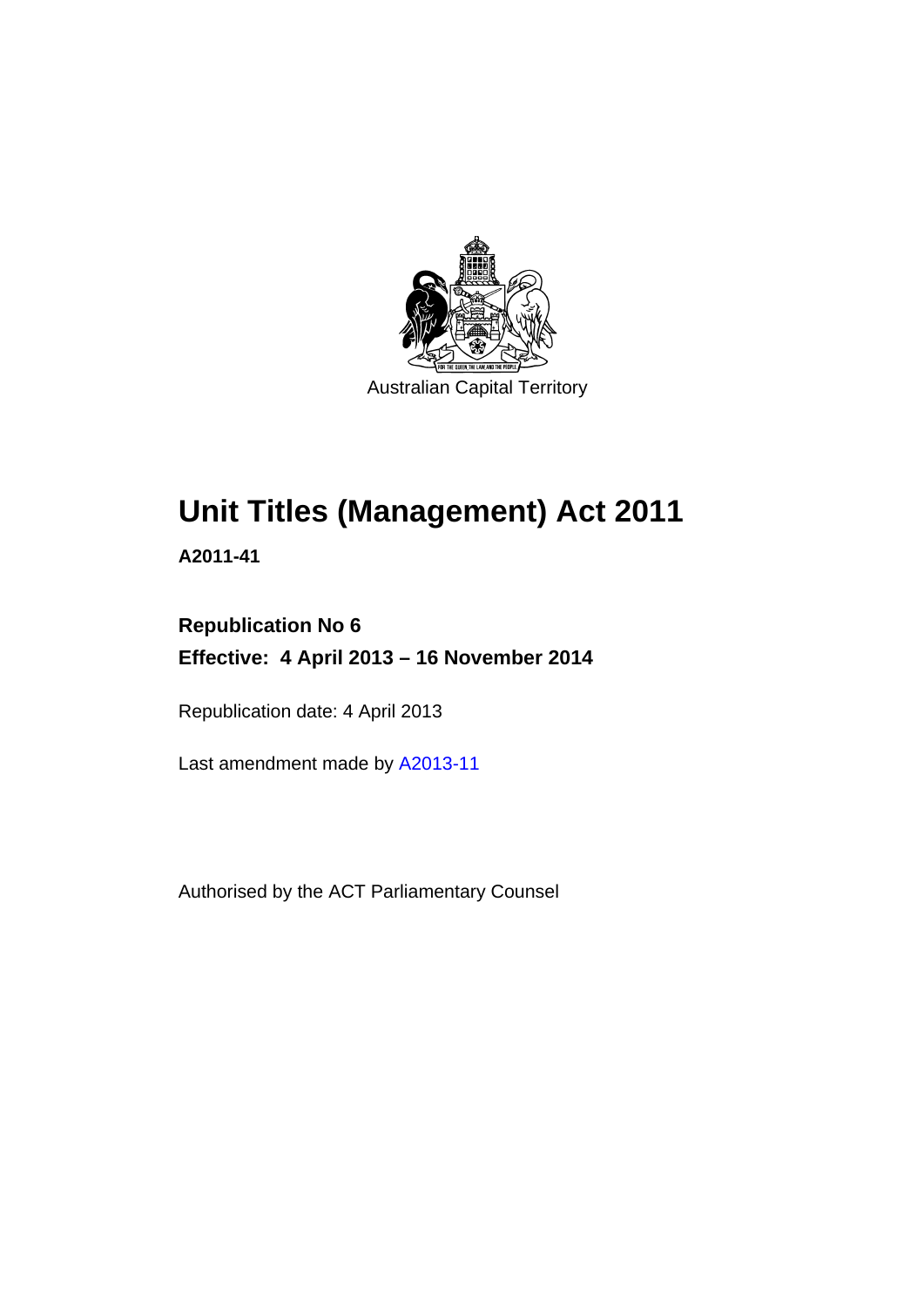Australian Capital Territory

# Unit Titles (Management) Act 2011

**A2011-41**

**Republication No 6**

**Effective: 4 April 2013 – 16 November 2014**

Republication date: 4 April 2013

Last amendment made by A2013-11

Authorised by the ACT Parliamentary Counsel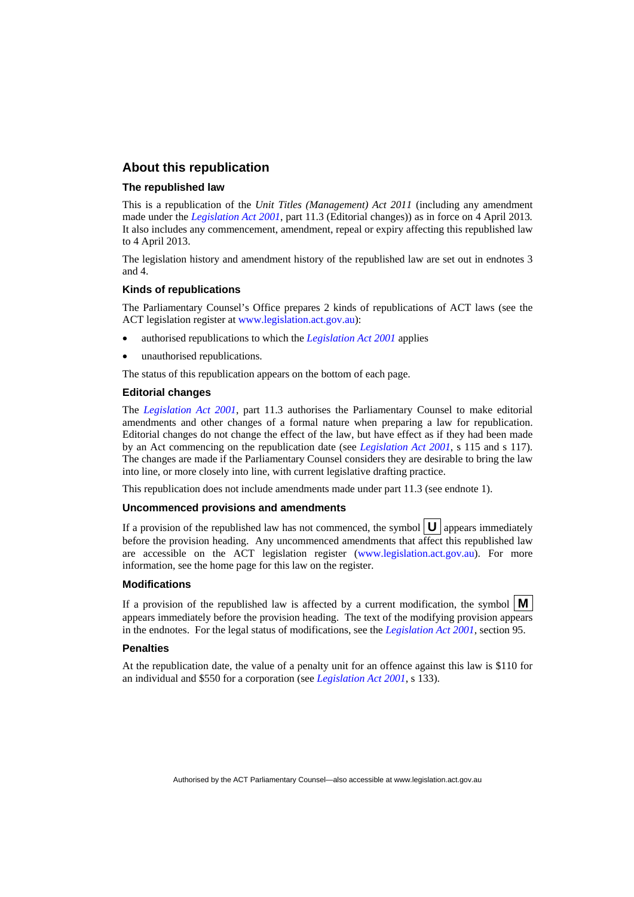## About this republication

### The republished law

This is a republication of the *Unit Titles (Management) Act 2011* (including any amendment made under the *Legislation Act 2001*, part 11.3 (Editorial changes)) as in force on 4 April 2013*.* It also includes any commencement, amendment, repeal or expiry affecting this republished law to 4 April 2013.

The legislation history and amendment history of the republished law are set out in endnotes 3 and 4.

### Kinds of republications

The Parliamentary Counsel's Office prepares 2 kinds of republications of ACT laws (see the ACT legislation register at www.legislation.act.gov.au):

- authorised republications to which the *Legislation Act 2001* applies
- unauthorised republications.

The status of this republication appears on the bottom of each page.

### Editorial changes

The *Legislation Act 2001*, part 11.3 authorises the Parliamentary Counsel to make editorial amendments and other changes of a formal nature when preparing a law for republication. Editorial changes do not change the effect of the law, but have effect as if they had been made by an Act commencing on the republication date (see *Legislation Act 2001*, s 115 and s 117). The changes are made if the Parliamentary Counsel considers they are desirable to bring the law into line, or more closely into line, with current legislative drafting practice.

This republication does not include amendments made under part 11.3 (see endnote 1).

### Uncommenced provisions and amendments

If a provision of the republished law has not commenced, the symbol **U** appears immediately before the provision heading. Any uncommenced amendments that affect this republished law are accessible on the ACT legislation register (www.legislation.act.gov.au). For more information, see the home page for this law on the register.

### Modifications

If a provision of the republished law is affected by a current modification, the symbol **M** appears immediately before the provision heading. The text of the modifying provision appears in the endnotes. For the legal status of modifications, see the *Legislation Act 2001*, section 95.

### Penalties

At the republication date, the value of a penalty unit for an offence against this law is $110 for an individual and $550 for a corporation (see *Legislation Act 2001*, s 133).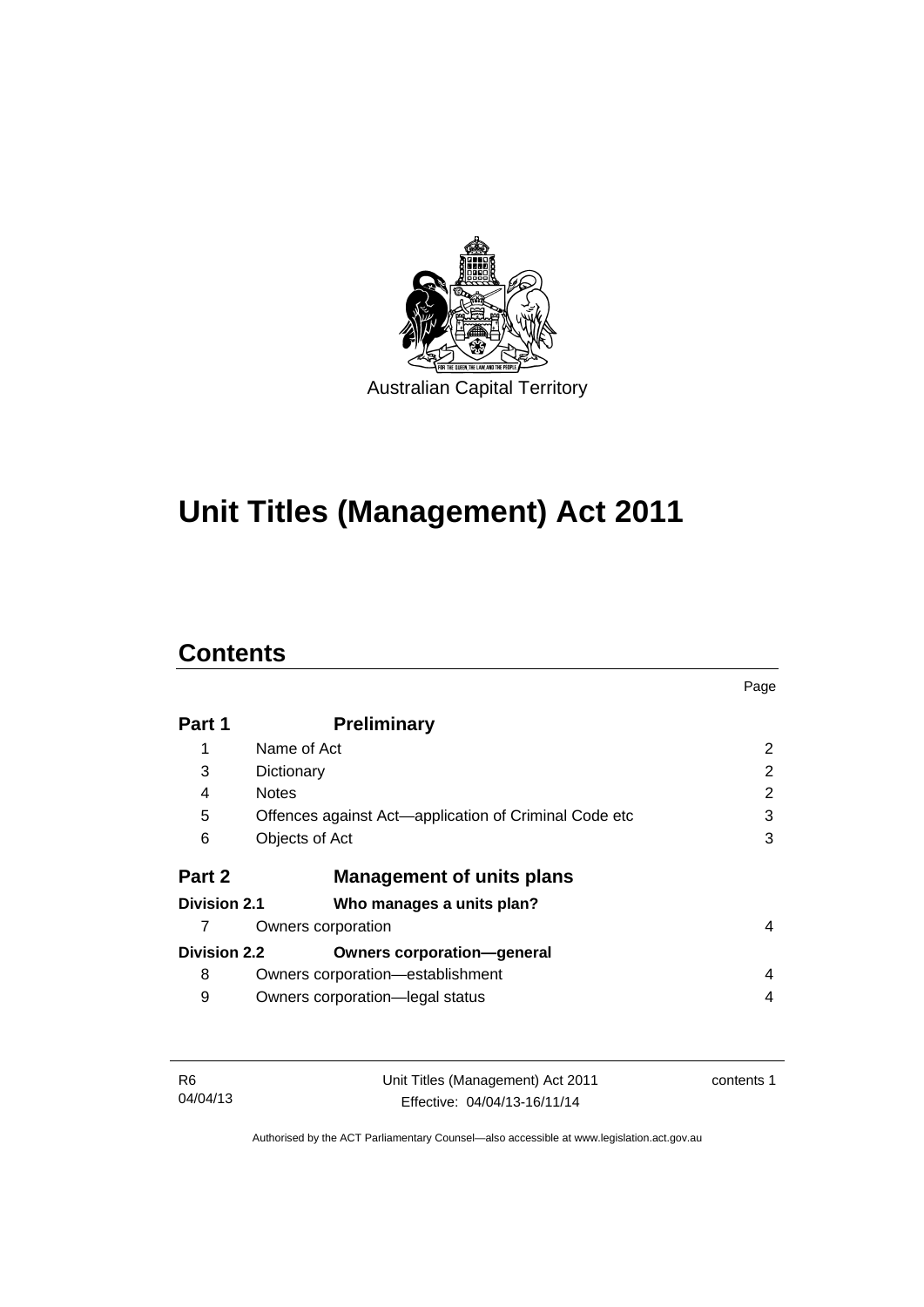Australian Capital Territory

# Unit Titles (Management) Act 2011

## Contents

| | | Page |
|---|---|---|
| **Part 1** | **Preliminary** | |
| 1 | Name of Act | 2 |
| 3 | Dictionary | 2 |
| 4 | Notes | 2 |
| 5 | Offences against Act—application of Criminal Code etc | 3 |
| 6 | Objects of Act | 3 |
| **Part 2** | **Management of units plans** | |
| **Division 2.1** | **Who manages a units plan?** | |
| 7 | Owners corporation | 4 |
| **Division 2.2** | **Owners corporation—general** | |
| 8 | Owners corporation—establishment | 4 |
| 9 | Owners corporation—legal status | 4 |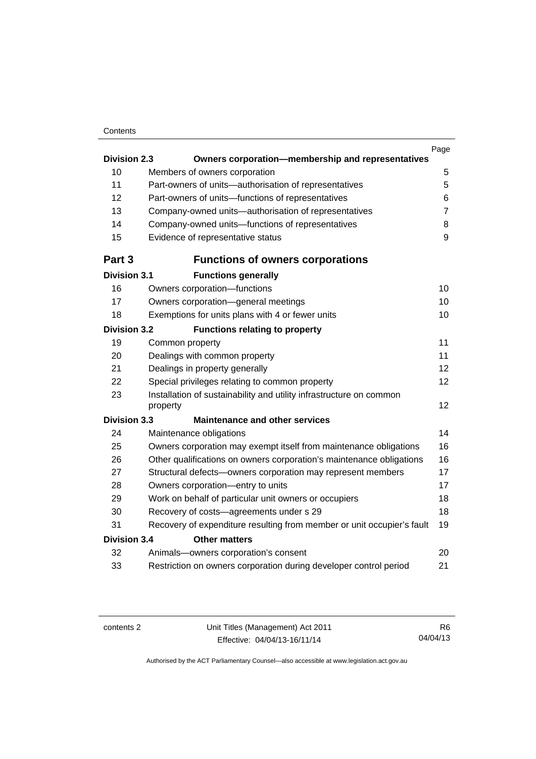| | | Page |
|---|---|---|
| **Division 2.3** | **Owners corporation—membership and representatives** | |
| 10 | Members of owners corporation | 5 |
| 11 | Part-owners of units—authorisation of representatives | 5 |
| 12 | Part-owners of units—functions of representatives | 6 |
| 13 | Company-owned units—authorisation of representatives | 7 |
| 14 | Company-owned units—functions of representatives | 8 |
| 15 | Evidence of representative status | 9 |
| **Part 3** | **Functions of owners corporations** | |
| **Division 3.1** | **Functions generally** | |
| 16 | Owners corporation—functions | 10 |
| 17 | Owners corporation—general meetings | 10 |
| 18 | Exemptions for units plans with 4 or fewer units | 10 |
| **Division 3.2** | **Functions relating to property** | |
| 19 | Common property | 11 |
| 20 | Dealings with common property | 11 |
| 21 | Dealings in property generally | 12 |
| 22 | Special privileges relating to common property | 12 |
| 23 | Installation of sustainability and utility infrastructure on common property | 12 |
| **Division 3.3** | **Maintenance and other services** | |
| 24 | Maintenance obligations | 14 |
| 25 | Owners corporation may exempt itself from maintenance obligations | 16 |
| 26 | Other qualifications on owners corporation's maintenance obligations | 16 |
| 27 | Structural defects—owners corporation may represent members | 17 |
| 28 | Owners corporation—entry to units | 17 |
| 29 | Work on behalf of particular unit owners or occupiers | 18 |
| 30 | Recovery of costs—agreements under s 29 | 18 |
| 31 | Recovery of expenditure resulting from member or unit occupier's fault | 19 |
| **Division 3.4** | **Other matters** | |
| 32 | Animals—owners corporation's consent | 20 |
| 33 | Restriction on owners corporation during developer control period | 21 |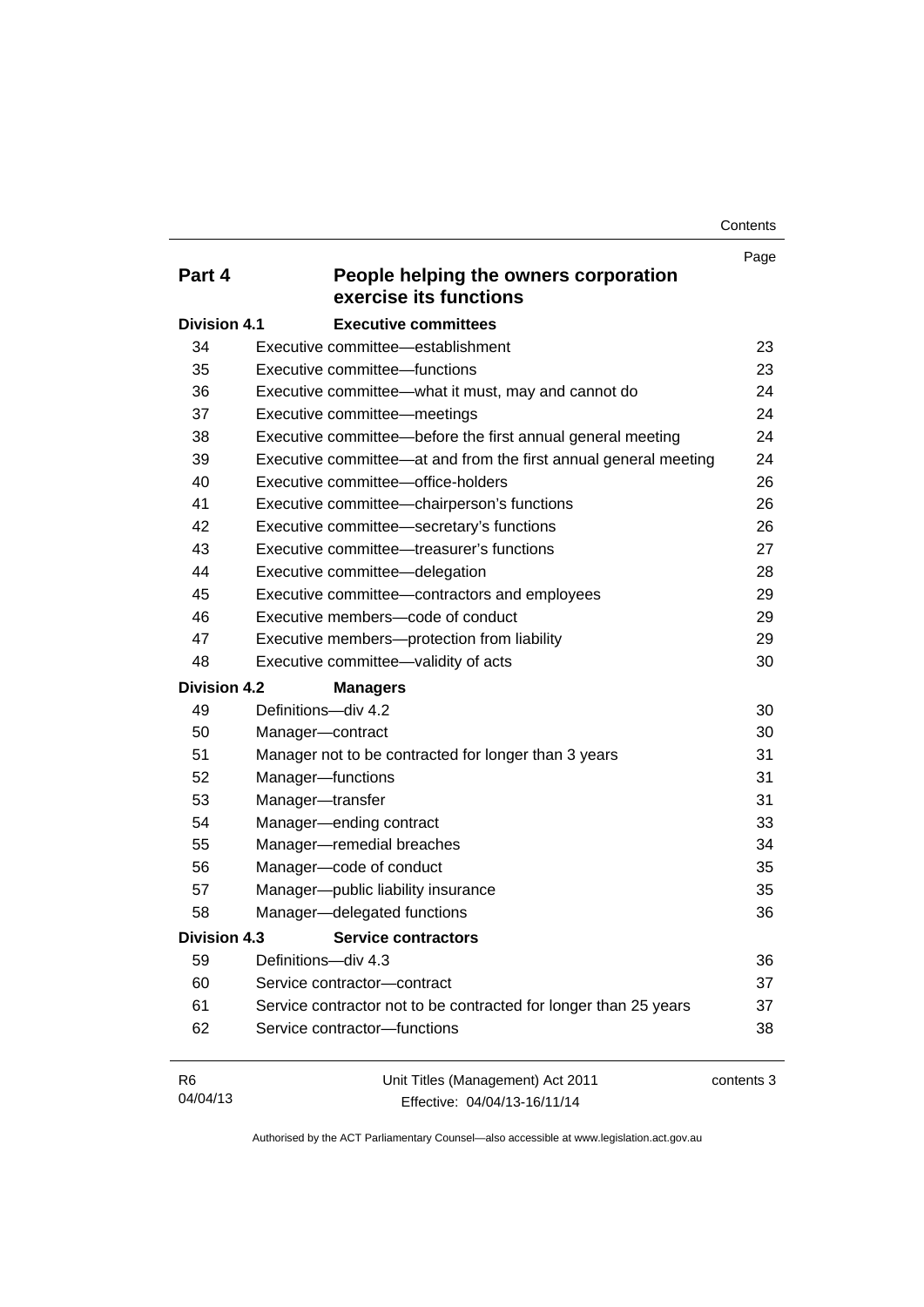| | | Page |
|---|---|---|
| **Part 4** | **People helping the owners corporation exercise its functions** | |
| **Division 4.1** | **Executive committees** | |
| 34 | Executive committee—establishment | 23 |
| 35 | Executive committee—functions | 23 |
| 36 | Executive committee—what it must, may and cannot do | 24 |
| 37 | Executive committee—meetings | 24 |
| 38 | Executive committee—before the first annual general meeting | 24 |
| 39 | Executive committee—at and from the first annual general meeting | 24 |
| 40 | Executive committee—office-holders | 26 |
| 41 | Executive committee—chairperson's functions | 26 |
| 42 | Executive committee—secretary's functions | 26 |
| 43 | Executive committee—treasurer's functions | 27 |
| 44 | Executive committee—delegation | 28 |
| 45 | Executive committee—contractors and employees | 29 |
| 46 | Executive members—code of conduct | 29 |
| 47 | Executive members—protection from liability | 29 |
| 48 | Executive committee—validity of acts | 30 |
| **Division 4.2** | **Managers** | |
| 49 | Definitions—div 4.2 | 30 |
| 50 | Manager—contract | 30 |
| 51 | Manager not to be contracted for longer than 3 years | 31 |
| 52 | Manager—functions | 31 |
| 53 | Manager—transfer | 31 |
| 54 | Manager—ending contract | 33 |
| 55 | Manager—remedial breaches | 34 |
| 56 | Manager—code of conduct | 35 |
| 57 | Manager—public liability insurance | 35 |
| 58 | Manager—delegated functions | 36 |
| **Division 4.3** | **Service contractors** | |
| 59 | Definitions—div 4.3 | 36 |
| 60 | Service contractor—contract | 37 |
| 61 | Service contractor not to be contracted for longer than 25 years | 37 |
| 62 | Service contractor—functions | 38 |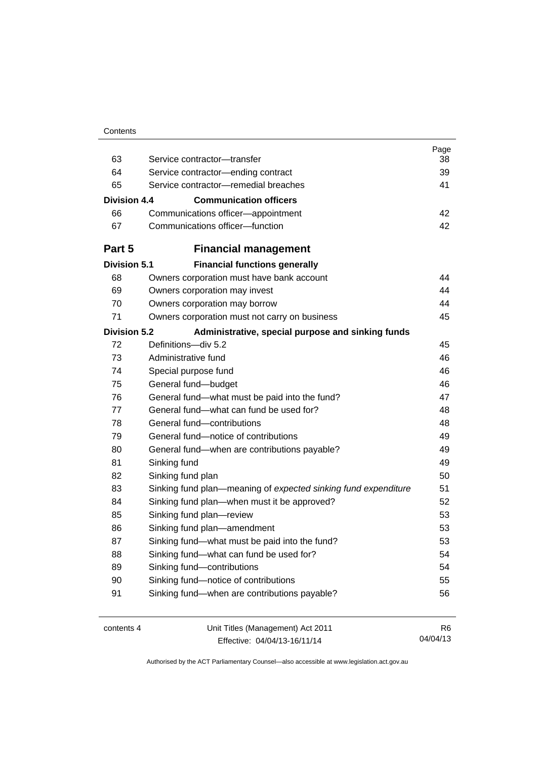| | | Page |
|---|---|---|
| 63 | Service contractor—transfer | 38 |
| 64 | Service contractor—ending contract | 39 |
| 65 | Service contractor—remedial breaches | 41 |
| **Division 4.4** | **Communication officers** | |
| 66 | Communications officer—appointment | 42 |
| 67 | Communications officer—function | 42 |
| **Part 5** | **Financial management** | |
| **Division 5.1** | **Financial functions generally** | |
| 68 | Owners corporation must have bank account | 44 |
| 69 | Owners corporation may invest | 44 |
| 70 | Owners corporation may borrow | 44 |
| 71 | Owners corporation must not carry on business | 45 |
| **Division 5.2** | **Administrative, special purpose and sinking funds** | |
| 72 | Definitions—div 5.2 | 45 |
| 73 | Administrative fund | 46 |
| 74 | Special purpose fund | 46 |
| 75 | General fund—budget | 46 |
| 76 | General fund—what must be paid into the fund? | 47 |
| 77 | General fund—what can fund be used for? | 48 |
| 78 | General fund—contributions | 48 |
| 79 | General fund—notice of contributions | 49 |
| 80 | General fund—when are contributions payable? | 49 |
| 81 | Sinking fund | 49 |
| 82 | Sinking fund plan | 50 |
| 83 | Sinking fund plan—meaning of *expected sinking fund expenditure* | 51 |
| 84 | Sinking fund plan—when must it be approved? | 52 |
| 85 | Sinking fund plan—review | 53 |
| 86 | Sinking fund plan—amendment | 53 |
| 87 | Sinking fund—what must be paid into the fund? | 53 |
| 88 | Sinking fund—what can fund be used for? | 54 |
| 89 | Sinking fund—contributions | 54 |
| 90 | Sinking fund—notice of contributions | 55 |
| 91 | Sinking fund—when are contributions payable? | 56 |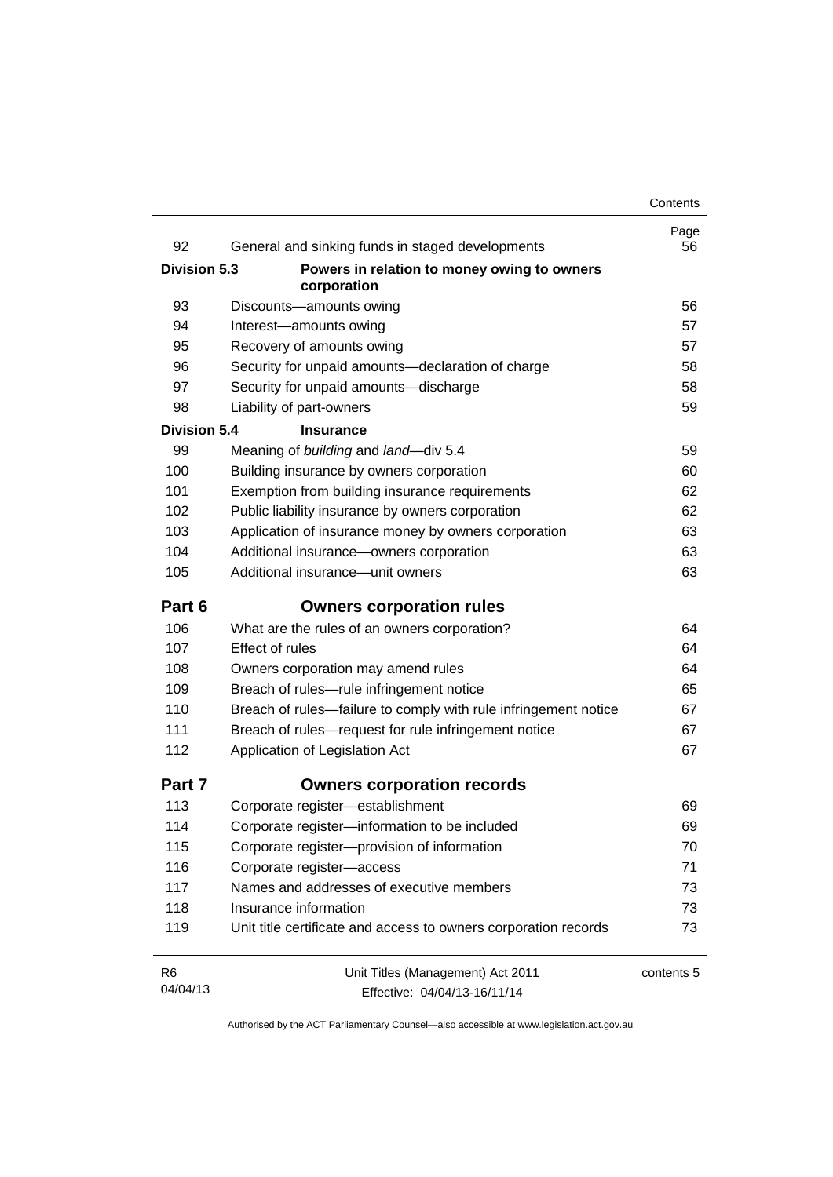| | | Page |
|---|---|---|
| 92 | General and sinking funds in staged developments | 56 |
| **Division 5.3** | **Powers in relation to money owing to owners corporation** | |
| 93 | Discounts—amounts owing | 56 |
| 94 | Interest—amounts owing | 57 |
| 95 | Recovery of amounts owing | 57 |
| 96 | Security for unpaid amounts—declaration of charge | 58 |
| 97 | Security for unpaid amounts—discharge | 58 |
| 98 | Liability of part-owners | 59 |
| **Division 5.4** | **Insurance** | |
| 99 | Meaning of *building* and *land*—div 5.4 | 59 |
| 100 | Building insurance by owners corporation | 60 |
| 101 | Exemption from building insurance requirements | 62 |
| 102 | Public liability insurance by owners corporation | 62 |
| 103 | Application of insurance money by owners corporation | 63 |
| 104 | Additional insurance—owners corporation | 63 |
| 105 | Additional insurance—unit owners | 63 |
| **Part 6** | **Owners corporation rules** | |
| 106 | What are the rules of an owners corporation? | 64 |
| 107 | Effect of rules | 64 |
| 108 | Owners corporation may amend rules | 64 |
| 109 | Breach of rules—rule infringement notice | 65 |
| 110 | Breach of rules—failure to comply with rule infringement notice | 67 |
| 111 | Breach of rules—request for rule infringement notice | 67 |
| 112 | Application of Legislation Act | 67 |
| **Part 7** | **Owners corporation records** | |
| 113 | Corporate register—establishment | 69 |
| 114 | Corporate register—information to be included | 69 |
| 115 | Corporate register—provision of information | 70 |
| 116 | Corporate register—access | 71 |
| 117 | Names and addresses of executive members | 73 |
| 118 | Insurance information | 73 |
| 119 | Unit title certificate and access to owners corporation records | 73 |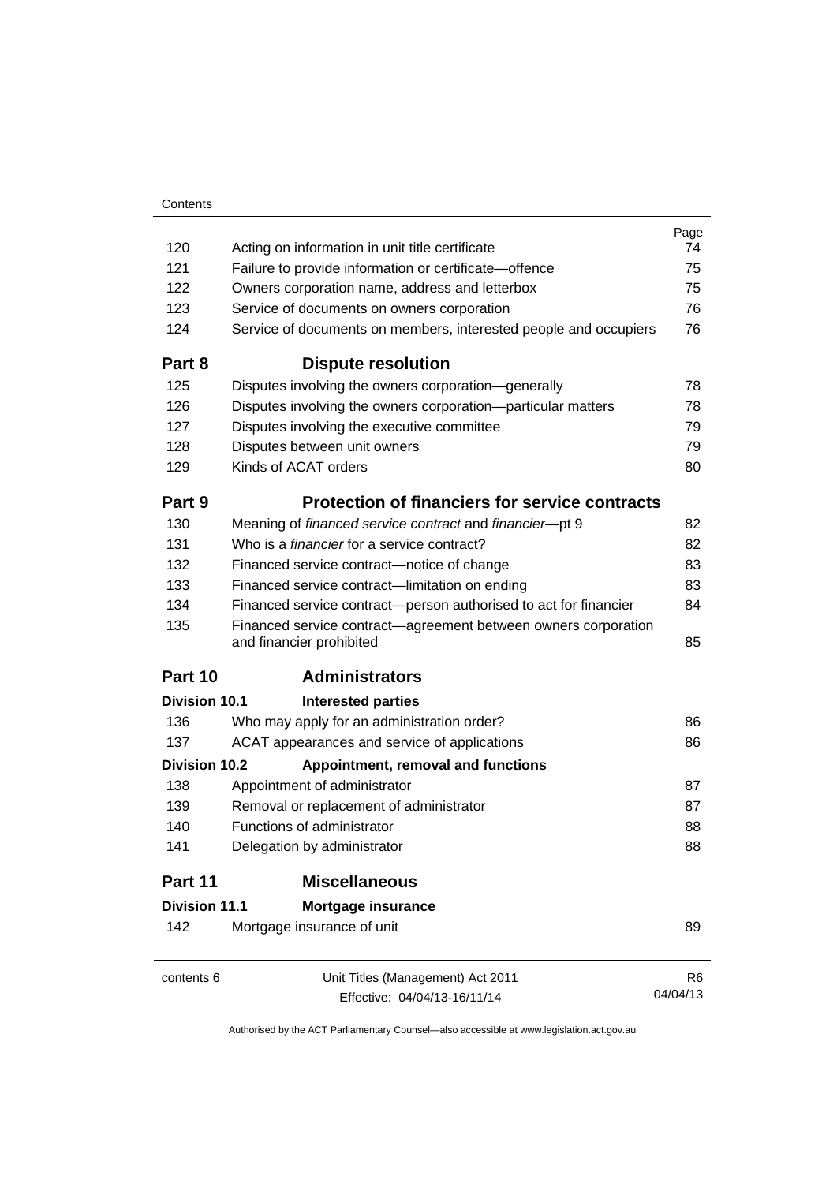| | | Page |
|---|---|---|
| 120 | Acting on information in unit title certificate | 74 |
| 121 | Failure to provide information or certificate—offence | 75 |
| 122 | Owners corporation name, address and letterbox | 75 |
| 123 | Service of documents on owners corporation | 76 |
| 124 | Service of documents on members, interested people and occupiers | 76 |
| **Part 8** | **Dispute resolution** | |
| 125 | Disputes involving the owners corporation—generally | 78 |
| 126 | Disputes involving the owners corporation—particular matters | 78 |
| 127 | Disputes involving the executive committee | 79 |
| 128 | Disputes between unit owners | 79 |
| 129 | Kinds of ACAT orders | 80 |
| **Part 9** | **Protection of financiers for service contracts** | |
| 130 | Meaning of *financed service contract* and *financier*—pt 9 | 82 |
| 131 | Who is a *financier* for a service contract? | 82 |
| 132 | Financed service contract—notice of change | 83 |
| 133 | Financed service contract—limitation on ending | 83 |
| 134 | Financed service contract—person authorised to act for financier | 84 |
| 135 | Financed service contract—agreement between owners corporation and financier prohibited | 85 |
| **Part 10** | **Administrators** | |
| **Division 10.1** | **Interested parties** | |
| 136 | Who may apply for an administration order? | 86 |
| 137 | ACAT appearances and service of applications | 86 |
| **Division 10.2** | **Appointment, removal and functions** | |
| 138 | Appointment of administrator | 87 |
| 139 | Removal or replacement of administrator | 87 |
| 140 | Functions of administrator | 88 |
| 141 | Delegation by administrator | 88 |
| **Part 11** | **Miscellaneous** | |
| **Division 11.1** | **Mortgage insurance** | |
| 142 | Mortgage insurance of unit | 89 |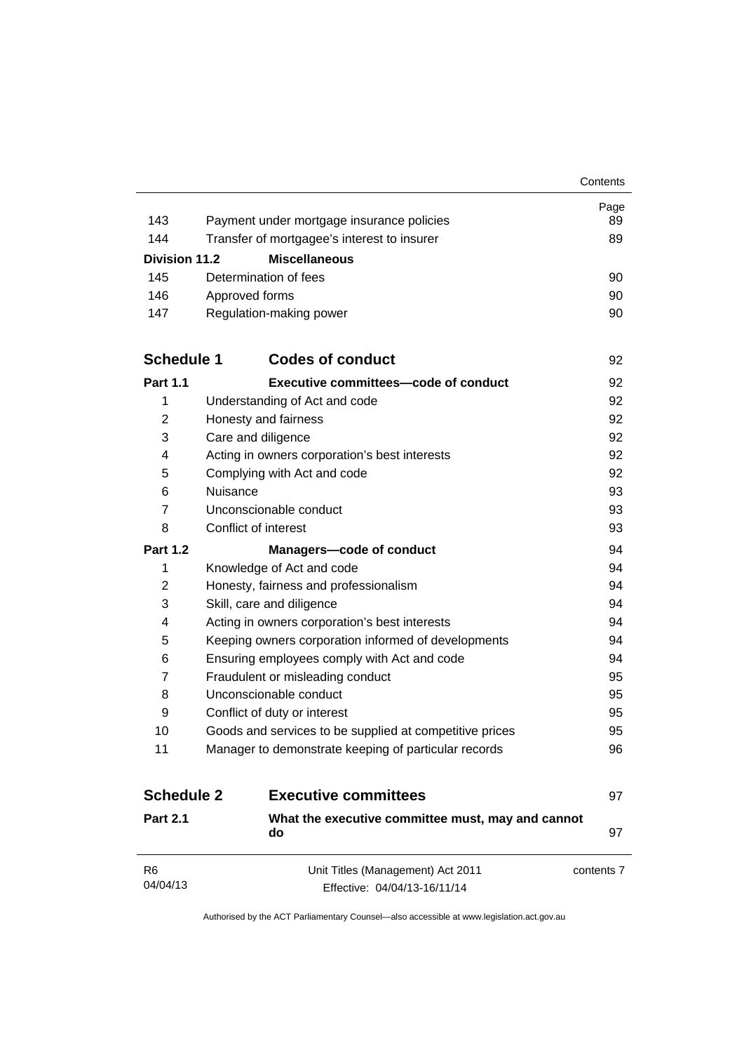| | | Page |
|---|---|---|
| 143 | Payment under mortgage insurance policies | 89 |
| 144 | Transfer of mortgagee's interest to insurer | 89 |
| **Division 11.2** | **Miscellaneous** | |
| 145 | Determination of fees | 90 |
| 146 | Approved forms | 90 |
| 147 | Regulation-making power | 90 |
| **Schedule 1** | **Codes of conduct** | 92 |
| **Part 1.1** | **Executive committees—code of conduct** | 92 |
| 1 | Understanding of Act and code | 92 |
| 2 | Honesty and fairness | 92 |
| 3 | Care and diligence | 92 |
| 4 | Acting in owners corporation's best interests | 92 |
| 5 | Complying with Act and code | 92 |
| 6 | Nuisance | 93 |
| 7 | Unconscionable conduct | 93 |
| 8 | Conflict of interest | 93 |
| **Part 1.2** | **Managers—code of conduct** | 94 |
| 1 | Knowledge of Act and code | 94 |
| 2 | Honesty, fairness and professionalism | 94 |
| 3 | Skill, care and diligence | 94 |
| 4 | Acting in owners corporation's best interests | 94 |
| 5 | Keeping owners corporation informed of developments | 94 |
| 6 | Ensuring employees comply with Act and code | 94 |
| 7 | Fraudulent or misleading conduct | 95 |
| 8 | Unconscionable conduct | 95 |
| 9 | Conflict of duty or interest | 95 |
| 10 | Goods and services to be supplied at competitive prices | 95 |
| 11 | Manager to demonstrate keeping of particular records | 96 |
| **Schedule 2** | **Executive committees** | 97 |
| **Part 2.1** | **What the executive committee must, may and cannot do** | 97 |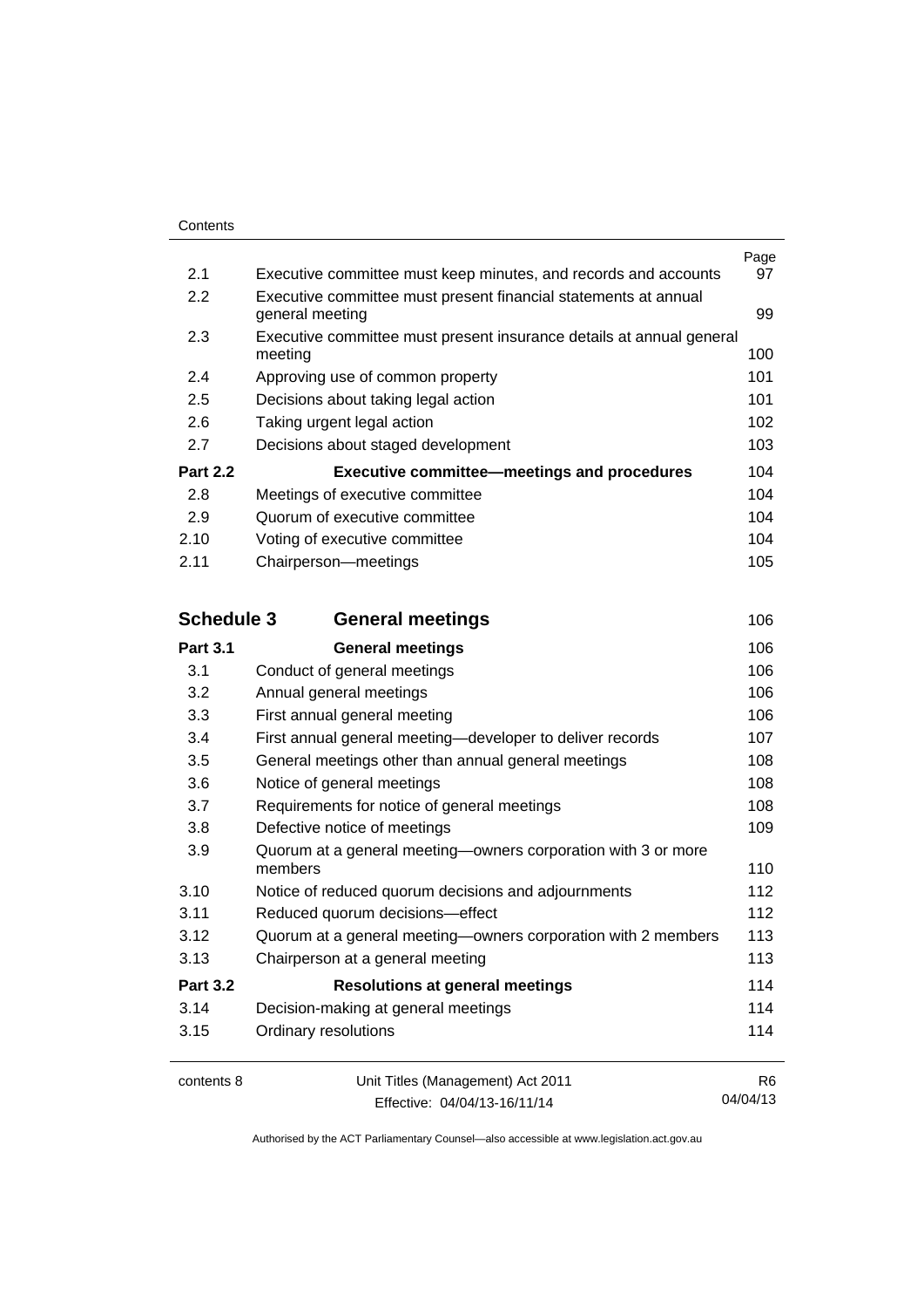| | | Page |
|---|---|---|
| 2.1 | Executive committee must keep minutes, and records and accounts | 97 |
| 2.2 | Executive committee must present financial statements at annual general meeting | 99 |
| 2.3 | Executive committee must present insurance details at annual general meeting | 100 |
| 2.4 | Approving use of common property | 101 |
| 2.5 | Decisions about taking legal action | 101 |
| 2.6 | Taking urgent legal action | 102 |
| 2.7 | Decisions about staged development | 103 |
| **Part 2.2** | **Executive committee—meetings and procedures** | 104 |
| 2.8 | Meetings of executive committee | 104 |
| 2.9 | Quorum of executive committee | 104 |
| 2.10 | Voting of executive committee | 104 |
| 2.11 | Chairperson—meetings | 105 |
| **Schedule 3** | **General meetings** | 106 |
| **Part 3.1** | **General meetings** | 106 |
| 3.1 | Conduct of general meetings | 106 |
| 3.2 | Annual general meetings | 106 |
| 3.3 | First annual general meeting | 106 |
| 3.4 | First annual general meeting—developer to deliver records | 107 |
| 3.5 | General meetings other than annual general meetings | 108 |
| 3.6 | Notice of general meetings | 108 |
| 3.7 | Requirements for notice of general meetings | 108 |
| 3.8 | Defective notice of meetings | 109 |
| 3.9 | Quorum at a general meeting—owners corporation with 3 or more members | 110 |
| 3.10 | Notice of reduced quorum decisions and adjournments | 112 |
| 3.11 | Reduced quorum decisions—effect | 112 |
| 3.12 | Quorum at a general meeting—owners corporation with 2 members | 113 |
| 3.13 | Chairperson at a general meeting | 113 |
| **Part 3.2** | **Resolutions at general meetings** | 114 |
| 3.14 | Decision-making at general meetings | 114 |
| 3.15 | Ordinary resolutions | 114 |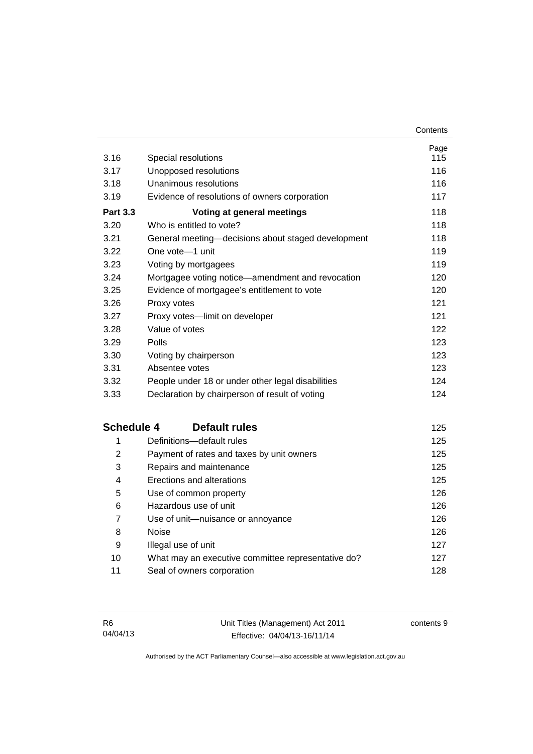| | | Page |
|---|---|---|
| 3.16 | Special resolutions | 115 |
| 3.17 | Unopposed resolutions | 116 |
| 3.18 | Unanimous resolutions | 116 |
| 3.19 | Evidence of resolutions of owners corporation | 117 |
| **Part 3.3** | **Voting at general meetings** | 118 |
| 3.20 | Who is entitled to vote? | 118 |
| 3.21 | General meeting—decisions about staged development | 118 |
| 3.22 | One vote—1 unit | 119 |
| 3.23 | Voting by mortgagees | 119 |
| 3.24 | Mortgagee voting notice—amendment and revocation | 120 |
| 3.25 | Evidence of mortgagee's entitlement to vote | 120 |
| 3.26 | Proxy votes | 121 |
| 3.27 | Proxy votes—limit on developer | 121 |
| 3.28 | Value of votes | 122 |
| 3.29 | Polls | 123 |
| 3.30 | Voting by chairperson | 123 |
| 3.31 | Absentee votes | 123 |
| 3.32 | People under 18 or under other legal disabilities | 124 |
| 3.33 | Declaration by chairperson of result of voting | 124 |

| | | |
|---|---|---|
| **Schedule 4** | **Default rules** | 125 |
| 1 | Definitions—default rules | 125 |
| 2 | Payment of rates and taxes by unit owners | 125 |
| 3 | Repairs and maintenance | 125 |
| 4 | Erections and alterations | 125 |
| 5 | Use of common property | 126 |
| 6 | Hazardous use of unit | 126 |
| 7 | Use of unit—nuisance or annoyance | 126 |
| 8 | Noise | 126 |
| 9 | Illegal use of unit | 127 |
| 10 | What may an executive committee representative do? | 127 |
| 11 | Seal of owners corporation | 128 |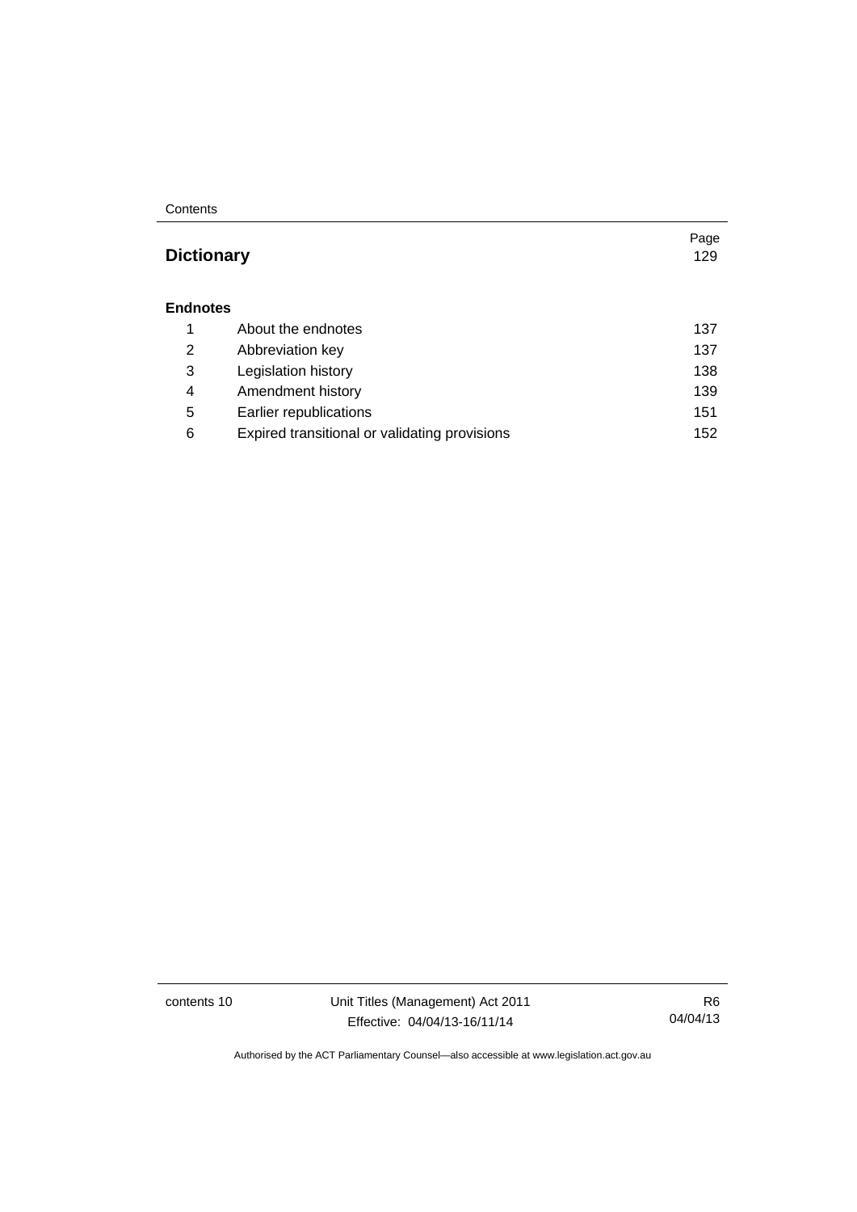| | | Page |
|---|---|---|
| **Dictionary** | | 129 |
| **Endnotes** | | |
| 1 | About the endnotes | 137 |
| 2 | Abbreviation key | 137 |
| 3 | Legislation history | 138 |
| 4 | Amendment history | 139 |
| 5 | Earlier republications | 151 |
| 6 | Expired transitional or validating provisions | 152 |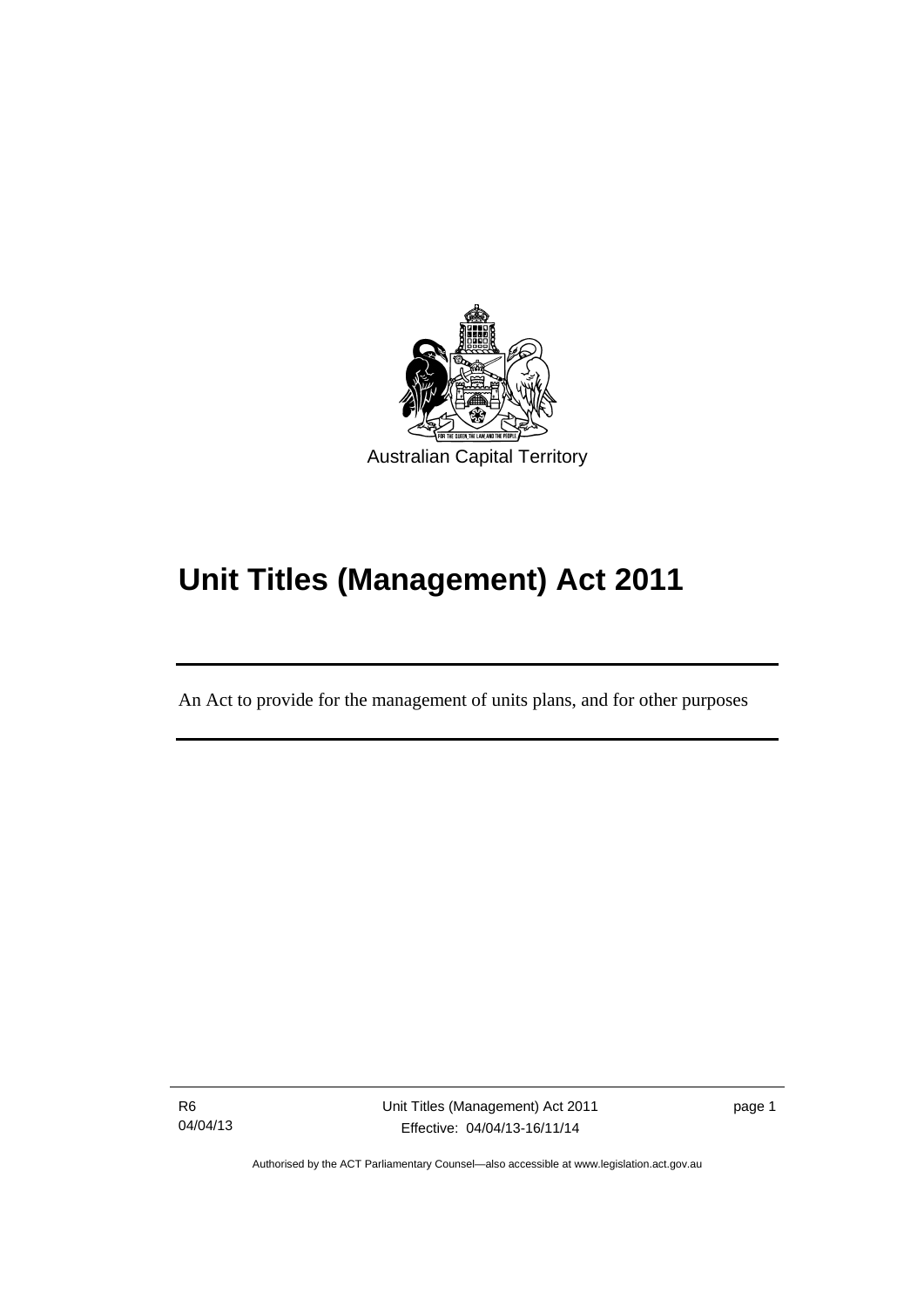Australian Capital Territory

# Unit Titles (Management) Act 2011

An Act to provide for the management of units plans, and for other purposes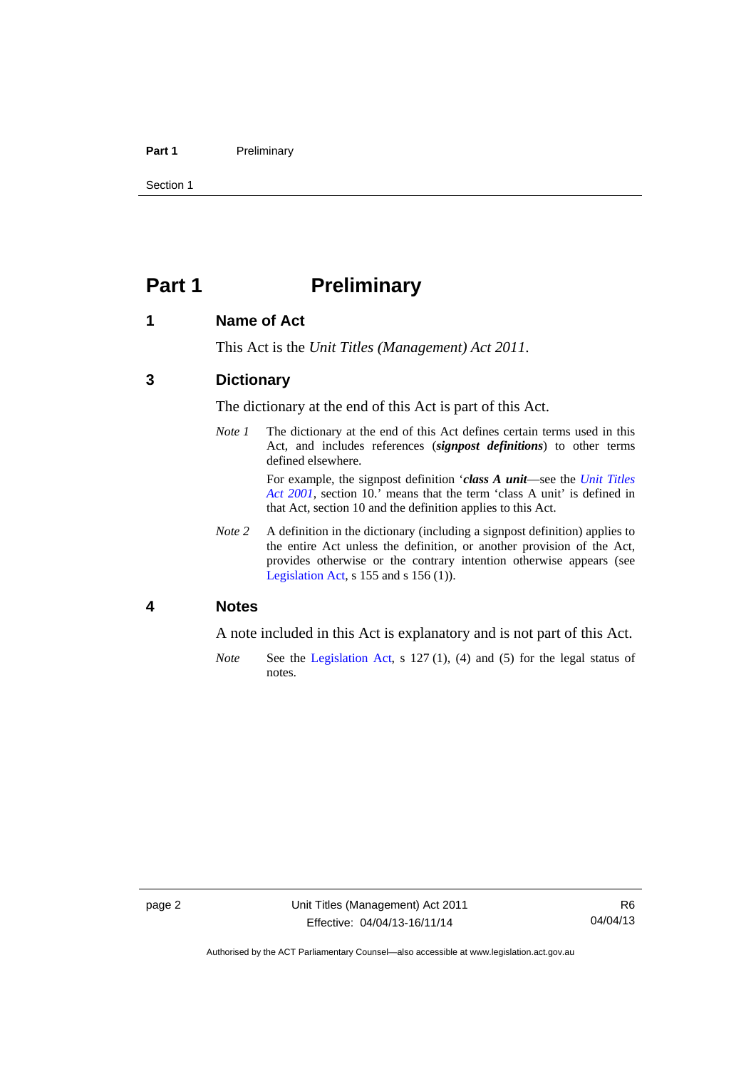# Part 1 Preliminary

## 1 Name of Act

This Act is the *Unit Titles (Management) Act 2011*.

## 3 Dictionary

The dictionary at the end of this Act is part of this Act.

*Note 1* The dictionary at the end of this Act defines certain terms used in this Act, and includes references (***signpost definitions***) to other terms defined elsewhere.

For example, the signpost definition '***class A unit***—see the *Unit Titles Act 2001*, section 10.' means that the term 'class A unit' is defined in that Act, section 10 and the definition applies to this Act.

*Note 2* A definition in the dictionary (including a signpost definition) applies to the entire Act unless the definition, or another provision of the Act, provides otherwise or the contrary intention otherwise appears (see Legislation Act, s 155 and s 156 (1)).

## 4 Notes

A note included in this Act is explanatory and is not part of this Act.

*Note* See the Legislation Act, s 127 (1), (4) and (5) for the legal status of notes.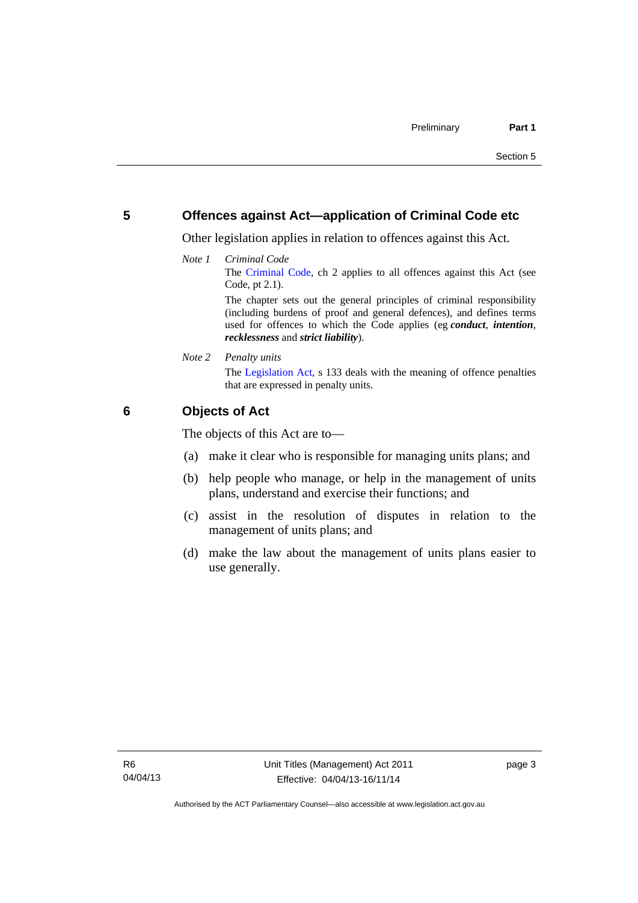## 5 Offences against Act—application of Criminal Code etc

Other legislation applies in relation to offences against this Act.

*Note 1* *Criminal Code*

The Criminal Code, ch 2 applies to all offences against this Act (see Code, pt 2.1).

The chapter sets out the general principles of criminal responsibility (including burdens of proof and general defences), and defines terms used for offences to which the Code applies (eg ***conduct***, ***intention***, ***recklessness*** and ***strict liability***).

*Note 2* *Penalty units*

The Legislation Act, s 133 deals with the meaning of offence penalties that are expressed in penalty units.

## 6 Objects of Act

The objects of this Act are to—

(a) make it clear who is responsible for managing units plans; and

(b) help people who manage, or help in the management of units plans, understand and exercise their functions; and

(c) assist in the resolution of disputes in relation to the management of units plans; and

(d) make the law about the management of units plans easier to use generally.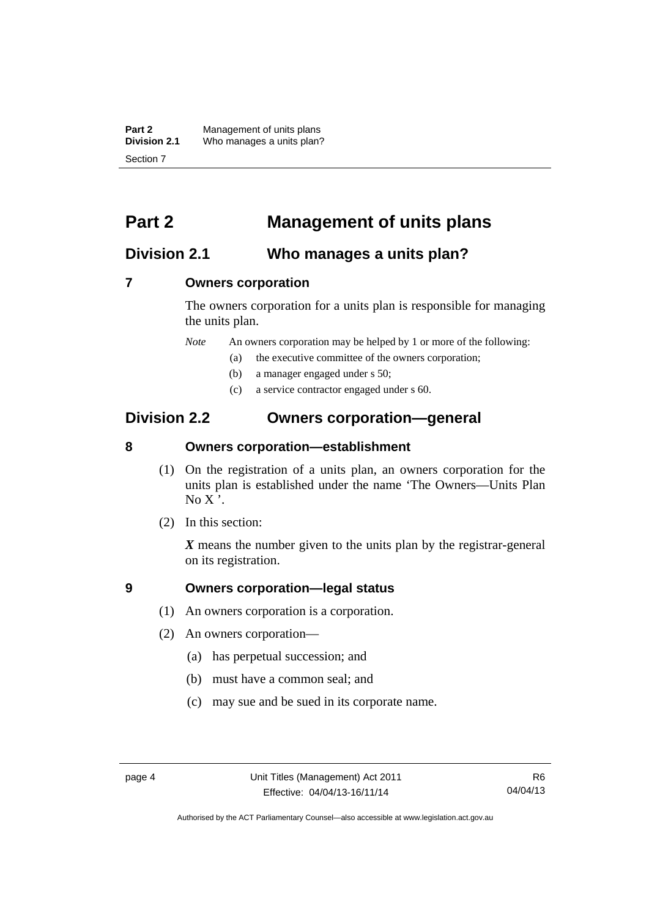# Part 2 Management of units plans

## Division 2.1 Who manages a units plan?

### 7 Owners corporation

The owners corporation for a units plan is responsible for managing the units plan.

*Note* An owners corporation may be helped by 1 or more of the following:

(a) the executive committee of the owners corporation;

(b) a manager engaged under s 50;

(c) a service contractor engaged under s 60.

## Division 2.2 Owners corporation—general

### 8 Owners corporation—establishment

(1) On the registration of a units plan, an owners corporation for the units plan is established under the name 'The Owners—Units Plan No X '.

(2) In this section:

***X*** means the number given to the units plan by the registrar-general on its registration.

### 9 Owners corporation—legal status

(1) An owners corporation is a corporation.

(2) An owners corporation—

(a) has perpetual succession; and

(b) must have a common seal; and

(c) may sue and be sued in its corporate name.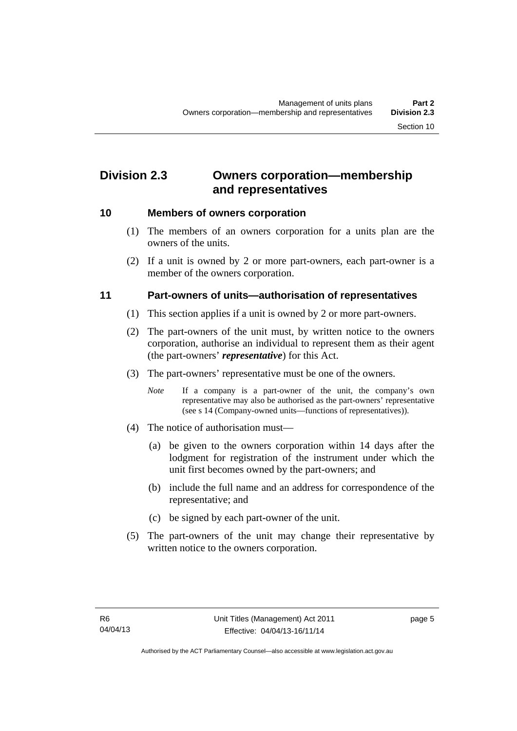## Division 2.3 Owners corporation—membership and representatives

### 10 Members of owners corporation

(1) The members of an owners corporation for a units plan are the owners of the units.

(2) If a unit is owned by 2 or more part-owners, each part-owner is a member of the owners corporation.

### 11 Part-owners of units—authorisation of representatives

(1) This section applies if a unit is owned by 2 or more part-owners.

(2) The part-owners of the unit must, by written notice to the owners corporation, authorise an individual to represent them as their agent (the part-owners' ***representative***) for this Act.

(3) The part-owners' representative must be one of the owners.

*Note* If a company is a part-owner of the unit, the company's own representative may also be authorised as the part-owners' representative (see s 14 (Company-owned units—functions of representatives)).

(4) The notice of authorisation must—

(a) be given to the owners corporation within 14 days after the lodgment for registration of the instrument under which the unit first becomes owned by the part-owners; and

(b) include the full name and an address for correspondence of the representative; and

(c) be signed by each part-owner of the unit.

(5) The part-owners of the unit may change their representative by written notice to the owners corporation.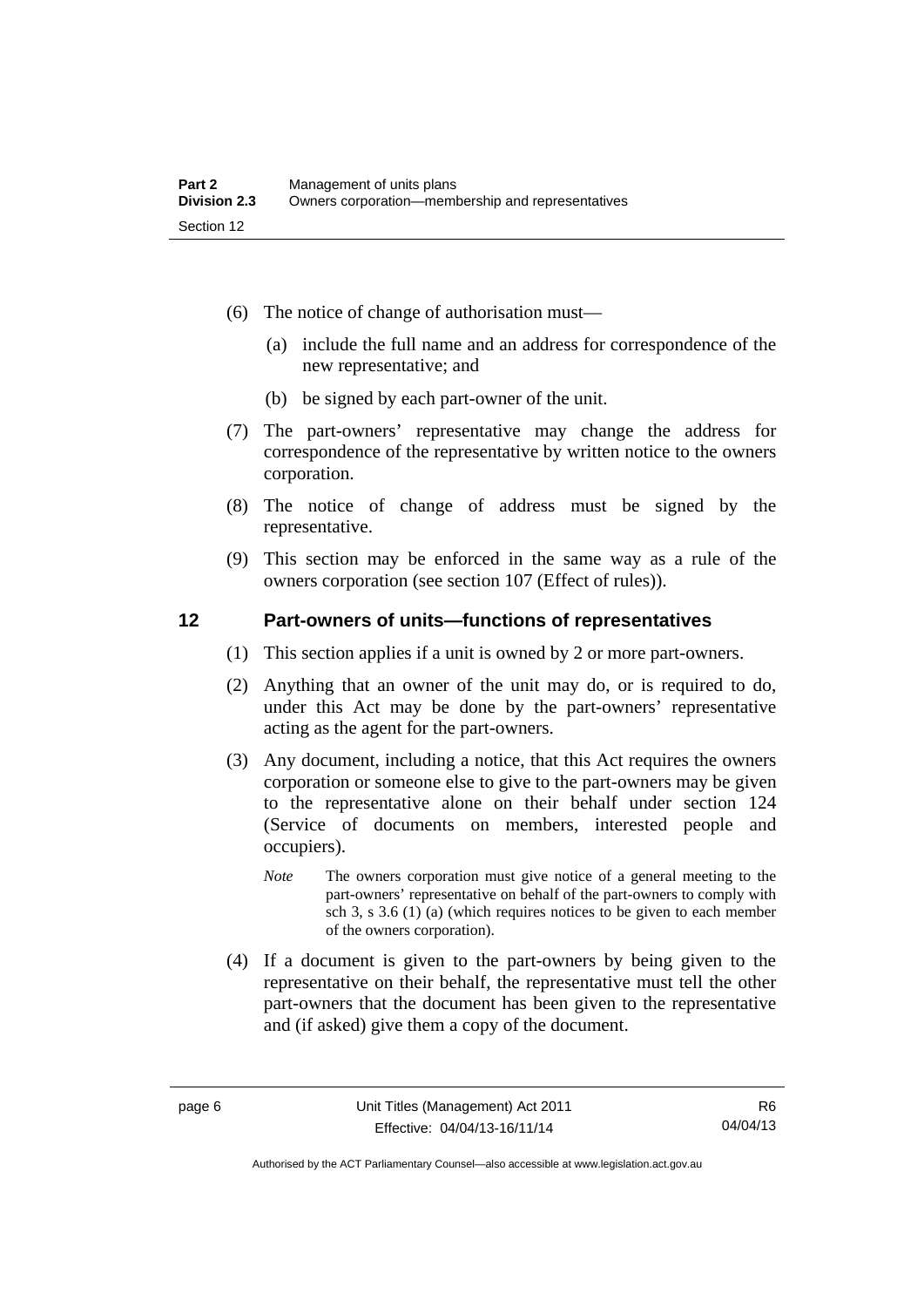(6) The notice of change of authorisation must—

   (a) include the full name and an address for correspondence of the new representative; and

   (b) be signed by each part-owner of the unit.

(7) The part-owners' representative may change the address for correspondence of the representative by written notice to the owners corporation.

(8) The notice of change of address must be signed by the representative.

(9) This section may be enforced in the same way as a rule of the owners corporation (see section 107 (Effect of rules)).

## 12 Part-owners of units—functions of representatives

(1) This section applies if a unit is owned by 2 or more part-owners.

(2) Anything that an owner of the unit may do, or is required to do, under this Act may be done by the part-owners' representative acting as the agent for the part-owners.

(3) Any document, including a notice, that this Act requires the owners corporation or someone else to give to the part-owners may be given to the representative alone on their behalf under section 124 (Service of documents on members, interested people and occupiers).

   *Note* The owners corporation must give notice of a general meeting to the part-owners' representative on behalf of the part-owners to comply with sch 3, s 3.6 (1) (a) (which requires notices to be given to each member of the owners corporation).

(4) If a document is given to the part-owners by being given to the representative on their behalf, the representative must tell the other part-owners that the document has been given to the representative and (if asked) give them a copy of the document.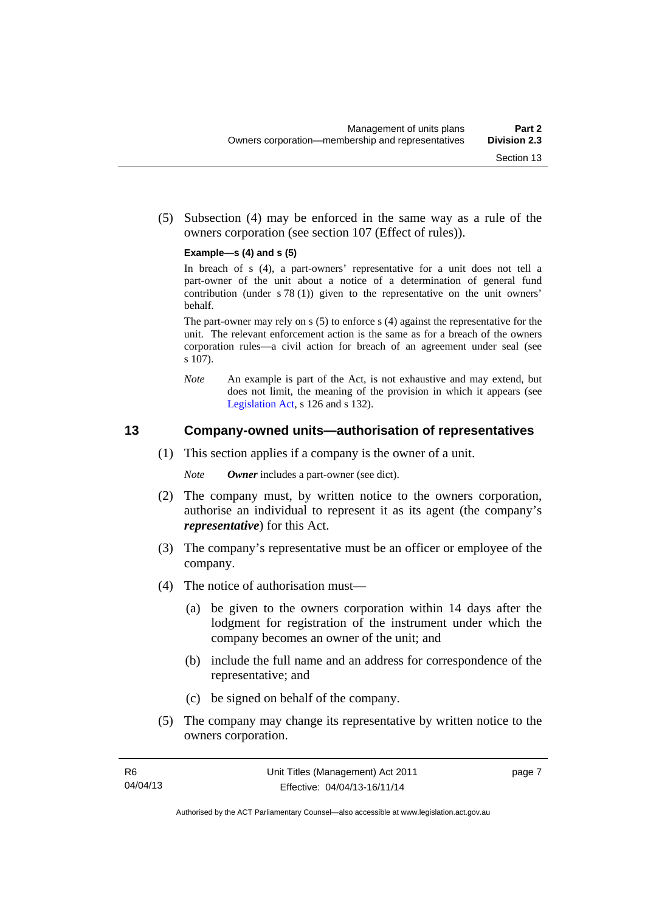(5) Subsection (4) may be enforced in the same way as a rule of the owners corporation (see section 107 (Effect of rules)).

**Example—s (4) and s (5)**

In breach of s (4), a part-owners' representative for a unit does not tell a part-owner of the unit about a notice of a determination of general fund contribution (under s 78 (1)) given to the representative on the unit owners' behalf.

The part-owner may rely on s (5) to enforce s (4) against the representative for the unit. The relevant enforcement action is the same as for a breach of the owners corporation rules—a civil action for breach of an agreement under seal (see s 107).

*Note* An example is part of the Act, is not exhaustive and may extend, but does not limit, the meaning of the provision in which it appears (see Legislation Act, s 126 and s 132).

## 13 Company-owned units—authorisation of representatives

(1) This section applies if a company is the owner of a unit.

*Note* ***Owner*** includes a part-owner (see dict).

(2) The company must, by written notice to the owners corporation, authorise an individual to represent it as its agent (the company's ***representative***) for this Act.

(3) The company's representative must be an officer or employee of the company.

(4) The notice of authorisation must—

(a) be given to the owners corporation within 14 days after the lodgment for registration of the instrument under which the company becomes an owner of the unit; and

(b) include the full name and an address for correspondence of the representative; and

(c) be signed on behalf of the company.

(5) The company may change its representative by written notice to the owners corporation.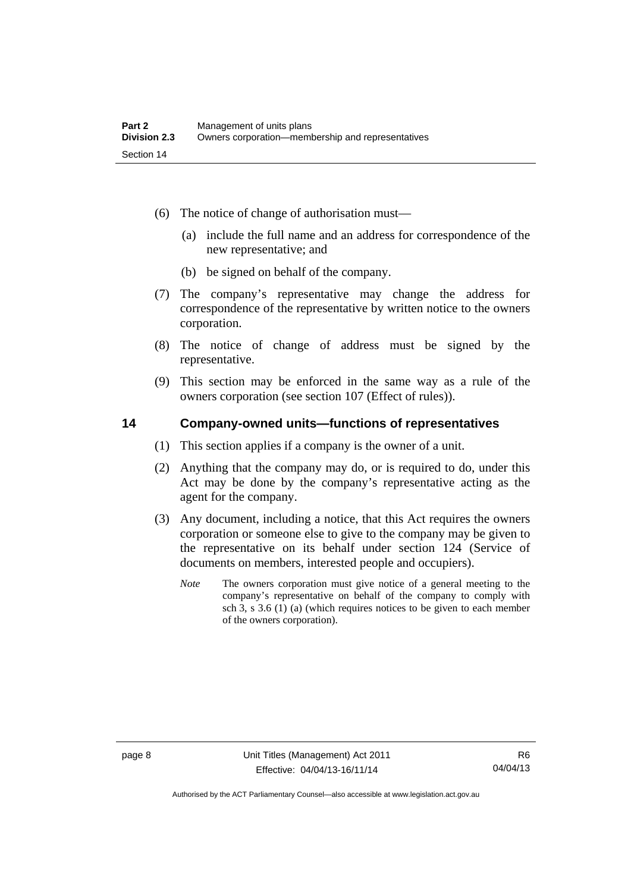(6) The notice of change of authorisation must—

(a) include the full name and an address for correspondence of the new representative; and

(b) be signed on behalf of the company.

(7) The company's representative may change the address for correspondence of the representative by written notice to the owners corporation.

(8) The notice of change of address must be signed by the representative.

(9) This section may be enforced in the same way as a rule of the owners corporation (see section 107 (Effect of rules)).

## 14 Company-owned units—functions of representatives

(1) This section applies if a company is the owner of a unit.

(2) Anything that the company may do, or is required to do, under this Act may be done by the company's representative acting as the agent for the company.

(3) Any document, including a notice, that this Act requires the owners corporation or someone else to give to the company may be given to the representative on its behalf under section 124 (Service of documents on members, interested people and occupiers).

*Note* The owners corporation must give notice of a general meeting to the company's representative on behalf of the company to comply with sch 3, s 3.6 (1) (a) (which requires notices to be given to each member of the owners corporation).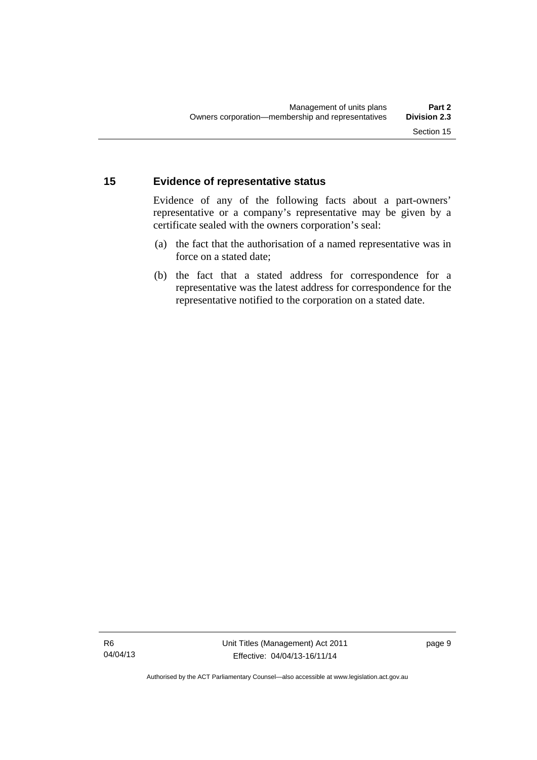## 15 Evidence of representative status

Evidence of any of the following facts about a part-owners' representative or a company's representative may be given by a certificate sealed with the owners corporation's seal:

(a) the fact that the authorisation of a named representative was in force on a stated date;

(b) the fact that a stated address for correspondence for a representative was the latest address for correspondence for the representative notified to the corporation on a stated date.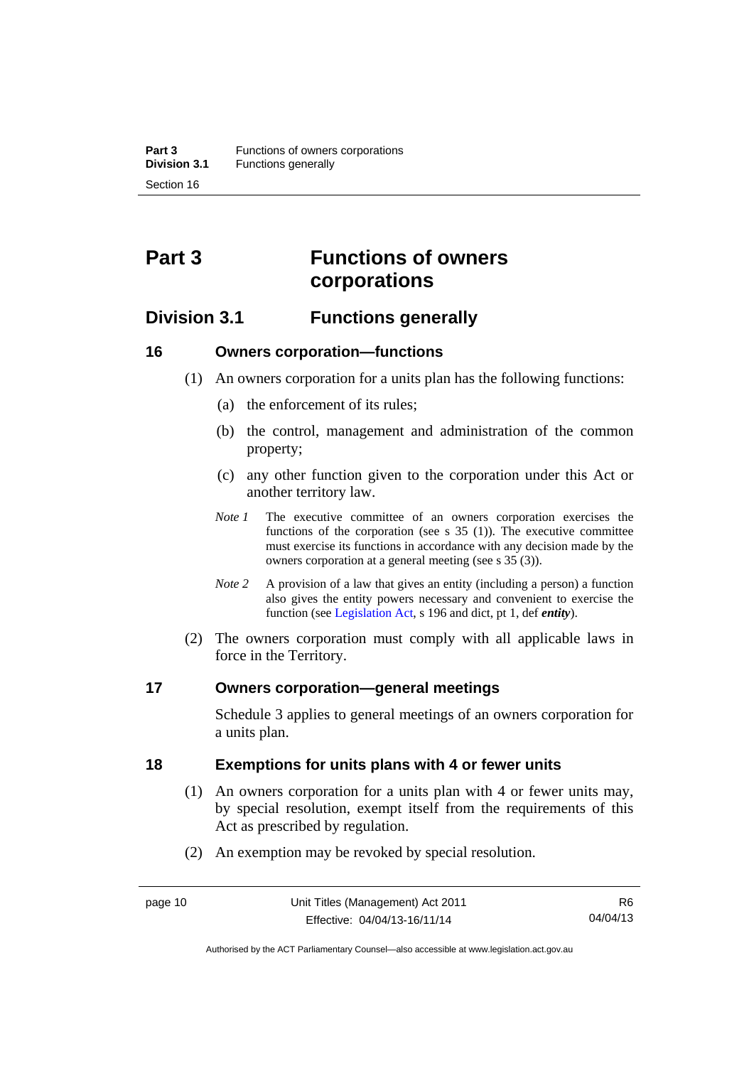# Part 3 Functions of owners corporations

## Division 3.1 Functions generally

### 16 Owners corporation—functions

(1) An owners corporation for a units plan has the following functions:

(a) the enforcement of its rules;

(b) the control, management and administration of the common property;

(c) any other function given to the corporation under this Act or another territory law.

*Note 1* The executive committee of an owners corporation exercises the functions of the corporation (see s 35 (1)). The executive committee must exercise its functions in accordance with any decision made by the owners corporation at a general meeting (see s 35 (3)).

*Note 2* A provision of a law that gives an entity (including a person) a function also gives the entity powers necessary and convenient to exercise the function (see Legislation Act, s 196 and dict, pt 1, def ***entity***).

(2) The owners corporation must comply with all applicable laws in force in the Territory.

### 17 Owners corporation—general meetings

Schedule 3 applies to general meetings of an owners corporation for a units plan.

### 18 Exemptions for units plans with 4 or fewer units

(1) An owners corporation for a units plan with 4 or fewer units may, by special resolution, exempt itself from the requirements of this Act as prescribed by regulation.

(2) An exemption may be revoked by special resolution.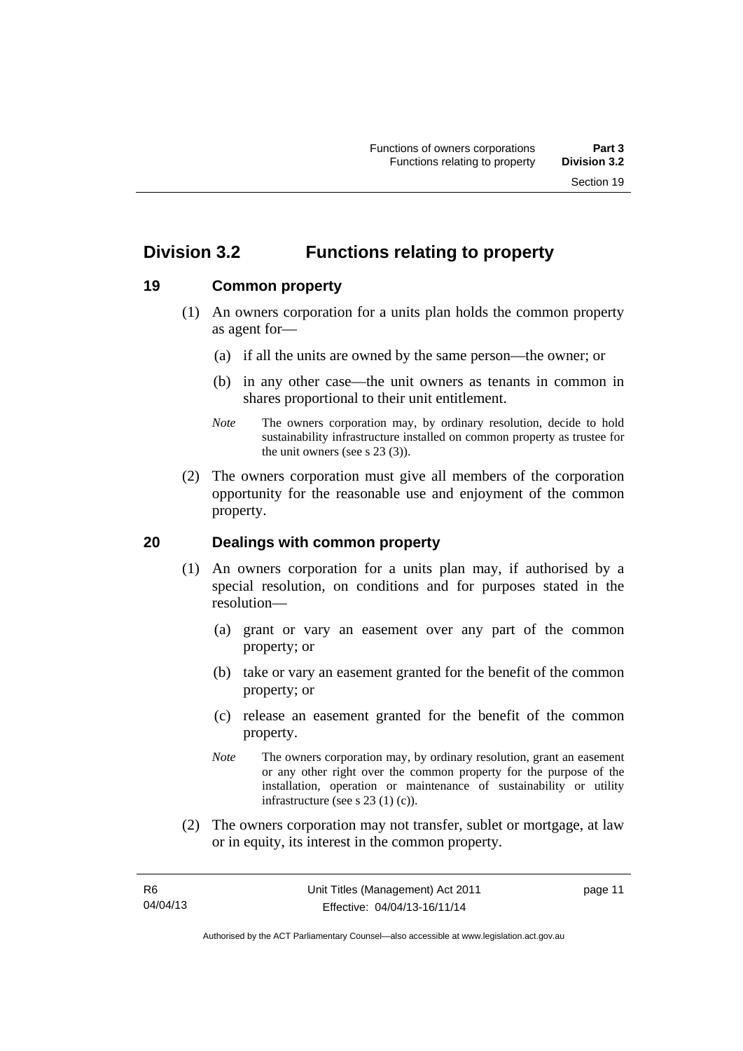## Division 3.2 Functions relating to property

### 19 Common property

(1) An owners corporation for a units plan holds the common property as agent for—

(a) if all the units are owned by the same person—the owner; or

(b) in any other case—the unit owners as tenants in common in shares proportional to their unit entitlement.

*Note* The owners corporation may, by ordinary resolution, decide to hold sustainability infrastructure installed on common property as trustee for the unit owners (see s 23 (3)).

(2) The owners corporation must give all members of the corporation opportunity for the reasonable use and enjoyment of the common property.

### 20 Dealings with common property

(1) An owners corporation for a units plan may, if authorised by a special resolution, on conditions and for purposes stated in the resolution—

(a) grant or vary an easement over any part of the common property; or

(b) take or vary an easement granted for the benefit of the common property; or

(c) release an easement granted for the benefit of the common property.

*Note* The owners corporation may, by ordinary resolution, grant an easement or any other right over the common property for the purpose of the installation, operation or maintenance of sustainability or utility infrastructure (see s 23 (1) (c)).

(2) The owners corporation may not transfer, sublet or mortgage, at law or in equity, its interest in the common property.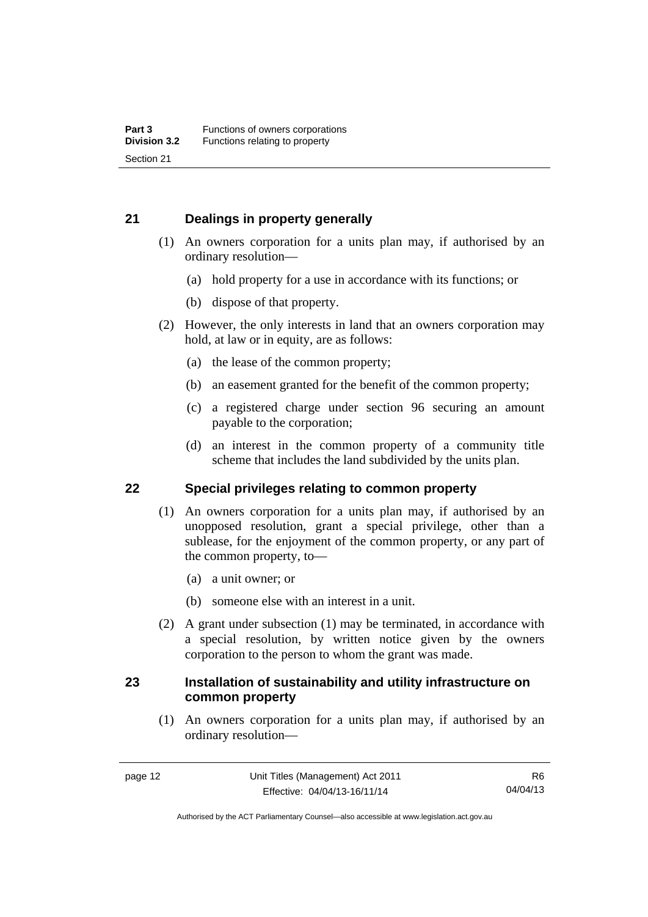## 21 Dealings in property generally

(1) An owners corporation for a units plan may, if authorised by an ordinary resolution—

(a) hold property for a use in accordance with its functions; or

(b) dispose of that property.

(2) However, the only interests in land that an owners corporation may hold, at law or in equity, are as follows:

(a) the lease of the common property;

(b) an easement granted for the benefit of the common property;

(c) a registered charge under section 96 securing an amount payable to the corporation;

(d) an interest in the common property of a community title scheme that includes the land subdivided by the units plan.

## 22 Special privileges relating to common property

(1) An owners corporation for a units plan may, if authorised by an unopposed resolution, grant a special privilege, other than a sublease, for the enjoyment of the common property, or any part of the common property, to—

(a) a unit owner; or

(b) someone else with an interest in a unit.

(2) A grant under subsection (1) may be terminated, in accordance with a special resolution, by written notice given by the owners corporation to the person to whom the grant was made.

## 23 Installation of sustainability and utility infrastructure on common property

(1) An owners corporation for a units plan may, if authorised by an ordinary resolution—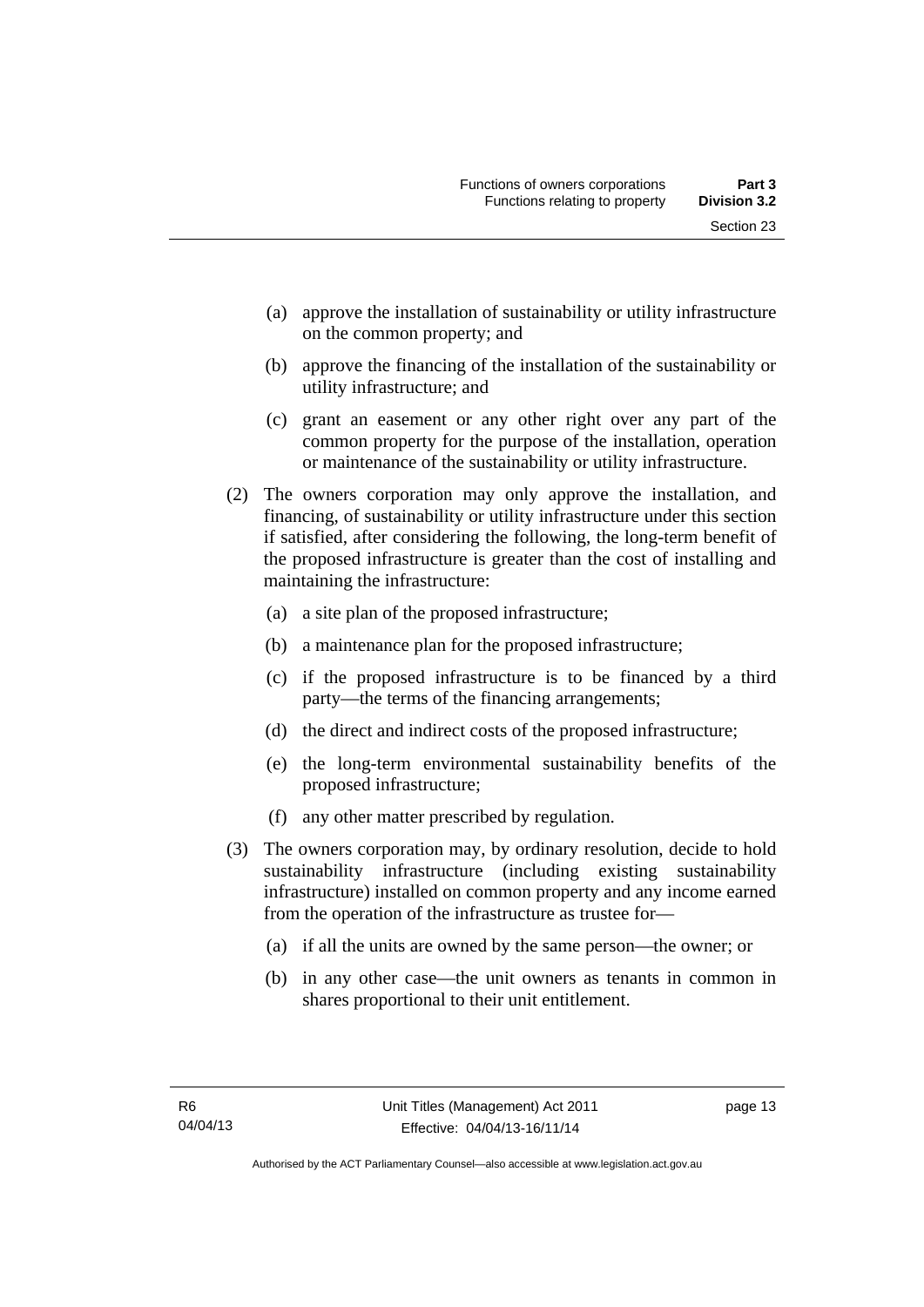(a) approve the installation of sustainability or utility infrastructure on the common property; and

(b) approve the financing of the installation of the sustainability or utility infrastructure; and

(c) grant an easement or any other right over any part of the common property for the purpose of the installation, operation or maintenance of the sustainability or utility infrastructure.

(2) The owners corporation may only approve the installation, and financing, of sustainability or utility infrastructure under this section if satisfied, after considering the following, the long-term benefit of the proposed infrastructure is greater than the cost of installing and maintaining the infrastructure:

(a) a site plan of the proposed infrastructure;

(b) a maintenance plan for the proposed infrastructure;

(c) if the proposed infrastructure is to be financed by a third party—the terms of the financing arrangements;

(d) the direct and indirect costs of the proposed infrastructure;

(e) the long-term environmental sustainability benefits of the proposed infrastructure;

(f) any other matter prescribed by regulation.

(3) The owners corporation may, by ordinary resolution, decide to hold sustainability infrastructure (including existing sustainability infrastructure) installed on common property and any income earned from the operation of the infrastructure as trustee for—

(a) if all the units are owned by the same person—the owner; or

(b) in any other case—the unit owners as tenants in common in shares proportional to their unit entitlement.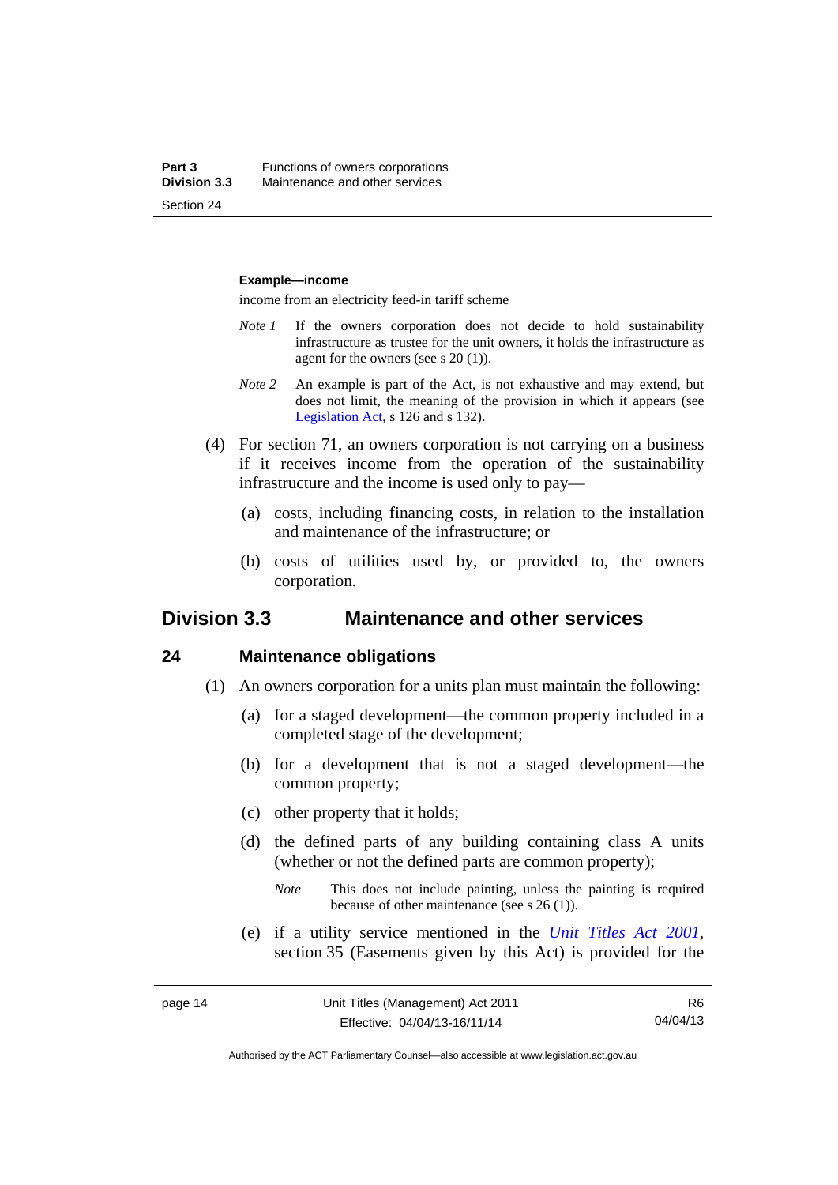**Example—income**

income from an electricity feed-in tariff scheme

*Note 1* If the owners corporation does not decide to hold sustainability infrastructure as trustee for the unit owners, it holds the infrastructure as agent for the owners (see s 20 (1)).

*Note 2* An example is part of the Act, is not exhaustive and may extend, but does not limit, the meaning of the provision in which it appears (see Legislation Act, s 126 and s 132).

(4) For section 71, an owners corporation is not carrying on a business if it receives income from the operation of the sustainability infrastructure and the income is used only to pay—

(a) costs, including financing costs, in relation to the installation and maintenance of the infrastructure; or

(b) costs of utilities used by, or provided to, the owners corporation.

## Division 3.3 Maintenance and other services

### 24 Maintenance obligations

(1) An owners corporation for a units plan must maintain the following:

(a) for a staged development—the common property included in a completed stage of the development;

(b) for a development that is not a staged development—the common property;

(c) other property that it holds;

(d) the defined parts of any building containing class A units (whether or not the defined parts are common property);

*Note* This does not include painting, unless the painting is required because of other maintenance (see s 26 (1)).

(e) if a utility service mentioned in the *Unit Titles Act 2001*, section 35 (Easements given by this Act) is provided for the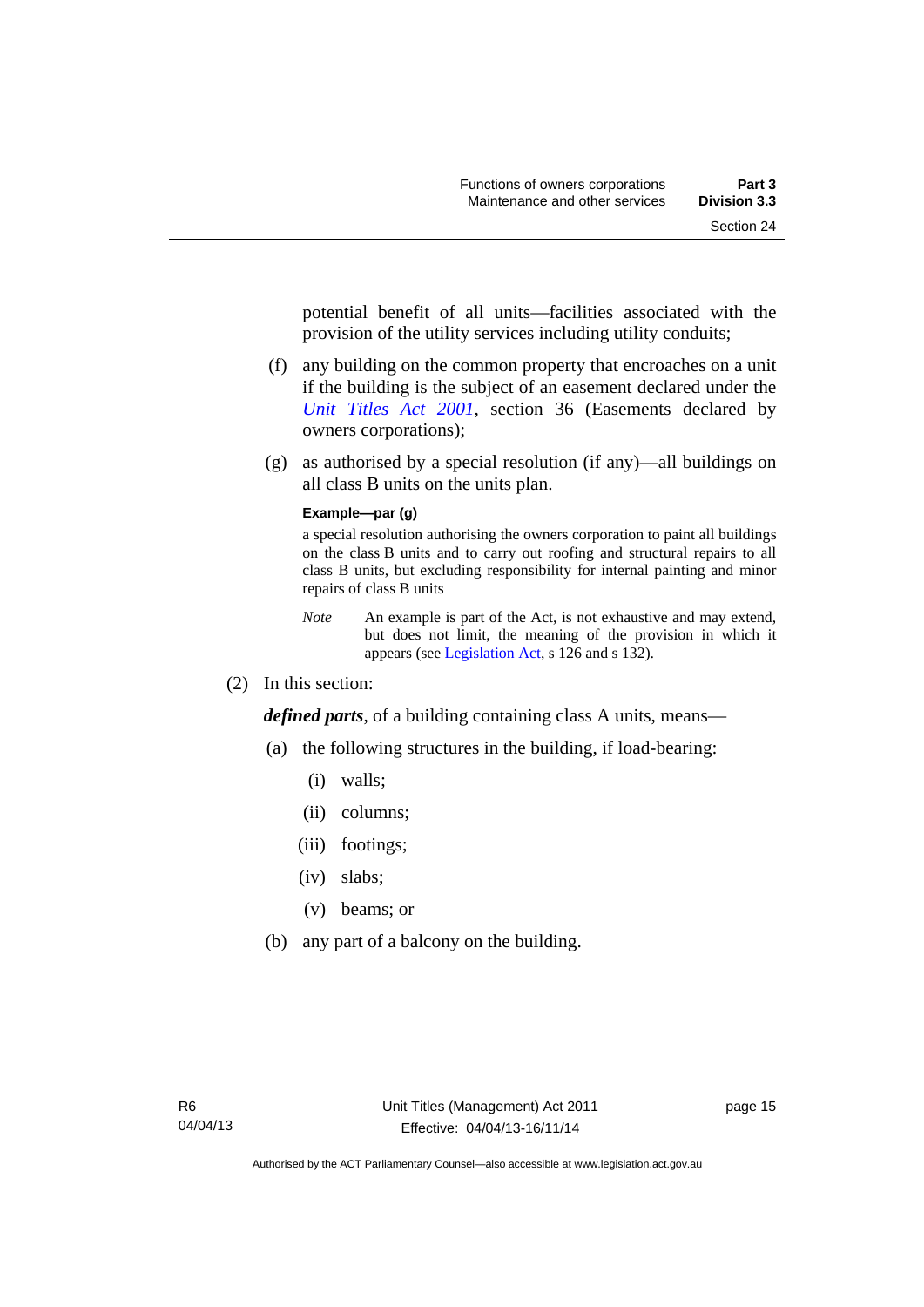potential benefit of all units—facilities associated with the provision of the utility services including utility conduits;

(f) any building on the common property that encroaches on a unit if the building is the subject of an easement declared under the *Unit Titles Act 2001*, section 36 (Easements declared by owners corporations);

(g) as authorised by a special resolution (if any)—all buildings on all class B units on the units plan.

**Example—par (g)**

a special resolution authorising the owners corporation to paint all buildings on the class B units and to carry out roofing and structural repairs to all class B units, but excluding responsibility for internal painting and minor repairs of class B units

*Note* An example is part of the Act, is not exhaustive and may extend, but does not limit, the meaning of the provision in which it appears (see Legislation Act, s 126 and s 132).

(2) In this section:

***defined parts***, of a building containing class A units, means—

(a) the following structures in the building, if load-bearing:

(i) walls;

(ii) columns;

(iii) footings;

(iv) slabs;

(v) beams; or

(b) any part of a balcony on the building.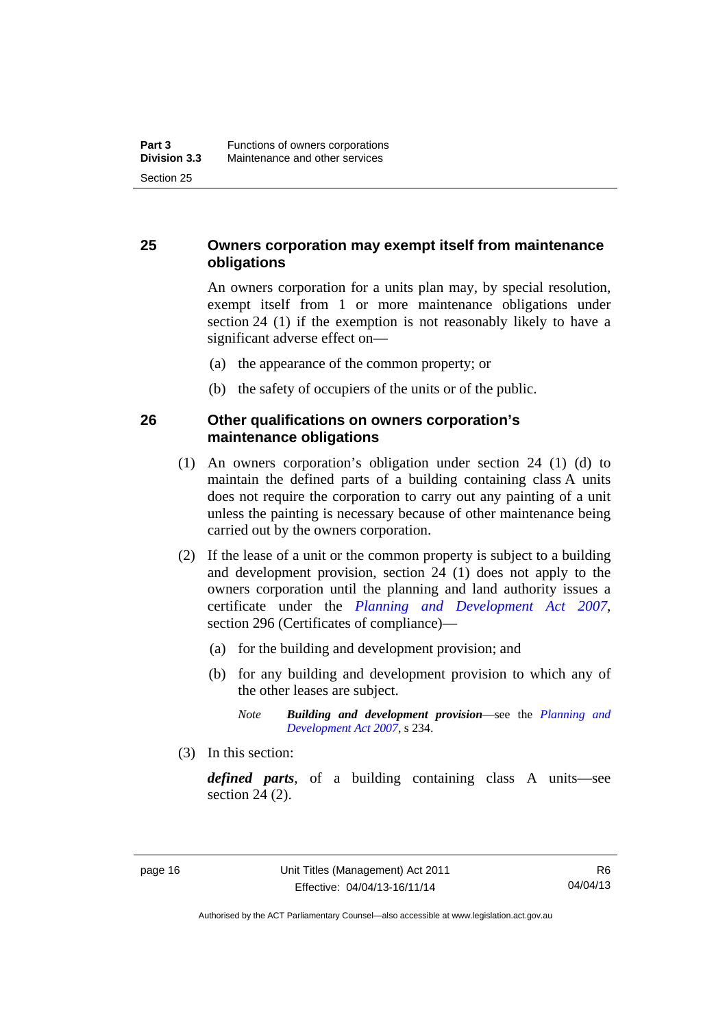## 25 Owners corporation may exempt itself from maintenance obligations

An owners corporation for a units plan may, by special resolution, exempt itself from 1 or more maintenance obligations under section 24 (1) if the exemption is not reasonably likely to have a significant adverse effect on—

(a) the appearance of the common property; or

(b) the safety of occupiers of the units or of the public.

## 26 Other qualifications on owners corporation's maintenance obligations

(1) An owners corporation's obligation under section 24 (1) (d) to maintain the defined parts of a building containing class A units does not require the corporation to carry out any painting of a unit unless the painting is necessary because of other maintenance being carried out by the owners corporation.

(2) If the lease of a unit or the common property is subject to a building and development provision, section 24 (1) does not apply to the owners corporation until the planning and land authority issues a certificate under the *Planning and Development Act 2007*, section 296 (Certificates of compliance)—

(a) for the building and development provision; and

(b) for any building and development provision to which any of the other leases are subject.

*Note* ***Building and development provision***—see the *Planning and Development Act 2007*, s 234.

(3) In this section:

***defined parts***, of a building containing class A units—see section 24 (2).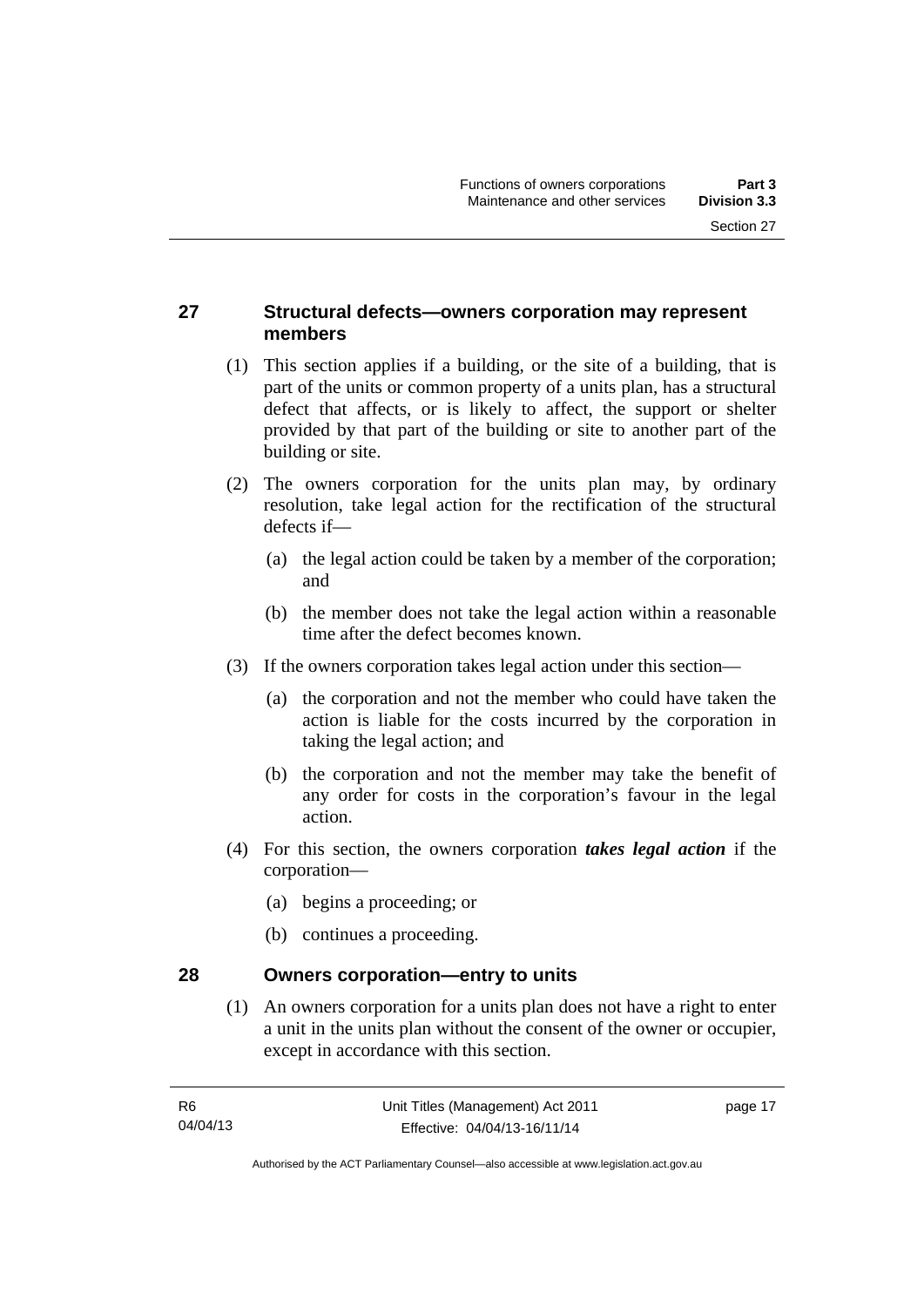## 27 Structural defects—owners corporation may represent members

(1) This section applies if a building, or the site of a building, that is part of the units or common property of a units plan, has a structural defect that affects, or is likely to affect, the support or shelter provided by that part of the building or site to another part of the building or site.

(2) The owners corporation for the units plan may, by ordinary resolution, take legal action for the rectification of the structural defects if—

(a) the legal action could be taken by a member of the corporation; and

(b) the member does not take the legal action within a reasonable time after the defect becomes known.

(3) If the owners corporation takes legal action under this section—

(a) the corporation and not the member who could have taken the action is liable for the costs incurred by the corporation in taking the legal action; and

(b) the corporation and not the member may take the benefit of any order for costs in the corporation's favour in the legal action.

(4) For this section, the owners corporation ***takes legal action*** if the corporation—

(a) begins a proceeding; or

(b) continues a proceeding.

## 28 Owners corporation—entry to units

(1) An owners corporation for a units plan does not have a right to enter a unit in the units plan without the consent of the owner or occupier, except in accordance with this section.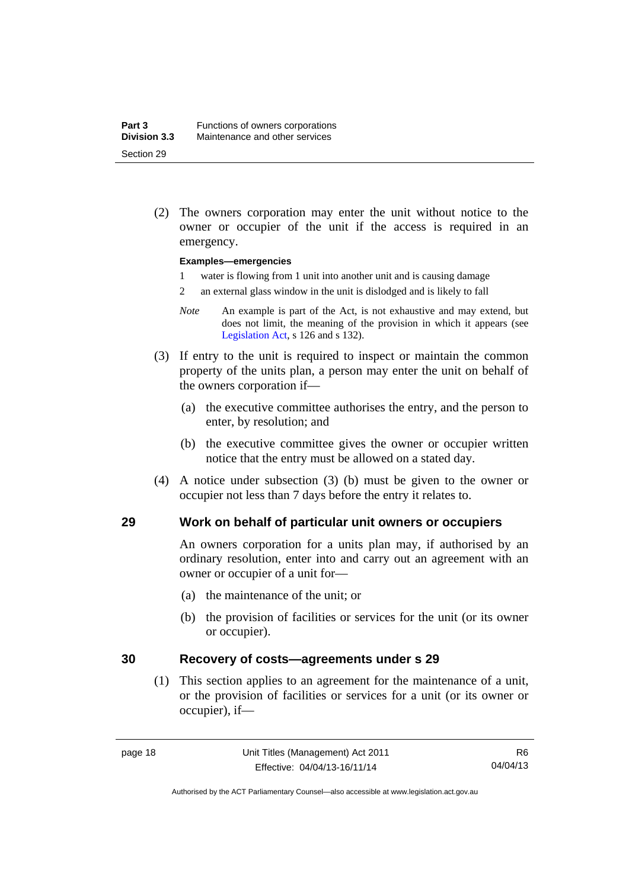(2) The owners corporation may enter the unit without notice to the owner or occupier of the unit if the access is required in an emergency.

**Examples—emergencies**

1 water is flowing from 1 unit into another unit and is causing damage

2 an external glass window in the unit is dislodged and is likely to fall

*Note* An example is part of the Act, is not exhaustive and may extend, but does not limit, the meaning of the provision in which it appears (see Legislation Act, s 126 and s 132).

(3) If entry to the unit is required to inspect or maintain the common property of the units plan, a person may enter the unit on behalf of the owners corporation if—

(a) the executive committee authorises the entry, and the person to enter, by resolution; and

(b) the executive committee gives the owner or occupier written notice that the entry must be allowed on a stated day.

(4) A notice under subsection (3) (b) must be given to the owner or occupier not less than 7 days before the entry it relates to.

## 29 Work on behalf of particular unit owners or occupiers

An owners corporation for a units plan may, if authorised by an ordinary resolution, enter into and carry out an agreement with an owner or occupier of a unit for—

(a) the maintenance of the unit; or

(b) the provision of facilities or services for the unit (or its owner or occupier).

## 30 Recovery of costs—agreements under s 29

(1) This section applies to an agreement for the maintenance of a unit, or the provision of facilities or services for a unit (or its owner or occupier), if—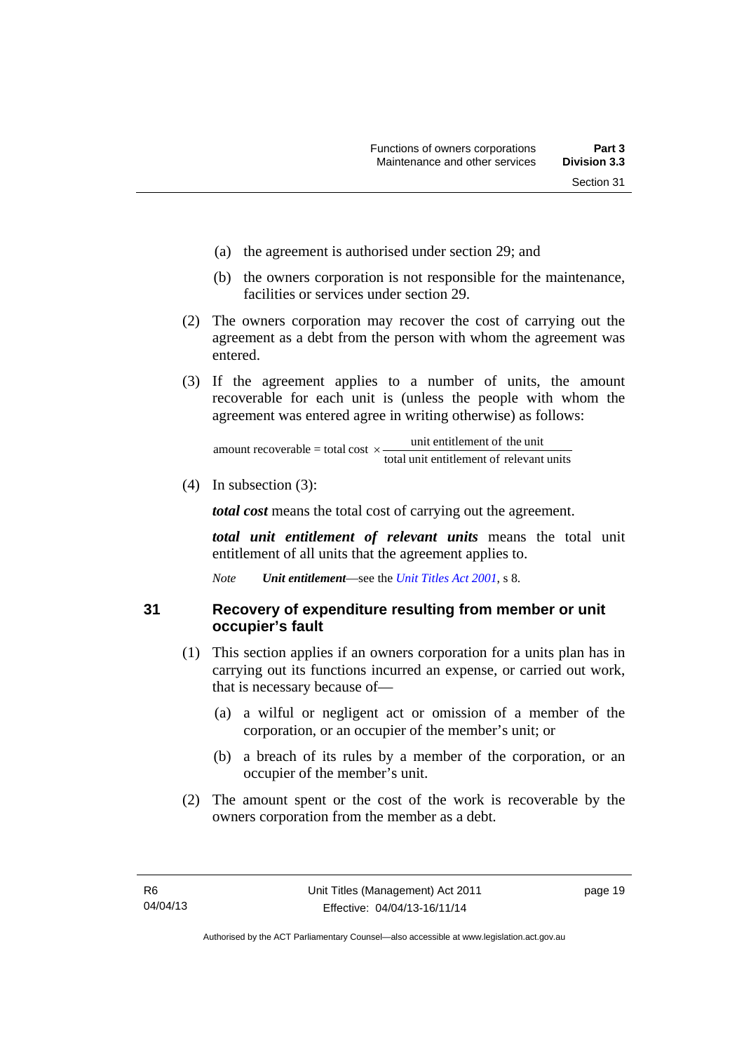(a) the agreement is authorised under section 29; and

(b) the owners corporation is not responsible for the maintenance, facilities or services under section 29.

(2) The owners corporation may recover the cost of carrying out the agreement as a debt from the person with whom the agreement was entered.

(3) If the agreement applies to a number of units, the amount recoverable for each unit is (unless the people with whom the agreement was entered agree in writing otherwise) as follows:

$$\text{amount recoverable} = \text{total cost} \times \frac{\text{unit entitlement of the unit}}{\text{total unit entitlement of relevant units}}$$

(4) In subsection (3):

***total cost*** means the total cost of carrying out the agreement.

***total unit entitlement of relevant units*** means the total unit entitlement of all units that the agreement applies to.

*Note* ***Unit entitlement***—see the *Unit Titles Act 2001*, s 8.

## 31 Recovery of expenditure resulting from member or unit occupier's fault

(1) This section applies if an owners corporation for a units plan has in carrying out its functions incurred an expense, or carried out work, that is necessary because of—

(a) a wilful or negligent act or omission of a member of the corporation, or an occupier of the member's unit; or

(b) a breach of its rules by a member of the corporation, or an occupier of the member's unit.

(2) The amount spent or the cost of the work is recoverable by the owners corporation from the member as a debt.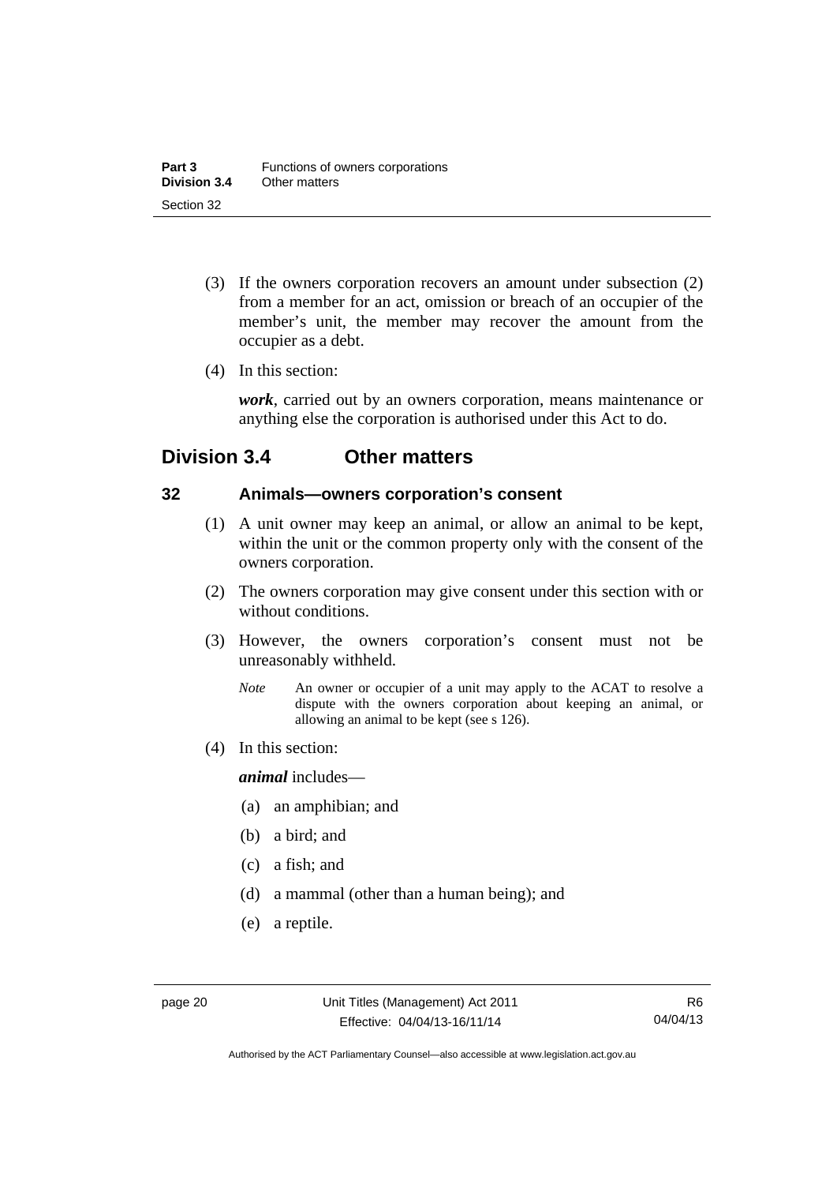(3) If the owners corporation recovers an amount under subsection (2) from a member for an act, omission or breach of an occupier of the member's unit, the member may recover the amount from the occupier as a debt.

(4) In this section:

***work***, carried out by an owners corporation, means maintenance or anything else the corporation is authorised under this Act to do.

## Division 3.4 Other matters

### 32 Animals—owners corporation's consent

(1) A unit owner may keep an animal, or allow an animal to be kept, within the unit or the common property only with the consent of the owners corporation.

(2) The owners corporation may give consent under this section with or without conditions.

(3) However, the owners corporation's consent must not be unreasonably withheld.

*Note* An owner or occupier of a unit may apply to the ACAT to resolve a dispute with the owners corporation about keeping an animal, or allowing an animal to be kept (see s 126).

(4) In this section:

***animal*** includes—

(a) an amphibian; and

(b) a bird; and

(c) a fish; and

(d) a mammal (other than a human being); and

(e) a reptile.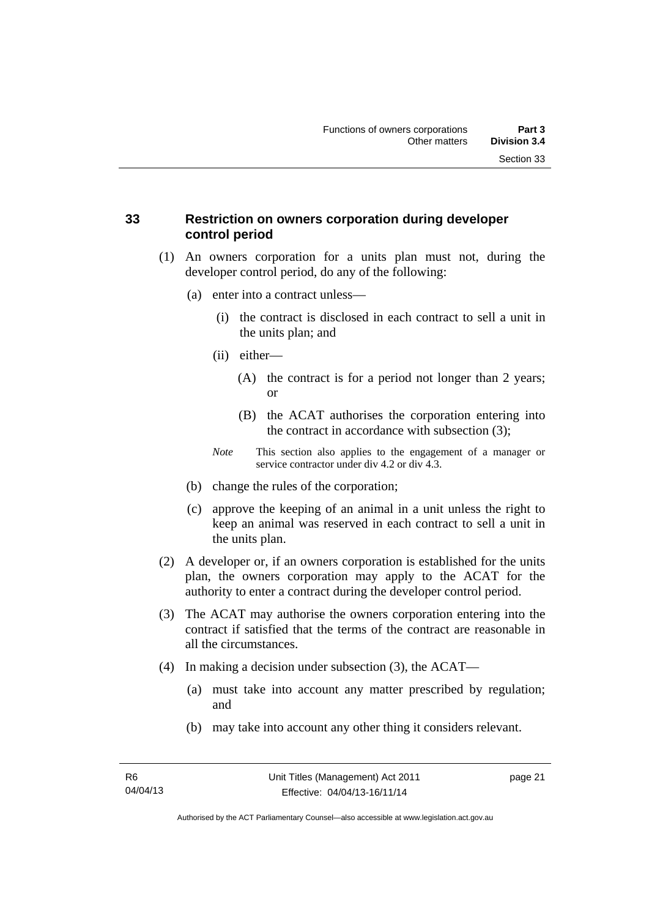## 33 Restriction on owners corporation during developer control period

(1) An owners corporation for a units plan must not, during the developer control period, do any of the following:

(a) enter into a contract unless—

(i) the contract is disclosed in each contract to sell a unit in the units plan; and

(ii) either—

(A) the contract is for a period not longer than 2 years; or

(B) the ACAT authorises the corporation entering into the contract in accordance with subsection (3);

*Note* This section also applies to the engagement of a manager or service contractor under div 4.2 or div 4.3.

(b) change the rules of the corporation;

(c) approve the keeping of an animal in a unit unless the right to keep an animal was reserved in each contract to sell a unit in the units plan.

(2) A developer or, if an owners corporation is established for the units plan, the owners corporation may apply to the ACAT for the authority to enter a contract during the developer control period.

(3) The ACAT may authorise the owners corporation entering into the contract if satisfied that the terms of the contract are reasonable in all the circumstances.

(4) In making a decision under subsection (3), the ACAT—

(a) must take into account any matter prescribed by regulation; and

(b) may take into account any other thing it considers relevant.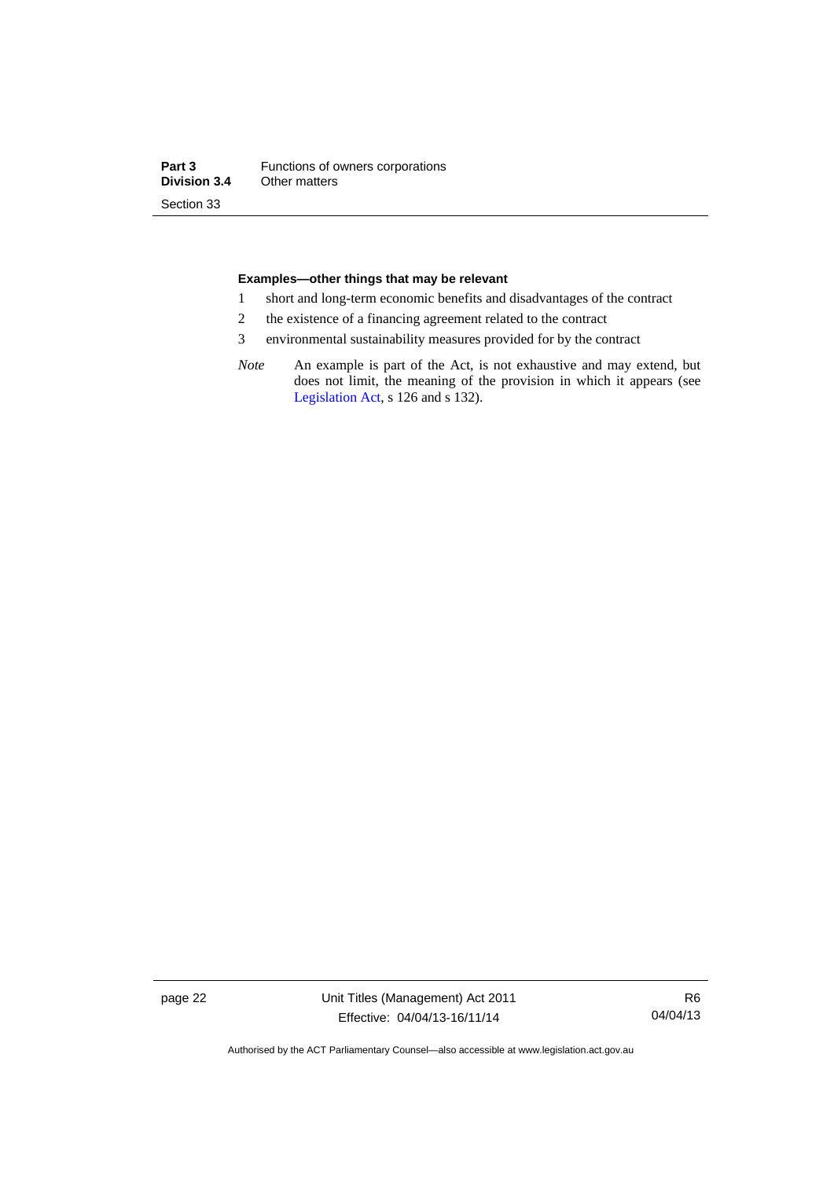**Examples—other things that may be relevant**

1. short and long-term economic benefits and disadvantages of the contract
2. the existence of a financing agreement related to the contract
3. environmental sustainability measures provided for by the contract

*Note* An example is part of the Act, is not exhaustive and may extend, but does not limit, the meaning of the provision in which it appears (see Legislation Act, s 126 and s 132).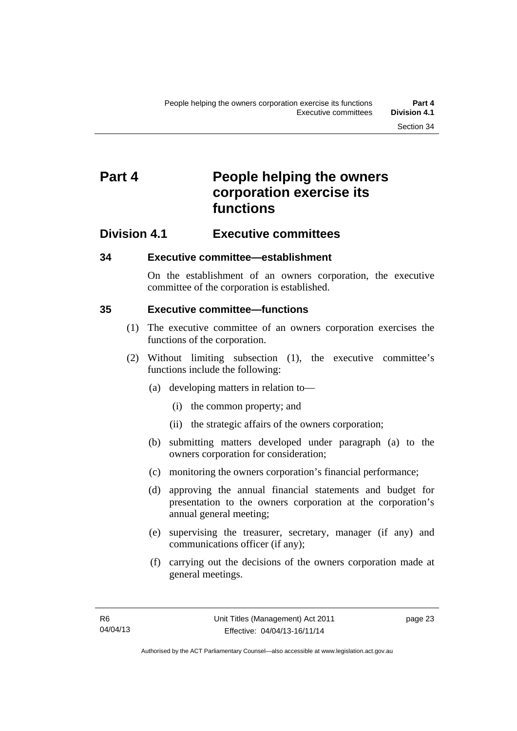# Part 4 People helping the owners corporation exercise its functions

## Division 4.1 Executive committees

### 34 Executive committee—establishment

On the establishment of an owners corporation, the executive committee of the corporation is established.

### 35 Executive committee—functions

(1) The executive committee of an owners corporation exercises the functions of the corporation.

(2) Without limiting subsection (1), the executive committee's functions include the following:

(a) developing matters in relation to—

(i) the common property; and

(ii) the strategic affairs of the owners corporation;

(b) submitting matters developed under paragraph (a) to the owners corporation for consideration;

(c) monitoring the owners corporation's financial performance;

(d) approving the annual financial statements and budget for presentation to the owners corporation at the corporation's annual general meeting;

(e) supervising the treasurer, secretary, manager (if any) and communications officer (if any);

(f) carrying out the decisions of the owners corporation made at general meetings.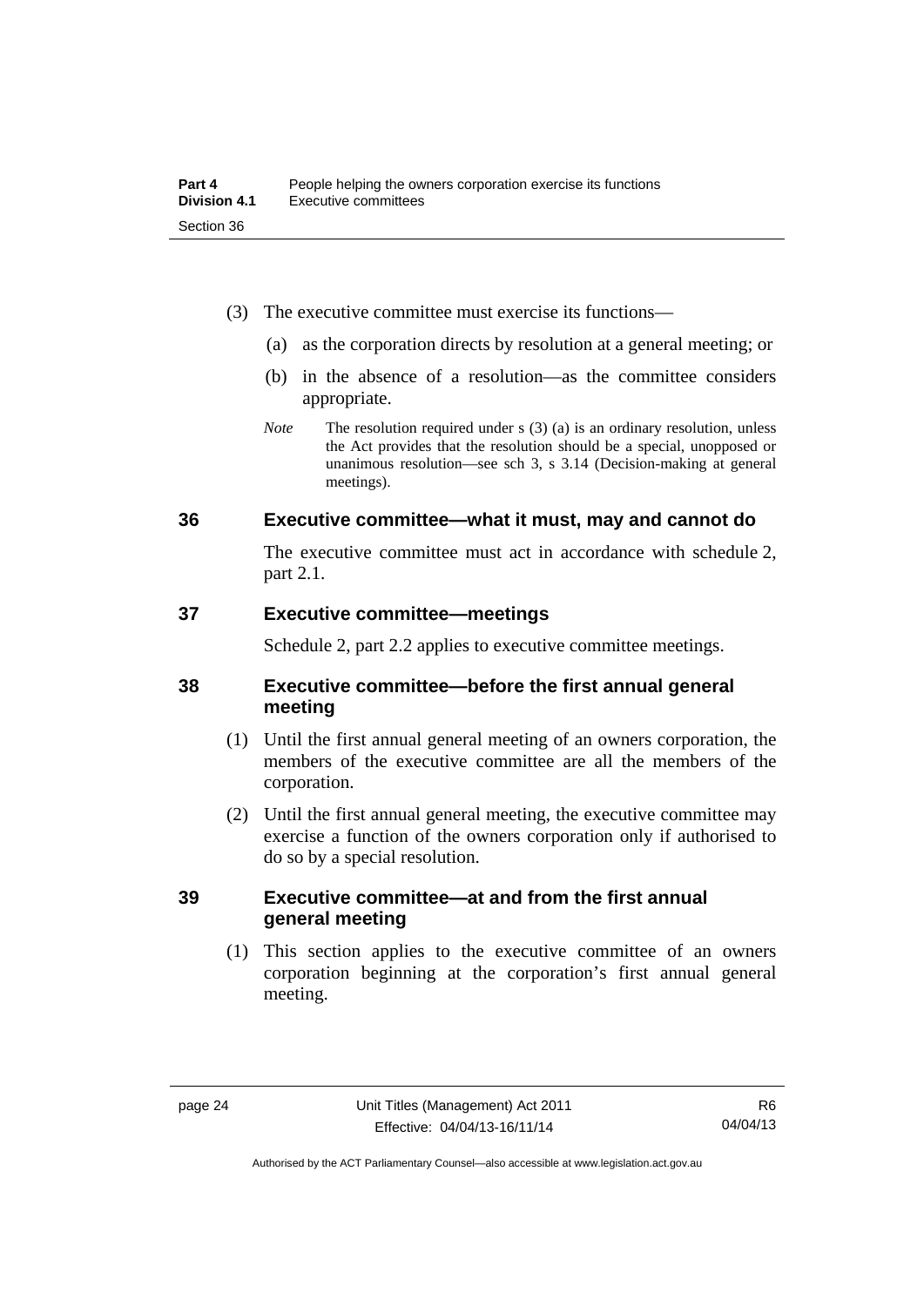(3) The executive committee must exercise its functions—

(a) as the corporation directs by resolution at a general meeting; or

(b) in the absence of a resolution—as the committee considers appropriate.

*Note* The resolution required under s (3) (a) is an ordinary resolution, unless the Act provides that the resolution should be a special, unopposed or unanimous resolution—see sch 3, s 3.14 (Decision-making at general meetings).

## 36 Executive committee—what it must, may and cannot do

The executive committee must act in accordance with schedule 2, part 2.1.

## 37 Executive committee—meetings

Schedule 2, part 2.2 applies to executive committee meetings.

## 38 Executive committee—before the first annual general meeting

(1) Until the first annual general meeting of an owners corporation, the members of the executive committee are all the members of the corporation.

(2) Until the first annual general meeting, the executive committee may exercise a function of the owners corporation only if authorised to do so by a special resolution.

## 39 Executive committee—at and from the first annual general meeting

(1) This section applies to the executive committee of an owners corporation beginning at the corporation's first annual general meeting.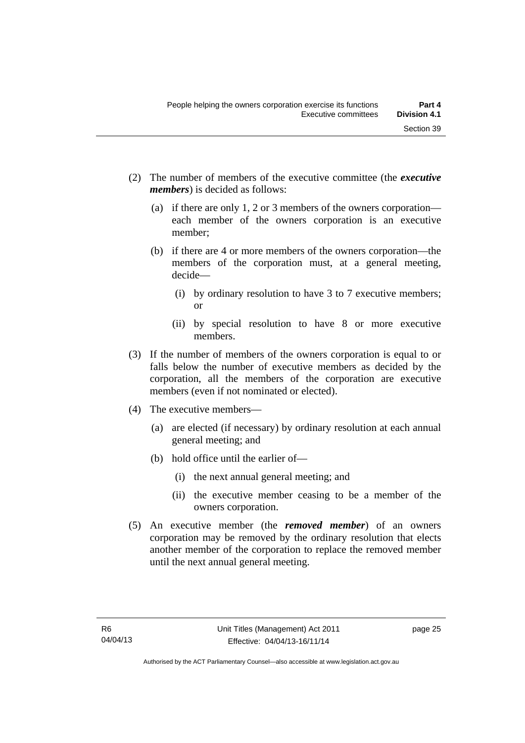(2) The number of members of the executive committee (the ***executive members***) is decided as follows:

  (a) if there are only 1, 2 or 3 members of the owners corporation—each member of the owners corporation is an executive member;

  (b) if there are 4 or more members of the owners corporation—the members of the corporation must, at a general meeting, decide—

    (i) by ordinary resolution to have 3 to 7 executive members; or

    (ii) by special resolution to have 8 or more executive members.

(3) If the number of members of the owners corporation is equal to or falls below the number of executive members as decided by the corporation, all the members of the corporation are executive members (even if not nominated or elected).

(4) The executive members—

  (a) are elected (if necessary) by ordinary resolution at each annual general meeting; and

  (b) hold office until the earlier of—

    (i) the next annual general meeting; and

    (ii) the executive member ceasing to be a member of the owners corporation.

(5) An executive member (the ***removed member***) of an owners corporation may be removed by the ordinary resolution that elects another member of the corporation to replace the removed member until the next annual general meeting.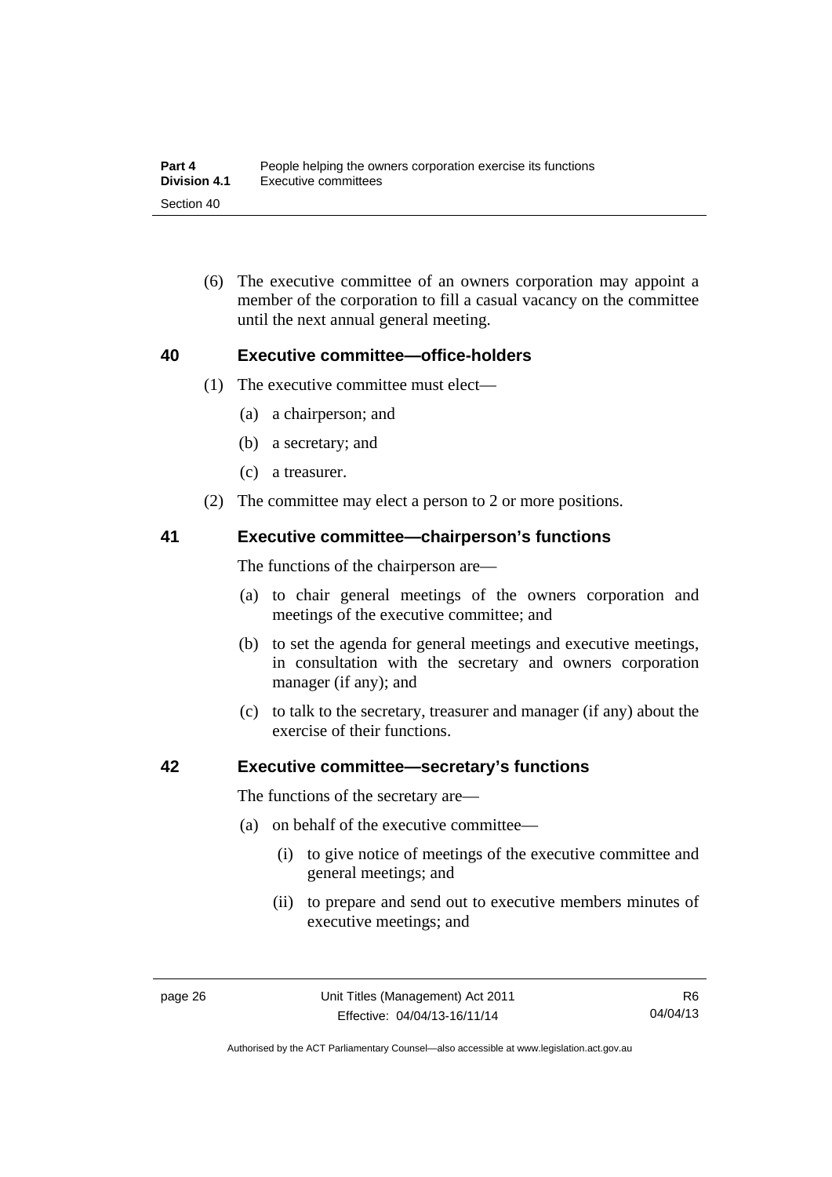(6) The executive committee of an owners corporation may appoint a member of the corporation to fill a casual vacancy on the committee until the next annual general meeting.

## 40 Executive committee—office-holders

(1) The executive committee must elect—

(a) a chairperson; and

(b) a secretary; and

(c) a treasurer.

(2) The committee may elect a person to 2 or more positions.

## 41 Executive committee—chairperson's functions

The functions of the chairperson are—

(a) to chair general meetings of the owners corporation and meetings of the executive committee; and

(b) to set the agenda for general meetings and executive meetings, in consultation with the secretary and owners corporation manager (if any); and

(c) to talk to the secretary, treasurer and manager (if any) about the exercise of their functions.

## 42 Executive committee—secretary's functions

The functions of the secretary are—

(a) on behalf of the executive committee—

(i) to give notice of meetings of the executive committee and general meetings; and

(ii) to prepare and send out to executive members minutes of executive meetings; and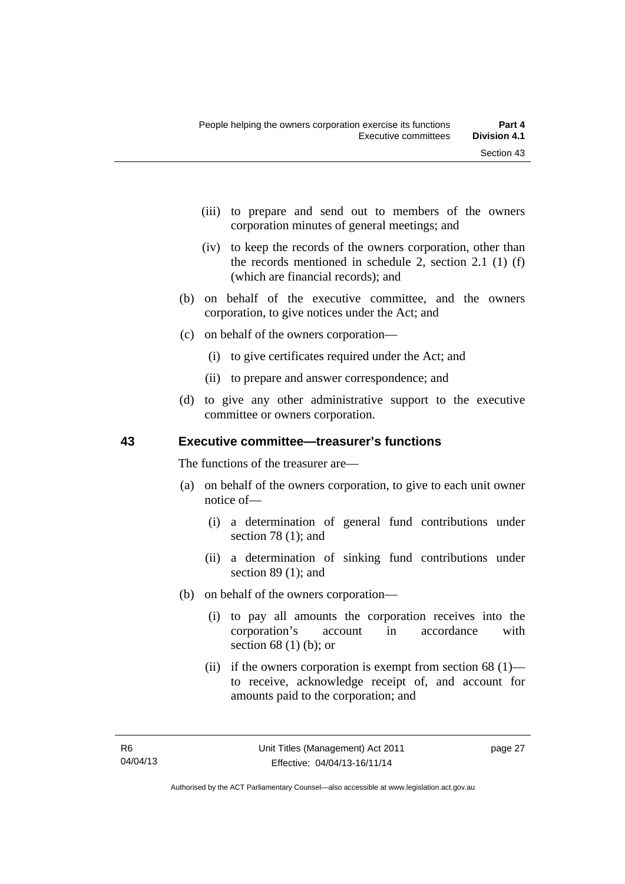(iii) to prepare and send out to members of the owners corporation minutes of general meetings; and

(iv) to keep the records of the owners corporation, other than the records mentioned in schedule 2, section 2.1 (1) (f) (which are financial records); and

(b) on behalf of the executive committee, and the owners corporation, to give notices under the Act; and

(c) on behalf of the owners corporation—

(i) to give certificates required under the Act; and

(ii) to prepare and answer correspondence; and

(d) to give any other administrative support to the executive committee or owners corporation.

## 43 Executive committee—treasurer's functions

The functions of the treasurer are—

(a) on behalf of the owners corporation, to give to each unit owner notice of—

(i) a determination of general fund contributions under section 78 (1); and

(ii) a determination of sinking fund contributions under section 89 (1); and

(b) on behalf of the owners corporation—

(i) to pay all amounts the corporation receives into the corporation's account in accordance with section 68 (1) (b); or

(ii) if the owners corporation is exempt from section 68 (1)—to receive, acknowledge receipt of, and account for amounts paid to the corporation; and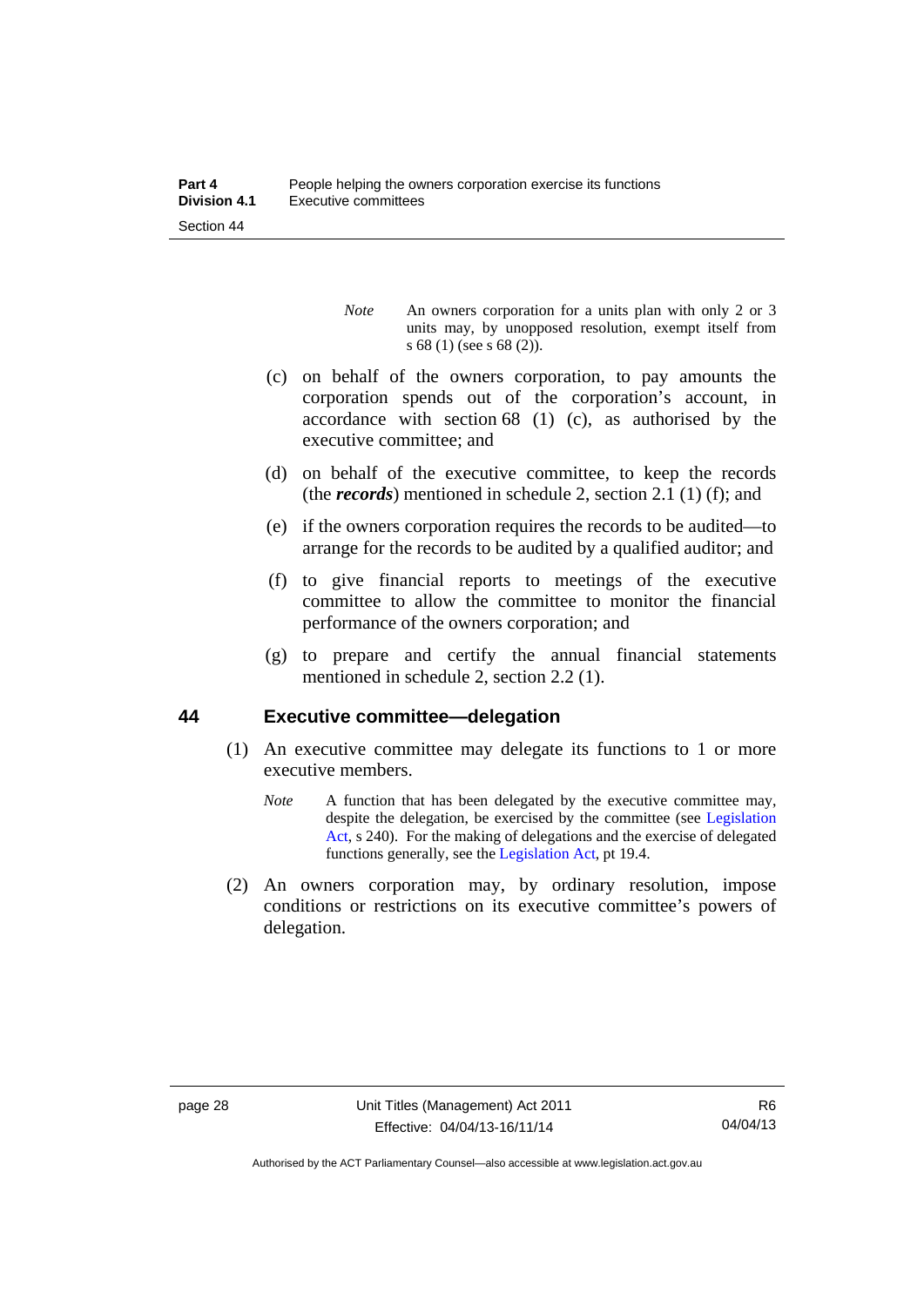*Note* An owners corporation for a units plan with only 2 or 3 units may, by unopposed resolution, exempt itself from s 68 (1) (see s 68 (2)).

(c) on behalf of the owners corporation, to pay amounts the corporation spends out of the corporation's account, in accordance with section 68 (1) (c), as authorised by the executive committee; and

(d) on behalf of the executive committee, to keep the records (the ***records***) mentioned in schedule 2, section 2.1 (1) (f); and

(e) if the owners corporation requires the records to be audited—to arrange for the records to be audited by a qualified auditor; and

(f) to give financial reports to meetings of the executive committee to allow the committee to monitor the financial performance of the owners corporation; and

(g) to prepare and certify the annual financial statements mentioned in schedule 2, section 2.2 (1).

## 44 Executive committee—delegation

(1) An executive committee may delegate its functions to 1 or more executive members.

*Note* A function that has been delegated by the executive committee may, despite the delegation, be exercised by the committee (see Legislation Act, s 240). For the making of delegations and the exercise of delegated functions generally, see the Legislation Act, pt 19.4.

(2) An owners corporation may, by ordinary resolution, impose conditions or restrictions on its executive committee's powers of delegation.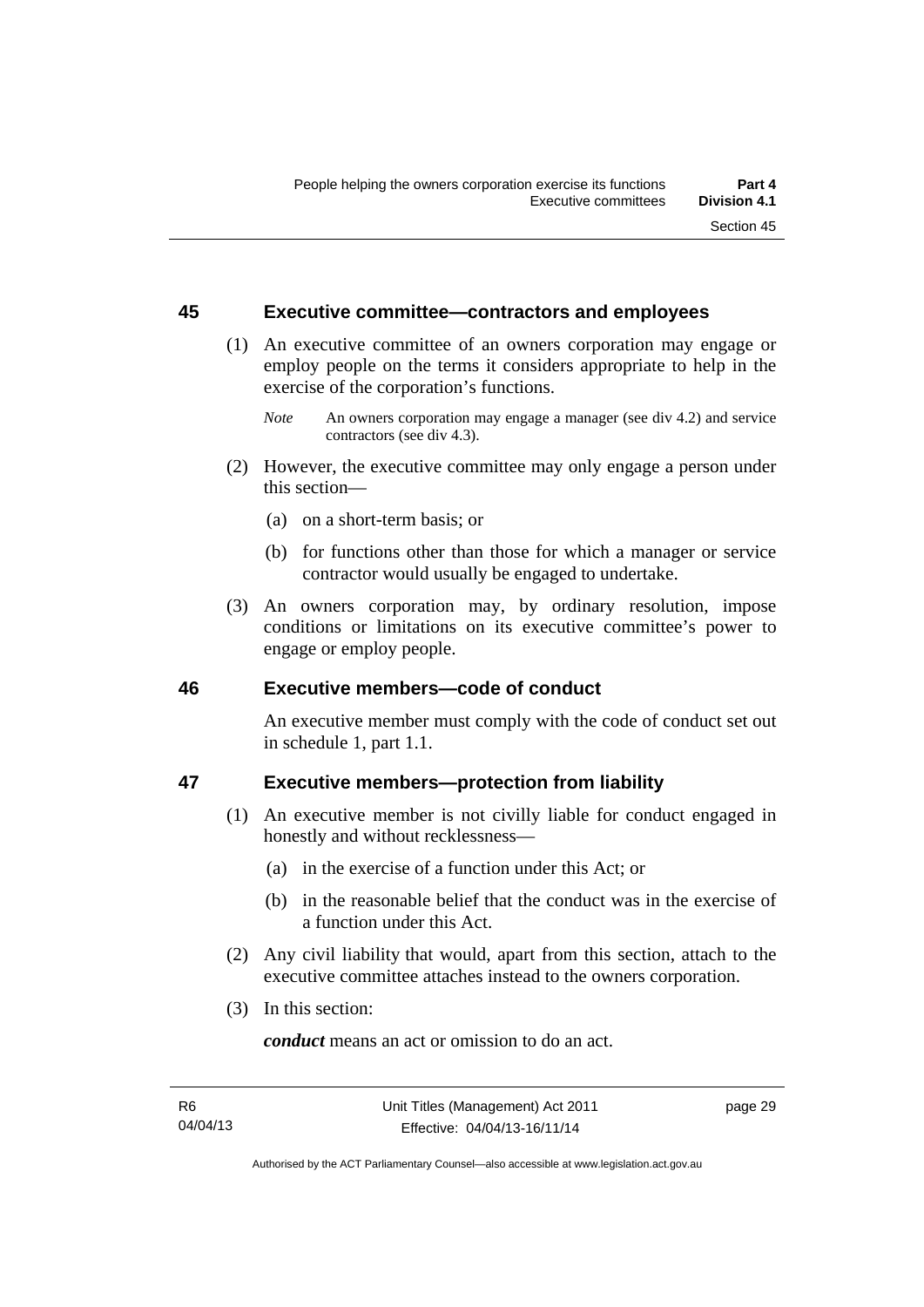## 45 Executive committee—contractors and employees

(1) An executive committee of an owners corporation may engage or employ people on the terms it considers appropriate to help in the exercise of the corporation's functions.

*Note* An owners corporation may engage a manager (see div 4.2) and service contractors (see div 4.3).

(2) However, the executive committee may only engage a person under this section—

(a) on a short-term basis; or

(b) for functions other than those for which a manager or service contractor would usually be engaged to undertake.

(3) An owners corporation may, by ordinary resolution, impose conditions or limitations on its executive committee's power to engage or employ people.

## 46 Executive members—code of conduct

An executive member must comply with the code of conduct set out in schedule 1, part 1.1.

## 47 Executive members—protection from liability

(1) An executive member is not civilly liable for conduct engaged in honestly and without recklessness—

(a) in the exercise of a function under this Act; or

(b) in the reasonable belief that the conduct was in the exercise of a function under this Act.

(2) Any civil liability that would, apart from this section, attach to the executive committee attaches instead to the owners corporation.

(3) In this section:

***conduct*** means an act or omission to do an act.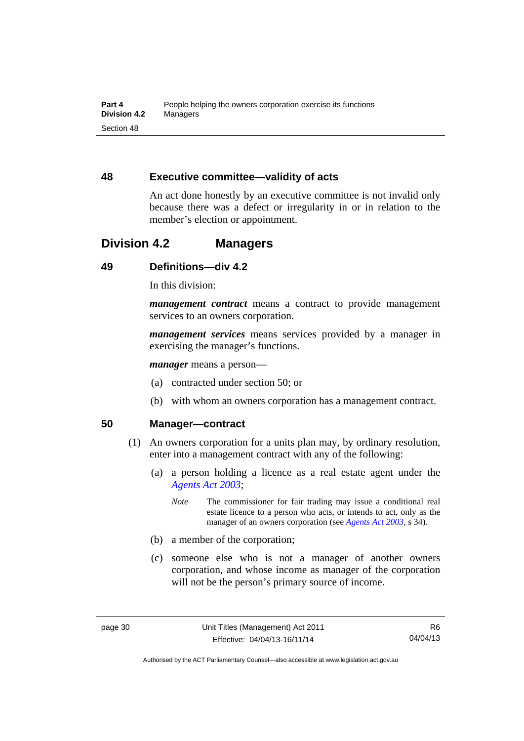## 48 Executive committee—validity of acts

An act done honestly by an executive committee is not invalid only because there was a defect or irregularity in or in relation to the member's election or appointment.

# Division 4.2 Managers

## 49 Definitions—div 4.2

In this division:

***management contract*** means a contract to provide management services to an owners corporation.

***management services*** means services provided by a manager in exercising the manager's functions.

***manager*** means a person—

(a) contracted under section 50; or

(b) with whom an owners corporation has a management contract.

## 50 Manager—contract

(1) An owners corporation for a units plan may, by ordinary resolution, enter into a management contract with any of the following:

(a) a person holding a licence as a real estate agent under the *Agents Act 2003*;

*Note* The commissioner for fair trading may issue a conditional real estate licence to a person who acts, or intends to act, only as the manager of an owners corporation (see *Agents Act 2003*, s 34).

(b) a member of the corporation;

(c) someone else who is not a manager of another owners corporation, and whose income as manager of the corporation will not be the person's primary source of income.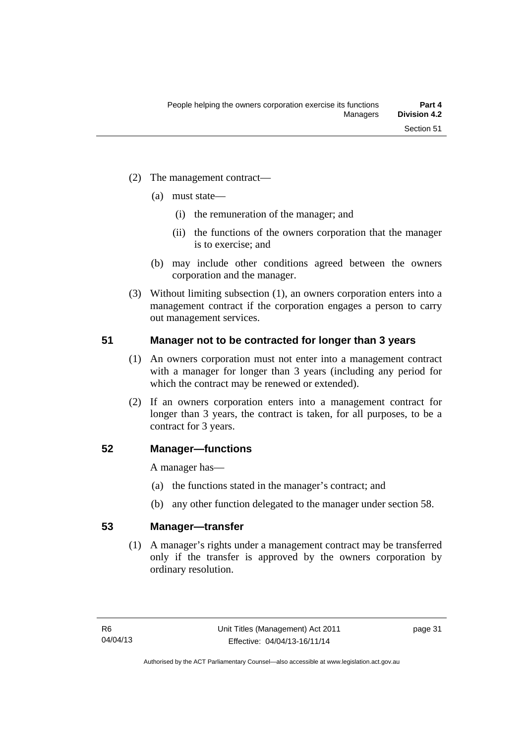(2) The management contract—

(a) must state—

(i) the remuneration of the manager; and

(ii) the functions of the owners corporation that the manager is to exercise; and

(b) may include other conditions agreed between the owners corporation and the manager.

(3) Without limiting subsection (1), an owners corporation enters into a management contract if the corporation engages a person to carry out management services.

## 51 Manager not to be contracted for longer than 3 years

(1) An owners corporation must not enter into a management contract with a manager for longer than 3 years (including any period for which the contract may be renewed or extended).

(2) If an owners corporation enters into a management contract for longer than 3 years, the contract is taken, for all purposes, to be a contract for 3 years.

## 52 Manager—functions

A manager has—

(a) the functions stated in the manager's contract; and

(b) any other function delegated to the manager under section 58.

## 53 Manager—transfer

(1) A manager's rights under a management contract may be transferred only if the transfer is approved by the owners corporation by ordinary resolution.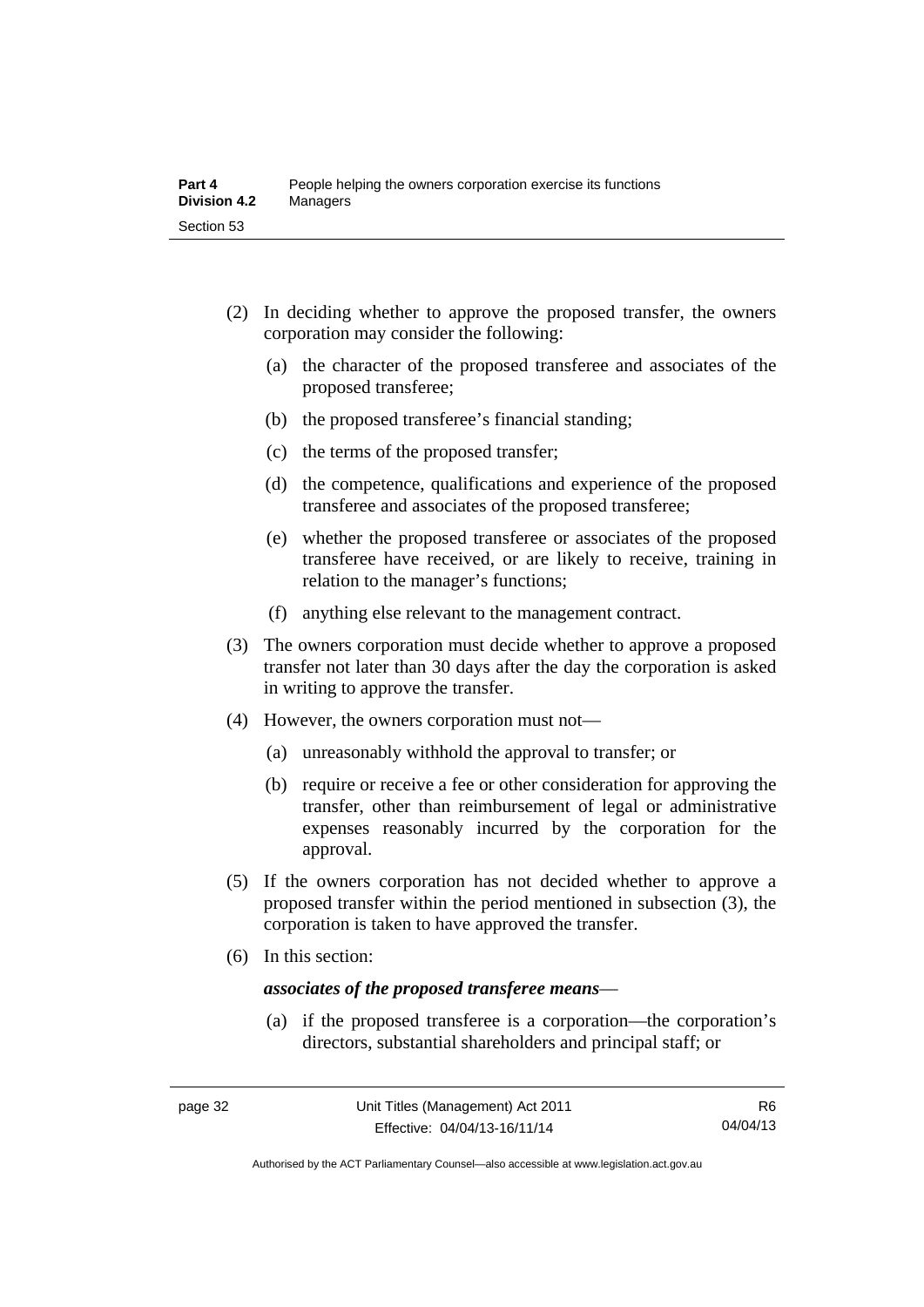(2) In deciding whether to approve the proposed transfer, the owners corporation may consider the following:

   (a) the character of the proposed transferee and associates of the proposed transferee;

   (b) the proposed transferee's financial standing;

   (c) the terms of the proposed transfer;

   (d) the competence, qualifications and experience of the proposed transferee and associates of the proposed transferee;

   (e) whether the proposed transferee or associates of the proposed transferee have received, or are likely to receive, training in relation to the manager's functions;

   (f) anything else relevant to the management contract.

(3) The owners corporation must decide whether to approve a proposed transfer not later than 30 days after the day the corporation is asked in writing to approve the transfer.

(4) However, the owners corporation must not—

   (a) unreasonably withhold the approval to transfer; or

   (b) require or receive a fee or other consideration for approving the transfer, other than reimbursement of legal or administrative expenses reasonably incurred by the corporation for the approval.

(5) If the owners corporation has not decided whether to approve a proposed transfer within the period mentioned in subsection (3), the corporation is taken to have approved the transfer.

(6) In this section:

   ***associates of the proposed transferee means***—

   (a) if the proposed transferee is a corporation—the corporation's directors, substantial shareholders and principal staff; or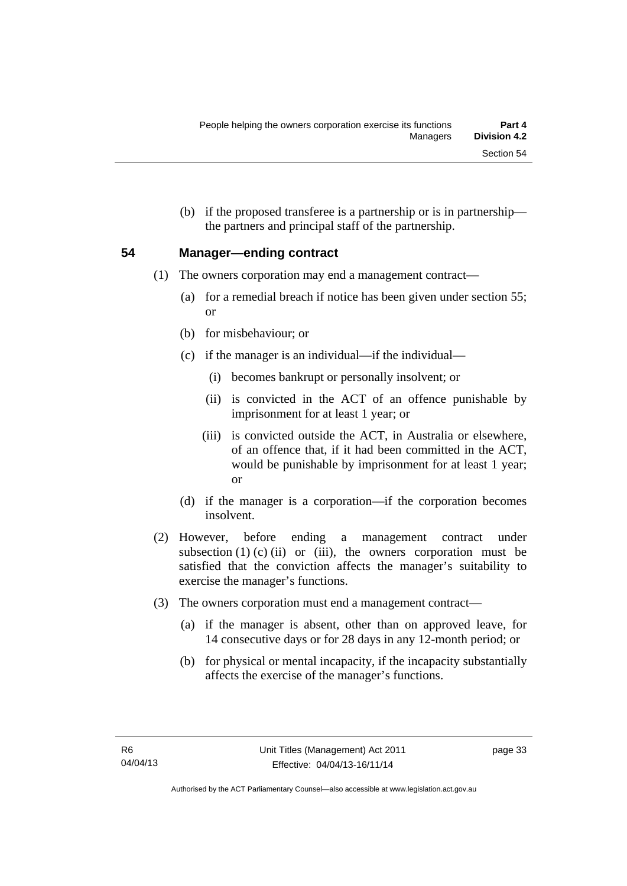(b) if the proposed transferee is a partnership or is in partnership—the partners and principal staff of the partnership.

## 54 Manager—ending contract

(1) The owners corporation may end a management contract—

(a) for a remedial breach if notice has been given under section 55; or

(b) for misbehaviour; or

(c) if the manager is an individual—if the individual—

(i) becomes bankrupt or personally insolvent; or

(ii) is convicted in the ACT of an offence punishable by imprisonment for at least 1 year; or

(iii) is convicted outside the ACT, in Australia or elsewhere, of an offence that, if it had been committed in the ACT, would be punishable by imprisonment for at least 1 year; or

(d) if the manager is a corporation—if the corporation becomes insolvent.

(2) However, before ending a management contract under subsection (1) (c) (ii) or (iii), the owners corporation must be satisfied that the conviction affects the manager's suitability to exercise the manager's functions.

(3) The owners corporation must end a management contract—

(a) if the manager is absent, other than on approved leave, for 14 consecutive days or for 28 days in any 12-month period; or

(b) for physical or mental incapacity, if the incapacity substantially affects the exercise of the manager's functions.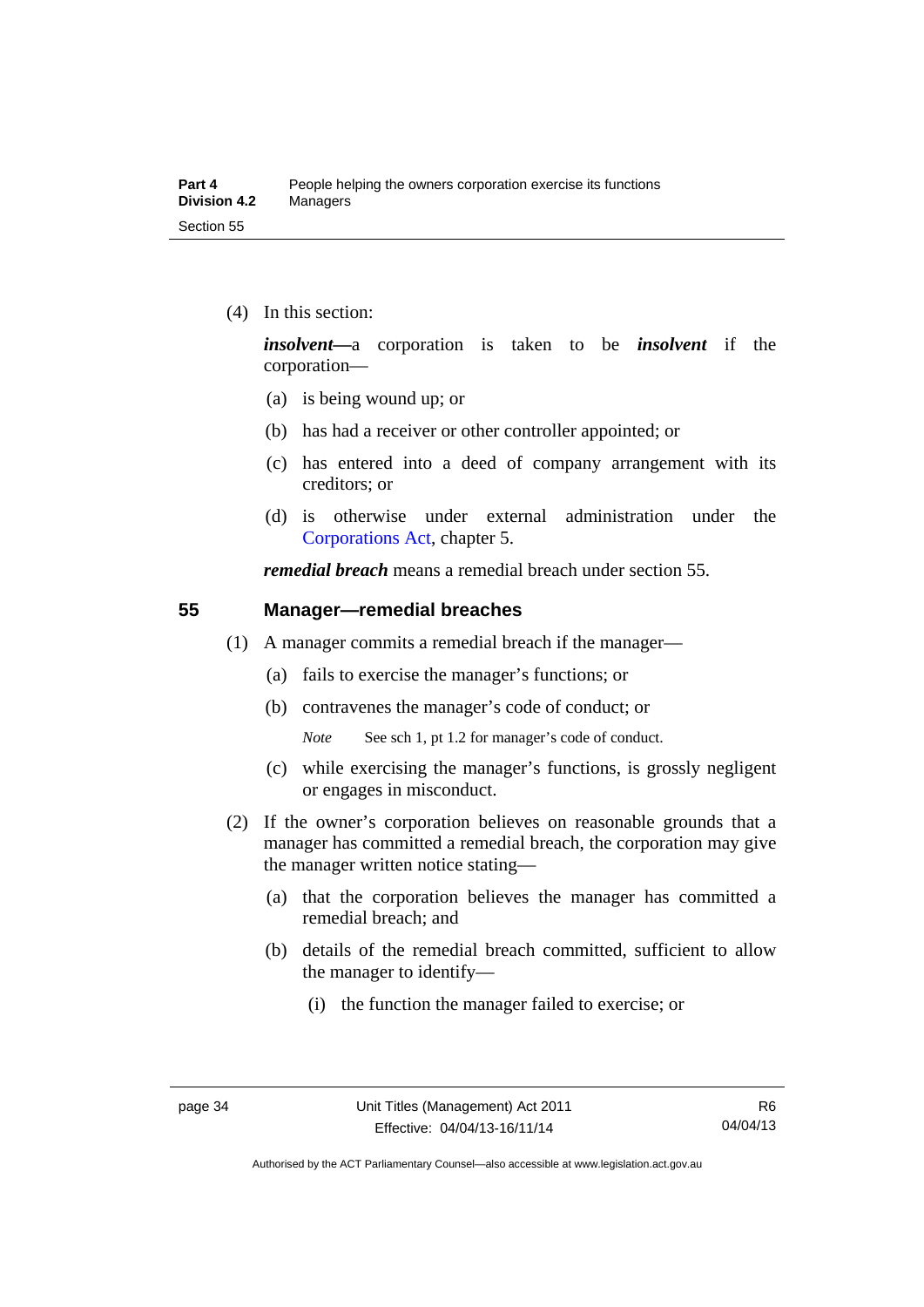(4) In this section:

***insolvent***—a corporation is taken to be ***insolvent*** if the corporation—

(a) is being wound up; or

(b) has had a receiver or other controller appointed; or

(c) has entered into a deed of company arrangement with its creditors; or

(d) is otherwise under external administration under the Corporations Act, chapter 5.

***remedial breach*** means a remedial breach under section 55.

## 55 Manager—remedial breaches

(1) A manager commits a remedial breach if the manager—

(a) fails to exercise the manager's functions; or

(b) contravenes the manager's code of conduct; or

*Note* See sch 1, pt 1.2 for manager's code of conduct.

(c) while exercising the manager's functions, is grossly negligent or engages in misconduct.

(2) If the owner's corporation believes on reasonable grounds that a manager has committed a remedial breach, the corporation may give the manager written notice stating—

(a) that the corporation believes the manager has committed a remedial breach; and

(b) details of the remedial breach committed, sufficient to allow the manager to identify—

(i) the function the manager failed to exercise; or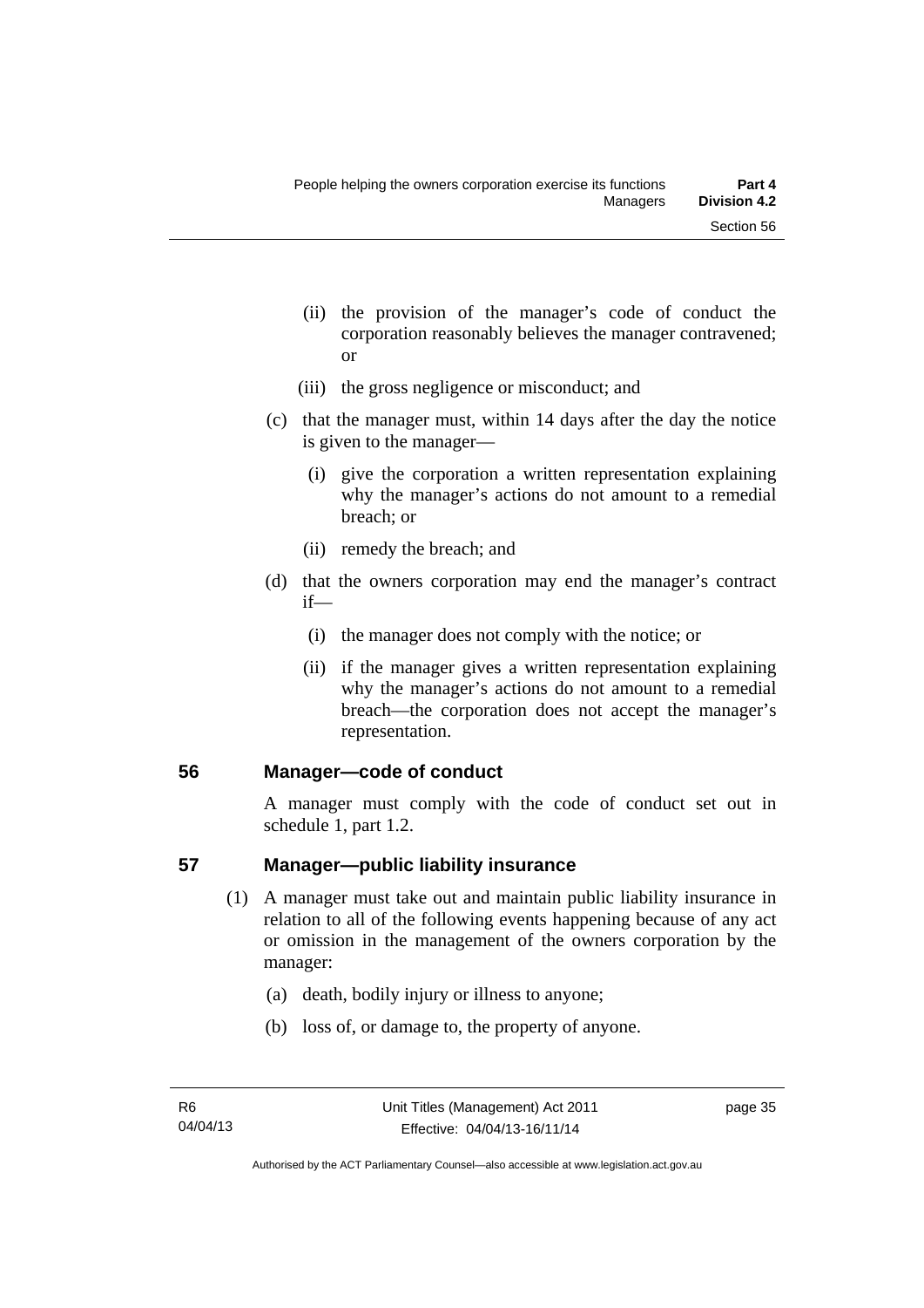(ii) the provision of the manager's code of conduct the corporation reasonably believes the manager contravened; or

(iii) the gross negligence or misconduct; and

(c) that the manager must, within 14 days after the day the notice is given to the manager—

(i) give the corporation a written representation explaining why the manager's actions do not amount to a remedial breach; or

(ii) remedy the breach; and

(d) that the owners corporation may end the manager's contract if—

(i) the manager does not comply with the notice; or

(ii) if the manager gives a written representation explaining why the manager's actions do not amount to a remedial breach—the corporation does not accept the manager's representation.

## 56 Manager—code of conduct

A manager must comply with the code of conduct set out in schedule 1, part 1.2.

## 57 Manager—public liability insurance

(1) A manager must take out and maintain public liability insurance in relation to all of the following events happening because of any act or omission in the management of the owners corporation by the manager:

(a) death, bodily injury or illness to anyone;

(b) loss of, or damage to, the property of anyone.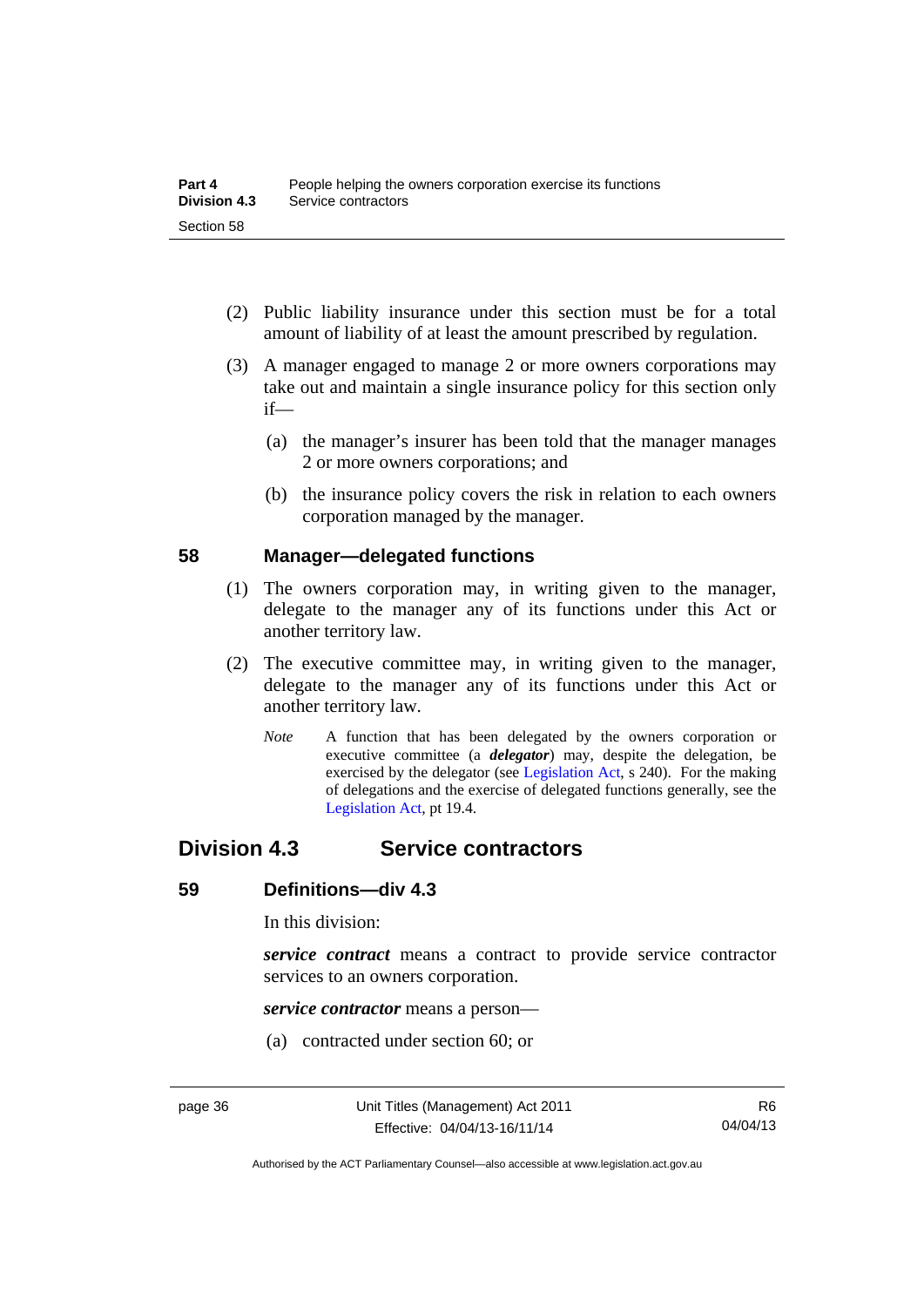(2) Public liability insurance under this section must be for a total amount of liability of at least the amount prescribed by regulation.

(3) A manager engaged to manage 2 or more owners corporations may take out and maintain a single insurance policy for this section only if—

(a) the manager's insurer has been told that the manager manages 2 or more owners corporations; and

(b) the insurance policy covers the risk in relation to each owners corporation managed by the manager.

### 58 Manager—delegated functions

(1) The owners corporation may, in writing given to the manager, delegate to the manager any of its functions under this Act or another territory law.

(2) The executive committee may, in writing given to the manager, delegate to the manager any of its functions under this Act or another territory law.

*Note* A function that has been delegated by the owners corporation or executive committee (a ***delegator***) may, despite the delegation, be exercised by the delegator (see Legislation Act, s 240). For the making of delegations and the exercise of delegated functions generally, see the Legislation Act, pt 19.4.

## Division 4.3 Service contractors

### 59 Definitions—div 4.3

In this division:

***service contract*** means a contract to provide service contractor services to an owners corporation.

***service contractor*** means a person—

(a) contracted under section 60; or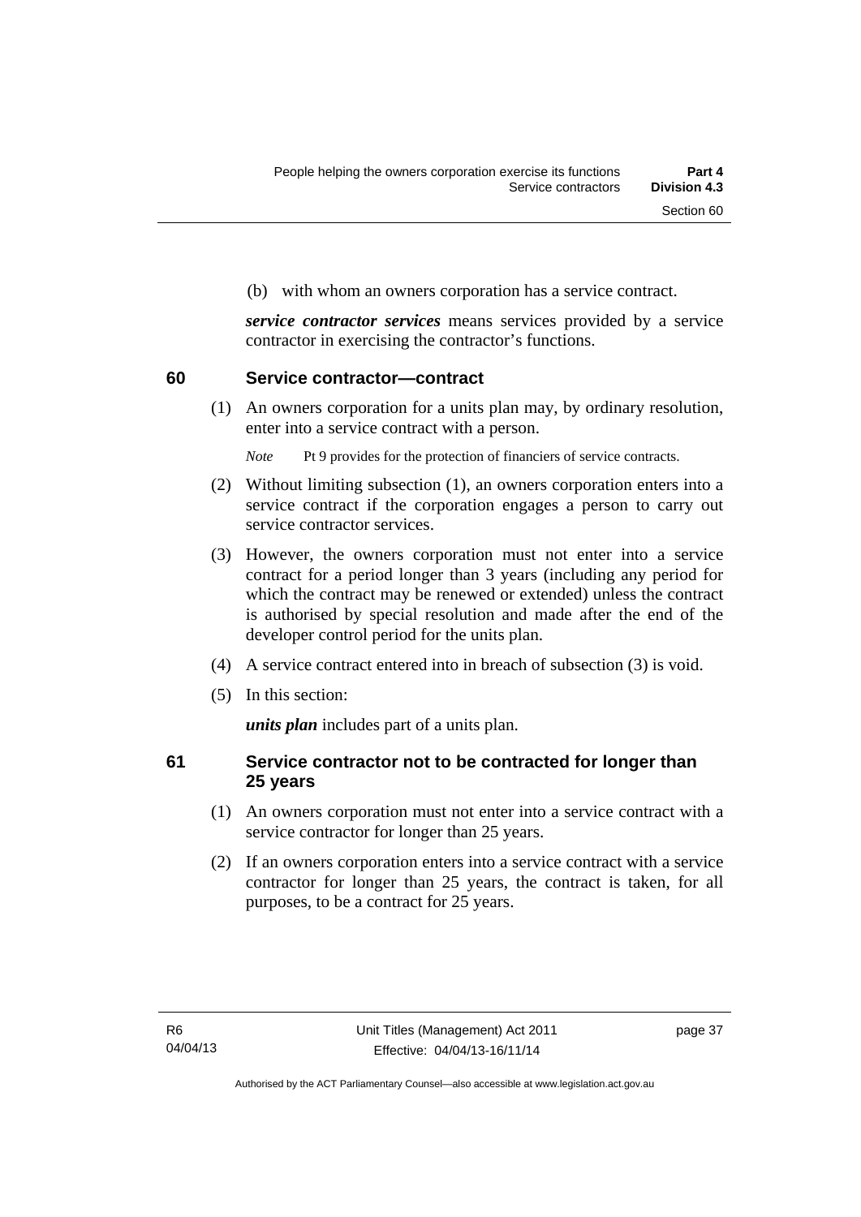(b) with whom an owners corporation has a service contract.

***service contractor services*** means services provided by a service contractor in exercising the contractor's functions.

## 60 Service contractor—contract

(1) An owners corporation for a units plan may, by ordinary resolution, enter into a service contract with a person.

*Note* Pt 9 provides for the protection of financiers of service contracts.

(2) Without limiting subsection (1), an owners corporation enters into a service contract if the corporation engages a person to carry out service contractor services.

(3) However, the owners corporation must not enter into a service contract for a period longer than 3 years (including any period for which the contract may be renewed or extended) unless the contract is authorised by special resolution and made after the end of the developer control period for the units plan.

(4) A service contract entered into in breach of subsection (3) is void.

(5) In this section:

***units plan*** includes part of a units plan.

## 61 Service contractor not to be contracted for longer than 25 years

(1) An owners corporation must not enter into a service contract with a service contractor for longer than 25 years.

(2) If an owners corporation enters into a service contract with a service contractor for longer than 25 years, the contract is taken, for all purposes, to be a contract for 25 years.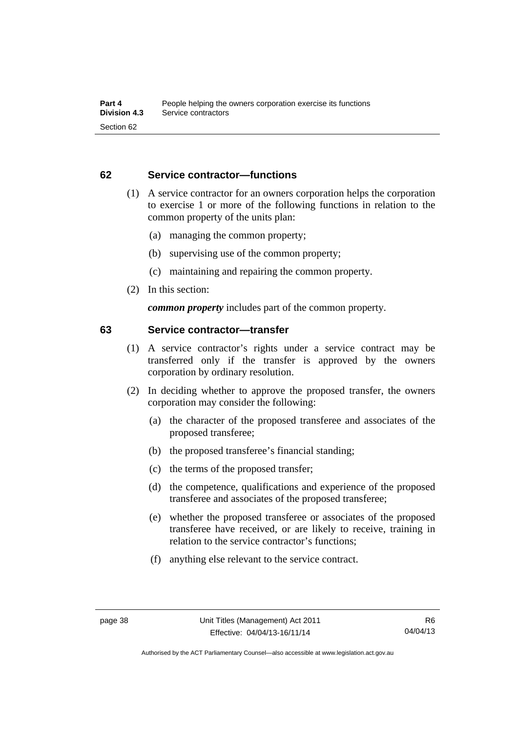## 62 Service contractor—functions

(1) A service contractor for an owners corporation helps the corporation to exercise 1 or more of the following functions in relation to the common property of the units plan:

(a) managing the common property;

(b) supervising use of the common property;

(c) maintaining and repairing the common property.

(2) In this section:

***common property*** includes part of the common property.

## 63 Service contractor—transfer

(1) A service contractor's rights under a service contract may be transferred only if the transfer is approved by the owners corporation by ordinary resolution.

(2) In deciding whether to approve the proposed transfer, the owners corporation may consider the following:

(a) the character of the proposed transferee and associates of the proposed transferee;

(b) the proposed transferee's financial standing;

(c) the terms of the proposed transfer;

(d) the competence, qualifications and experience of the proposed transferee and associates of the proposed transferee;

(e) whether the proposed transferee or associates of the proposed transferee have received, or are likely to receive, training in relation to the service contractor's functions;

(f) anything else relevant to the service contract.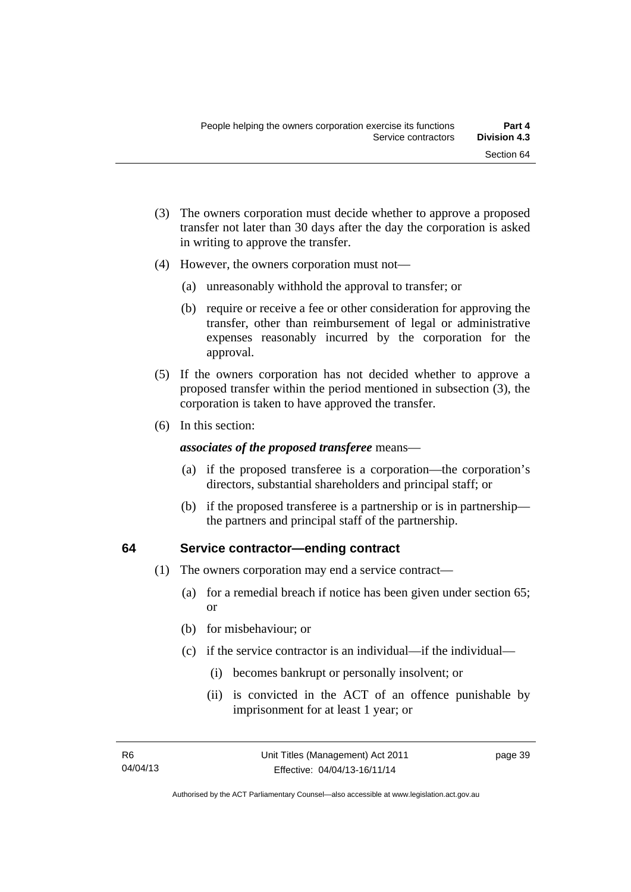(3) The owners corporation must decide whether to approve a proposed transfer not later than 30 days after the day the corporation is asked in writing to approve the transfer.

(4) However, the owners corporation must not—

(a) unreasonably withhold the approval to transfer; or

(b) require or receive a fee or other consideration for approving the transfer, other than reimbursement of legal or administrative expenses reasonably incurred by the corporation for the approval.

(5) If the owners corporation has not decided whether to approve a proposed transfer within the period mentioned in subsection (3), the corporation is taken to have approved the transfer.

(6) In this section:

***associates of the proposed transferee*** means—

(a) if the proposed transferee is a corporation—the corporation's directors, substantial shareholders and principal staff; or

(b) if the proposed transferee is a partnership or is in partnership—the partners and principal staff of the partnership.

## 64 Service contractor—ending contract

(1) The owners corporation may end a service contract—

(a) for a remedial breach if notice has been given under section 65; or

(b) for misbehaviour; or

(c) if the service contractor is an individual—if the individual—

(i) becomes bankrupt or personally insolvent; or

(ii) is convicted in the ACT of an offence punishable by imprisonment for at least 1 year; or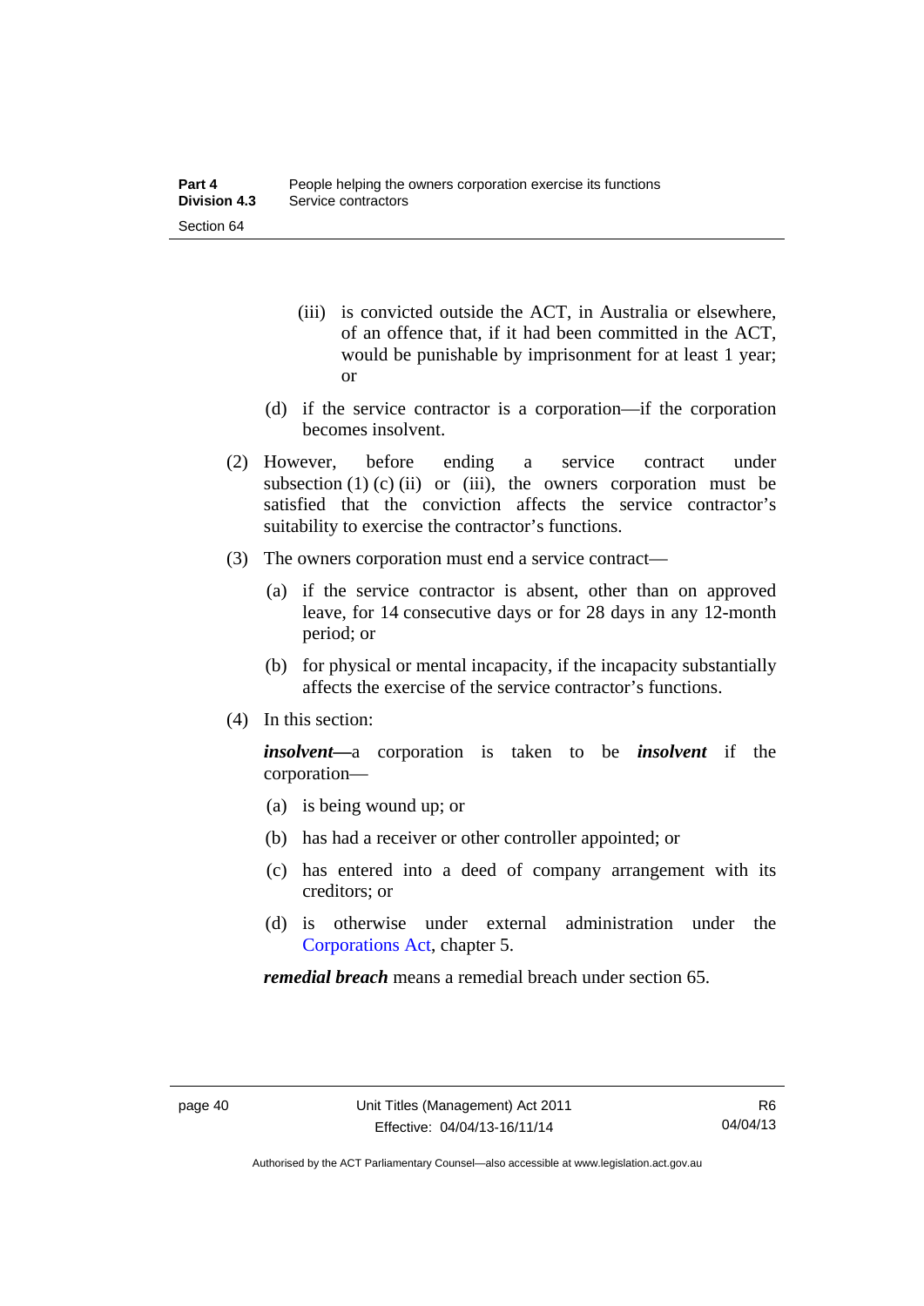(iii) is convicted outside the ACT, in Australia or elsewhere, of an offence that, if it had been committed in the ACT, would be punishable by imprisonment for at least 1 year; or

(d) if the service contractor is a corporation—if the corporation becomes insolvent.

(2) However, before ending a service contract under subsection (1) (c) (ii) or (iii), the owners corporation must be satisfied that the conviction affects the service contractor's suitability to exercise the contractor's functions.

(3) The owners corporation must end a service contract—

(a) if the service contractor is absent, other than on approved leave, for 14 consecutive days or for 28 days in any 12-month period; or

(b) for physical or mental incapacity, if the incapacity substantially affects the exercise of the service contractor's functions.

(4) In this section:

***insolvent***—a corporation is taken to be ***insolvent*** if the corporation—

(a) is being wound up; or

(b) has had a receiver or other controller appointed; or

(c) has entered into a deed of company arrangement with its creditors; or

(d) is otherwise under external administration under the Corporations Act, chapter 5.

***remedial breach*** means a remedial breach under section 65.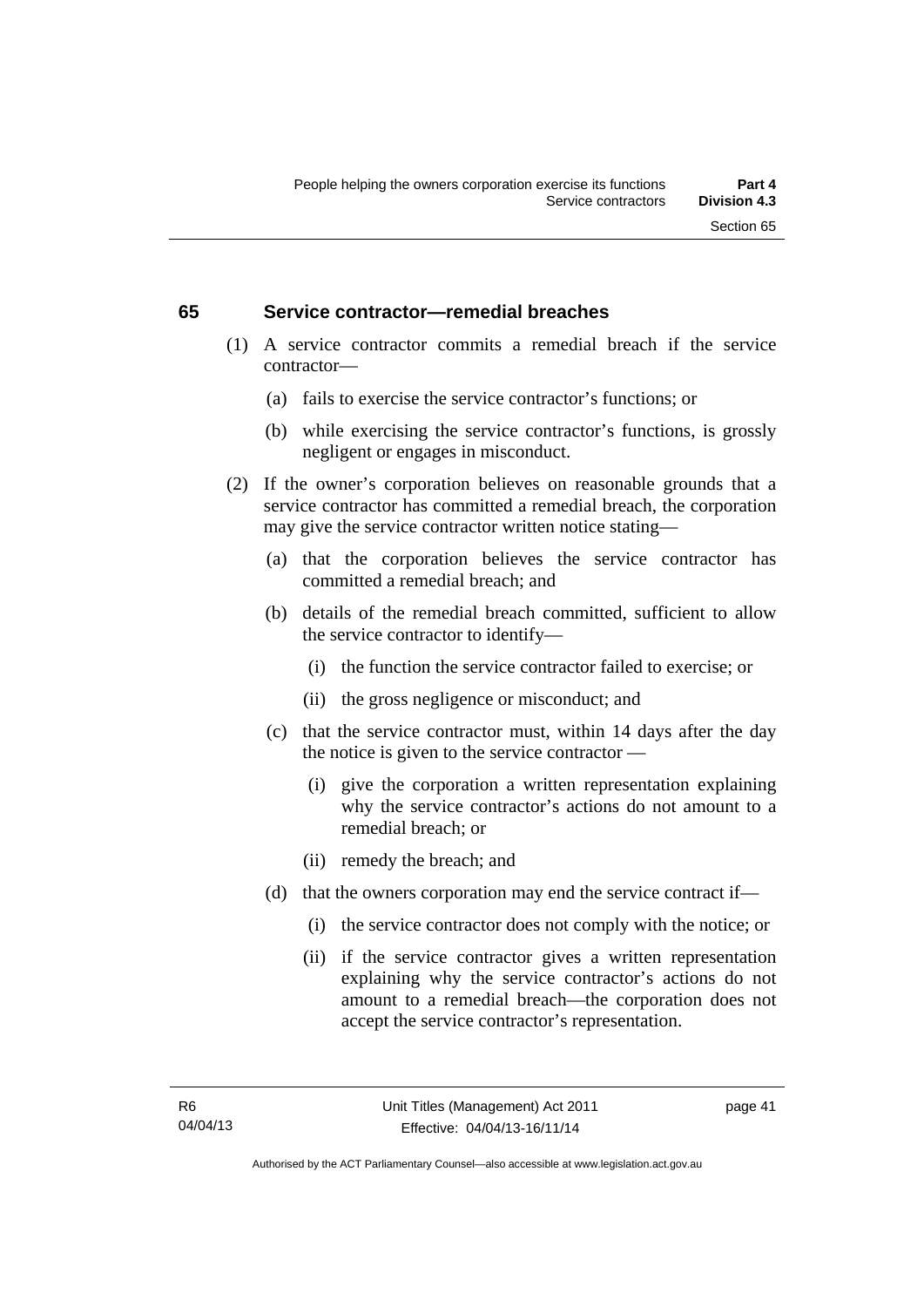## 65 Service contractor—remedial breaches

(1) A service contractor commits a remedial breach if the service contractor—

  (a) fails to exercise the service contractor's functions; or

  (b) while exercising the service contractor's functions, is grossly negligent or engages in misconduct.

(2) If the owner's corporation believes on reasonable grounds that a service contractor has committed a remedial breach, the corporation may give the service contractor written notice stating—

  (a) that the corporation believes the service contractor has committed a remedial breach; and

  (b) details of the remedial breach committed, sufficient to allow the service contractor to identify—

    (i) the function the service contractor failed to exercise; or

    (ii) the gross negligence or misconduct; and

  (c) that the service contractor must, within 14 days after the day the notice is given to the service contractor —

    (i) give the corporation a written representation explaining why the service contractor's actions do not amount to a remedial breach; or

    (ii) remedy the breach; and

  (d) that the owners corporation may end the service contract if—

    (i) the service contractor does not comply with the notice; or

    (ii) if the service contractor gives a written representation explaining why the service contractor's actions do not amount to a remedial breach—the corporation does not accept the service contractor's representation.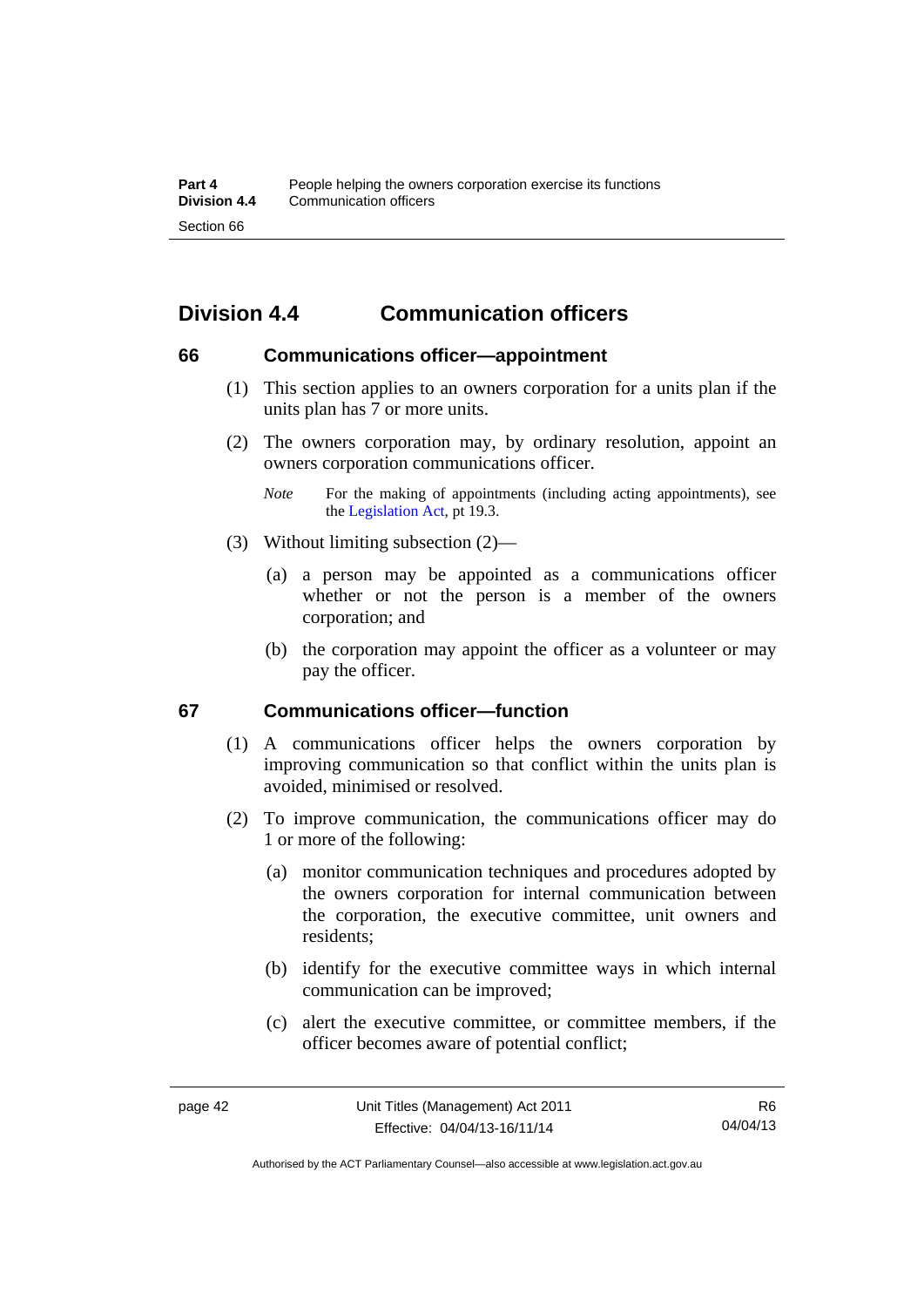## Division 4.4 Communication officers

### 66 Communications officer—appointment

(1) This section applies to an owners corporation for a units plan if the units plan has 7 or more units.

(2) The owners corporation may, by ordinary resolution, appoint an owners corporation communications officer.

*Note* For the making of appointments (including acting appointments), see the Legislation Act, pt 19.3.

(3) Without limiting subsection (2)—

(a) a person may be appointed as a communications officer whether or not the person is a member of the owners corporation; and

(b) the corporation may appoint the officer as a volunteer or may pay the officer.

### 67 Communications officer—function

(1) A communications officer helps the owners corporation by improving communication so that conflict within the units plan is avoided, minimised or resolved.

(2) To improve communication, the communications officer may do 1 or more of the following:

(a) monitor communication techniques and procedures adopted by the owners corporation for internal communication between the corporation, the executive committee, unit owners and residents;

(b) identify for the executive committee ways in which internal communication can be improved;

(c) alert the executive committee, or committee members, if the officer becomes aware of potential conflict;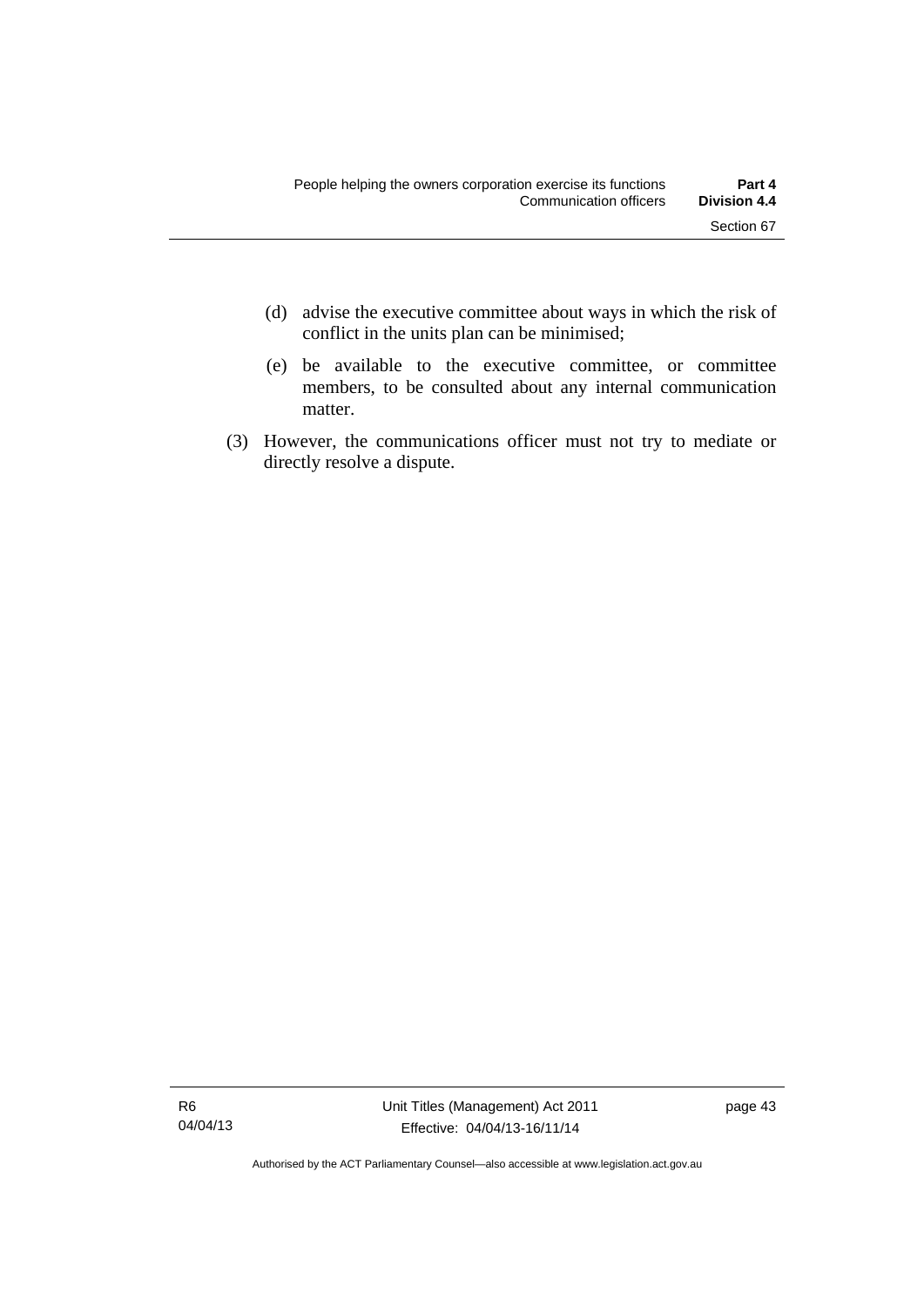(d) advise the executive committee about ways in which the risk of conflict in the units plan can be minimised;

(e) be available to the executive committee, or committee members, to be consulted about any internal communication matter.

(3) However, the communications officer must not try to mediate or directly resolve a dispute.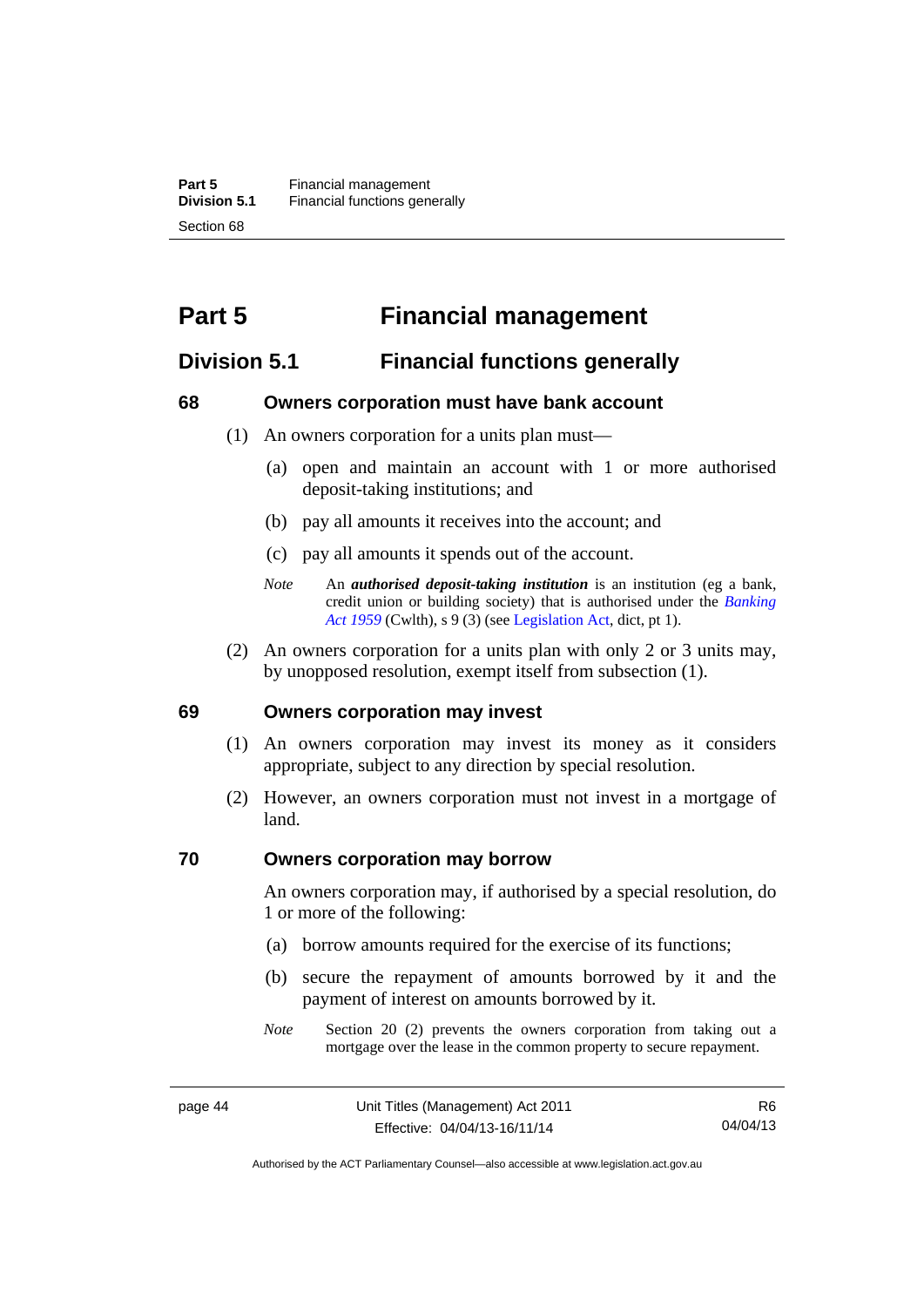# Part 5 Financial management

## Division 5.1 Financial functions generally

### 68 Owners corporation must have bank account

(1) An owners corporation for a units plan must—

(a) open and maintain an account with 1 or more authorised deposit-taking institutions; and

(b) pay all amounts it receives into the account; and

(c) pay all amounts it spends out of the account.

*Note* An ***authorised deposit-taking institution*** is an institution (eg a bank, credit union or building society) that is authorised under the *Banking Act 1959* (Cwlth), s 9 (3) (see Legislation Act, dict, pt 1).

(2) An owners corporation for a units plan with only 2 or 3 units may, by unopposed resolution, exempt itself from subsection (1).

### 69 Owners corporation may invest

(1) An owners corporation may invest its money as it considers appropriate, subject to any direction by special resolution.

(2) However, an owners corporation must not invest in a mortgage of land.

### 70 Owners corporation may borrow

An owners corporation may, if authorised by a special resolution, do 1 or more of the following:

(a) borrow amounts required for the exercise of its functions;

(b) secure the repayment of amounts borrowed by it and the payment of interest on amounts borrowed by it.

*Note* Section 20 (2) prevents the owners corporation from taking out a mortgage over the lease in the common property to secure repayment.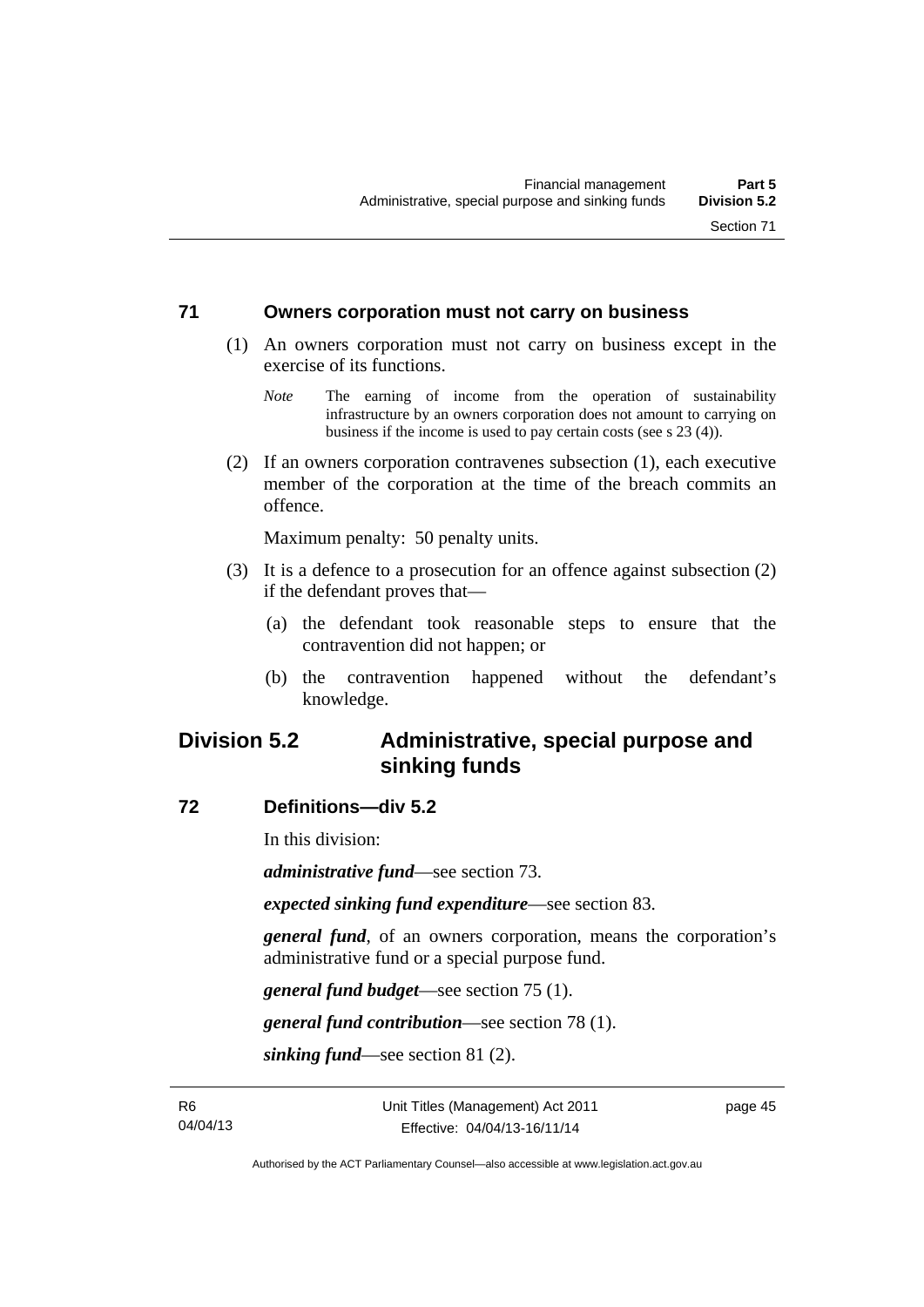## 71 Owners corporation must not carry on business

(1) An owners corporation must not carry on business except in the exercise of its functions.

*Note* The earning of income from the operation of sustainability infrastructure by an owners corporation does not amount to carrying on business if the income is used to pay certain costs (see s 23 (4)).

(2) If an owners corporation contravenes subsection (1), each executive member of the corporation at the time of the breach commits an offence.

Maximum penalty: 50 penalty units.

(3) It is a defence to a prosecution for an offence against subsection (2) if the defendant proves that—

(a) the defendant took reasonable steps to ensure that the contravention did not happen; or

(b) the contravention happened without the defendant's knowledge.

# Division 5.2 Administrative, special purpose and sinking funds

## 72 Definitions—div 5.2

In this division:

***administrative fund***—see section 73.

***expected sinking fund expenditure***—see section 83.

***general fund***, of an owners corporation, means the corporation's administrative fund or a special purpose fund.

***general fund budget***—see section 75 (1).

***general fund contribution***—see section 78 (1).

***sinking fund***—see section 81 (2).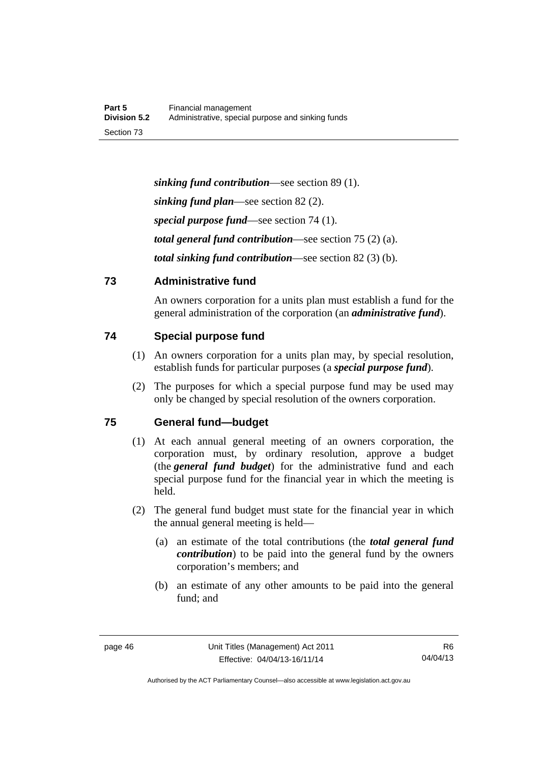***sinking fund contribution***—see section 89 (1).

***sinking fund plan***—see section 82 (2).

***special purpose fund***—see section 74 (1).

***total general fund contribution***—see section 75 (2) (a).

***total sinking fund contribution***—see section 82 (3) (b).

## 73 Administrative fund

An owners corporation for a units plan must establish a fund for the general administration of the corporation (an ***administrative fund***).

## 74 Special purpose fund

(1) An owners corporation for a units plan may, by special resolution, establish funds for particular purposes (a ***special purpose fund***).

(2) The purposes for which a special purpose fund may be used may only be changed by special resolution of the owners corporation.

## 75 General fund—budget

(1) At each annual general meeting of an owners corporation, the corporation must, by ordinary resolution, approve a budget (the ***general fund budget***) for the administrative fund and each special purpose fund for the financial year in which the meeting is held.

(2) The general fund budget must state for the financial year in which the annual general meeting is held—

   (a) an estimate of the total contributions (the ***total general fund contribution***) to be paid into the general fund by the owners corporation's members; and

   (b) an estimate of any other amounts to be paid into the general fund; and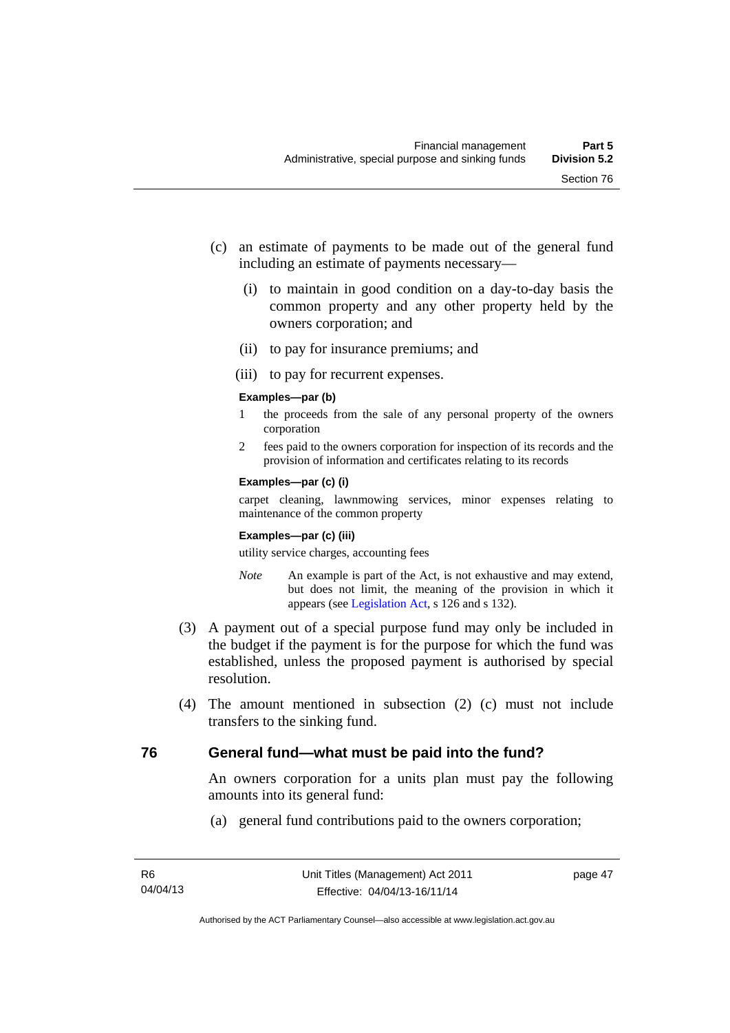(c) an estimate of payments to be made out of the general fund including an estimate of payments necessary—

(i) to maintain in good condition on a day-to-day basis the common property and any other property held by the owners corporation; and

(ii) to pay for insurance premiums; and

(iii) to pay for recurrent expenses.

**Examples—par (b)**

1 the proceeds from the sale of any personal property of the owners corporation

2 fees paid to the owners corporation for inspection of its records and the provision of information and certificates relating to its records

**Examples—par (c) (i)**

carpet cleaning, lawnmowing services, minor expenses relating to maintenance of the common property

**Examples—par (c) (iii)**

utility service charges, accounting fees

*Note* An example is part of the Act, is not exhaustive and may extend, but does not limit, the meaning of the provision in which it appears (see Legislation Act, s 126 and s 132).

(3) A payment out of a special purpose fund may only be included in the budget if the payment is for the purpose for which the fund was established, unless the proposed payment is authorised by special resolution.

(4) The amount mentioned in subsection (2) (c) must not include transfers to the sinking fund.

## 76 General fund—what must be paid into the fund?

An owners corporation for a units plan must pay the following amounts into its general fund:

(a) general fund contributions paid to the owners corporation;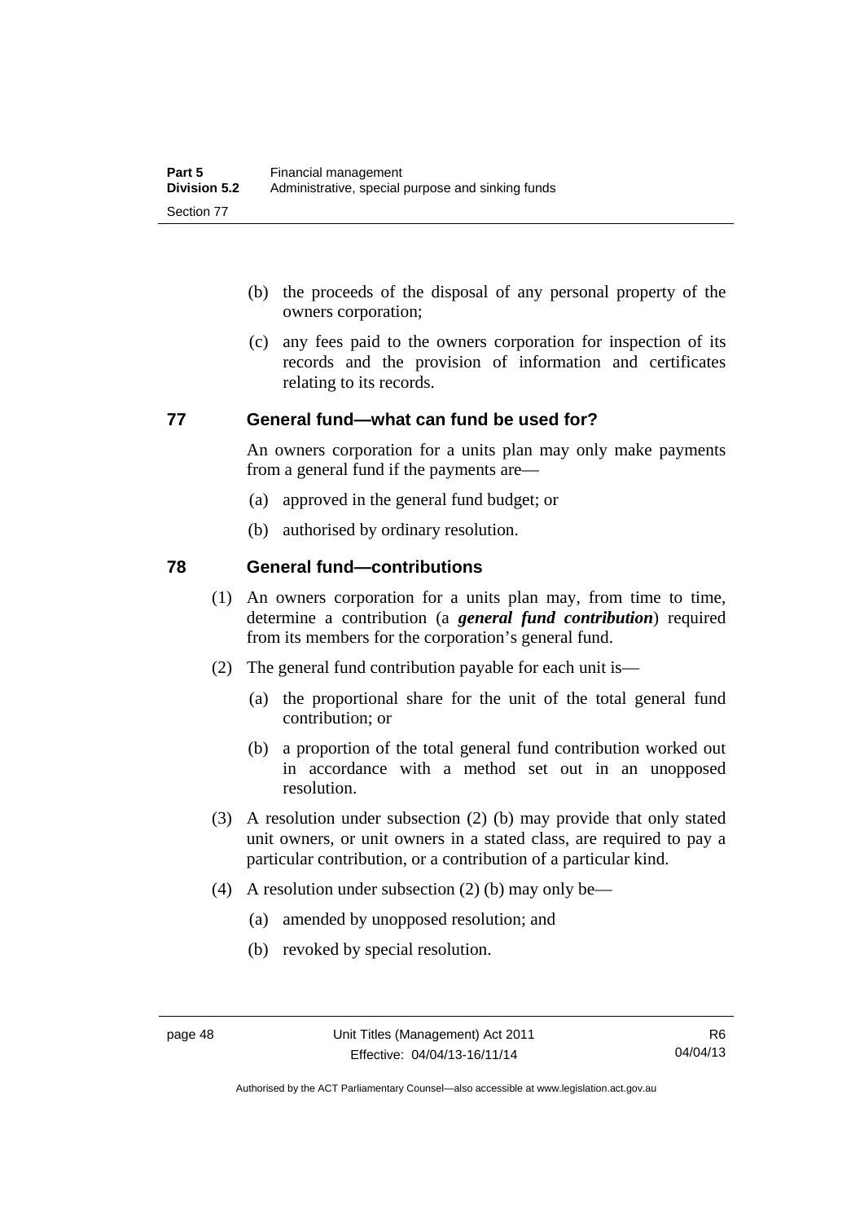(b) the proceeds of the disposal of any personal property of the owners corporation;

(c) any fees paid to the owners corporation for inspection of its records and the provision of information and certificates relating to its records.

## 77 General fund—what can fund be used for?

An owners corporation for a units plan may only make payments from a general fund if the payments are—

(a) approved in the general fund budget; or

(b) authorised by ordinary resolution.

## 78 General fund—contributions

(1) An owners corporation for a units plan may, from time to time, determine a contribution (a ***general fund contribution***) required from its members for the corporation's general fund.

(2) The general fund contribution payable for each unit is—

(a) the proportional share for the unit of the total general fund contribution; or

(b) a proportion of the total general fund contribution worked out in accordance with a method set out in an unopposed resolution.

(3) A resolution under subsection (2) (b) may provide that only stated unit owners, or unit owners in a stated class, are required to pay a particular contribution, or a contribution of a particular kind.

(4) A resolution under subsection (2) (b) may only be—

(a) amended by unopposed resolution; and

(b) revoked by special resolution.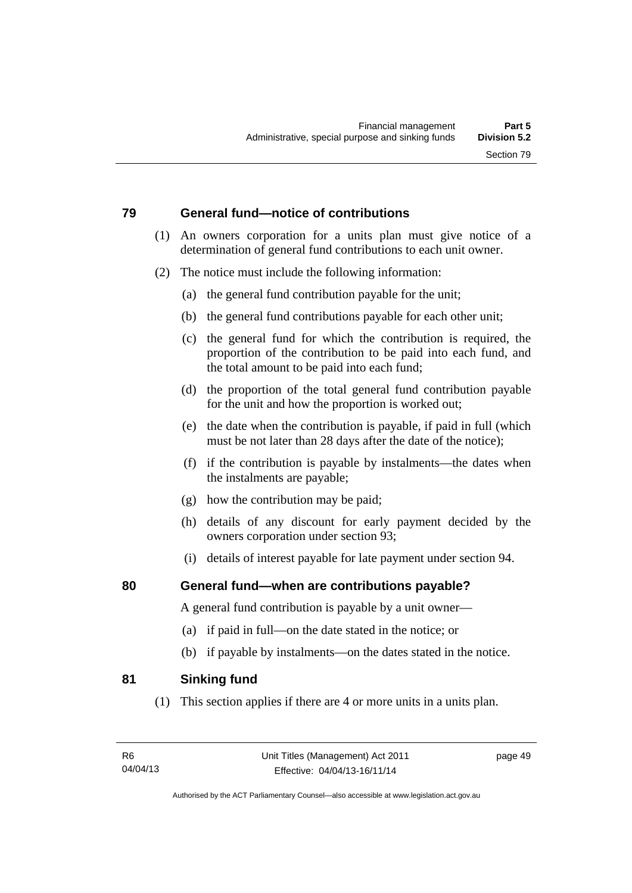## 79 General fund—notice of contributions

(1) An owners corporation for a units plan must give notice of a determination of general fund contributions to each unit owner.

(2) The notice must include the following information:

(a) the general fund contribution payable for the unit;

(b) the general fund contributions payable for each other unit;

(c) the general fund for which the contribution is required, the proportion of the contribution to be paid into each fund, and the total amount to be paid into each fund;

(d) the proportion of the total general fund contribution payable for the unit and how the proportion is worked out;

(e) the date when the contribution is payable, if paid in full (which must be not later than 28 days after the date of the notice);

(f) if the contribution is payable by instalments—the dates when the instalments are payable;

(g) how the contribution may be paid;

(h) details of any discount for early payment decided by the owners corporation under section 93;

(i) details of interest payable for late payment under section 94.

## 80 General fund—when are contributions payable?

A general fund contribution is payable by a unit owner—

(a) if paid in full—on the date stated in the notice; or

(b) if payable by instalments—on the dates stated in the notice.

## 81 Sinking fund

(1) This section applies if there are 4 or more units in a units plan.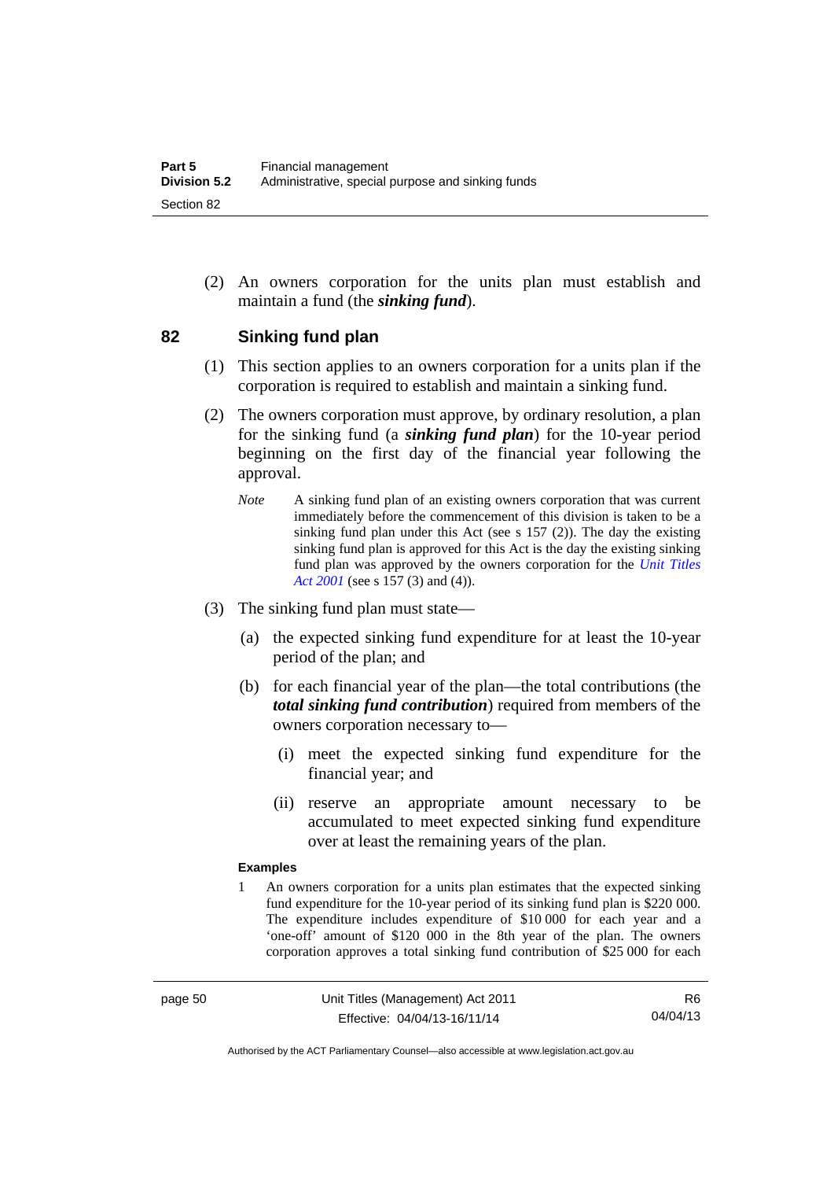(2) An owners corporation for the units plan must establish and maintain a fund (the ***sinking fund***).

## 82 Sinking fund plan

(1) This section applies to an owners corporation for a units plan if the corporation is required to establish and maintain a sinking fund.

(2) The owners corporation must approve, by ordinary resolution, a plan for the sinking fund (a ***sinking fund plan***) for the 10-year period beginning on the first day of the financial year following the approval.

*Note* A sinking fund plan of an existing owners corporation that was current immediately before the commencement of this division is taken to be a sinking fund plan under this Act (see s 157 (2)). The day the existing sinking fund plan is approved for this Act is the day the existing sinking fund plan was approved by the owners corporation for the *Unit Titles Act 2001* (see s 157 (3) and (4)).

(3) The sinking fund plan must state—

(a) the expected sinking fund expenditure for at least the 10-year period of the plan; and

(b) for each financial year of the plan—the total contributions (the ***total sinking fund contribution***) required from members of the owners corporation necessary to—

(i) meet the expected sinking fund expenditure for the financial year; and

(ii) reserve an appropriate amount necessary to be accumulated to meet expected sinking fund expenditure over at least the remaining years of the plan.

**Examples**

1 An owners corporation for a units plan estimates that the expected sinking fund expenditure for the 10-year period of its sinking fund plan is $220 000. The expenditure includes expenditure of $10 000 for each year and a 'one-off' amount of $120 000 in the 8th year of the plan. The owners corporation approves a total sinking fund contribution of $25 000 for each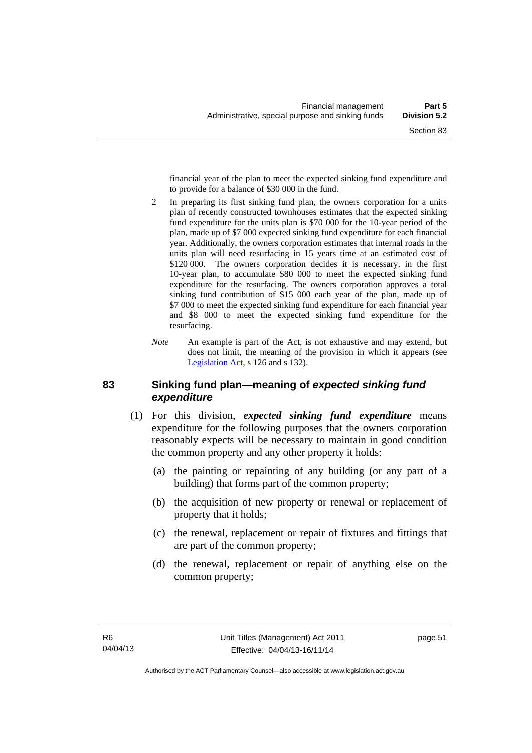financial year of the plan to meet the expected sinking fund expenditure and to provide for a balance of $30 000 in the fund.

2 In preparing its first sinking fund plan, the owners corporation for a units plan of recently constructed townhouses estimates that the expected sinking fund expenditure for the units plan is $70 000 for the 10-year period of the plan, made up of $7 000 expected sinking fund expenditure for each financial year. Additionally, the owners corporation estimates that internal roads in the units plan will need resurfacing in 15 years time at an estimated cost of $120 000. The owners corporation decides it is necessary, in the first 10-year plan, to accumulate $80 000 to meet the expected sinking fund expenditure for the resurfacing. The owners corporation approves a total sinking fund contribution of $15 000 each year of the plan, made up of $7 000 to meet the expected sinking fund expenditure for each financial year and $8 000 to meet the expected sinking fund expenditure for the resurfacing.

*Note* An example is part of the Act, is not exhaustive and may extend, but does not limit, the meaning of the provision in which it appears (see Legislation Act, s 126 and s 132).

### 83 Sinking fund plan—meaning of *expected sinking fund expenditure*

(1) For this division, ***expected sinking fund expenditure*** means expenditure for the following purposes that the owners corporation reasonably expects will be necessary to maintain in good condition the common property and any other property it holds:

(a) the painting or repainting of any building (or any part of a building) that forms part of the common property;

(b) the acquisition of new property or renewal or replacement of property that it holds;

(c) the renewal, replacement or repair of fixtures and fittings that are part of the common property;

(d) the renewal, replacement or repair of anything else on the common property;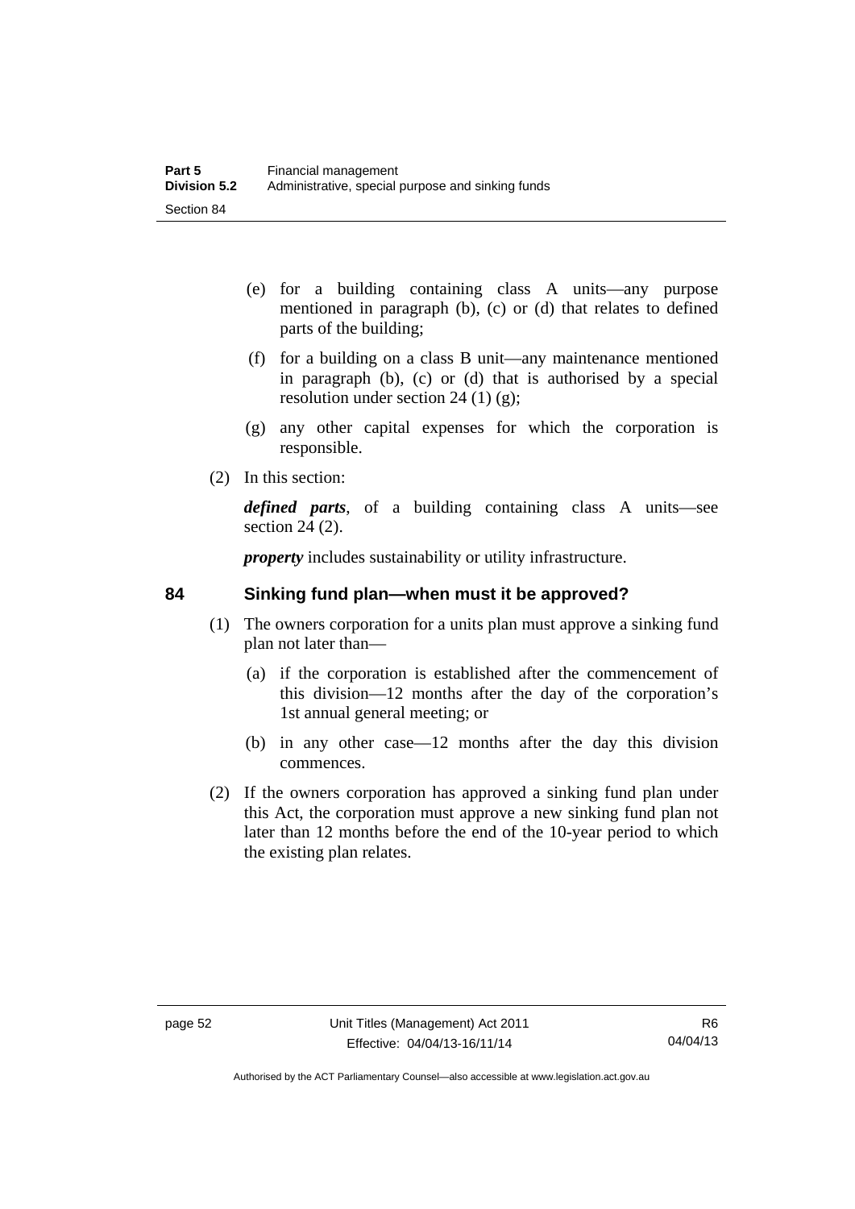(e) for a building containing class A units—any purpose mentioned in paragraph (b), (c) or (d) that relates to defined parts of the building;

(f) for a building on a class B unit—any maintenance mentioned in paragraph (b), (c) or (d) that is authorised by a special resolution under section 24 (1) (g);

(g) any other capital expenses for which the corporation is responsible.

(2) In this section:

***defined parts***, of a building containing class A units—see section 24 (2).

***property*** includes sustainability or utility infrastructure.

## 84 Sinking fund plan—when must it be approved?

(1) The owners corporation for a units plan must approve a sinking fund plan not later than—

(a) if the corporation is established after the commencement of this division—12 months after the day of the corporation's 1st annual general meeting; or

(b) in any other case—12 months after the day this division commences.

(2) If the owners corporation has approved a sinking fund plan under this Act, the corporation must approve a new sinking fund plan not later than 12 months before the end of the 10-year period to which the existing plan relates.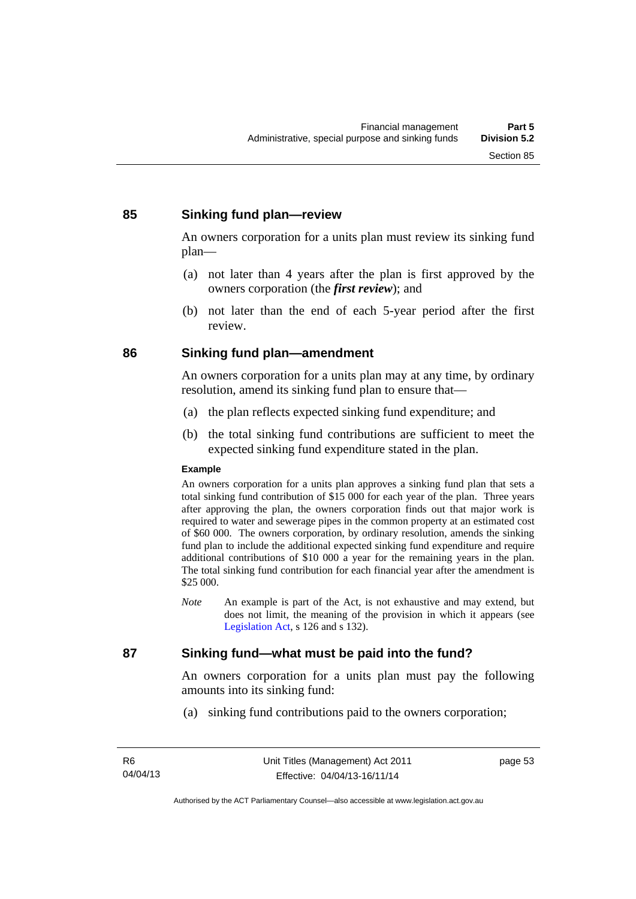## 85 Sinking fund plan—review

An owners corporation for a units plan must review its sinking fund plan—

(a) not later than 4 years after the plan is first approved by the owners corporation (the ***first review***); and

(b) not later than the end of each 5-year period after the first review.

## 86 Sinking fund plan—amendment

An owners corporation for a units plan may at any time, by ordinary resolution, amend its sinking fund plan to ensure that—

(a) the plan reflects expected sinking fund expenditure; and

(b) the total sinking fund contributions are sufficient to meet the expected sinking fund expenditure stated in the plan.

**Example**

An owners corporation for a units plan approves a sinking fund plan that sets a total sinking fund contribution of $15 000 for each year of the plan. Three years after approving the plan, the owners corporation finds out that major work is required to water and sewerage pipes in the common property at an estimated cost of $60 000. The owners corporation, by ordinary resolution, amends the sinking fund plan to include the additional expected sinking fund expenditure and require additional contributions of $10 000 a year for the remaining years in the plan. The total sinking fund contribution for each financial year after the amendment is $25 000.

*Note* An example is part of the Act, is not exhaustive and may extend, but does not limit, the meaning of the provision in which it appears (see Legislation Act, s 126 and s 132).

## 87 Sinking fund—what must be paid into the fund?

An owners corporation for a units plan must pay the following amounts into its sinking fund:

(a) sinking fund contributions paid to the owners corporation;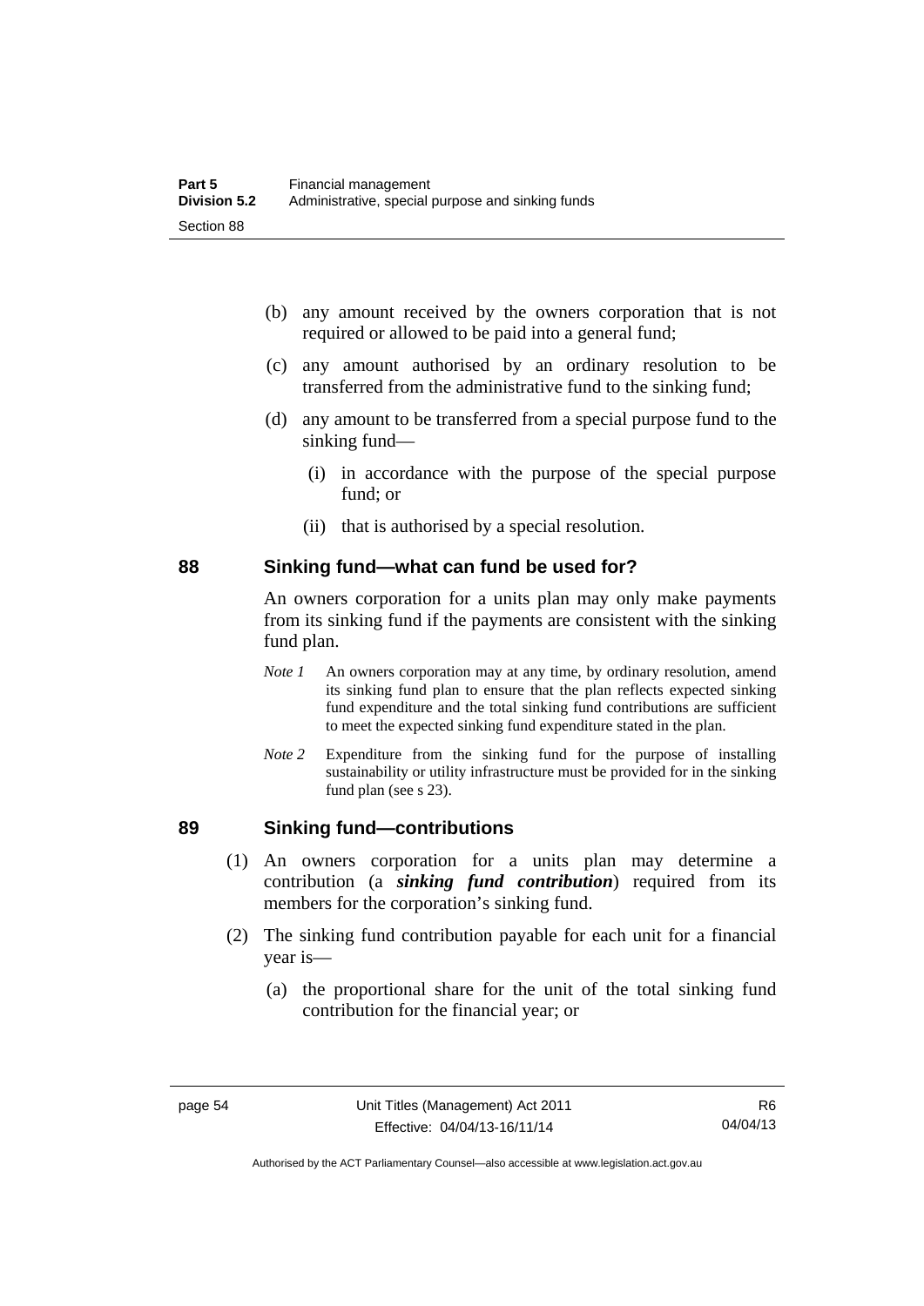(b) any amount received by the owners corporation that is not required or allowed to be paid into a general fund;

(c) any amount authorised by an ordinary resolution to be transferred from the administrative fund to the sinking fund;

(d) any amount to be transferred from a special purpose fund to the sinking fund—

  (i) in accordance with the purpose of the special purpose fund; or

  (ii) that is authorised by a special resolution.

## 88 Sinking fund—what can fund be used for?

An owners corporation for a units plan may only make payments from its sinking fund if the payments are consistent with the sinking fund plan.

*Note 1* An owners corporation may at any time, by ordinary resolution, amend its sinking fund plan to ensure that the plan reflects expected sinking fund expenditure and the total sinking fund contributions are sufficient to meet the expected sinking fund expenditure stated in the plan.

*Note 2* Expenditure from the sinking fund for the purpose of installing sustainability or utility infrastructure must be provided for in the sinking fund plan (see s 23).

## 89 Sinking fund—contributions

(1) An owners corporation for a units plan may determine a contribution (a ***sinking fund contribution***) required from its members for the corporation's sinking fund.

(2) The sinking fund contribution payable for each unit for a financial year is—

  (a) the proportional share for the unit of the total sinking fund contribution for the financial year; or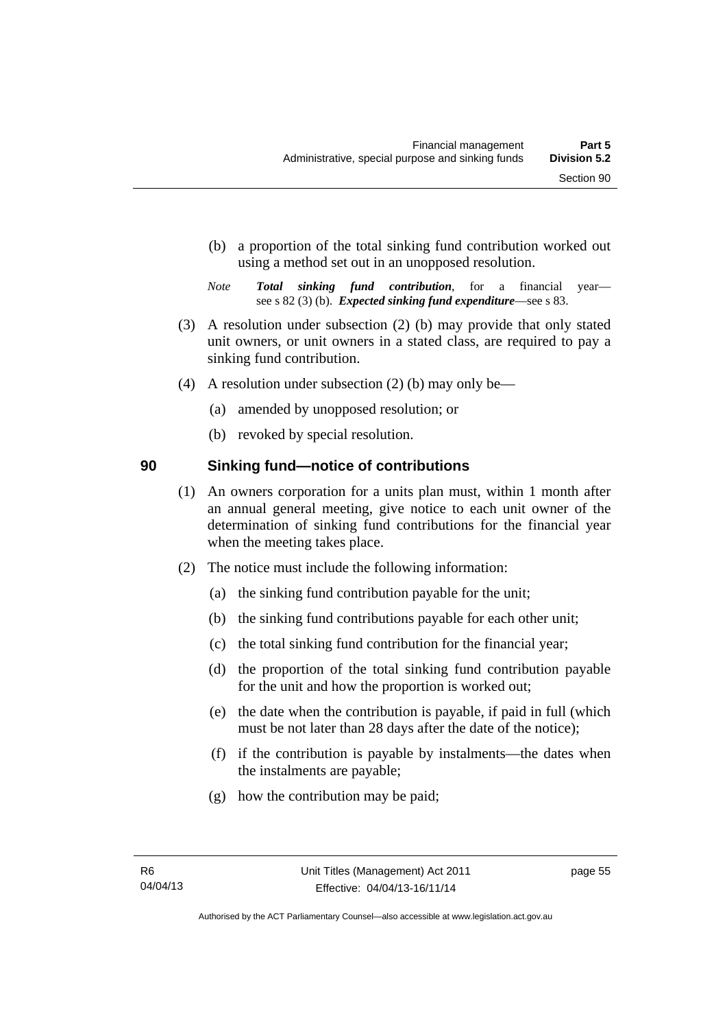(b) a proportion of the total sinking fund contribution worked out using a method set out in an unopposed resolution.

*Note* ***Total sinking fund contribution***, for a financial year—see s 82 (3) (b). ***Expected sinking fund expenditure***—see s 83.

(3) A resolution under subsection (2) (b) may provide that only stated unit owners, or unit owners in a stated class, are required to pay a sinking fund contribution.

(4) A resolution under subsection (2) (b) may only be—

(a) amended by unopposed resolution; or

(b) revoked by special resolution.

## 90 Sinking fund—notice of contributions

(1) An owners corporation for a units plan must, within 1 month after an annual general meeting, give notice to each unit owner of the determination of sinking fund contributions for the financial year when the meeting takes place.

(2) The notice must include the following information:

(a) the sinking fund contribution payable for the unit;

(b) the sinking fund contributions payable for each other unit;

(c) the total sinking fund contribution for the financial year;

(d) the proportion of the total sinking fund contribution payable for the unit and how the proportion is worked out;

(e) the date when the contribution is payable, if paid in full (which must be not later than 28 days after the date of the notice);

(f) if the contribution is payable by instalments—the dates when the instalments are payable;

(g) how the contribution may be paid;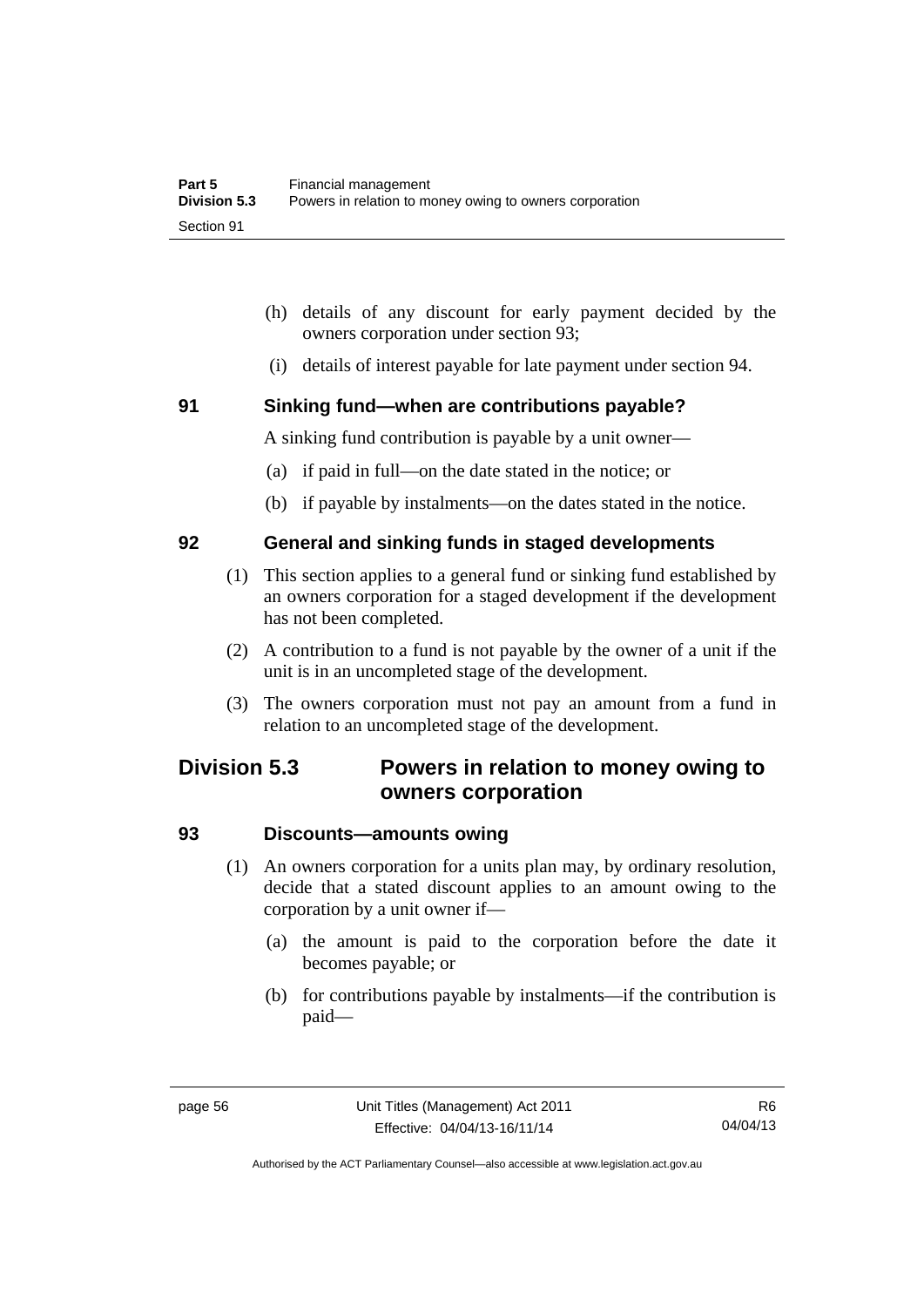(h) details of any discount for early payment decided by the owners corporation under section 93;

(i) details of interest payable for late payment under section 94.

### 91 Sinking fund—when are contributions payable?

A sinking fund contribution is payable by a unit owner—

(a) if paid in full—on the date stated in the notice; or

(b) if payable by instalments—on the dates stated in the notice.

### 92 General and sinking funds in staged developments

(1) This section applies to a general fund or sinking fund established by an owners corporation for a staged development if the development has not been completed.

(2) A contribution to a fund is not payable by the owner of a unit if the unit is in an uncompleted stage of the development.

(3) The owners corporation must not pay an amount from a fund in relation to an uncompleted stage of the development.

## Division 5.3 Powers in relation to money owing to owners corporation

### 93 Discounts—amounts owing

(1) An owners corporation for a units plan may, by ordinary resolution, decide that a stated discount applies to an amount owing to the corporation by a unit owner if—

(a) the amount is paid to the corporation before the date it becomes payable; or

(b) for contributions payable by instalments—if the contribution is paid—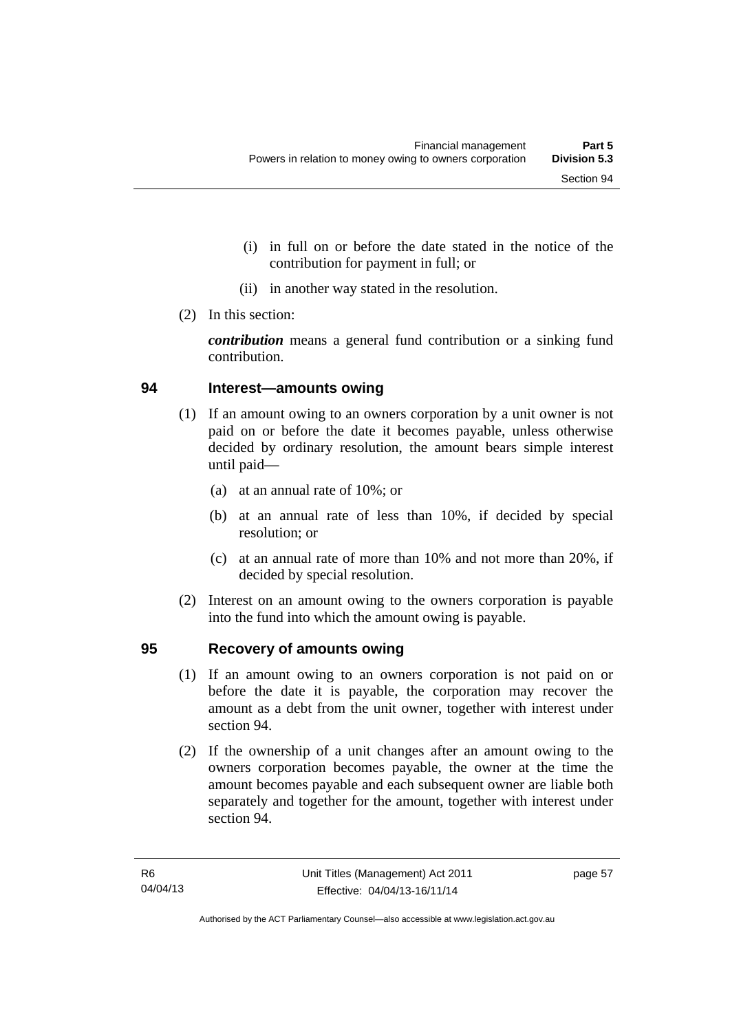(i) in full on or before the date stated in the notice of the contribution for payment in full; or

(ii) in another way stated in the resolution.

(2) In this section:

***contribution*** means a general fund contribution or a sinking fund contribution.

## 94 Interest—amounts owing

(1) If an amount owing to an owners corporation by a unit owner is not paid on or before the date it becomes payable, unless otherwise decided by ordinary resolution, the amount bears simple interest until paid—

(a) at an annual rate of 10%; or

(b) at an annual rate of less than 10%, if decided by special resolution; or

(c) at an annual rate of more than 10% and not more than 20%, if decided by special resolution.

(2) Interest on an amount owing to the owners corporation is payable into the fund into which the amount owing is payable.

## 95 Recovery of amounts owing

(1) If an amount owing to an owners corporation is not paid on or before the date it is payable, the corporation may recover the amount as a debt from the unit owner, together with interest under section 94.

(2) If the ownership of a unit changes after an amount owing to the owners corporation becomes payable, the owner at the time the amount becomes payable and each subsequent owner are liable both separately and together for the amount, together with interest under section 94.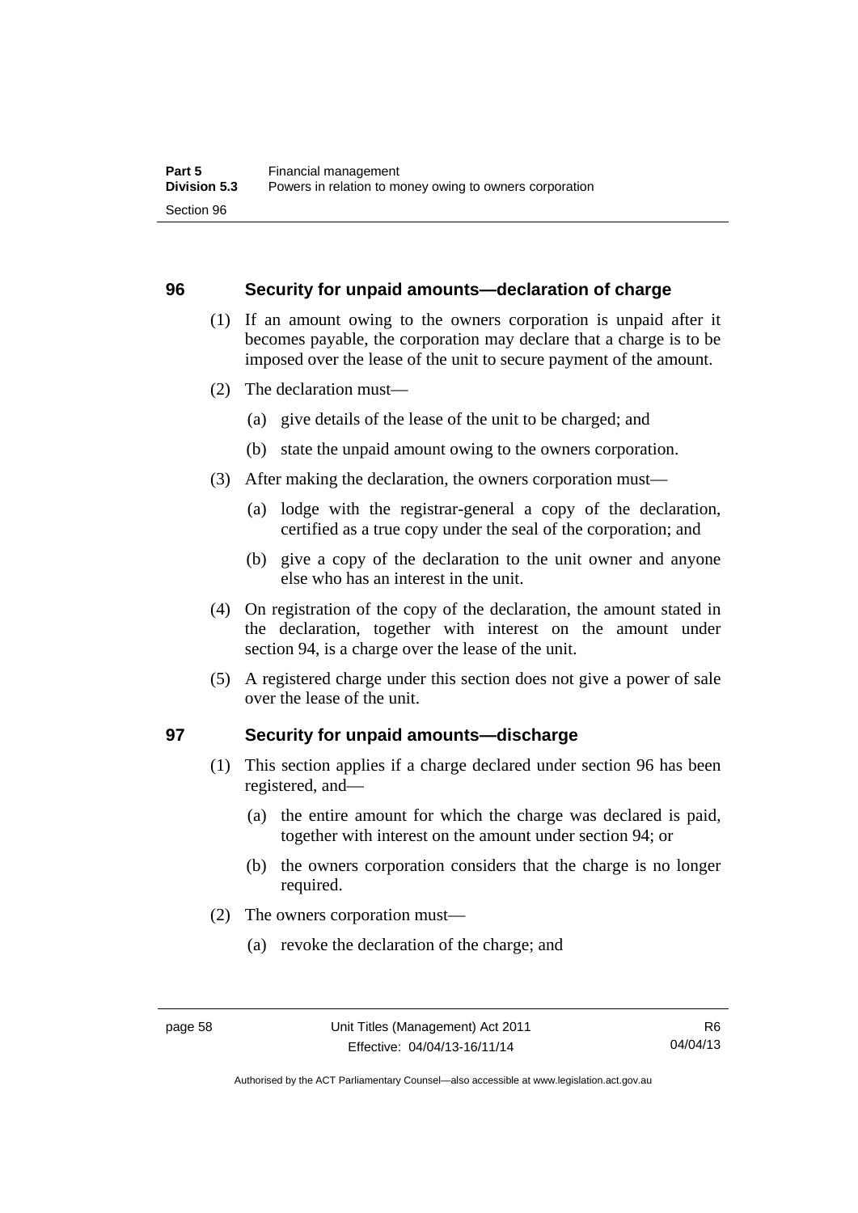## 96 Security for unpaid amounts—declaration of charge

(1) If an amount owing to the owners corporation is unpaid after it becomes payable, the corporation may declare that a charge is to be imposed over the lease of the unit to secure payment of the amount.

(2) The declaration must—

(a) give details of the lease of the unit to be charged; and

(b) state the unpaid amount owing to the owners corporation.

(3) After making the declaration, the owners corporation must—

(a) lodge with the registrar-general a copy of the declaration, certified as a true copy under the seal of the corporation; and

(b) give a copy of the declaration to the unit owner and anyone else who has an interest in the unit.

(4) On registration of the copy of the declaration, the amount stated in the declaration, together with interest on the amount under section 94, is a charge over the lease of the unit.

(5) A registered charge under this section does not give a power of sale over the lease of the unit.

## 97 Security for unpaid amounts—discharge

(1) This section applies if a charge declared under section 96 has been registered, and—

(a) the entire amount for which the charge was declared is paid, together with interest on the amount under section 94; or

(b) the owners corporation considers that the charge is no longer required.

(2) The owners corporation must—

(a) revoke the declaration of the charge; and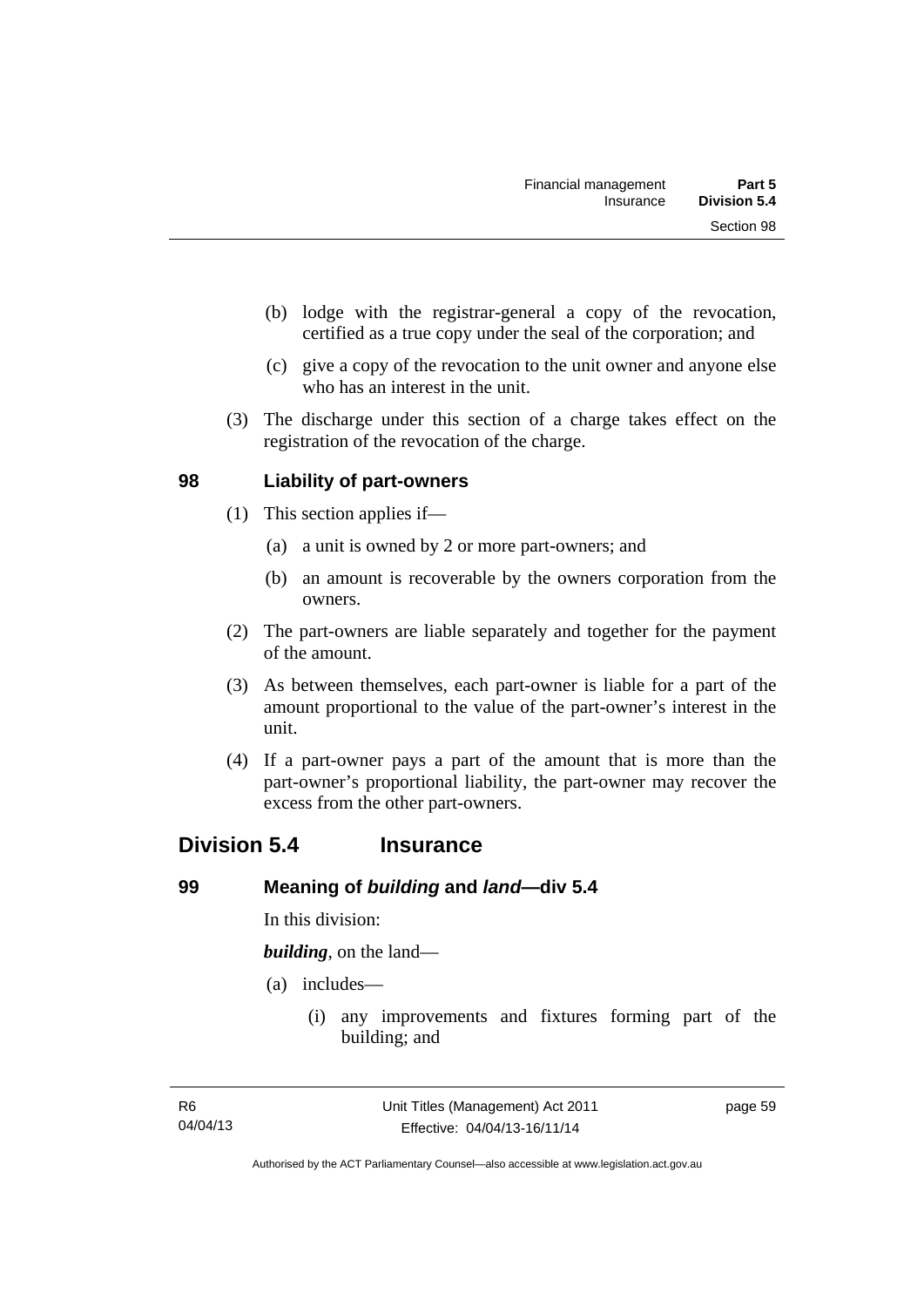(b) lodge with the registrar-general a copy of the revocation, certified as a true copy under the seal of the corporation; and

(c) give a copy of the revocation to the unit owner and anyone else who has an interest in the unit.

(3) The discharge under this section of a charge takes effect on the registration of the revocation of the charge.

### 98 Liability of part-owners

(1) This section applies if—

(a) a unit is owned by 2 or more part-owners; and

(b) an amount is recoverable by the owners corporation from the owners.

(2) The part-owners are liable separately and together for the payment of the amount.

(3) As between themselves, each part-owner is liable for a part of the amount proportional to the value of the part-owner's interest in the unit.

(4) If a part-owner pays a part of the amount that is more than the part-owner's proportional liability, the part-owner may recover the excess from the other part-owners.

## Division 5.4 Insurance

### 99 Meaning of *building* and *land*—div 5.4

In this division:

***building***, on the land—

(a) includes—

(i) any improvements and fixtures forming part of the building; and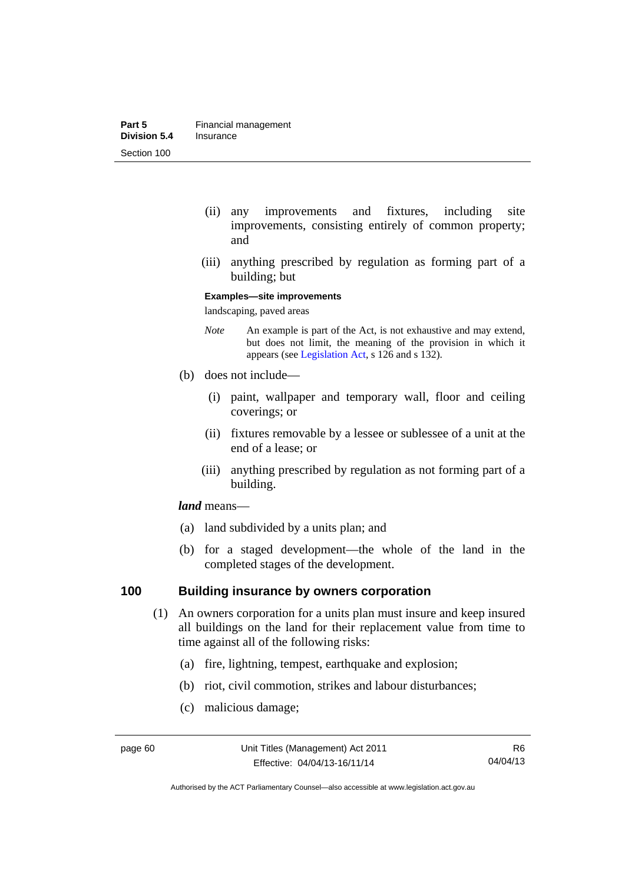(ii) any improvements and fixtures, including site improvements, consisting entirely of common property; and

(iii) anything prescribed by regulation as forming part of a building; but

**Examples—site improvements**

landscaping, paved areas

*Note* An example is part of the Act, is not exhaustive and may extend, but does not limit, the meaning of the provision in which it appears (see Legislation Act, s 126 and s 132).

(b) does not include—

(i) paint, wallpaper and temporary wall, floor and ceiling coverings; or

(ii) fixtures removable by a lessee or sublessee of a unit at the end of a lease; or

(iii) anything prescribed by regulation as not forming part of a building.

***land*** means—

(a) land subdivided by a units plan; and

(b) for a staged development—the whole of the land in the completed stages of the development.

## 100 Building insurance by owners corporation

(1) An owners corporation for a units plan must insure and keep insured all buildings on the land for their replacement value from time to time against all of the following risks:

(a) fire, lightning, tempest, earthquake and explosion;

(b) riot, civil commotion, strikes and labour disturbances;

(c) malicious damage;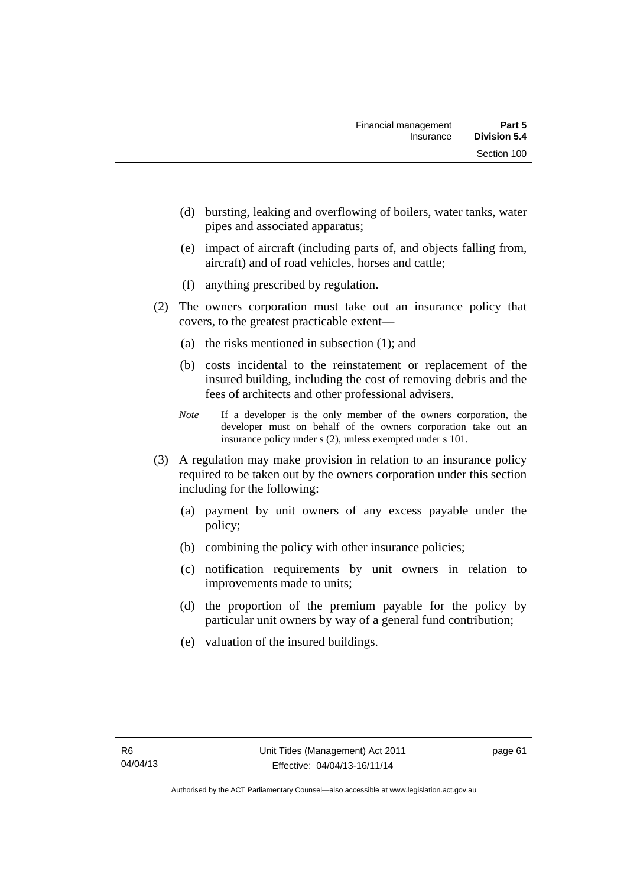(d) bursting, leaking and overflowing of boilers, water tanks, water pipes and associated apparatus;

(e) impact of aircraft (including parts of, and objects falling from, aircraft) and of road vehicles, horses and cattle;

(f) anything prescribed by regulation.

(2) The owners corporation must take out an insurance policy that covers, to the greatest practicable extent—

(a) the risks mentioned in subsection (1); and

(b) costs incidental to the reinstatement or replacement of the insured building, including the cost of removing debris and the fees of architects and other professional advisers.

*Note* If a developer is the only member of the owners corporation, the developer must on behalf of the owners corporation take out an insurance policy under s (2), unless exempted under s 101.

(3) A regulation may make provision in relation to an insurance policy required to be taken out by the owners corporation under this section including for the following:

(a) payment by unit owners of any excess payable under the policy;

(b) combining the policy with other insurance policies;

(c) notification requirements by unit owners in relation to improvements made to units;

(d) the proportion of the premium payable for the policy by particular unit owners by way of a general fund contribution;

(e) valuation of the insured buildings.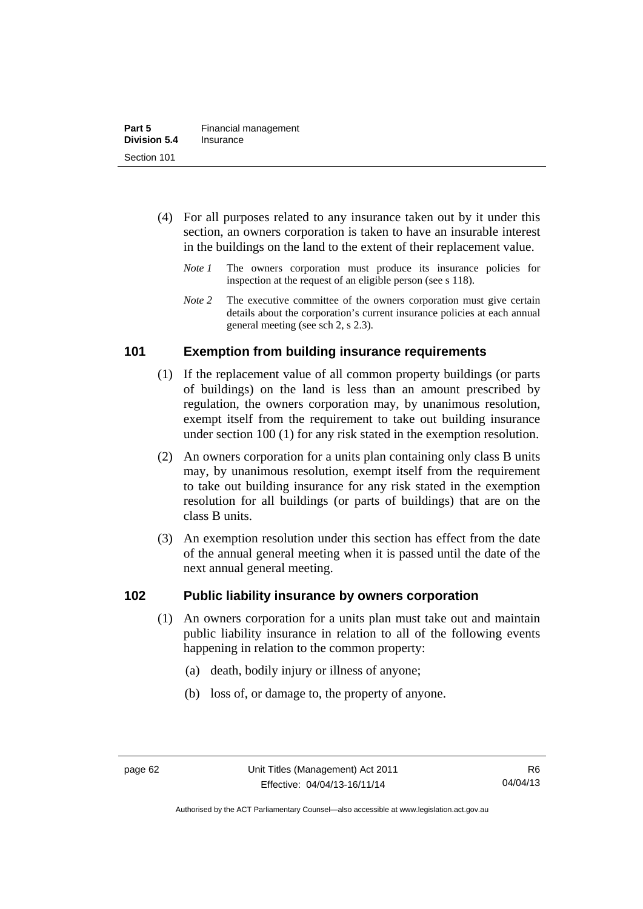(4) For all purposes related to any insurance taken out by it under this section, an owners corporation is taken to have an insurable interest in the buildings on the land to the extent of their replacement value.

*Note 1* The owners corporation must produce its insurance policies for inspection at the request of an eligible person (see s 118).

*Note 2* The executive committee of the owners corporation must give certain details about the corporation's current insurance policies at each annual general meeting (see sch 2, s 2.3).

## 101 Exemption from building insurance requirements

(1) If the replacement value of all common property buildings (or parts of buildings) on the land is less than an amount prescribed by regulation, the owners corporation may, by unanimous resolution, exempt itself from the requirement to take out building insurance under section 100 (1) for any risk stated in the exemption resolution.

(2) An owners corporation for a units plan containing only class B units may, by unanimous resolution, exempt itself from the requirement to take out building insurance for any risk stated in the exemption resolution for all buildings (or parts of buildings) that are on the class B units.

(3) An exemption resolution under this section has effect from the date of the annual general meeting when it is passed until the date of the next annual general meeting.

## 102 Public liability insurance by owners corporation

(1) An owners corporation for a units plan must take out and maintain public liability insurance in relation to all of the following events happening in relation to the common property:

(a) death, bodily injury or illness of anyone;

(b) loss of, or damage to, the property of anyone.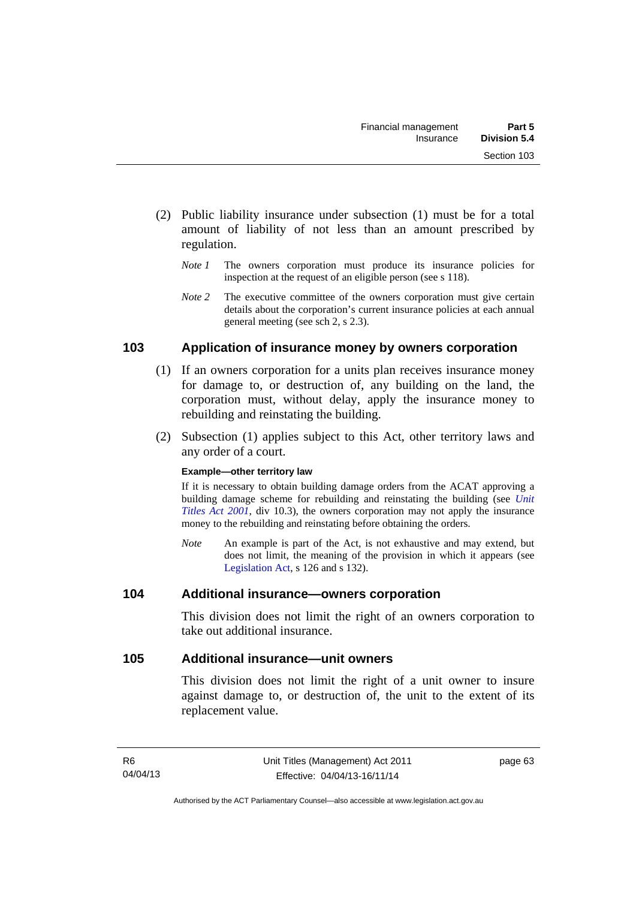(2) Public liability insurance under subsection (1) must be for a total amount of liability of not less than an amount prescribed by regulation.

*Note 1* The owners corporation must produce its insurance policies for inspection at the request of an eligible person (see s 118).

*Note 2* The executive committee of the owners corporation must give certain details about the corporation's current insurance policies at each annual general meeting (see sch 2, s 2.3).

## 103 Application of insurance money by owners corporation

(1) If an owners corporation for a units plan receives insurance money for damage to, or destruction of, any building on the land, the corporation must, without delay, apply the insurance money to rebuilding and reinstating the building.

(2) Subsection (1) applies subject to this Act, other territory laws and any order of a court.

**Example—other territory law**

If it is necessary to obtain building damage orders from the ACAT approving a building damage scheme for rebuilding and reinstating the building (see *Unit Titles Act 2001*, div 10.3), the owners corporation may not apply the insurance money to the rebuilding and reinstating before obtaining the orders.

*Note* An example is part of the Act, is not exhaustive and may extend, but does not limit, the meaning of the provision in which it appears (see Legislation Act, s 126 and s 132).

## 104 Additional insurance—owners corporation

This division does not limit the right of an owners corporation to take out additional insurance.

## 105 Additional insurance—unit owners

This division does not limit the right of a unit owner to insure against damage to, or destruction of, the unit to the extent of its replacement value.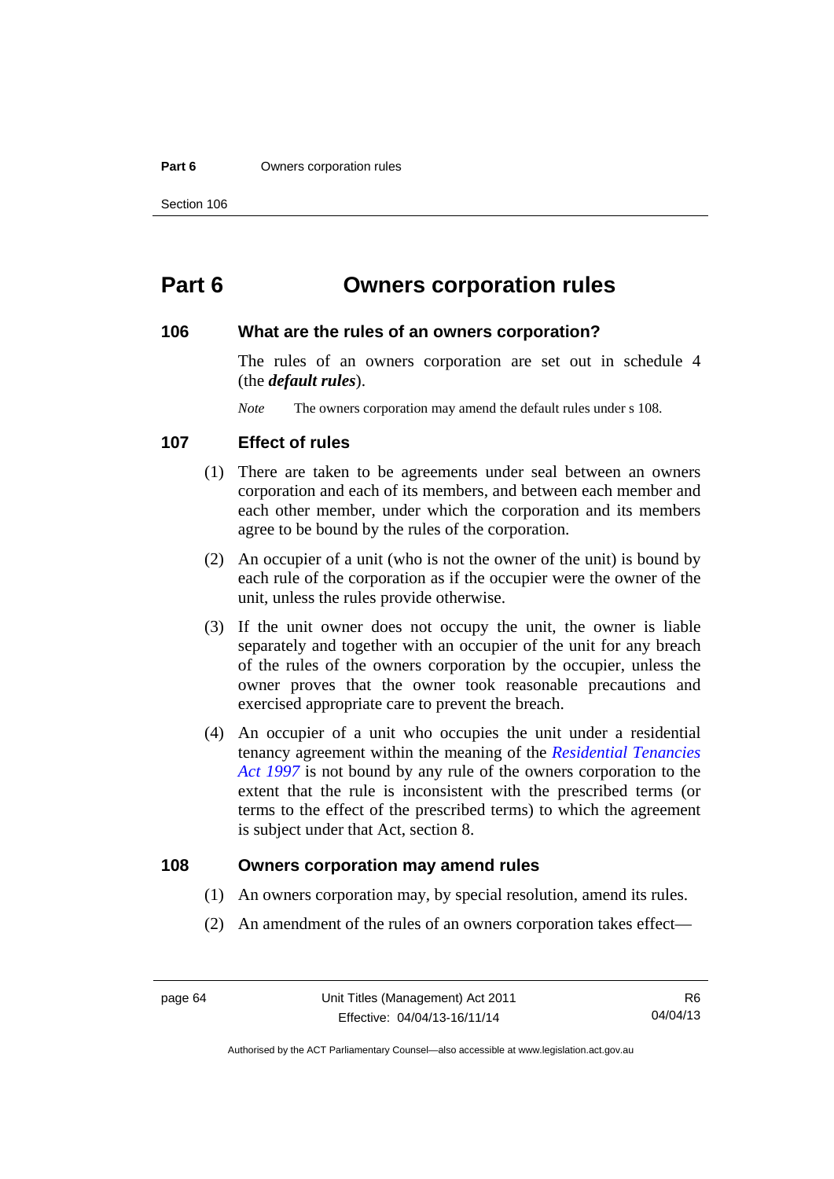# Part 6 Owners corporation rules

## 106 What are the rules of an owners corporation?

The rules of an owners corporation are set out in schedule 4 (the ***default rules***).

*Note* The owners corporation may amend the default rules under s 108.

## 107 Effect of rules

(1) There are taken to be agreements under seal between an owners corporation and each of its members, and between each member and each other member, under which the corporation and its members agree to be bound by the rules of the corporation.

(2) An occupier of a unit (who is not the owner of the unit) is bound by each rule of the corporation as if the occupier were the owner of the unit, unless the rules provide otherwise.

(3) If the unit owner does not occupy the unit, the owner is liable separately and together with an occupier of the unit for any breach of the rules of the owners corporation by the occupier, unless the owner proves that the owner took reasonable precautions and exercised appropriate care to prevent the breach.

(4) An occupier of a unit who occupies the unit under a residential tenancy agreement within the meaning of the *Residential Tenancies Act 1997* is not bound by any rule of the owners corporation to the extent that the rule is inconsistent with the prescribed terms (or terms to the effect of the prescribed terms) to which the agreement is subject under that Act, section 8.

## 108 Owners corporation may amend rules

(1) An owners corporation may, by special resolution, amend its rules.

(2) An amendment of the rules of an owners corporation takes effect—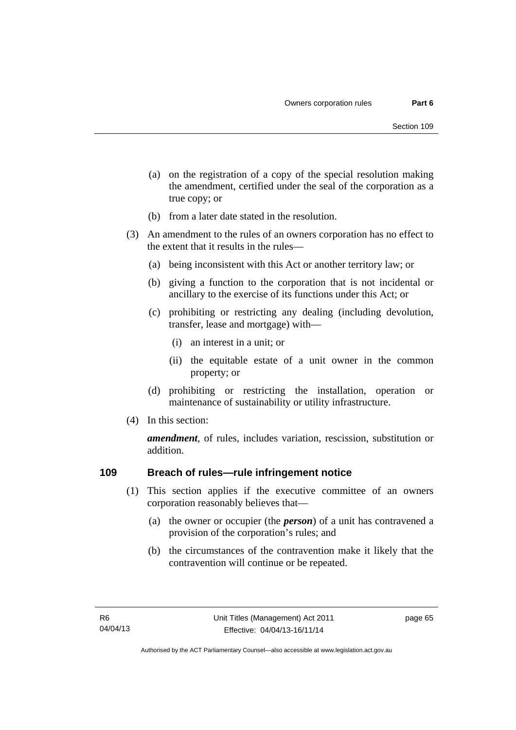(a) on the registration of a copy of the special resolution making the amendment, certified under the seal of the corporation as a true copy; or

(b) from a later date stated in the resolution.

(3) An amendment to the rules of an owners corporation has no effect to the extent that it results in the rules—

(a) being inconsistent with this Act or another territory law; or

(b) giving a function to the corporation that is not incidental or ancillary to the exercise of its functions under this Act; or

(c) prohibiting or restricting any dealing (including devolution, transfer, lease and mortgage) with—

(i) an interest in a unit; or

(ii) the equitable estate of a unit owner in the common property; or

(d) prohibiting or restricting the installation, operation or maintenance of sustainability or utility infrastructure.

(4) In this section:

***amendment***, of rules, includes variation, rescission, substitution or addition.

## 109 Breach of rules—rule infringement notice

(1) This section applies if the executive committee of an owners corporation reasonably believes that—

(a) the owner or occupier (the ***person***) of a unit has contravened a provision of the corporation's rules; and

(b) the circumstances of the contravention make it likely that the contravention will continue or be repeated.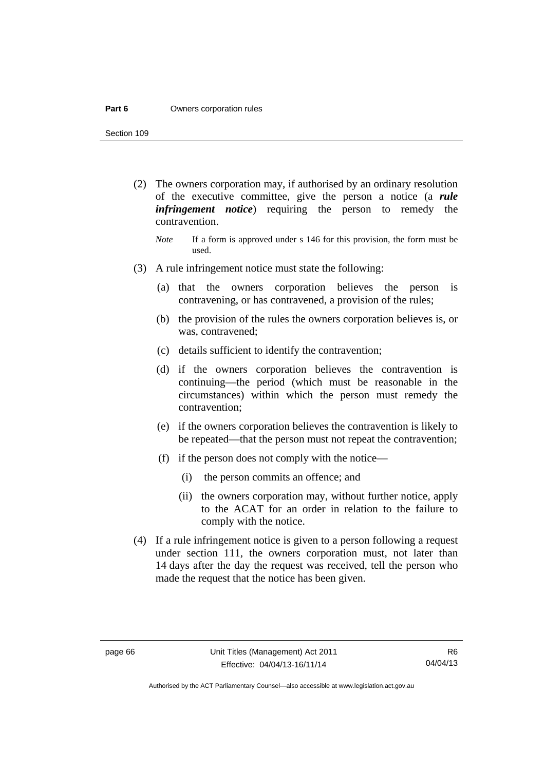(2) The owners corporation may, if authorised by an ordinary resolution of the executive committee, give the person a notice (a ***rule infringement notice***) requiring the person to remedy the contravention.

*Note* If a form is approved under s 146 for this provision, the form must be used.

(3) A rule infringement notice must state the following:

(a) that the owners corporation believes the person is contravening, or has contravened, a provision of the rules;

(b) the provision of the rules the owners corporation believes is, or was, contravened;

(c) details sufficient to identify the contravention;

(d) if the owners corporation believes the contravention is continuing—the period (which must be reasonable in the circumstances) within which the person must remedy the contravention;

(e) if the owners corporation believes the contravention is likely to be repeated—that the person must not repeat the contravention;

(f) if the person does not comply with the notice—

(i) the person commits an offence; and

(ii) the owners corporation may, without further notice, apply to the ACAT for an order in relation to the failure to comply with the notice.

(4) If a rule infringement notice is given to a person following a request under section 111, the owners corporation must, not later than 14 days after the day the request was received, tell the person who made the request that the notice has been given.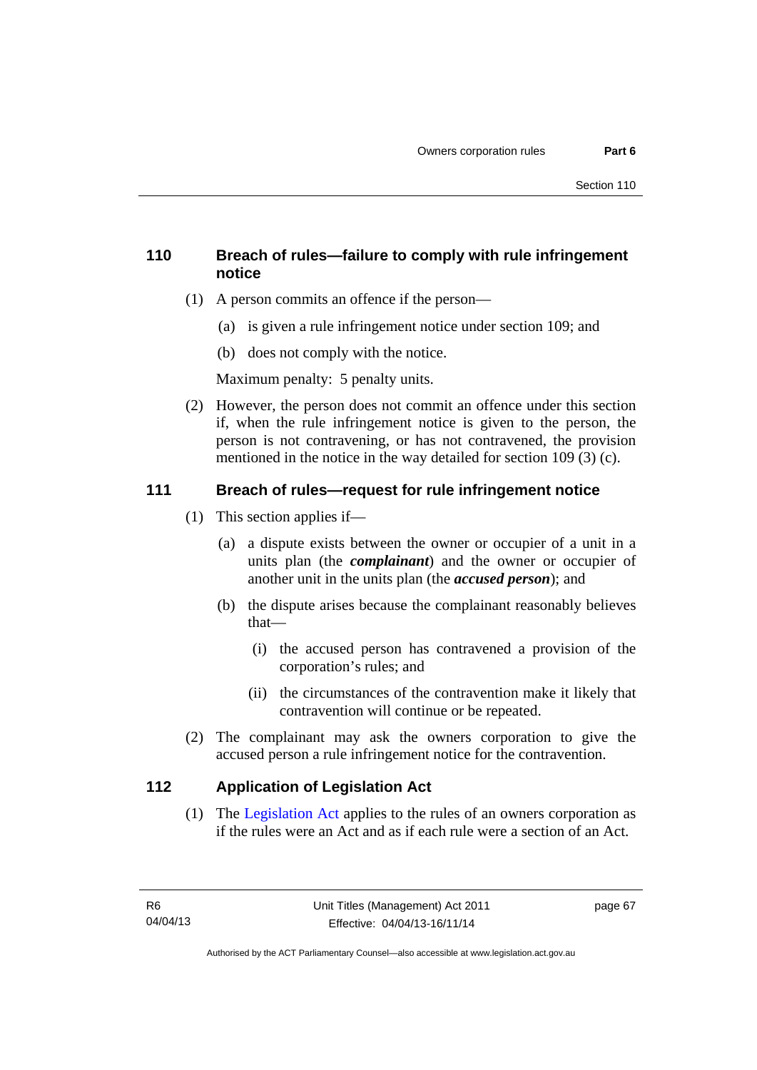### 110 Breach of rules—failure to comply with rule infringement notice

(1) A person commits an offence if the person—

(a) is given a rule infringement notice under section 109; and

(b) does not comply with the notice.

Maximum penalty: 5 penalty units.

(2) However, the person does not commit an offence under this section if, when the rule infringement notice is given to the person, the person is not contravening, or has not contravened, the provision mentioned in the notice in the way detailed for section 109 (3) (c).

### 111 Breach of rules—request for rule infringement notice

(1) This section applies if—

(a) a dispute exists between the owner or occupier of a unit in a units plan (the ***complainant***) and the owner or occupier of another unit in the units plan (the ***accused person***); and

(b) the dispute arises because the complainant reasonably believes that—

(i) the accused person has contravened a provision of the corporation's rules; and

(ii) the circumstances of the contravention make it likely that contravention will continue or be repeated.

(2) The complainant may ask the owners corporation to give the accused person a rule infringement notice for the contravention.

### 112 Application of Legislation Act

(1) The Legislation Act applies to the rules of an owners corporation as if the rules were an Act and as if each rule were a section of an Act.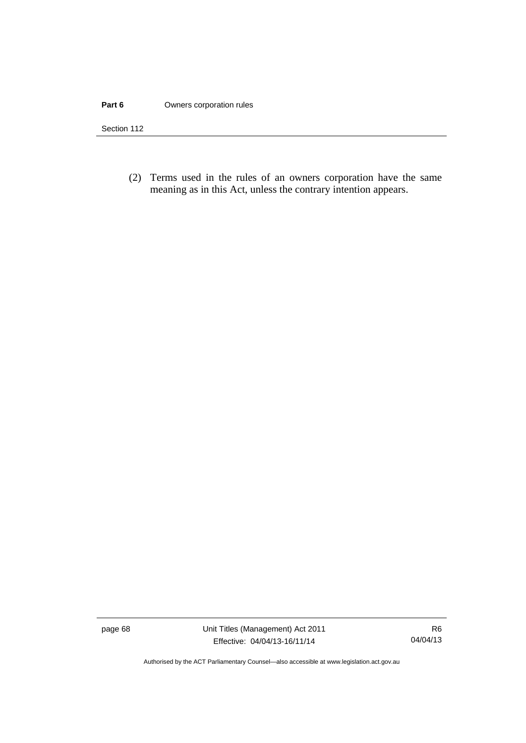(2) Terms used in the rules of an owners corporation have the same meaning as in this Act, unless the contrary intention appears.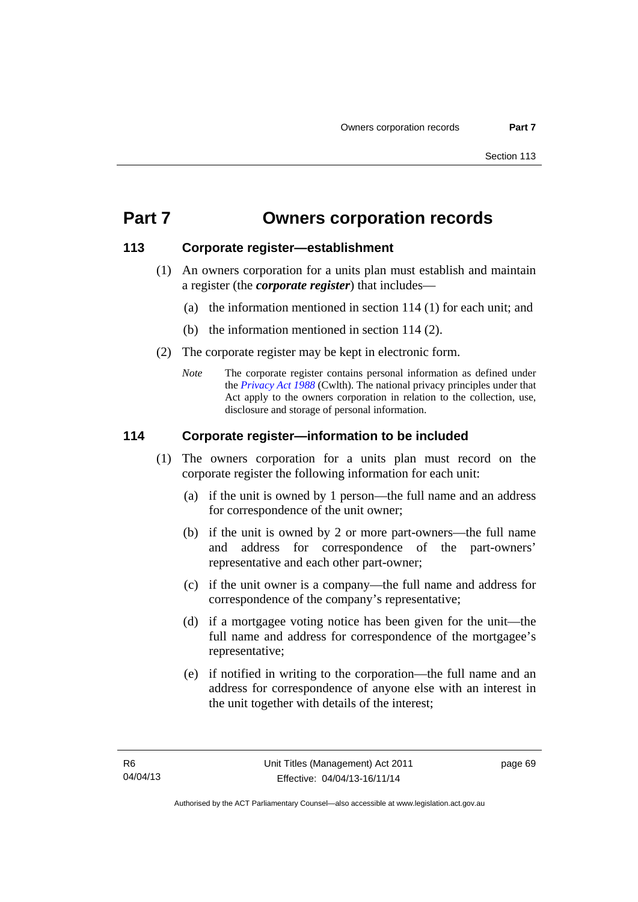# Part 7 Owners corporation records

## 113 Corporate register—establishment

(1) An owners corporation for a units plan must establish and maintain a register (the ***corporate register***) that includes—

(a) the information mentioned in section 114 (1) for each unit; and

(b) the information mentioned in section 114 (2).

(2) The corporate register may be kept in electronic form.

*Note* The corporate register contains personal information as defined under the *Privacy Act 1988* (Cwlth). The national privacy principles under that Act apply to the owners corporation in relation to the collection, use, disclosure and storage of personal information.

## 114 Corporate register—information to be included

(1) The owners corporation for a units plan must record on the corporate register the following information for each unit:

(a) if the unit is owned by 1 person—the full name and an address for correspondence of the unit owner;

(b) if the unit is owned by 2 or more part-owners—the full name and address for correspondence of the part-owners' representative and each other part-owner;

(c) if the unit owner is a company—the full name and address for correspondence of the company's representative;

(d) if a mortgagee voting notice has been given for the unit—the full name and address for correspondence of the mortgagee's representative;

(e) if notified in writing to the corporation—the full name and an address for correspondence of anyone else with an interest in the unit together with details of the interest;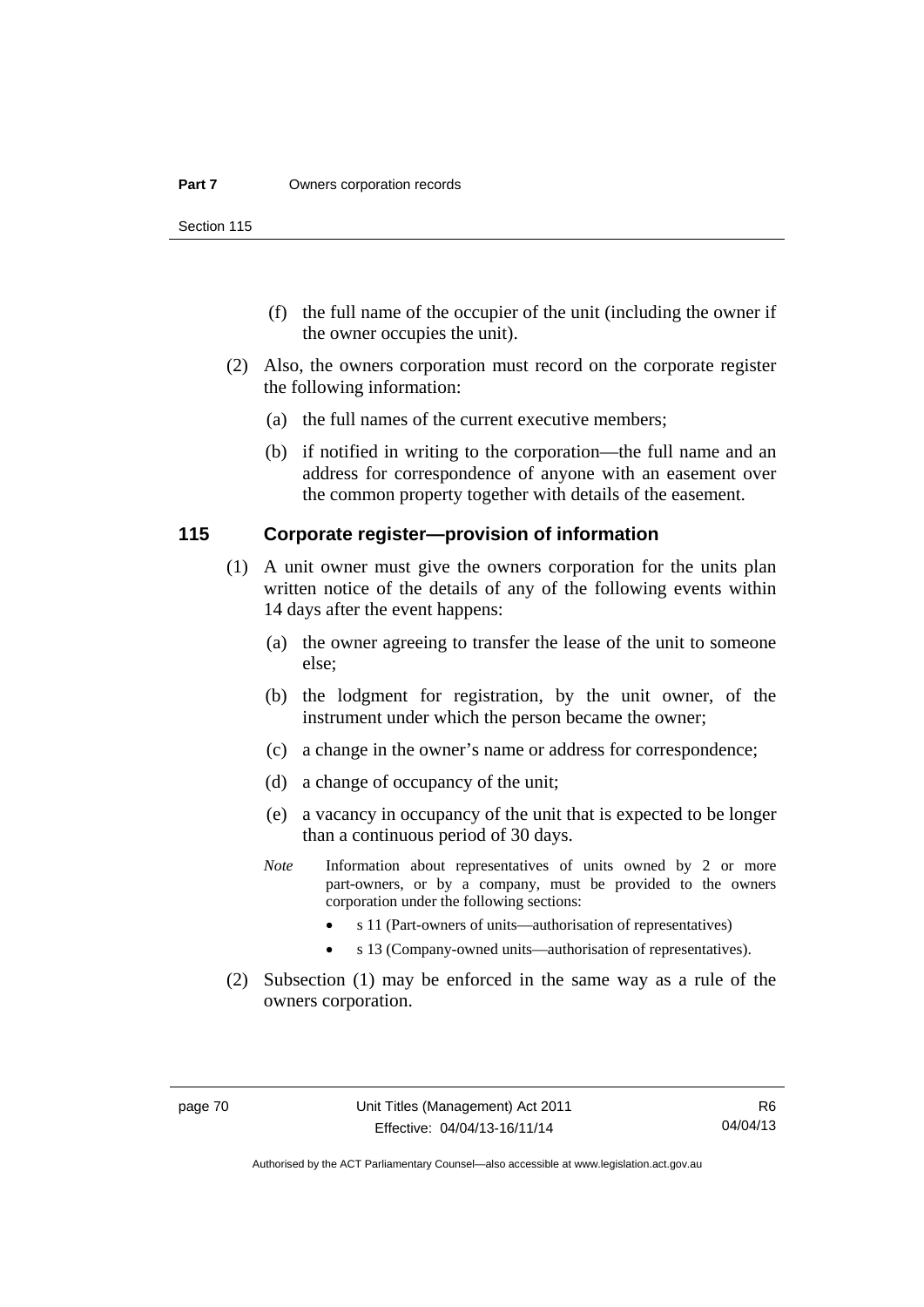(f) the full name of the occupier of the unit (including the owner if the owner occupies the unit).

(2) Also, the owners corporation must record on the corporate register the following information:

(a) the full names of the current executive members;

(b) if notified in writing to the corporation—the full name and an address for correspondence of anyone with an easement over the common property together with details of the easement.

### 115 Corporate register—provision of information

(1) A unit owner must give the owners corporation for the units plan written notice of the details of any of the following events within 14 days after the event happens:

(a) the owner agreeing to transfer the lease of the unit to someone else;

(b) the lodgment for registration, by the unit owner, of the instrument under which the person became the owner;

(c) a change in the owner's name or address for correspondence;

(d) a change of occupancy of the unit;

(e) a vacancy in occupancy of the unit that is expected to be longer than a continuous period of 30 days.

*Note* Information about representatives of units owned by 2 or more part-owners, or by a company, must be provided to the owners corporation under the following sections:

- s 11 (Part-owners of units—authorisation of representatives)
- s 13 (Company-owned units—authorisation of representatives).

(2) Subsection (1) may be enforced in the same way as a rule of the owners corporation.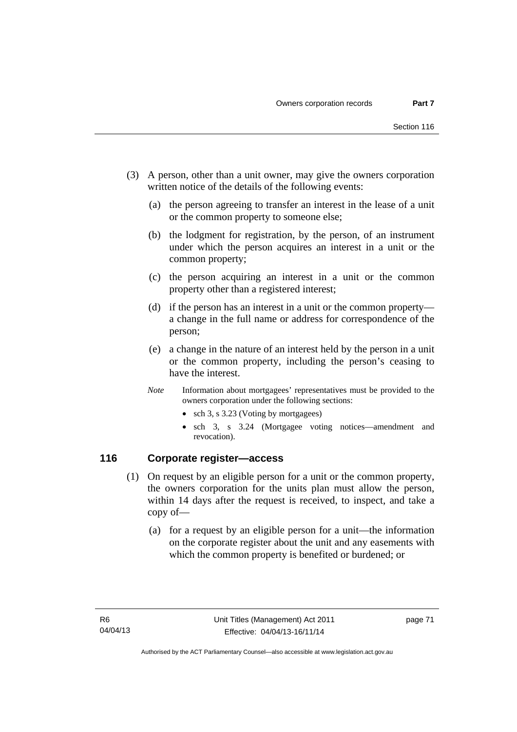(3) A person, other than a unit owner, may give the owners corporation written notice of the details of the following events:

(a) the person agreeing to transfer an interest in the lease of a unit or the common property to someone else;

(b) the lodgment for registration, by the person, of an instrument under which the person acquires an interest in a unit or the common property;

(c) the person acquiring an interest in a unit or the common property other than a registered interest;

(d) if the person has an interest in a unit or the common property—a change in the full name or address for correspondence of the person;

(e) a change in the nature of an interest held by the person in a unit or the common property, including the person's ceasing to have the interest.

*Note* Information about mortgagees' representatives must be provided to the owners corporation under the following sections:

- sch 3, s 3.23 (Voting by mortgagees)
- sch 3, s 3.24 (Mortgagee voting notices—amendment and revocation).

## 116 Corporate register—access

(1) On request by an eligible person for a unit or the common property, the owners corporation for the units plan must allow the person, within 14 days after the request is received, to inspect, and take a copy of—

(a) for a request by an eligible person for a unit—the information on the corporate register about the unit and any easements with which the common property is benefited or burdened; or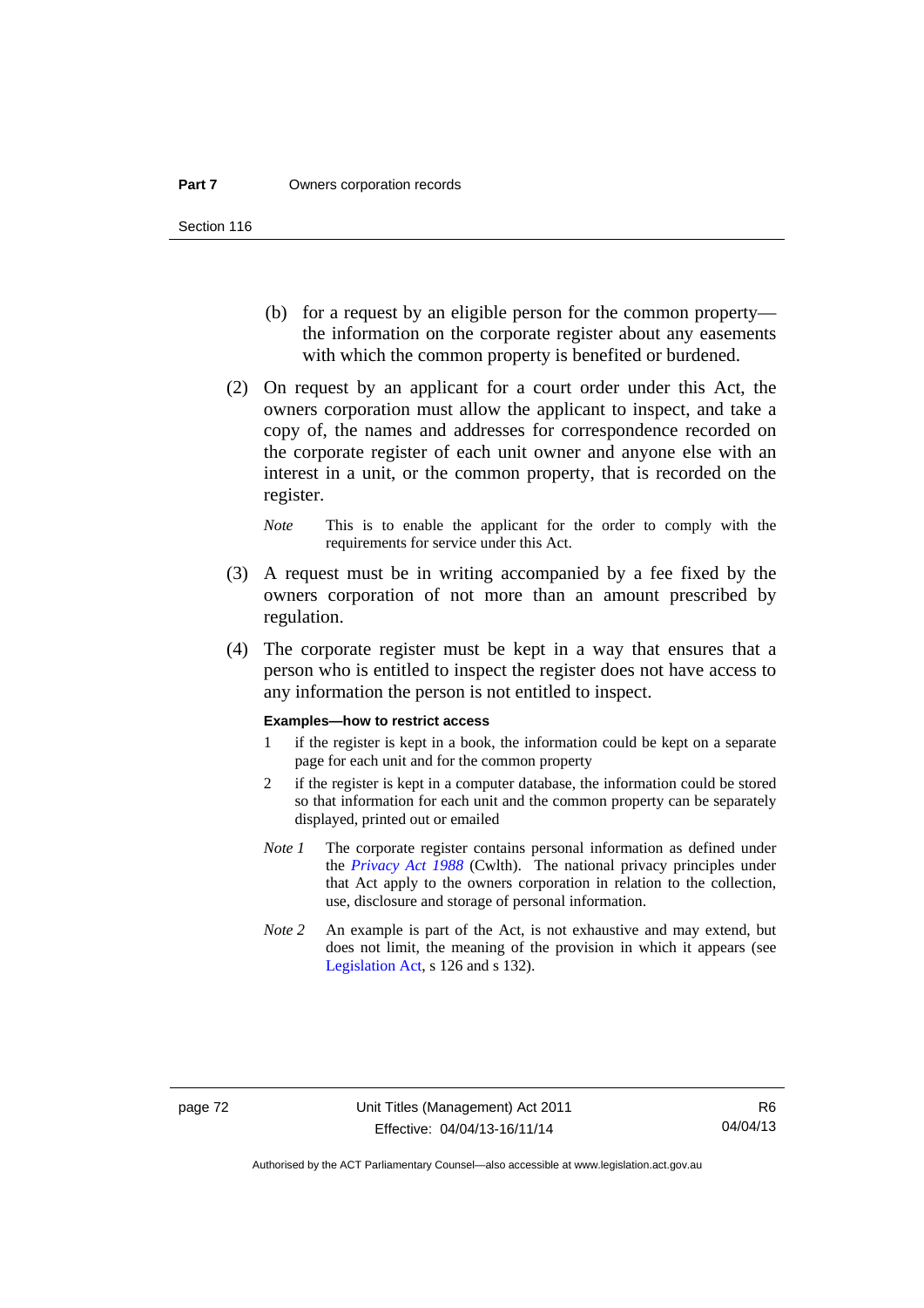(b) for a request by an eligible person for the common property—the information on the corporate register about any easements with which the common property is benefited or burdened.

(2) On request by an applicant for a court order under this Act, the owners corporation must allow the applicant to inspect, and take a copy of, the names and addresses for correspondence recorded on the corporate register of each unit owner and anyone else with an interest in a unit, or the common property, that is recorded on the register.

*Note* This is to enable the applicant for the order to comply with the requirements for service under this Act.

(3) A request must be in writing accompanied by a fee fixed by the owners corporation of not more than an amount prescribed by regulation.

(4) The corporate register must be kept in a way that ensures that a person who is entitled to inspect the register does not have access to any information the person is not entitled to inspect.

**Examples—how to restrict access**

1 if the register is kept in a book, the information could be kept on a separate page for each unit and for the common property

2 if the register is kept in a computer database, the information could be stored so that information for each unit and the common property can be separately displayed, printed out or emailed

*Note 1* The corporate register contains personal information as defined under the *Privacy Act 1988* (Cwlth). The national privacy principles under that Act apply to the owners corporation in relation to the collection, use, disclosure and storage of personal information.

*Note 2* An example is part of the Act, is not exhaustive and may extend, but does not limit, the meaning of the provision in which it appears (see Legislation Act, s 126 and s 132).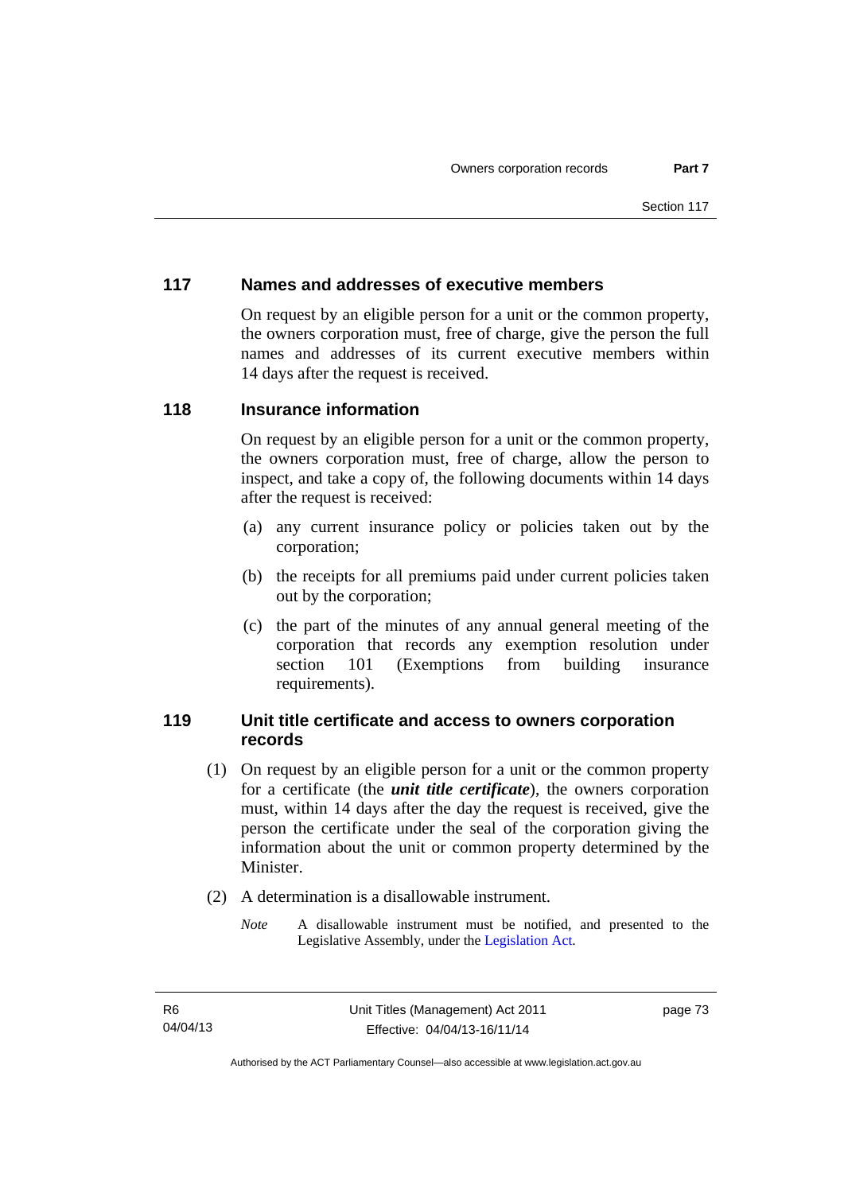## 117 Names and addresses of executive members

On request by an eligible person for a unit or the common property, the owners corporation must, free of charge, give the person the full names and addresses of its current executive members within 14 days after the request is received.

## 118 Insurance information

On request by an eligible person for a unit or the common property, the owners corporation must, free of charge, allow the person to inspect, and take a copy of, the following documents within 14 days after the request is received:

(a) any current insurance policy or policies taken out by the corporation;

(b) the receipts for all premiums paid under current policies taken out by the corporation;

(c) the part of the minutes of any annual general meeting of the corporation that records any exemption resolution under section 101 (Exemptions from building insurance requirements).

## 119 Unit title certificate and access to owners corporation records

(1) On request by an eligible person for a unit or the common property for a certificate (the ***unit title certificate***), the owners corporation must, within 14 days after the day the request is received, give the person the certificate under the seal of the corporation giving the information about the unit or common property determined by the Minister.

(2) A determination is a disallowable instrument.

*Note* A disallowable instrument must be notified, and presented to the Legislative Assembly, under the Legislation Act.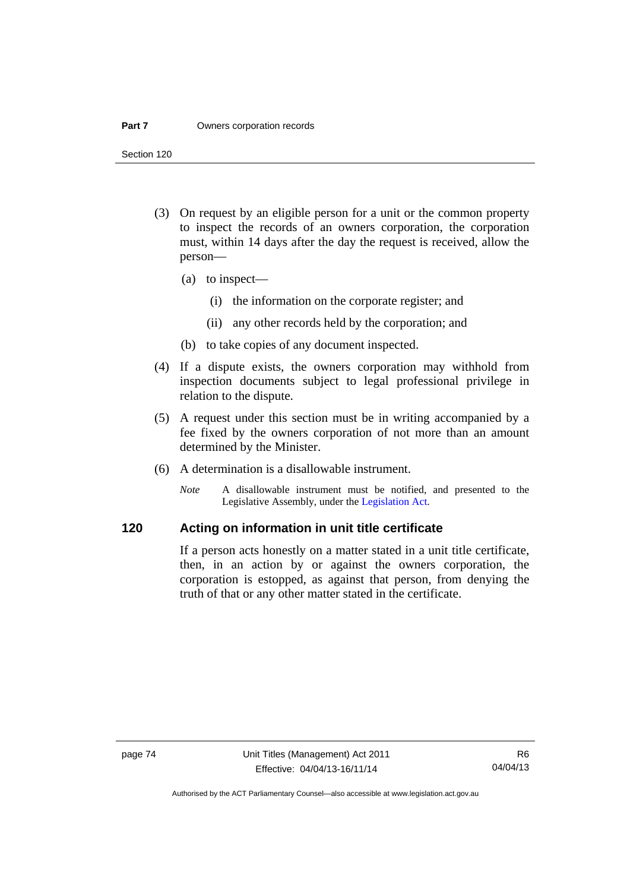(3) On request by an eligible person for a unit or the common property to inspect the records of an owners corporation, the corporation must, within 14 days after the day the request is received, allow the person—

(a) to inspect—

(i) the information on the corporate register; and

(ii) any other records held by the corporation; and

(b) to take copies of any document inspected.

(4) If a dispute exists, the owners corporation may withhold from inspection documents subject to legal professional privilege in relation to the dispute.

(5) A request under this section must be in writing accompanied by a fee fixed by the owners corporation of not more than an amount determined by the Minister.

(6) A determination is a disallowable instrument.

*Note* A disallowable instrument must be notified, and presented to the Legislative Assembly, under the Legislation Act.

## 120 Acting on information in unit title certificate

If a person acts honestly on a matter stated in a unit title certificate, then, in an action by or against the owners corporation, the corporation is estopped, as against that person, from denying the truth of that or any other matter stated in the certificate.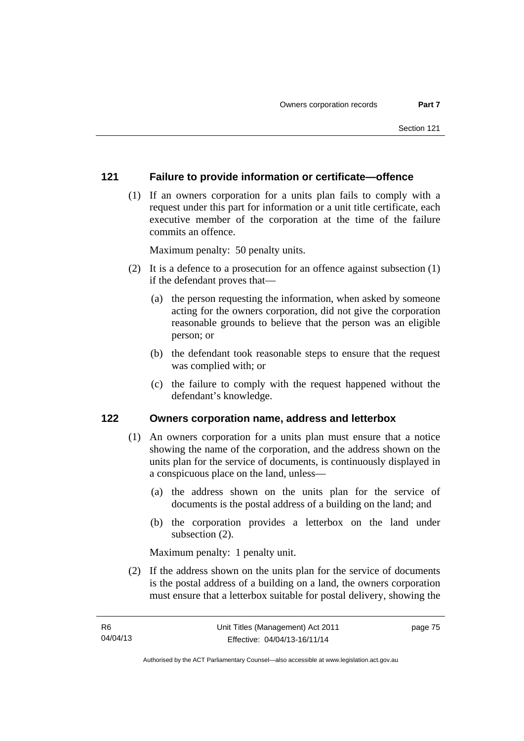## 121 Failure to provide information or certificate—offence

(1) If an owners corporation for a units plan fails to comply with a request under this part for information or a unit title certificate, each executive member of the corporation at the time of the failure commits an offence.

Maximum penalty: 50 penalty units.

(2) It is a defence to a prosecution for an offence against subsection (1) if the defendant proves that—

(a) the person requesting the information, when asked by someone acting for the owners corporation, did not give the corporation reasonable grounds to believe that the person was an eligible person; or

(b) the defendant took reasonable steps to ensure that the request was complied with; or

(c) the failure to comply with the request happened without the defendant's knowledge.

## 122 Owners corporation name, address and letterbox

(1) An owners corporation for a units plan must ensure that a notice showing the name of the corporation, and the address shown on the units plan for the service of documents, is continuously displayed in a conspicuous place on the land, unless—

(a) the address shown on the units plan for the service of documents is the postal address of a building on the land; and

(b) the corporation provides a letterbox on the land under subsection (2).

Maximum penalty: 1 penalty unit.

(2) If the address shown on the units plan for the service of documents is the postal address of a building on a land, the owners corporation must ensure that a letterbox suitable for postal delivery, showing the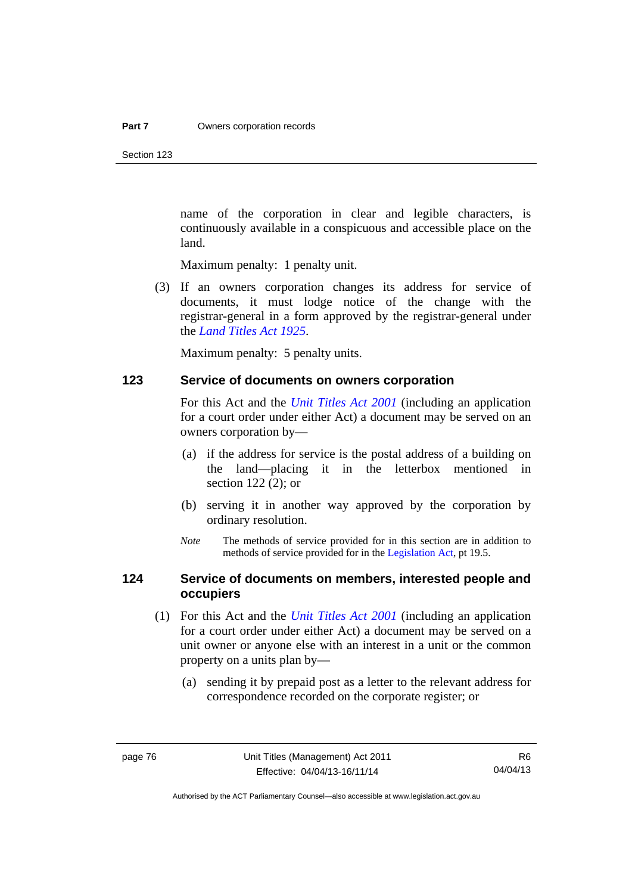name of the corporation in clear and legible characters, is continuously available in a conspicuous and accessible place on the land.

Maximum penalty: 1 penalty unit.

(3) If an owners corporation changes its address for service of documents, it must lodge notice of the change with the registrar-general in a form approved by the registrar-general under the *Land Titles Act 1925*.

Maximum penalty: 5 penalty units.

### 123 Service of documents on owners corporation

For this Act and the *Unit Titles Act 2001* (including an application for a court order under either Act) a document may be served on an owners corporation by—

(a) if the address for service is the postal address of a building on the land—placing it in the letterbox mentioned in section 122 (2); or

(b) serving it in another way approved by the corporation by ordinary resolution.

*Note* The methods of service provided for in this section are in addition to methods of service provided for in the Legislation Act, pt 19.5.

### 124 Service of documents on members, interested people and occupiers

(1) For this Act and the *Unit Titles Act 2001* (including an application for a court order under either Act) a document may be served on a unit owner or anyone else with an interest in a unit or the common property on a units plan by—

(a) sending it by prepaid post as a letter to the relevant address for correspondence recorded on the corporate register; or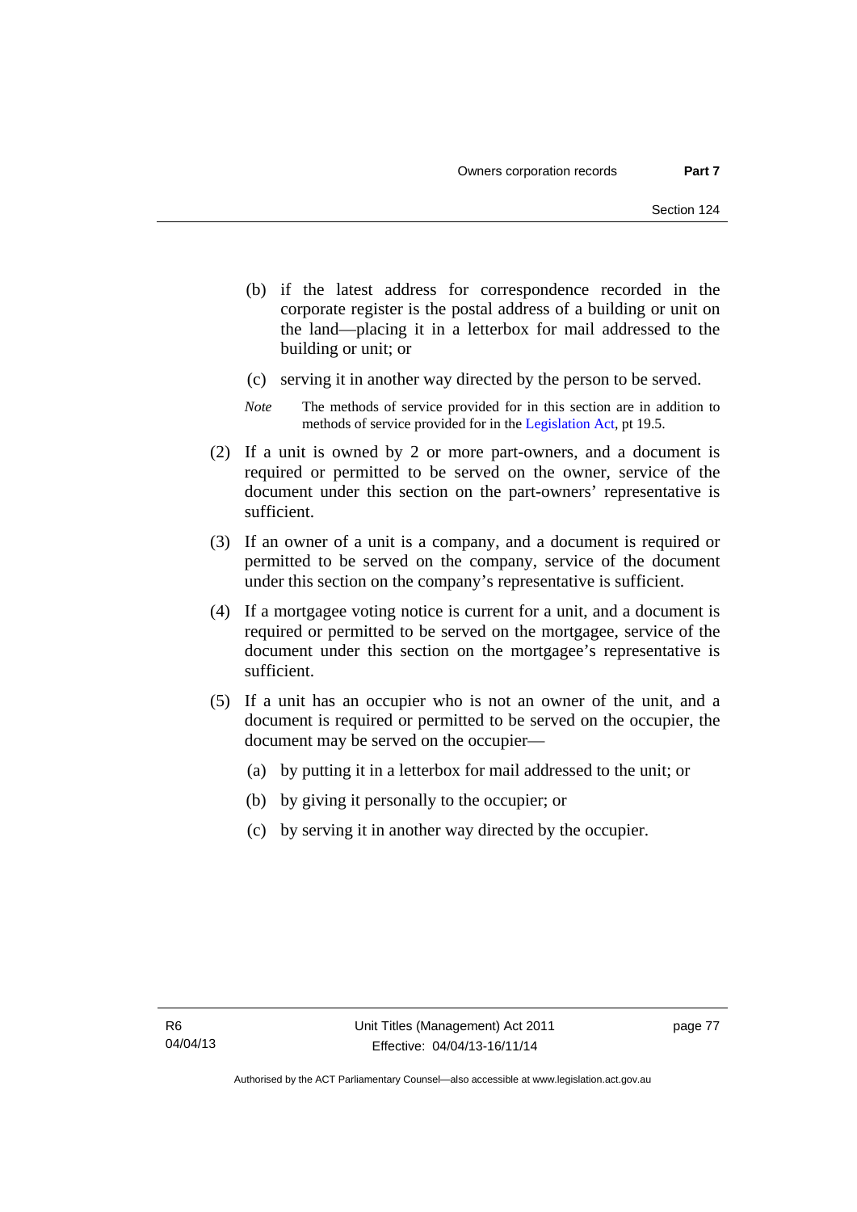(b) if the latest address for correspondence recorded in the corporate register is the postal address of a building or unit on the land—placing it in a letterbox for mail addressed to the building or unit; or

(c) serving it in another way directed by the person to be served.

*Note* The methods of service provided for in this section are in addition to methods of service provided for in the Legislation Act, pt 19.5.

(2) If a unit is owned by 2 or more part-owners, and a document is required or permitted to be served on the owner, service of the document under this section on the part-owners' representative is sufficient.

(3) If an owner of a unit is a company, and a document is required or permitted to be served on the company, service of the document under this section on the company's representative is sufficient.

(4) If a mortgagee voting notice is current for a unit, and a document is required or permitted to be served on the mortgagee, service of the document under this section on the mortgagee's representative is sufficient.

(5) If a unit has an occupier who is not an owner of the unit, and a document is required or permitted to be served on the occupier, the document may be served on the occupier—

(a) by putting it in a letterbox for mail addressed to the unit; or

(b) by giving it personally to the occupier; or

(c) by serving it in another way directed by the occupier.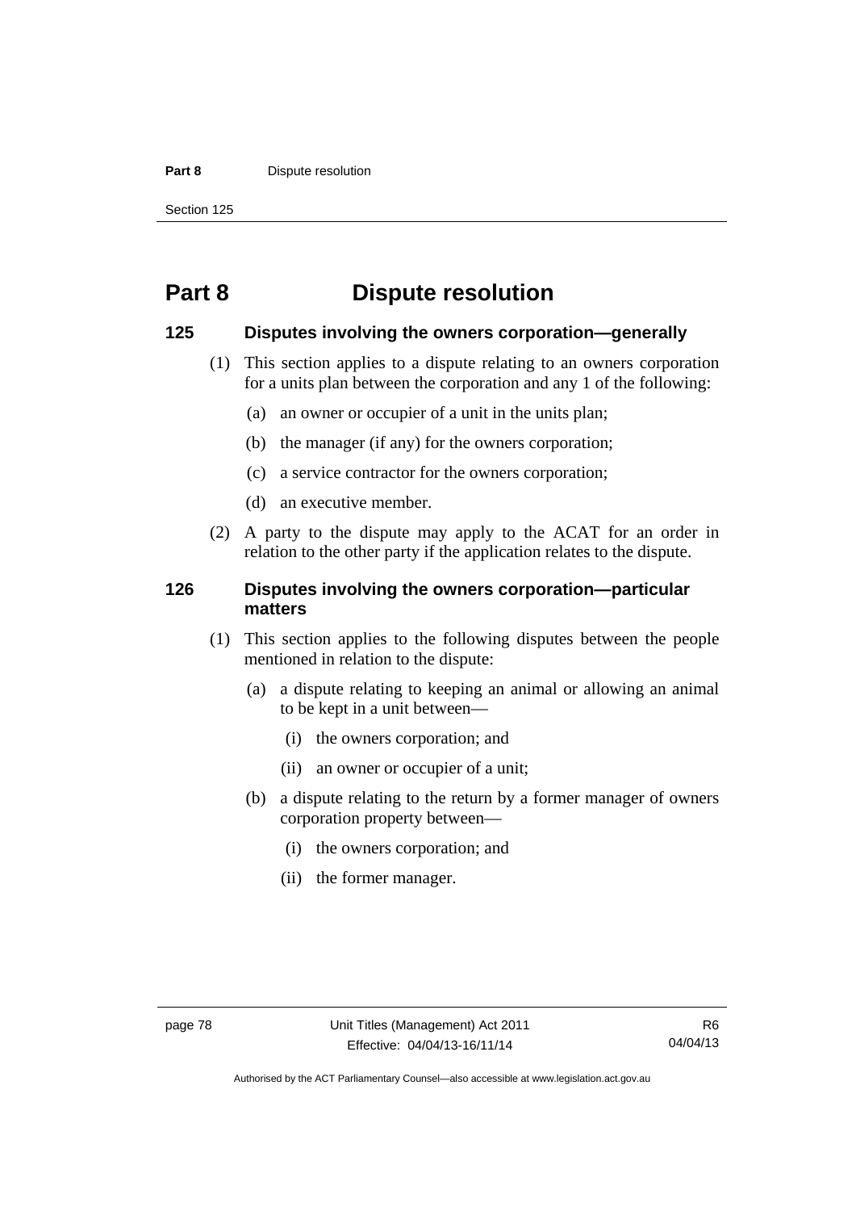# Part 8 Dispute resolution

## 125 Disputes involving the owners corporation—generally

(1) This section applies to a dispute relating to an owners corporation for a units plan between the corporation and any 1 of the following:

(a) an owner or occupier of a unit in the units plan;

(b) the manager (if any) for the owners corporation;

(c) a service contractor for the owners corporation;

(d) an executive member.

(2) A party to the dispute may apply to the ACAT for an order in relation to the other party if the application relates to the dispute.

## 126 Disputes involving the owners corporation—particular matters

(1) This section applies to the following disputes between the people mentioned in relation to the dispute:

(a) a dispute relating to keeping an animal or allowing an animal to be kept in a unit between—

(i) the owners corporation; and

(ii) an owner or occupier of a unit;

(b) a dispute relating to the return by a former manager of owners corporation property between—

(i) the owners corporation; and

(ii) the former manager.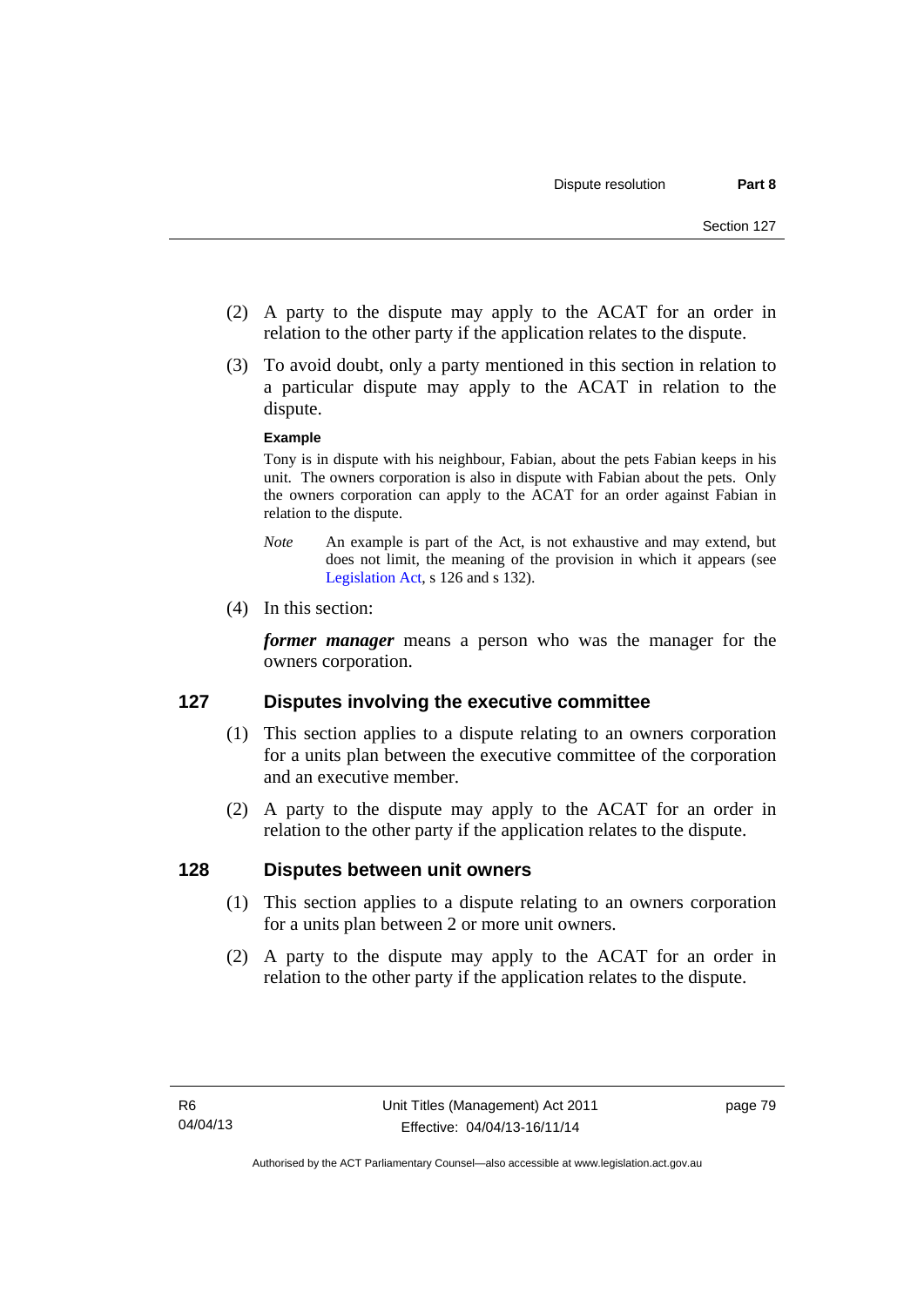(2) A party to the dispute may apply to the ACAT for an order in relation to the other party if the application relates to the dispute.

(3) To avoid doubt, only a party mentioned in this section in relation to a particular dispute may apply to the ACAT in relation to the dispute.

**Example**

Tony is in dispute with his neighbour, Fabian, about the pets Fabian keeps in his unit. The owners corporation is also in dispute with Fabian about the pets. Only the owners corporation can apply to the ACAT for an order against Fabian in relation to the dispute.

*Note* An example is part of the Act, is not exhaustive and may extend, but does not limit, the meaning of the provision in which it appears (see Legislation Act, s 126 and s 132).

(4) In this section:

***former manager*** means a person who was the manager for the owners corporation.

## 127 Disputes involving the executive committee

(1) This section applies to a dispute relating to an owners corporation for a units plan between the executive committee of the corporation and an executive member.

(2) A party to the dispute may apply to the ACAT for an order in relation to the other party if the application relates to the dispute.

## 128 Disputes between unit owners

(1) This section applies to a dispute relating to an owners corporation for a units plan between 2 or more unit owners.

(2) A party to the dispute may apply to the ACAT for an order in relation to the other party if the application relates to the dispute.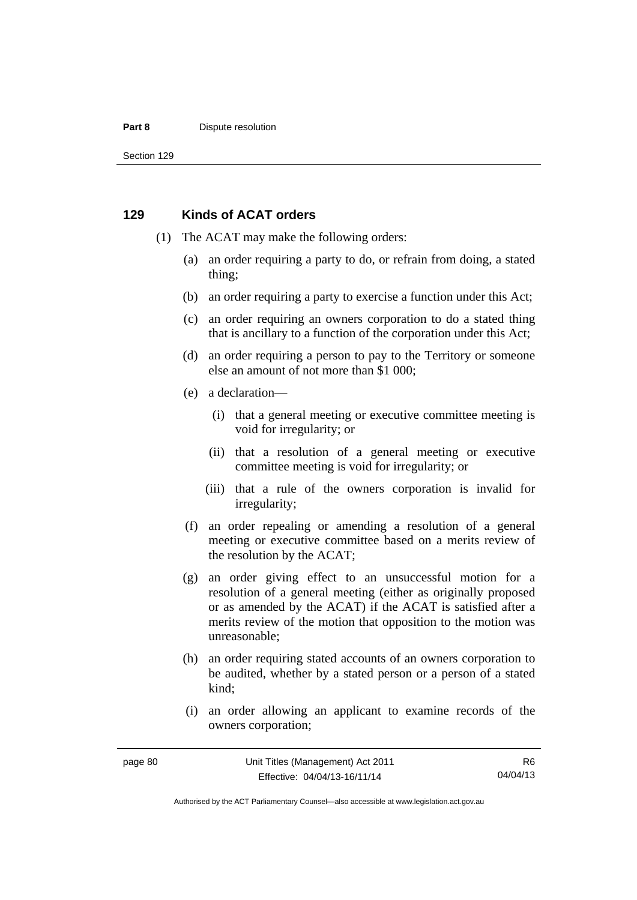## 129 Kinds of ACAT orders

(1) The ACAT may make the following orders:

(a) an order requiring a party to do, or refrain from doing, a stated thing;

(b) an order requiring a party to exercise a function under this Act;

(c) an order requiring an owners corporation to do a stated thing that is ancillary to a function of the corporation under this Act;

(d) an order requiring a person to pay to the Territory or someone else an amount of not more than $1 000;

(e) a declaration—

(i) that a general meeting or executive committee meeting is void for irregularity; or

(ii) that a resolution of a general meeting or executive committee meeting is void for irregularity; or

(iii) that a rule of the owners corporation is invalid for irregularity;

(f) an order repealing or amending a resolution of a general meeting or executive committee based on a merits review of the resolution by the ACAT;

(g) an order giving effect to an unsuccessful motion for a resolution of a general meeting (either as originally proposed or as amended by the ACAT) if the ACAT is satisfied after a merits review of the motion that opposition to the motion was unreasonable;

(h) an order requiring stated accounts of an owners corporation to be audited, whether by a stated person or a person of a stated kind;

(i) an order allowing an applicant to examine records of the owners corporation;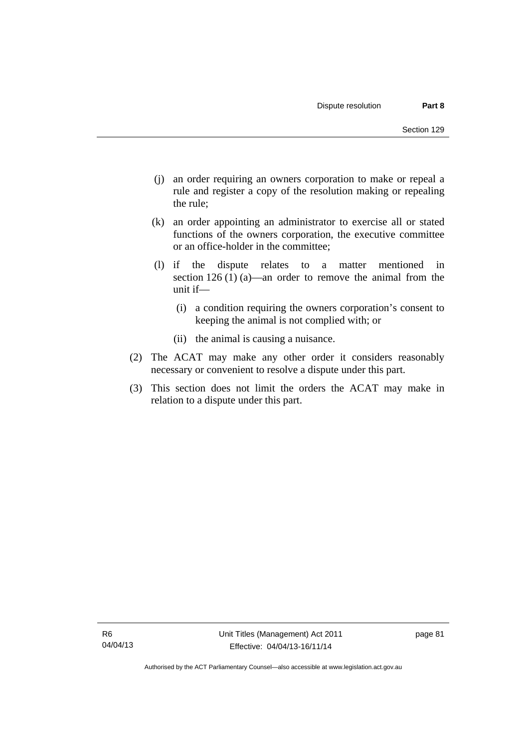(j) an order requiring an owners corporation to make or repeal a rule and register a copy of the resolution making or repealing the rule;

(k) an order appointing an administrator to exercise all or stated functions of the owners corporation, the executive committee or an office-holder in the committee;

(l) if the dispute relates to a matter mentioned in section 126 (1) (a)—an order to remove the animal from the unit if—

  (i) a condition requiring the owners corporation's consent to keeping the animal is not complied with; or

  (ii) the animal is causing a nuisance.

(2) The ACAT may make any other order it considers reasonably necessary or convenient to resolve a dispute under this part.

(3) This section does not limit the orders the ACAT may make in relation to a dispute under this part.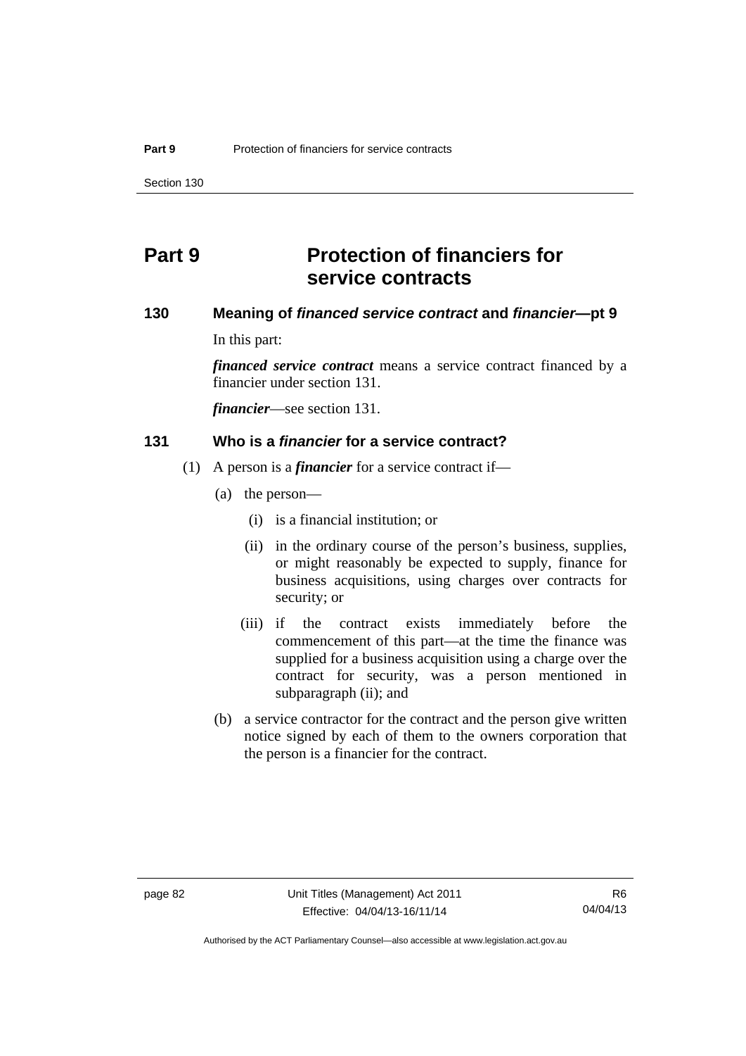# Part 9 Protection of financiers for service contracts

## 130 Meaning of *financed service contract* and *financier*—pt 9

In this part:

***financed service contract*** means a service contract financed by a financier under section 131.

***financier***—see section 131.

## 131 Who is a *financier* for a service contract?

(1) A person is a ***financier*** for a service contract if—

(a) the person—

(i) is a financial institution; or

(ii) in the ordinary course of the person's business, supplies, or might reasonably be expected to supply, finance for business acquisitions, using charges over contracts for security; or

(iii) if the contract exists immediately before the commencement of this part—at the time the finance was supplied for a business acquisition using a charge over the contract for security, was a person mentioned in subparagraph (ii); and

(b) a service contractor for the contract and the person give written notice signed by each of them to the owners corporation that the person is a financier for the contract.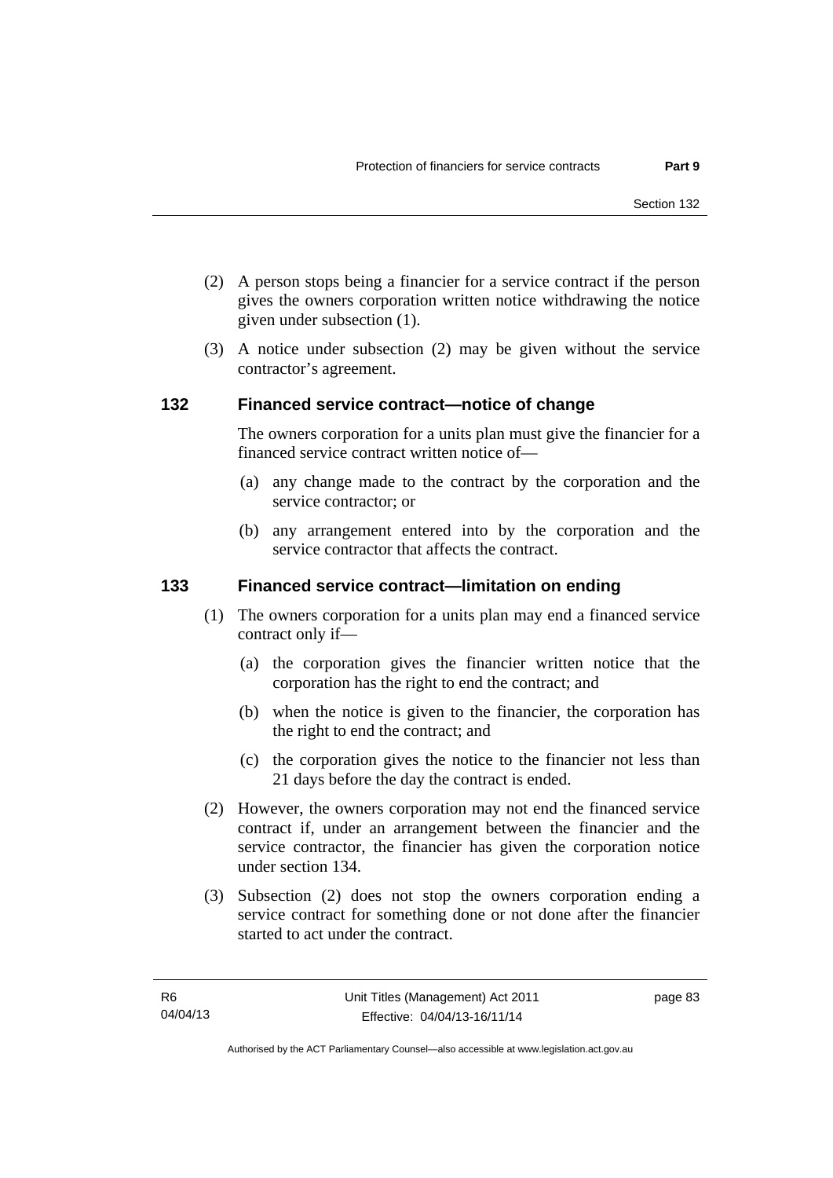(2) A person stops being a financier for a service contract if the person gives the owners corporation written notice withdrawing the notice given under subsection (1).

(3) A notice under subsection (2) may be given without the service contractor's agreement.

### 132 Financed service contract—notice of change

The owners corporation for a units plan must give the financier for a financed service contract written notice of—

(a) any change made to the contract by the corporation and the service contractor; or

(b) any arrangement entered into by the corporation and the service contractor that affects the contract.

### 133 Financed service contract—limitation on ending

(1) The owners corporation for a units plan may end a financed service contract only if—

(a) the corporation gives the financier written notice that the corporation has the right to end the contract; and

(b) when the notice is given to the financier, the corporation has the right to end the contract; and

(c) the corporation gives the notice to the financier not less than 21 days before the day the contract is ended.

(2) However, the owners corporation may not end the financed service contract if, under an arrangement between the financier and the service contractor, the financier has given the corporation notice under section 134.

(3) Subsection (2) does not stop the owners corporation ending a service contract for something done or not done after the financier started to act under the contract.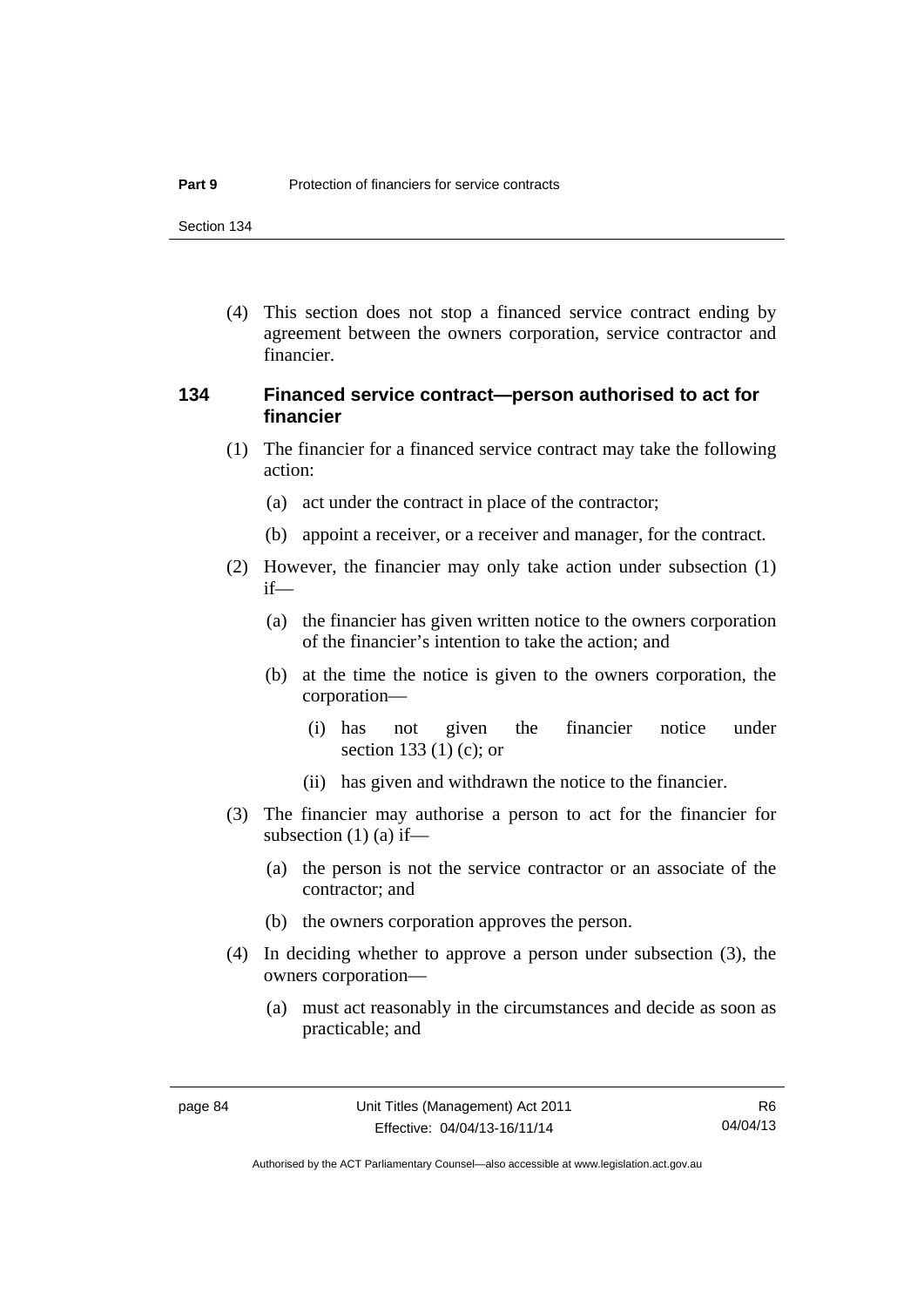(4) This section does not stop a financed service contract ending by agreement between the owners corporation, service contractor and financier.

### 134 Financed service contract—person authorised to act for financier

(1) The financier for a financed service contract may take the following action:

(a) act under the contract in place of the contractor;

(b) appoint a receiver, or a receiver and manager, for the contract.

(2) However, the financier may only take action under subsection (1) if—

(a) the financier has given written notice to the owners corporation of the financier's intention to take the action; and

(b) at the time the notice is given to the owners corporation, the corporation—

(i) has not given the financier notice under section 133 (1) (c); or

(ii) has given and withdrawn the notice to the financier.

(3) The financier may authorise a person to act for the financier for subsection (1) (a) if—

(a) the person is not the service contractor or an associate of the contractor; and

(b) the owners corporation approves the person.

(4) In deciding whether to approve a person under subsection (3), the owners corporation—

(a) must act reasonably in the circumstances and decide as soon as practicable; and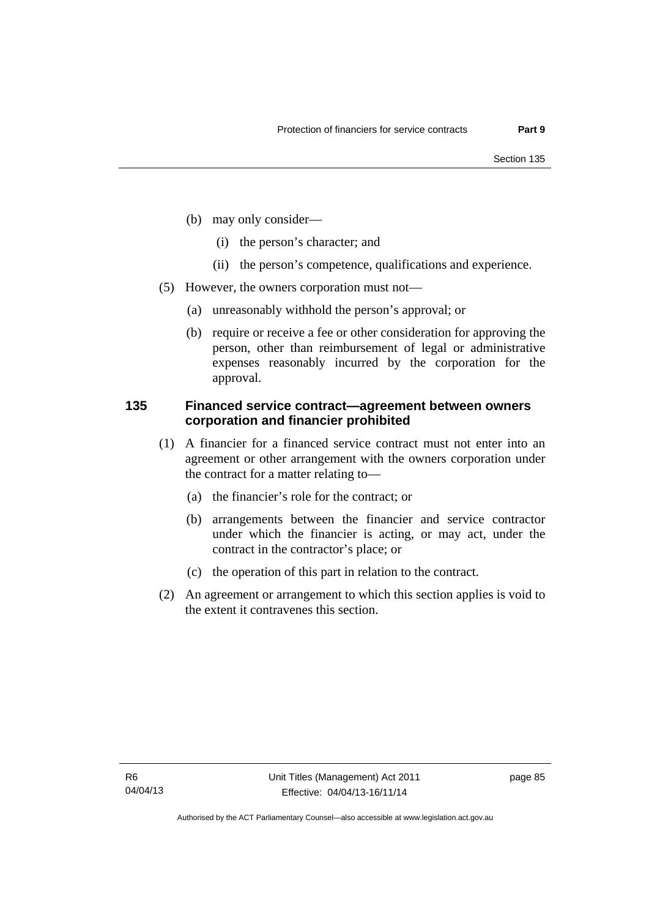(b) may only consider—

(i) the person's character; and

(ii) the person's competence, qualifications and experience.

(5) However, the owners corporation must not—

(a) unreasonably withhold the person's approval; or

(b) require or receive a fee or other consideration for approving the person, other than reimbursement of legal or administrative expenses reasonably incurred by the corporation for the approval.

## 135 Financed service contract—agreement between owners corporation and financier prohibited

(1) A financier for a financed service contract must not enter into an agreement or other arrangement with the owners corporation under the contract for a matter relating to—

(a) the financier's role for the contract; or

(b) arrangements between the financier and service contractor under which the financier is acting, or may act, under the contract in the contractor's place; or

(c) the operation of this part in relation to the contract.

(2) An agreement or arrangement to which this section applies is void to the extent it contravenes this section.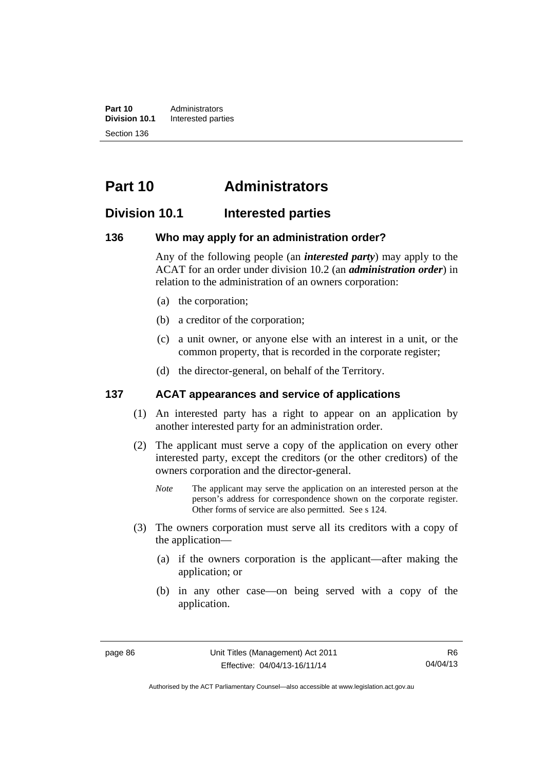# Part 10 Administrators

## Division 10.1 Interested parties

### 136 Who may apply for an administration order?

Any of the following people (an ***interested party***) may apply to the ACAT for an order under division 10.2 (an ***administration order***) in relation to the administration of an owners corporation:

(a) the corporation;

(b) a creditor of the corporation;

(c) a unit owner, or anyone else with an interest in a unit, or the common property, that is recorded in the corporate register;

(d) the director-general, on behalf of the Territory.

### 137 ACAT appearances and service of applications

(1) An interested party has a right to appear on an application by another interested party for an administration order.

(2) The applicant must serve a copy of the application on every other interested party, except the creditors (or the other creditors) of the owners corporation and the director-general.

*Note* The applicant may serve the application on an interested person at the person's address for correspondence shown on the corporate register. Other forms of service are also permitted. See s 124.

(3) The owners corporation must serve all its creditors with a copy of the application—

(a) if the owners corporation is the applicant—after making the application; or

(b) in any other case—on being served with a copy of the application.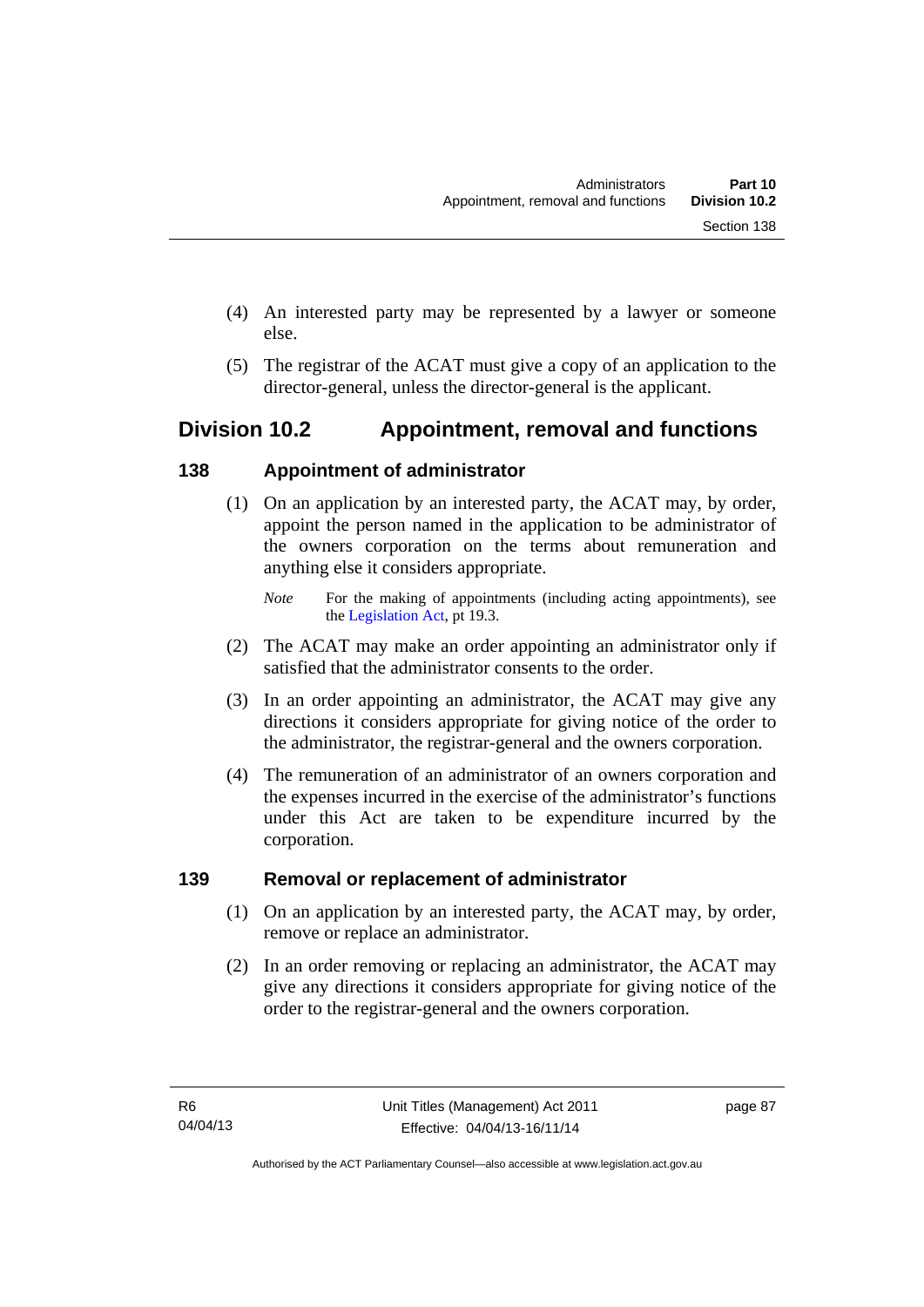(4) An interested party may be represented by a lawyer or someone else.

(5) The registrar of the ACAT must give a copy of an application to the director-general, unless the director-general is the applicant.

## Division 10.2 Appointment, removal and functions

### 138 Appointment of administrator

(1) On an application by an interested party, the ACAT may, by order, appoint the person named in the application to be administrator of the owners corporation on the terms about remuneration and anything else it considers appropriate.

*Note* For the making of appointments (including acting appointments), see the Legislation Act, pt 19.3.

(2) The ACAT may make an order appointing an administrator only if satisfied that the administrator consents to the order.

(3) In an order appointing an administrator, the ACAT may give any directions it considers appropriate for giving notice of the order to the administrator, the registrar-general and the owners corporation.

(4) The remuneration of an administrator of an owners corporation and the expenses incurred in the exercise of the administrator's functions under this Act are taken to be expenditure incurred by the corporation.

### 139 Removal or replacement of administrator

(1) On an application by an interested party, the ACAT may, by order, remove or replace an administrator.

(2) In an order removing or replacing an administrator, the ACAT may give any directions it considers appropriate for giving notice of the order to the registrar-general and the owners corporation.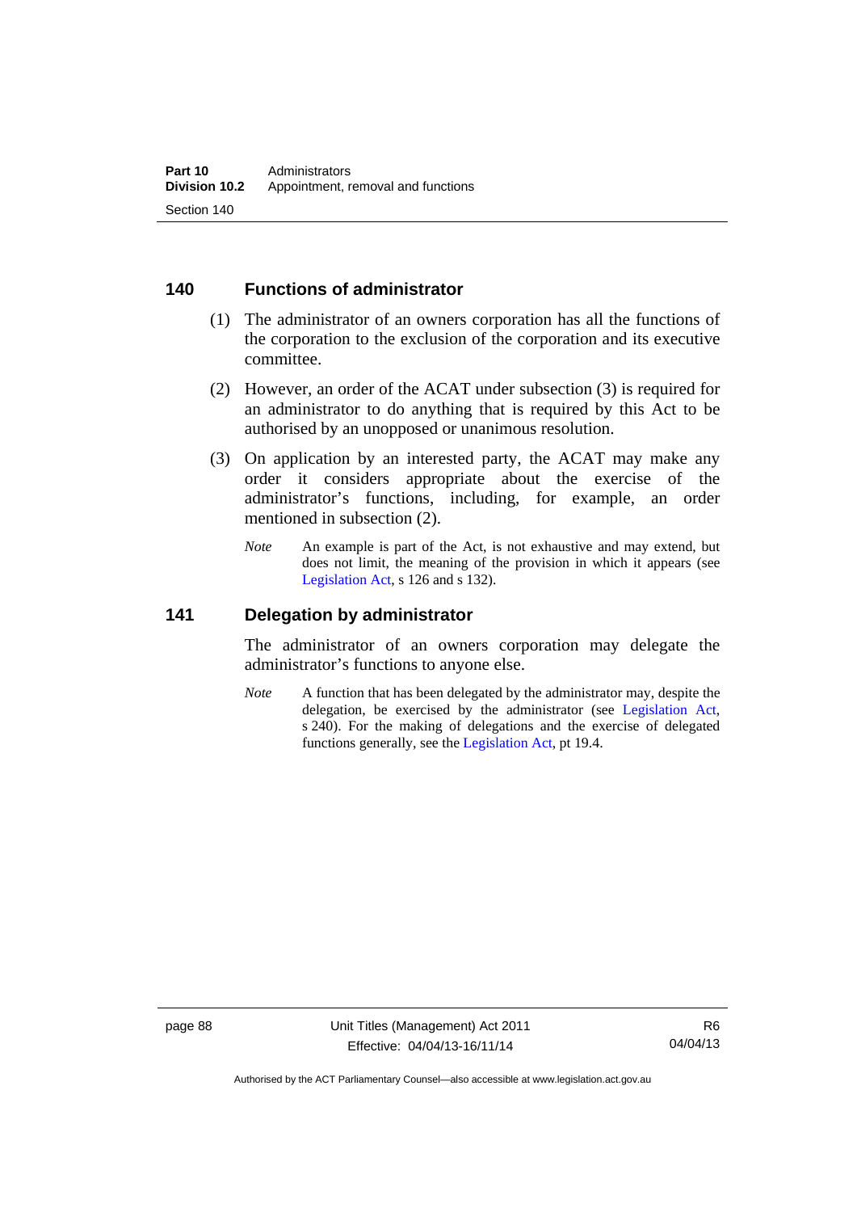## 140 Functions of administrator

(1) The administrator of an owners corporation has all the functions of the corporation to the exclusion of the corporation and its executive committee.

(2) However, an order of the ACAT under subsection (3) is required for an administrator to do anything that is required by this Act to be authorised by an unopposed or unanimous resolution.

(3) On application by an interested party, the ACAT may make any order it considers appropriate about the exercise of the administrator's functions, including, for example, an order mentioned in subsection (2).

*Note* An example is part of the Act, is not exhaustive and may extend, but does not limit, the meaning of the provision in which it appears (see Legislation Act, s 126 and s 132).

## 141 Delegation by administrator

The administrator of an owners corporation may delegate the administrator's functions to anyone else.

*Note* A function that has been delegated by the administrator may, despite the delegation, be exercised by the administrator (see Legislation Act, s 240). For the making of delegations and the exercise of delegated functions generally, see the Legislation Act, pt 19.4.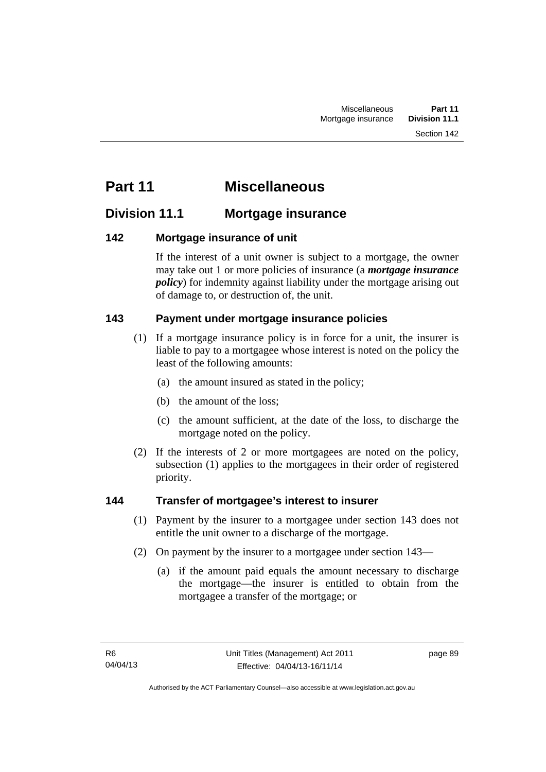# Part 11 Miscellaneous

## Division 11.1 Mortgage insurance

### 142 Mortgage insurance of unit

If the interest of a unit owner is subject to a mortgage, the owner may take out 1 or more policies of insurance (a ***mortgage insurance policy***) for indemnity against liability under the mortgage arising out of damage to, or destruction of, the unit.

### 143 Payment under mortgage insurance policies

(1) If a mortgage insurance policy is in force for a unit, the insurer is liable to pay to a mortgagee whose interest is noted on the policy the least of the following amounts:

(a) the amount insured as stated in the policy;

(b) the amount of the loss;

(c) the amount sufficient, at the date of the loss, to discharge the mortgage noted on the policy.

(2) If the interests of 2 or more mortgagees are noted on the policy, subsection (1) applies to the mortgagees in their order of registered priority.

### 144 Transfer of mortgagee's interest to insurer

(1) Payment by the insurer to a mortgagee under section 143 does not entitle the unit owner to a discharge of the mortgage.

(2) On payment by the insurer to a mortgagee under section 143—

(a) if the amount paid equals the amount necessary to discharge the mortgage—the insurer is entitled to obtain from the mortgagee a transfer of the mortgage; or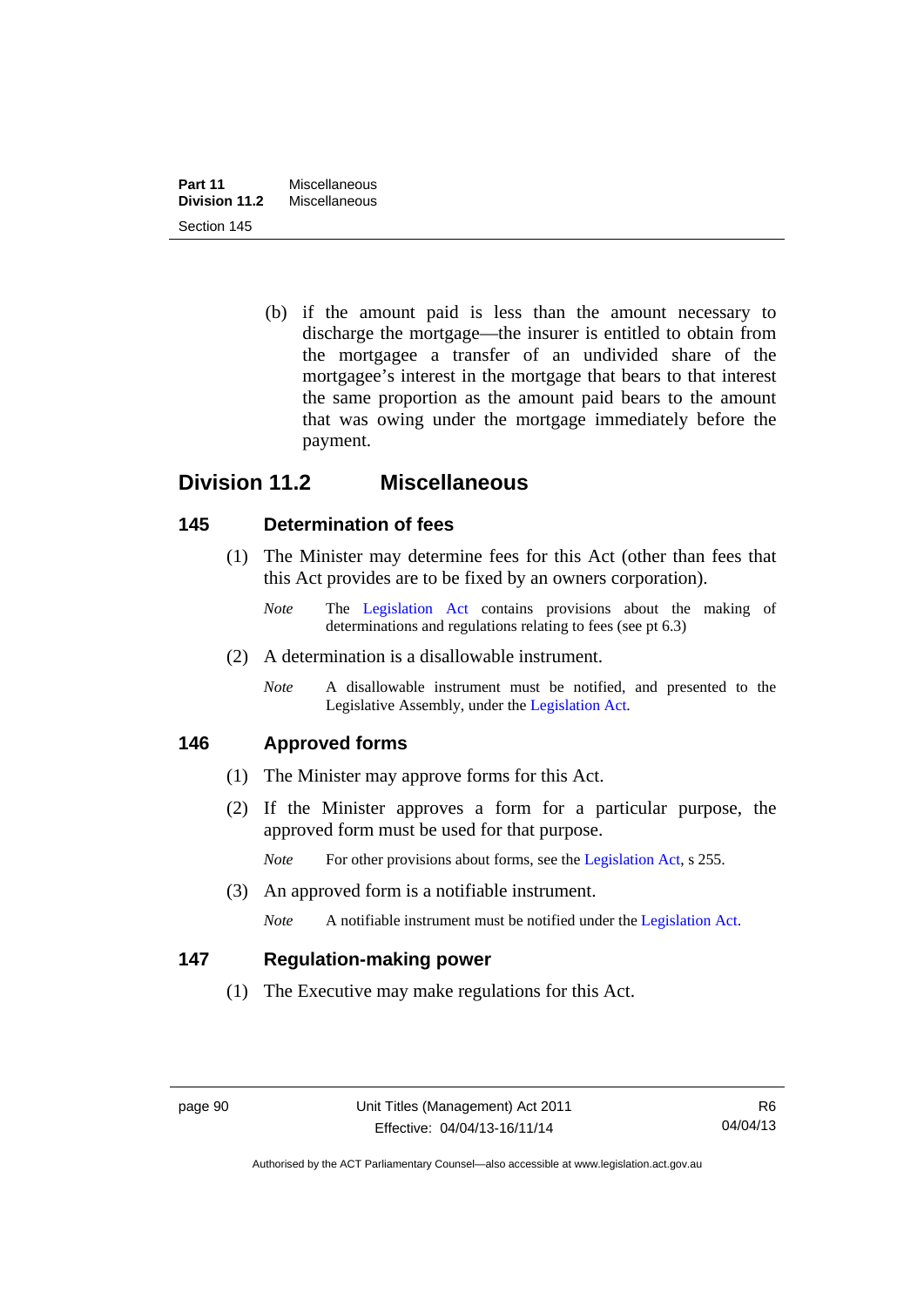(b) if the amount paid is less than the amount necessary to discharge the mortgage—the insurer is entitled to obtain from the mortgagee a transfer of an undivided share of the mortgagee's interest in the mortgage that bears to that interest the same proportion as the amount paid bears to the amount that was owing under the mortgage immediately before the payment.

## Division 11.2 Miscellaneous

### 145 Determination of fees

(1) The Minister may determine fees for this Act (other than fees that this Act provides are to be fixed by an owners corporation).

*Note* The Legislation Act contains provisions about the making of determinations and regulations relating to fees (see pt 6.3)

(2) A determination is a disallowable instrument.

*Note* A disallowable instrument must be notified, and presented to the Legislative Assembly, under the Legislation Act.

### 146 Approved forms

(1) The Minister may approve forms for this Act.

(2) If the Minister approves a form for a particular purpose, the approved form must be used for that purpose.

*Note* For other provisions about forms, see the Legislation Act, s 255.

(3) An approved form is a notifiable instrument.

*Note* A notifiable instrument must be notified under the Legislation Act.

### 147 Regulation-making power

(1) The Executive may make regulations for this Act.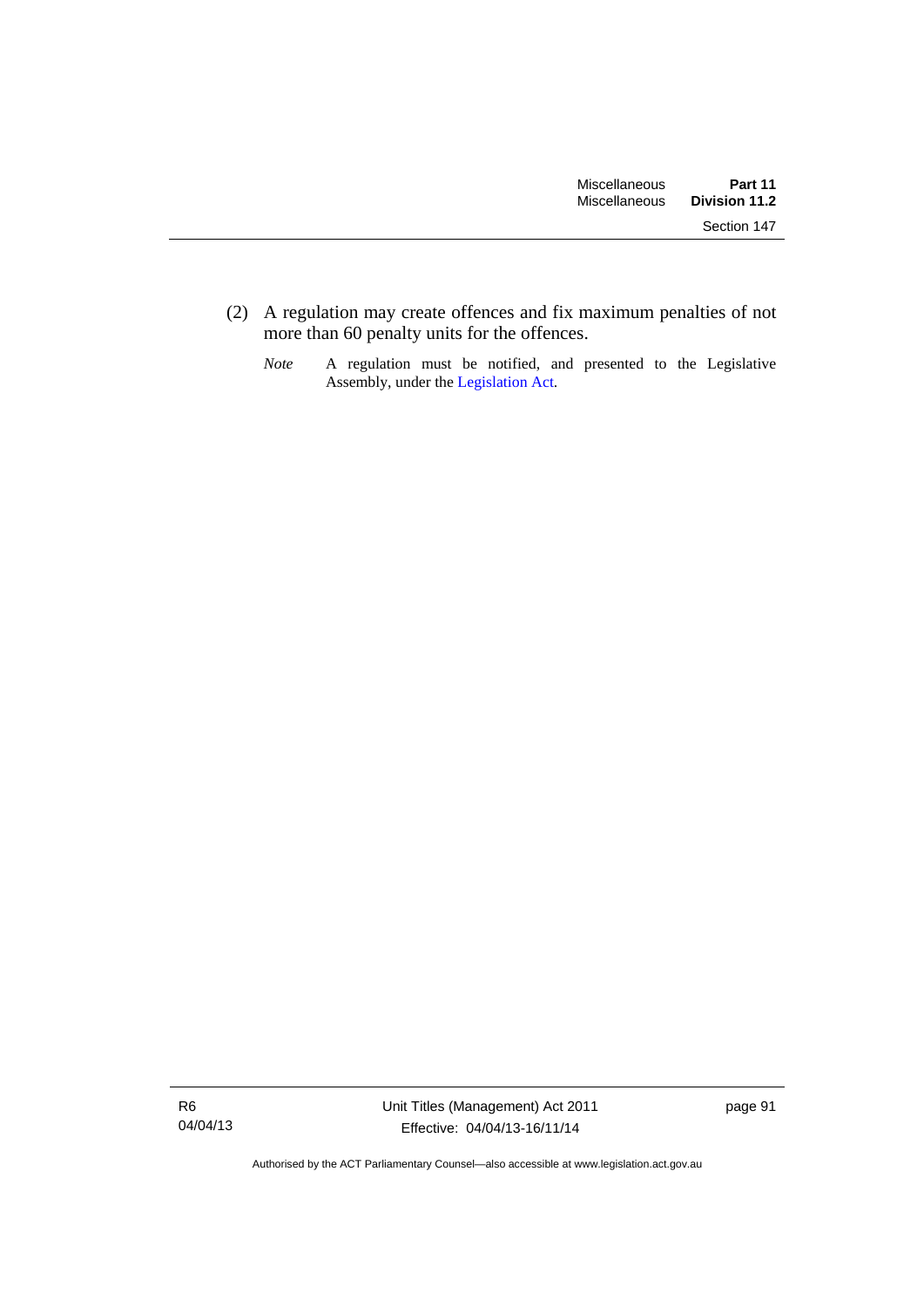(2) A regulation may create offences and fix maximum penalties of not more than 60 penalty units for the offences.

*Note* A regulation must be notified, and presented to the Legislative Assembly, under the Legislation Act.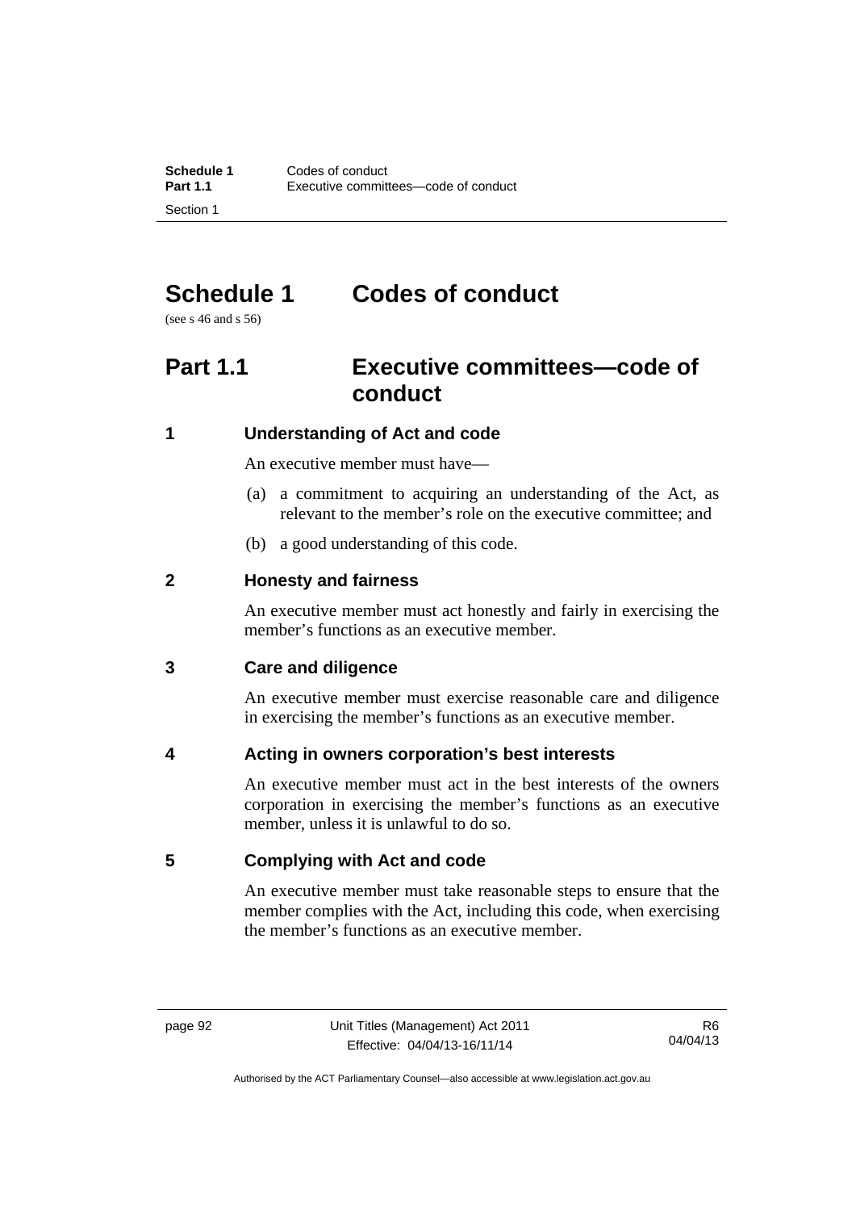# Schedule 1 Codes of conduct

(see s 46 and s 56)

## Part 1.1 Executive committees—code of conduct

### 1 Understanding of Act and code

An executive member must have—

(a) a commitment to acquiring an understanding of the Act, as relevant to the member's role on the executive committee; and

(b) a good understanding of this code.

### 2 Honesty and fairness

An executive member must act honestly and fairly in exercising the member's functions as an executive member.

### 3 Care and diligence

An executive member must exercise reasonable care and diligence in exercising the member's functions as an executive member.

### 4 Acting in owners corporation's best interests

An executive member must act in the best interests of the owners corporation in exercising the member's functions as an executive member, unless it is unlawful to do so.

### 5 Complying with Act and code

An executive member must take reasonable steps to ensure that the member complies with the Act, including this code, when exercising the member's functions as an executive member.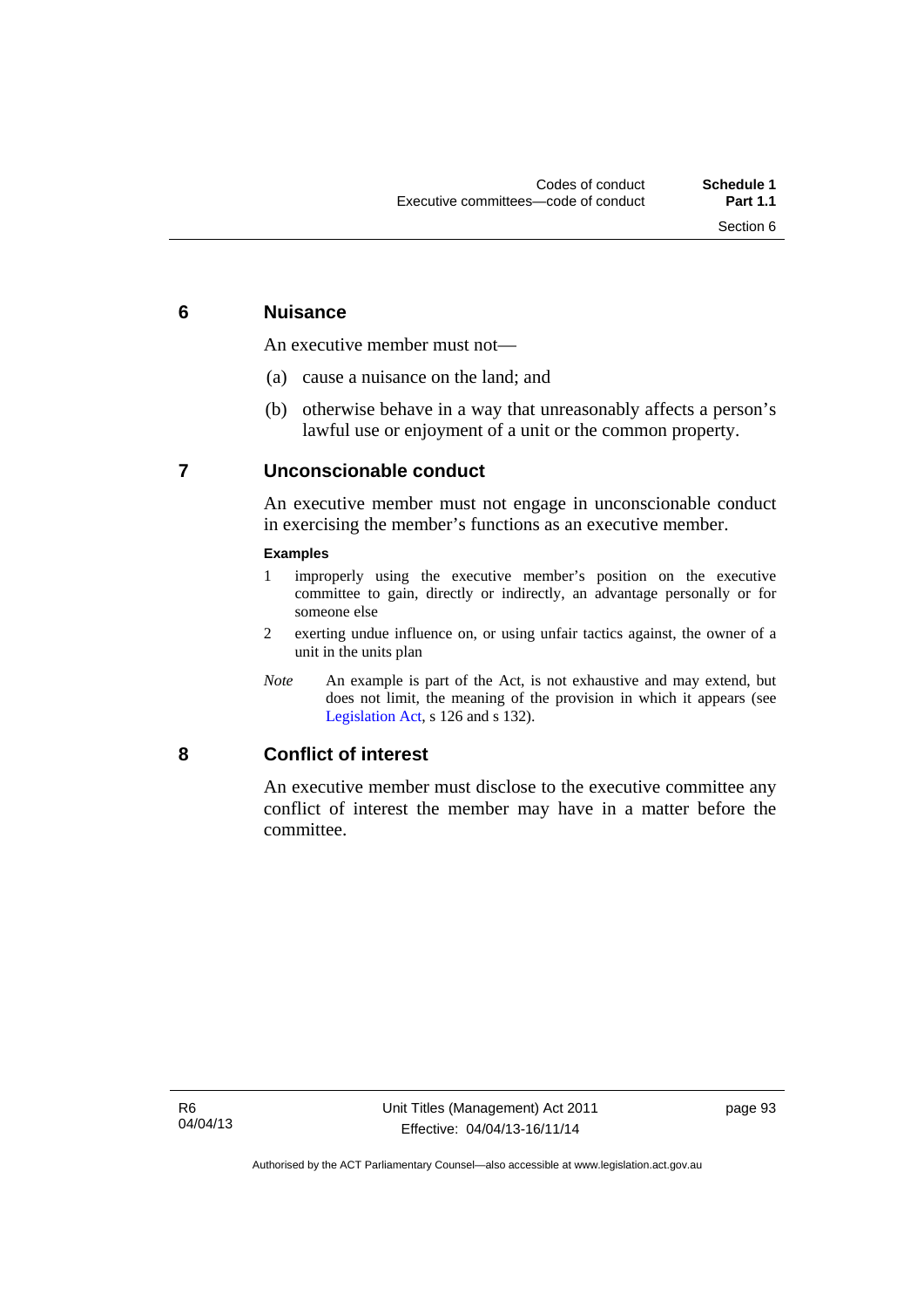## 6 Nuisance

An executive member must not—

(a) cause a nuisance on the land; and

(b) otherwise behave in a way that unreasonably affects a person's lawful use or enjoyment of a unit or the common property.

## 7 Unconscionable conduct

An executive member must not engage in unconscionable conduct in exercising the member's functions as an executive member.

**Examples**

1 improperly using the executive member's position on the executive committee to gain, directly or indirectly, an advantage personally or for someone else

2 exerting undue influence on, or using unfair tactics against, the owner of a unit in the units plan

*Note* An example is part of the Act, is not exhaustive and may extend, but does not limit, the meaning of the provision in which it appears (see Legislation Act, s 126 and s 132).

## 8 Conflict of interest

An executive member must disclose to the executive committee any conflict of interest the member may have in a matter before the committee.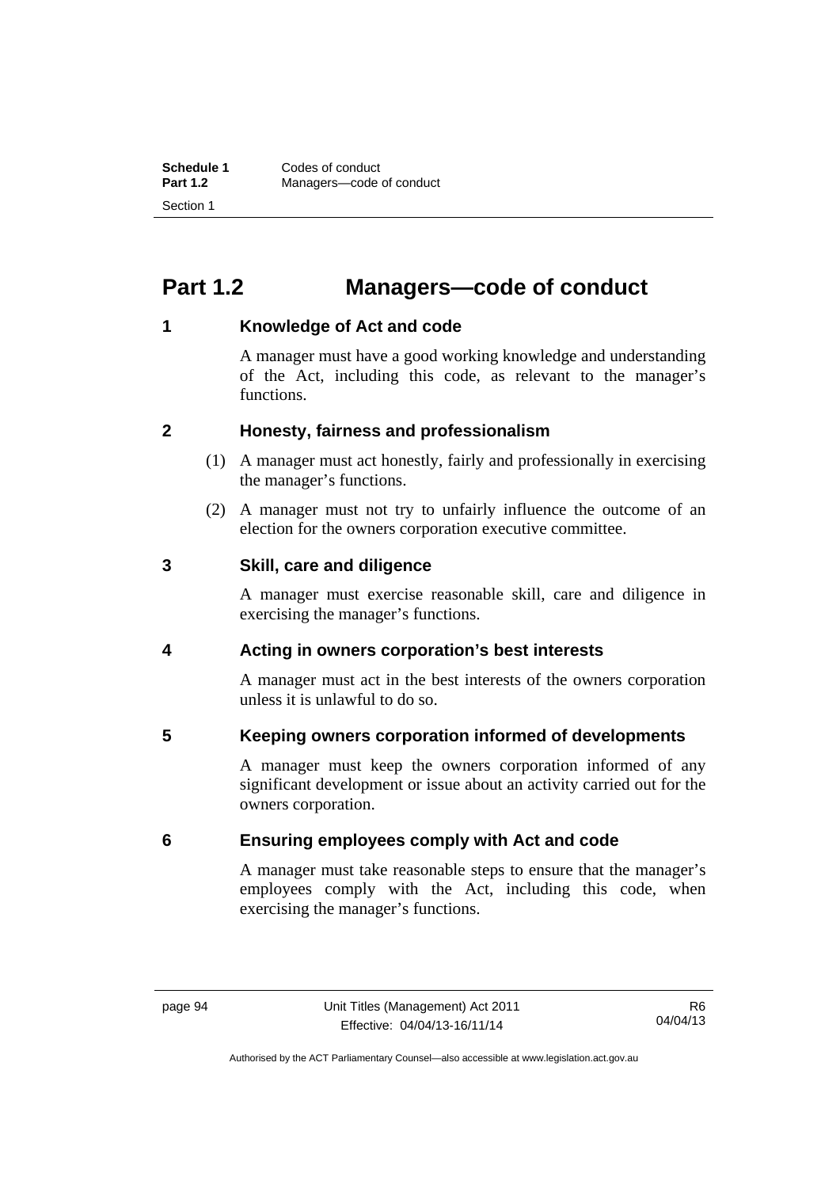# Part 1.2 Managers—code of conduct

## 1 Knowledge of Act and code

A manager must have a good working knowledge and understanding of the Act, including this code, as relevant to the manager's functions.

## 2 Honesty, fairness and professionalism

(1) A manager must act honestly, fairly and professionally in exercising the manager's functions.

(2) A manager must not try to unfairly influence the outcome of an election for the owners corporation executive committee.

## 3 Skill, care and diligence

A manager must exercise reasonable skill, care and diligence in exercising the manager's functions.

## 4 Acting in owners corporation's best interests

A manager must act in the best interests of the owners corporation unless it is unlawful to do so.

## 5 Keeping owners corporation informed of developments

A manager must keep the owners corporation informed of any significant development or issue about an activity carried out for the owners corporation.

## 6 Ensuring employees comply with Act and code

A manager must take reasonable steps to ensure that the manager's employees comply with the Act, including this code, when exercising the manager's functions.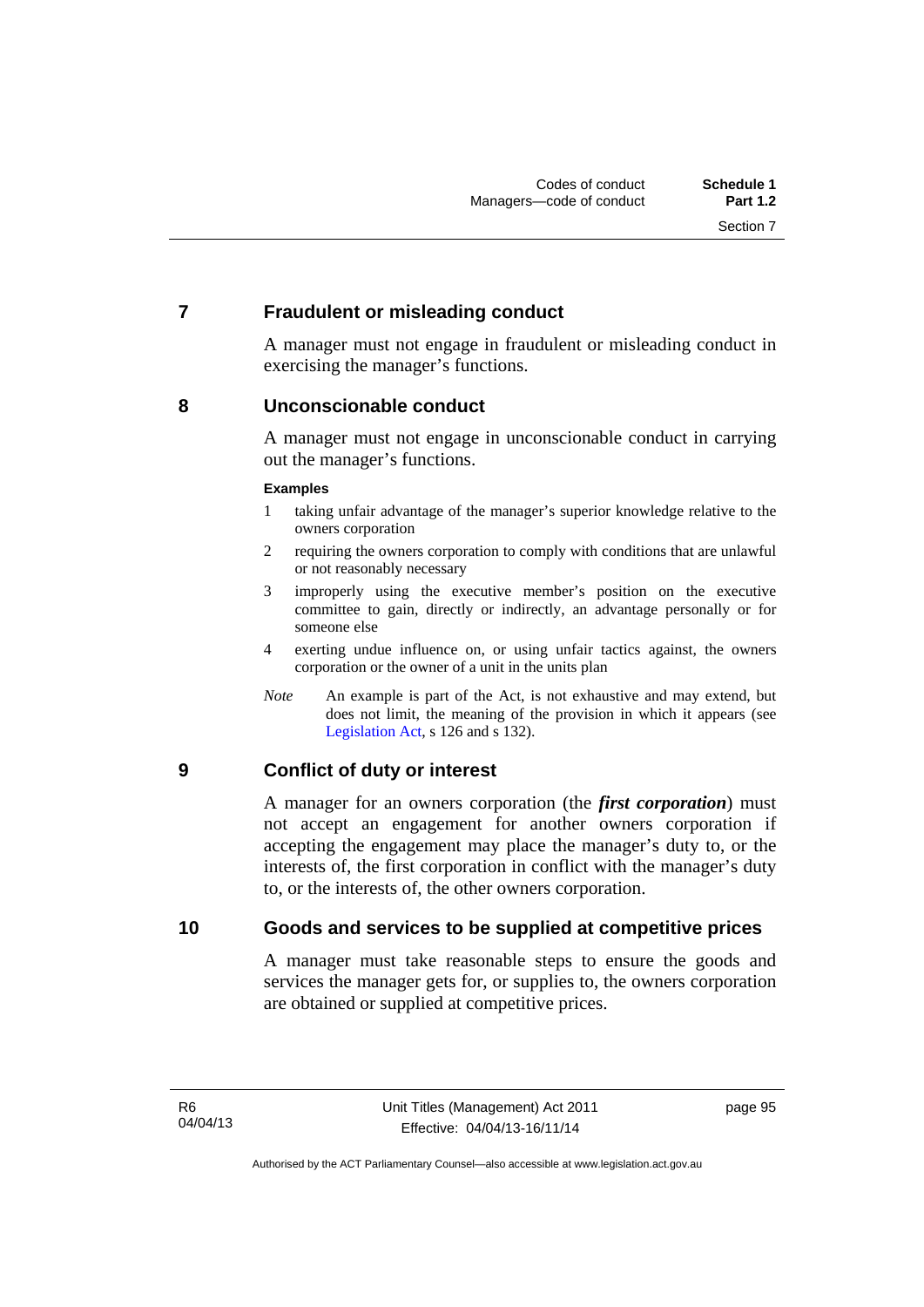## 7 Fraudulent or misleading conduct

A manager must not engage in fraudulent or misleading conduct in exercising the manager's functions.

## 8 Unconscionable conduct

A manager must not engage in unconscionable conduct in carrying out the manager's functions.

**Examples**

1. taking unfair advantage of the manager's superior knowledge relative to the owners corporation
2. requiring the owners corporation to comply with conditions that are unlawful or not reasonably necessary
3. improperly using the executive member's position on the executive committee to gain, directly or indirectly, an advantage personally or for someone else
4. exerting undue influence on, or using unfair tactics against, the owners corporation or the owner of a unit in the units plan

*Note* An example is part of the Act, is not exhaustive and may extend, but does not limit, the meaning of the provision in which it appears (see Legislation Act, s 126 and s 132).

## 9 Conflict of duty or interest

A manager for an owners corporation (the ***first corporation***) must not accept an engagement for another owners corporation if accepting the engagement may place the manager's duty to, or the interests of, the first corporation in conflict with the manager's duty to, or the interests of, the other owners corporation.

## 10 Goods and services to be supplied at competitive prices

A manager must take reasonable steps to ensure the goods and services the manager gets for, or supplies to, the owners corporation are obtained or supplied at competitive prices.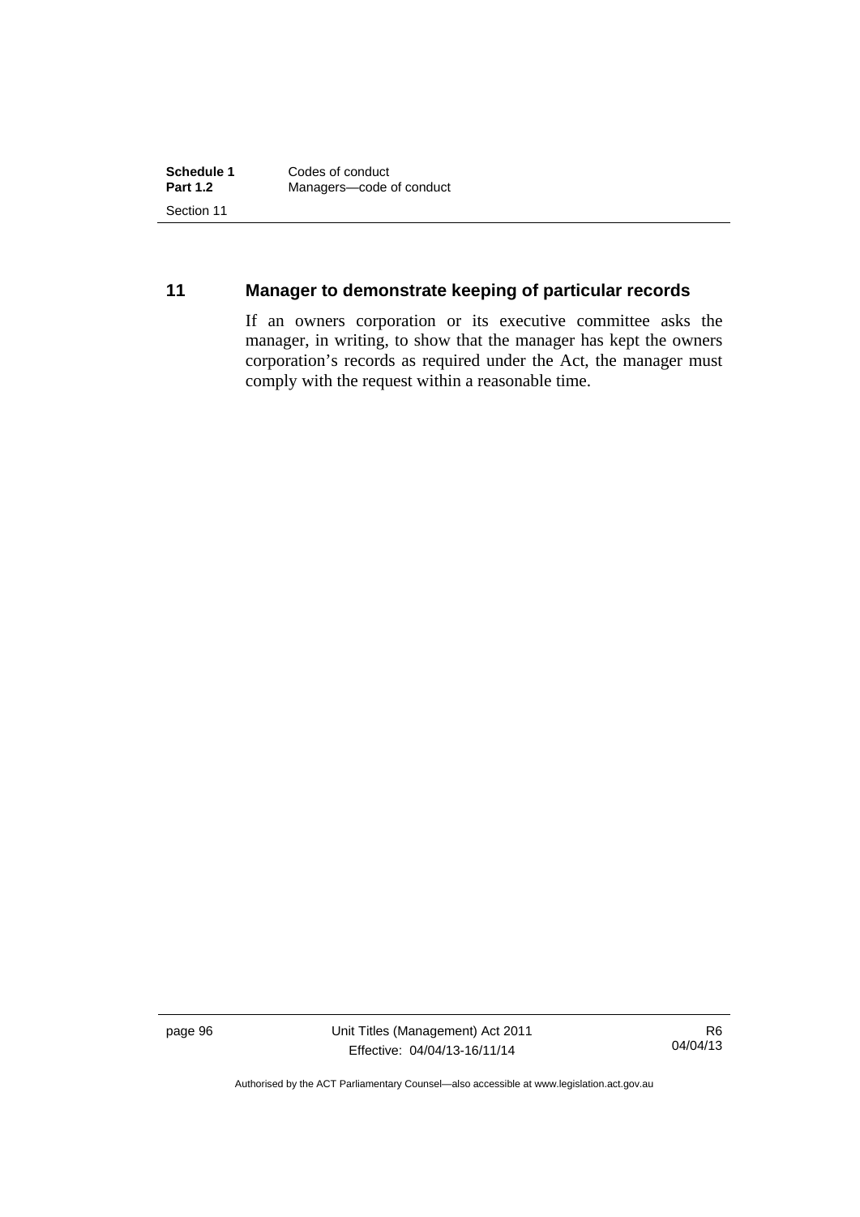## 11 Manager to demonstrate keeping of particular records

If an owners corporation or its executive committee asks the manager, in writing, to show that the manager has kept the owners corporation's records as required under the Act, the manager must comply with the request within a reasonable time.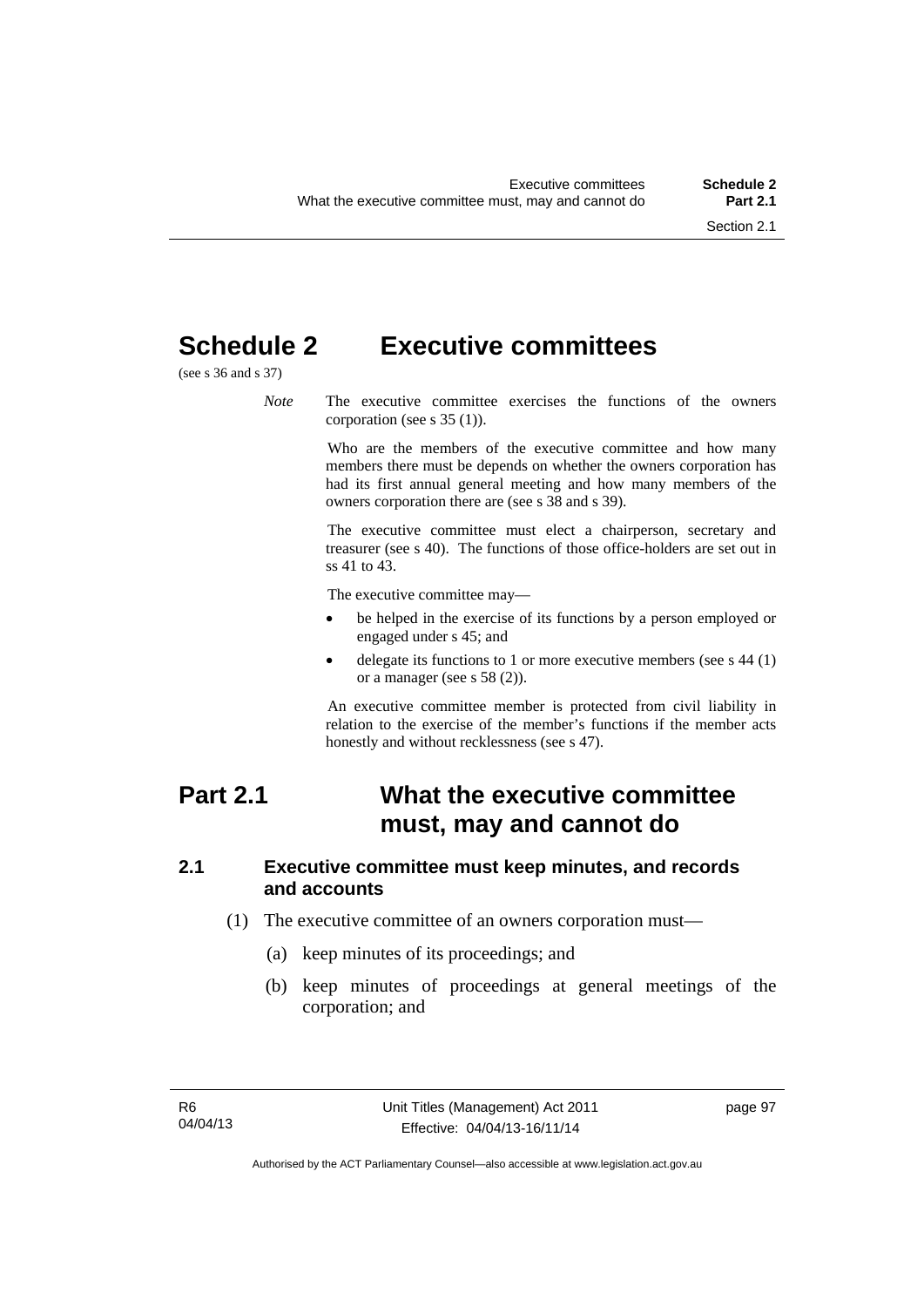# Schedule 2 Executive committees

(see s 36 and s 37)

*Note* The executive committee exercises the functions of the owners corporation (see s 35 (1)).

Who are the members of the executive committee and how many members there must be depends on whether the owners corporation has had its first annual general meeting and how many members of the owners corporation there are (see s 38 and s 39).

The executive committee must elect a chairperson, secretary and treasurer (see s 40). The functions of those office-holders are set out in ss 41 to 43.

The executive committee may—

- be helped in the exercise of its functions by a person employed or engaged under s 45; and
- delegate its functions to 1 or more executive members (see s 44 (1) or a manager (see s 58 (2)).

An executive committee member is protected from civil liability in relation to the exercise of the member's functions if the member acts honestly and without recklessness (see s 47).

## Part 2.1 What the executive committee must, may and cannot do

### 2.1 Executive committee must keep minutes, and records and accounts

(1) The executive committee of an owners corporation must—

(a) keep minutes of its proceedings; and

(b) keep minutes of proceedings at general meetings of the corporation; and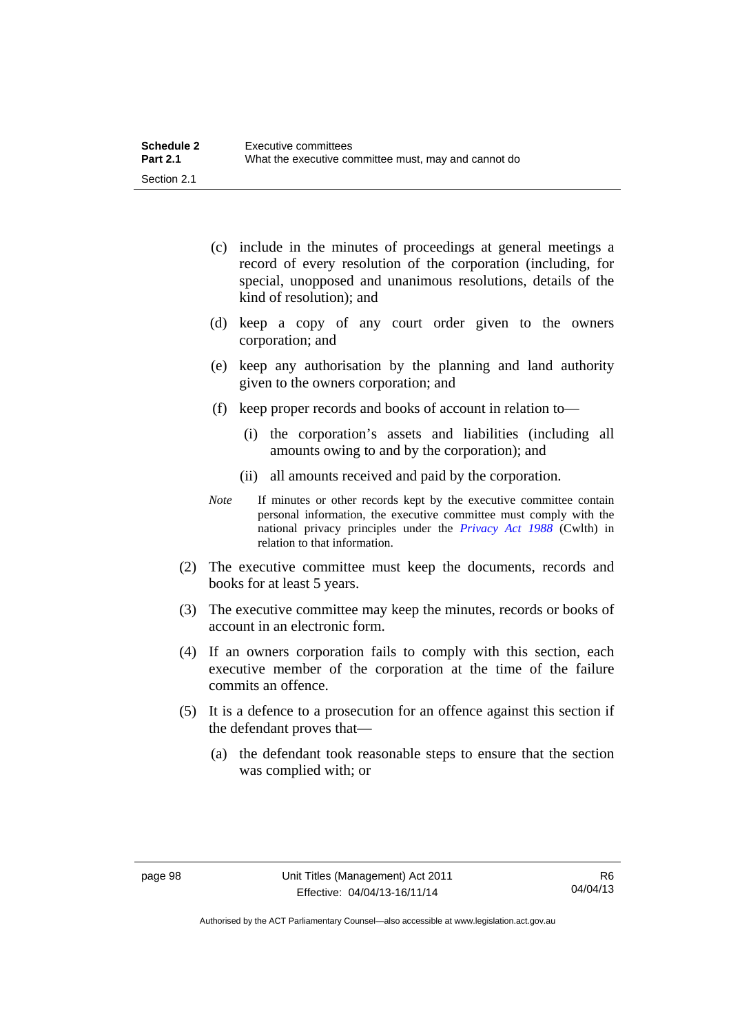(c) include in the minutes of proceedings at general meetings a record of every resolution of the corporation (including, for special, unopposed and unanimous resolutions, details of the kind of resolution); and

(d) keep a copy of any court order given to the owners corporation; and

(e) keep any authorisation by the planning and land authority given to the owners corporation; and

(f) keep proper records and books of account in relation to—

(i) the corporation's assets and liabilities (including all amounts owing to and by the corporation); and

(ii) all amounts received and paid by the corporation.

*Note* If minutes or other records kept by the executive committee contain personal information, the executive committee must comply with the national privacy principles under the *Privacy Act 1988* (Cwlth) in relation to that information.

(2) The executive committee must keep the documents, records and books for at least 5 years.

(3) The executive committee may keep the minutes, records or books of account in an electronic form.

(4) If an owners corporation fails to comply with this section, each executive member of the corporation at the time of the failure commits an offence.

(5) It is a defence to a prosecution for an offence against this section if the defendant proves that—

(a) the defendant took reasonable steps to ensure that the section was complied with; or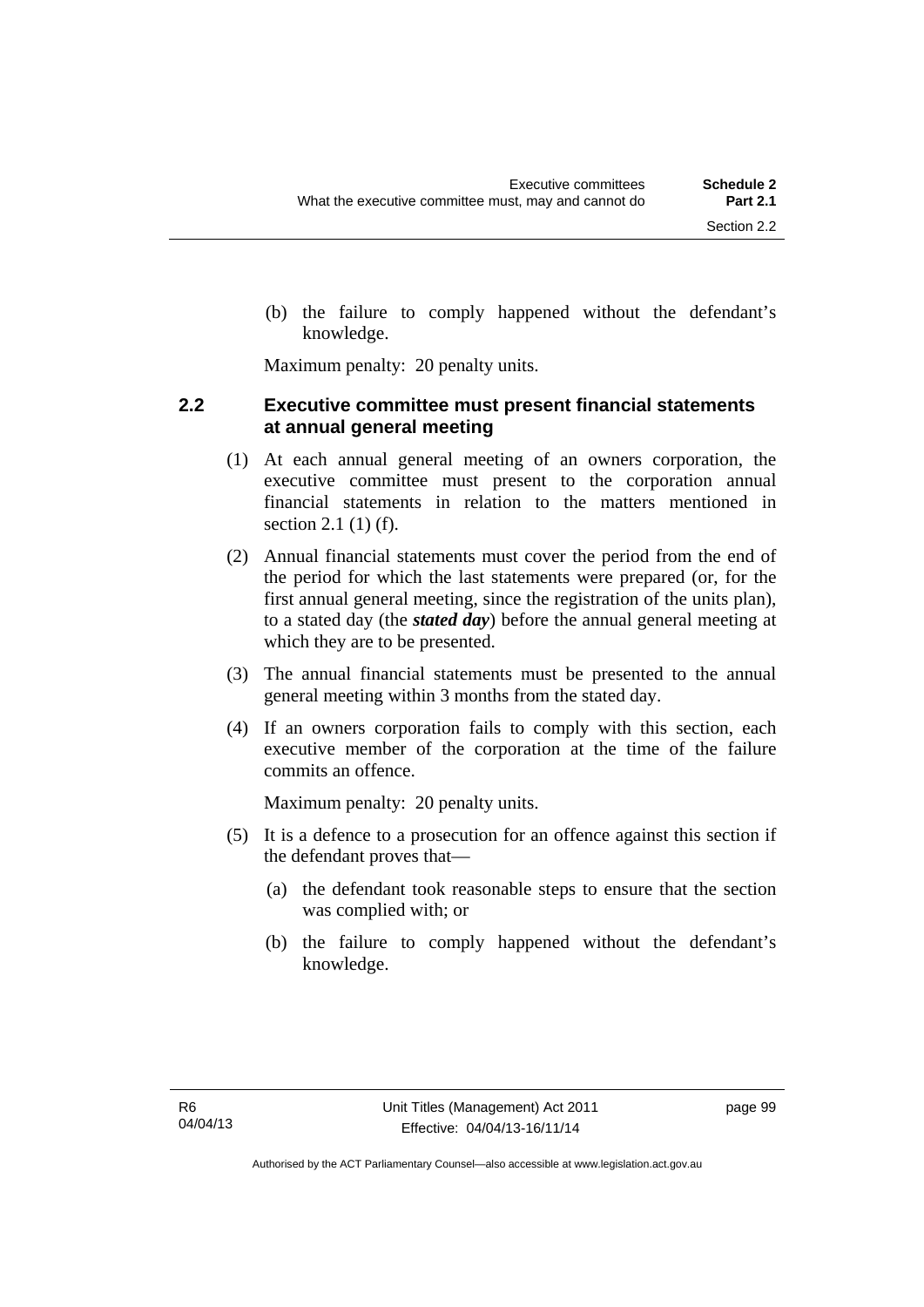(b) the failure to comply happened without the defendant's knowledge.

Maximum penalty: 20 penalty units.

### 2.2 Executive committee must present financial statements at annual general meeting

(1) At each annual general meeting of an owners corporation, the executive committee must present to the corporation annual financial statements in relation to the matters mentioned in section 2.1 (1) (f).

(2) Annual financial statements must cover the period from the end of the period for which the last statements were prepared (or, for the first annual general meeting, since the registration of the units plan), to a stated day (the ***stated day***) before the annual general meeting at which they are to be presented.

(3) The annual financial statements must be presented to the annual general meeting within 3 months from the stated day.

(4) If an owners corporation fails to comply with this section, each executive member of the corporation at the time of the failure commits an offence.

Maximum penalty: 20 penalty units.

(5) It is a defence to a prosecution for an offence against this section if the defendant proves that—

(a) the defendant took reasonable steps to ensure that the section was complied with; or

(b) the failure to comply happened without the defendant's knowledge.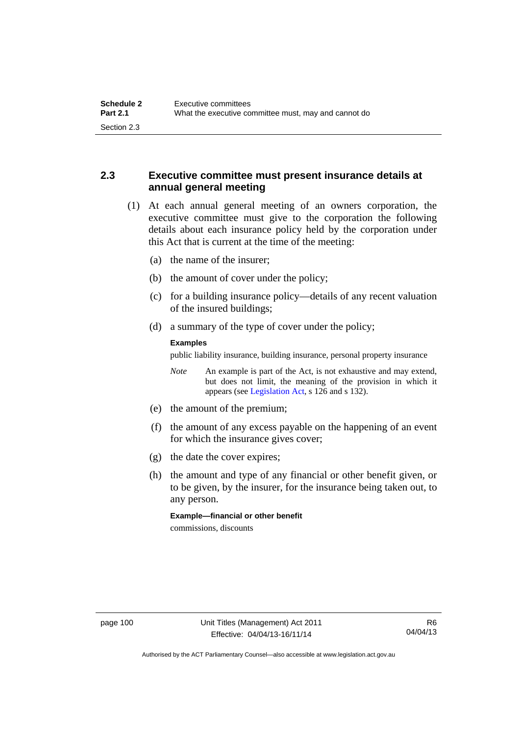## 2.3 Executive committee must present insurance details at annual general meeting

(1) At each annual general meeting of an owners corporation, the executive committee must give to the corporation the following details about each insurance policy held by the corporation under this Act that is current at the time of the meeting:

(a) the name of the insurer;

(b) the amount of cover under the policy;

(c) for a building insurance policy—details of any recent valuation of the insured buildings;

(d) a summary of the type of cover under the policy;

**Examples**

public liability insurance, building insurance, personal property insurance

*Note* An example is part of the Act, is not exhaustive and may extend, but does not limit, the meaning of the provision in which it appears (see Legislation Act, s 126 and s 132).

(e) the amount of the premium;

(f) the amount of any excess payable on the happening of an event for which the insurance gives cover;

(g) the date the cover expires;

(h) the amount and type of any financial or other benefit given, or to be given, by the insurer, for the insurance being taken out, to any person.

**Example—financial or other benefit**

commissions, discounts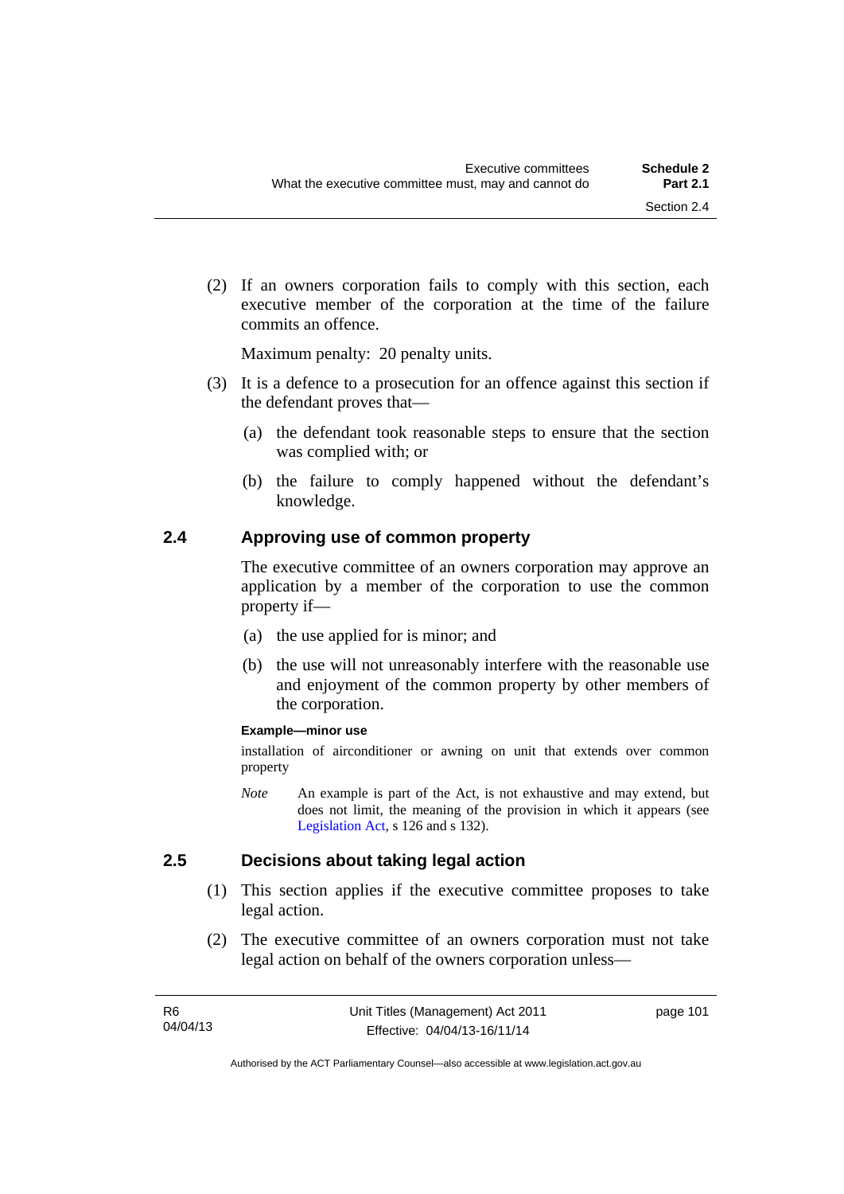(2) If an owners corporation fails to comply with this section, each executive member of the corporation at the time of the failure commits an offence.

Maximum penalty: 20 penalty units.

(3) It is a defence to a prosecution for an offence against this section if the defendant proves that—

(a) the defendant took reasonable steps to ensure that the section was complied with; or

(b) the failure to comply happened without the defendant's knowledge.

## 2.4 Approving use of common property

The executive committee of an owners corporation may approve an application by a member of the corporation to use the common property if—

(a) the use applied for is minor; and

(b) the use will not unreasonably interfere with the reasonable use and enjoyment of the common property by other members of the corporation.

**Example—minor use**

installation of airconditioner or awning on unit that extends over common property

*Note* An example is part of the Act, is not exhaustive and may extend, but does not limit, the meaning of the provision in which it appears (see Legislation Act, s 126 and s 132).

## 2.5 Decisions about taking legal action

(1) This section applies if the executive committee proposes to take legal action.

(2) The executive committee of an owners corporation must not take legal action on behalf of the owners corporation unless—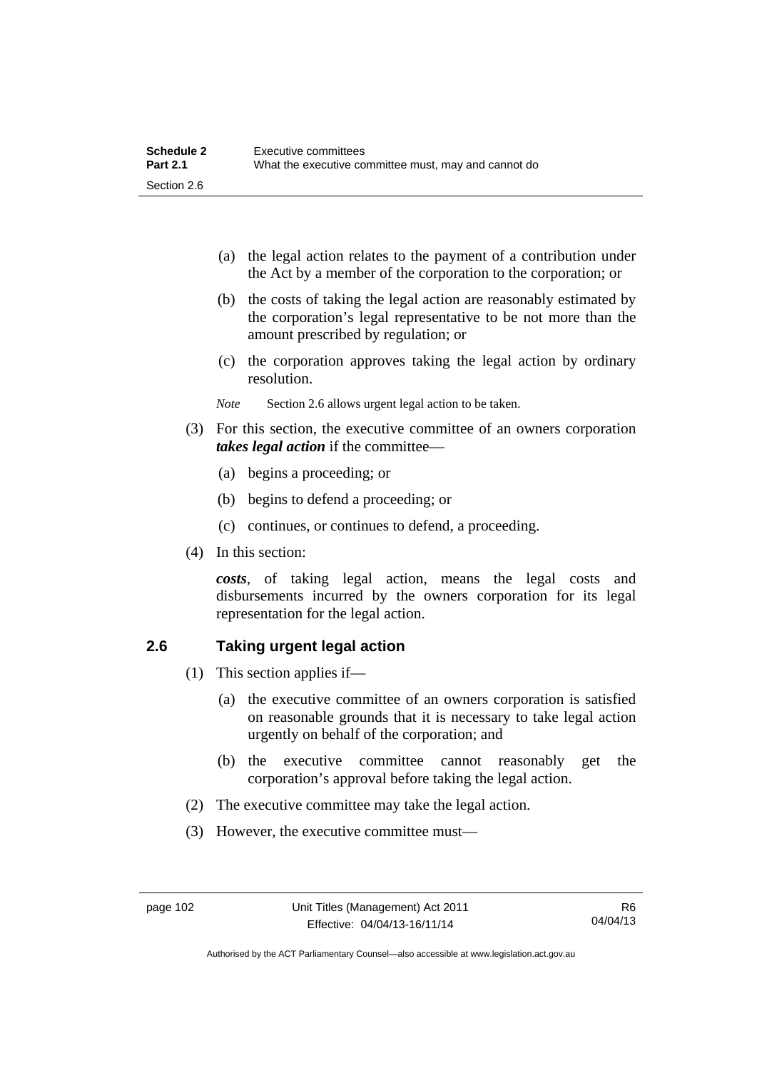(a) the legal action relates to the payment of a contribution under the Act by a member of the corporation to the corporation; or

(b) the costs of taking the legal action are reasonably estimated by the corporation's legal representative to be not more than the amount prescribed by regulation; or

(c) the corporation approves taking the legal action by ordinary resolution.

*Note* Section 2.6 allows urgent legal action to be taken.

(3) For this section, the executive committee of an owners corporation ***takes legal action*** if the committee—

(a) begins a proceeding; or

(b) begins to defend a proceeding; or

(c) continues, or continues to defend, a proceeding.

(4) In this section:

***costs***, of taking legal action, means the legal costs and disbursements incurred by the owners corporation for its legal representation for the legal action.

## 2.6 Taking urgent legal action

(1) This section applies if—

(a) the executive committee of an owners corporation is satisfied on reasonable grounds that it is necessary to take legal action urgently on behalf of the corporation; and

(b) the executive committee cannot reasonably get the corporation's approval before taking the legal action.

(2) The executive committee may take the legal action.

(3) However, the executive committee must—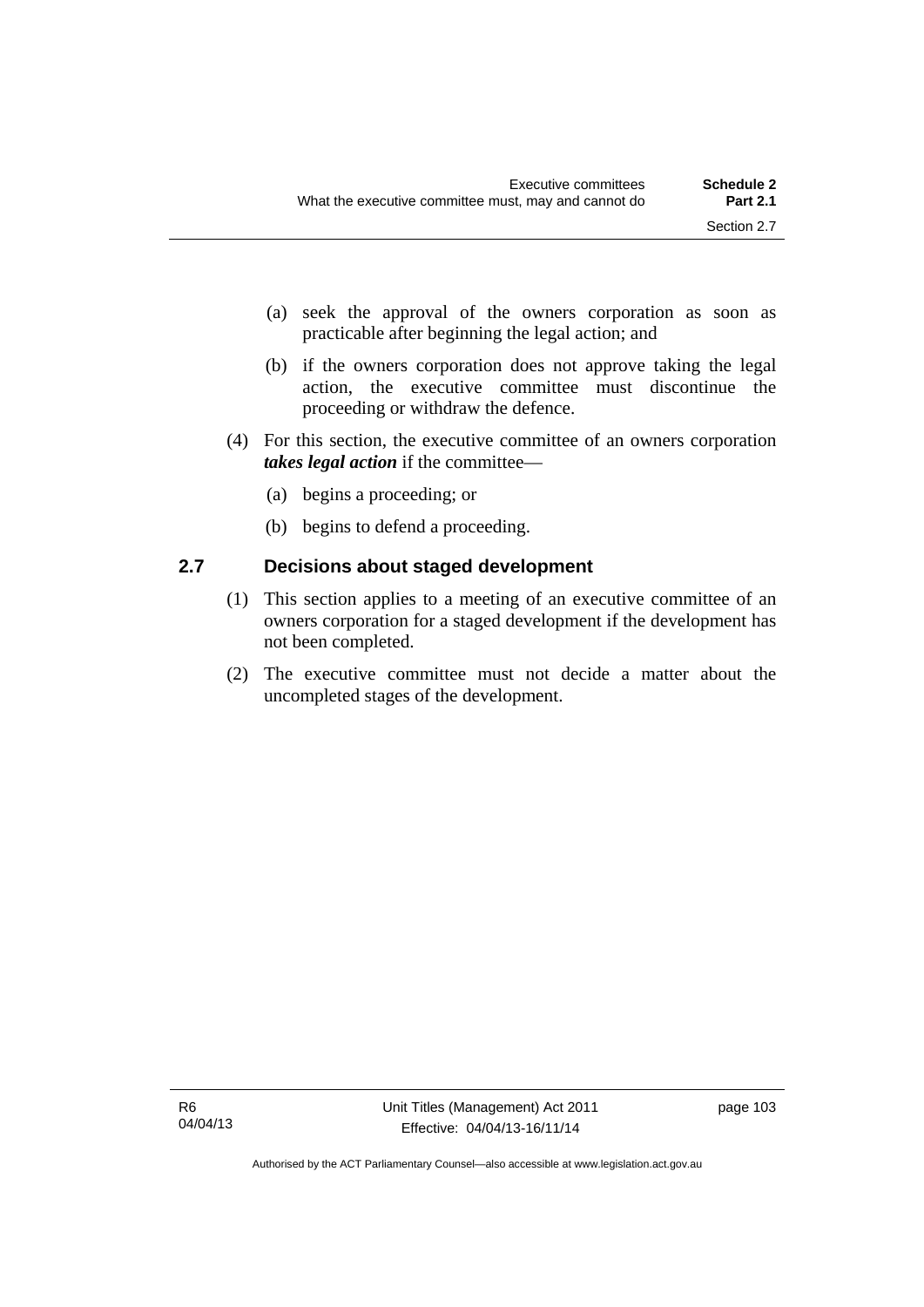(a) seek the approval of the owners corporation as soon as practicable after beginning the legal action; and

(b) if the owners corporation does not approve taking the legal action, the executive committee must discontinue the proceeding or withdraw the defence.

(4) For this section, the executive committee of an owners corporation ***takes legal action*** if the committee—

(a) begins a proceeding; or

(b) begins to defend a proceeding.

### 2.7 Decisions about staged development

(1) This section applies to a meeting of an executive committee of an owners corporation for a staged development if the development has not been completed.

(2) The executive committee must not decide a matter about the uncompleted stages of the development.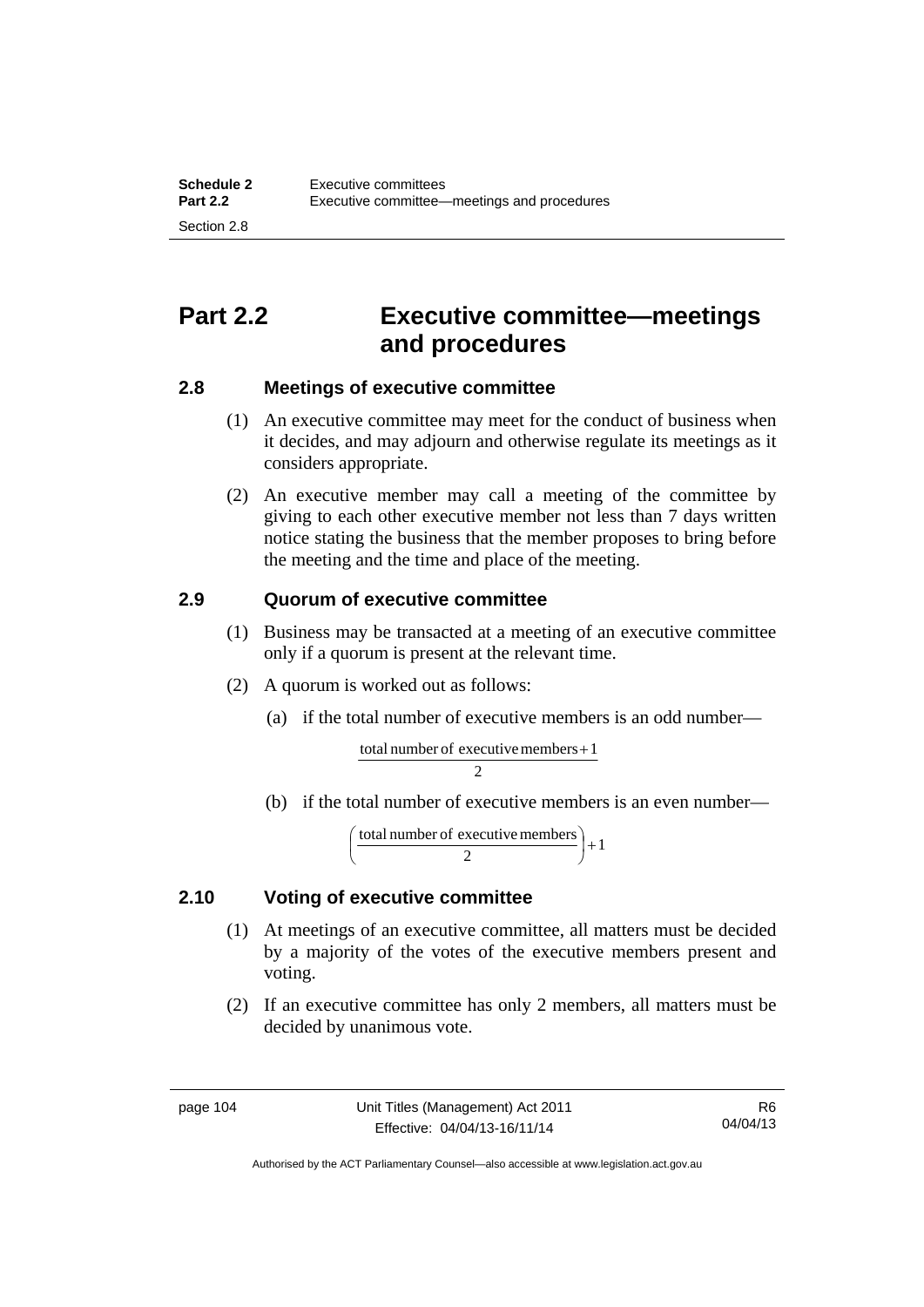# Part 2.2 Executive committee—meetings and procedures

## 2.8 Meetings of executive committee

(1) An executive committee may meet for the conduct of business when it decides, and may adjourn and otherwise regulate its meetings as it considers appropriate.

(2) An executive member may call a meeting of the committee by giving to each other executive member not less than 7 days written notice stating the business that the member proposes to bring before the meeting and the time and place of the meeting.

## 2.9 Quorum of executive committee

(1) Business may be transacted at a meeting of an executive committee only if a quorum is present at the relevant time.

(2) A quorum is worked out as follows:

(a) if the total number of executive members is an odd number—

$$\frac{\text{total number of executive members} + 1}{2}$$

(b) if the total number of executive members is an even number—

$$\left(\frac{\text{total number of executive members}}{2}\right) + 1$$

## 2.10 Voting of executive committee

(1) At meetings of an executive committee, all matters must be decided by a majority of the votes of the executive members present and voting.

(2) If an executive committee has only 2 members, all matters must be decided by unanimous vote.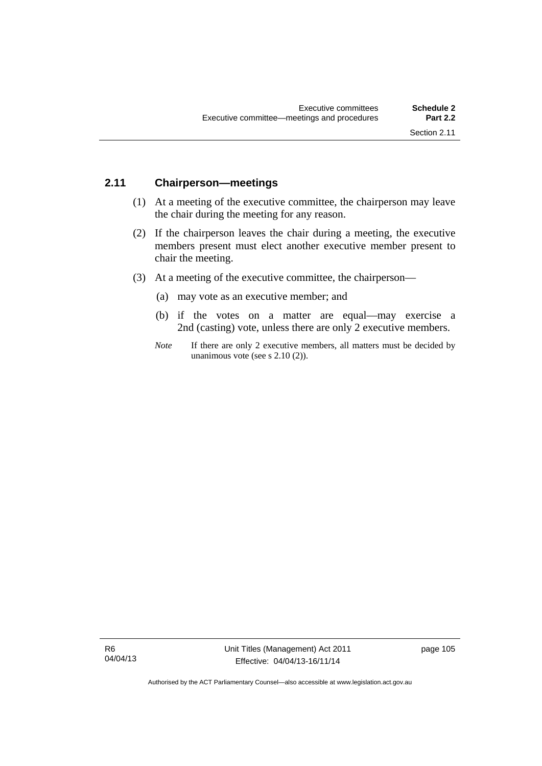### 2.11 Chairperson—meetings

(1) At a meeting of the executive committee, the chairperson may leave the chair during the meeting for any reason.

(2) If the chairperson leaves the chair during a meeting, the executive members present must elect another executive member present to chair the meeting.

(3) At a meeting of the executive committee, the chairperson—

(a) may vote as an executive member; and

(b) if the votes on a matter are equal—may exercise a 2nd (casting) vote, unless there are only 2 executive members.

*Note* If there are only 2 executive members, all matters must be decided by unanimous vote (see s 2.10 (2)).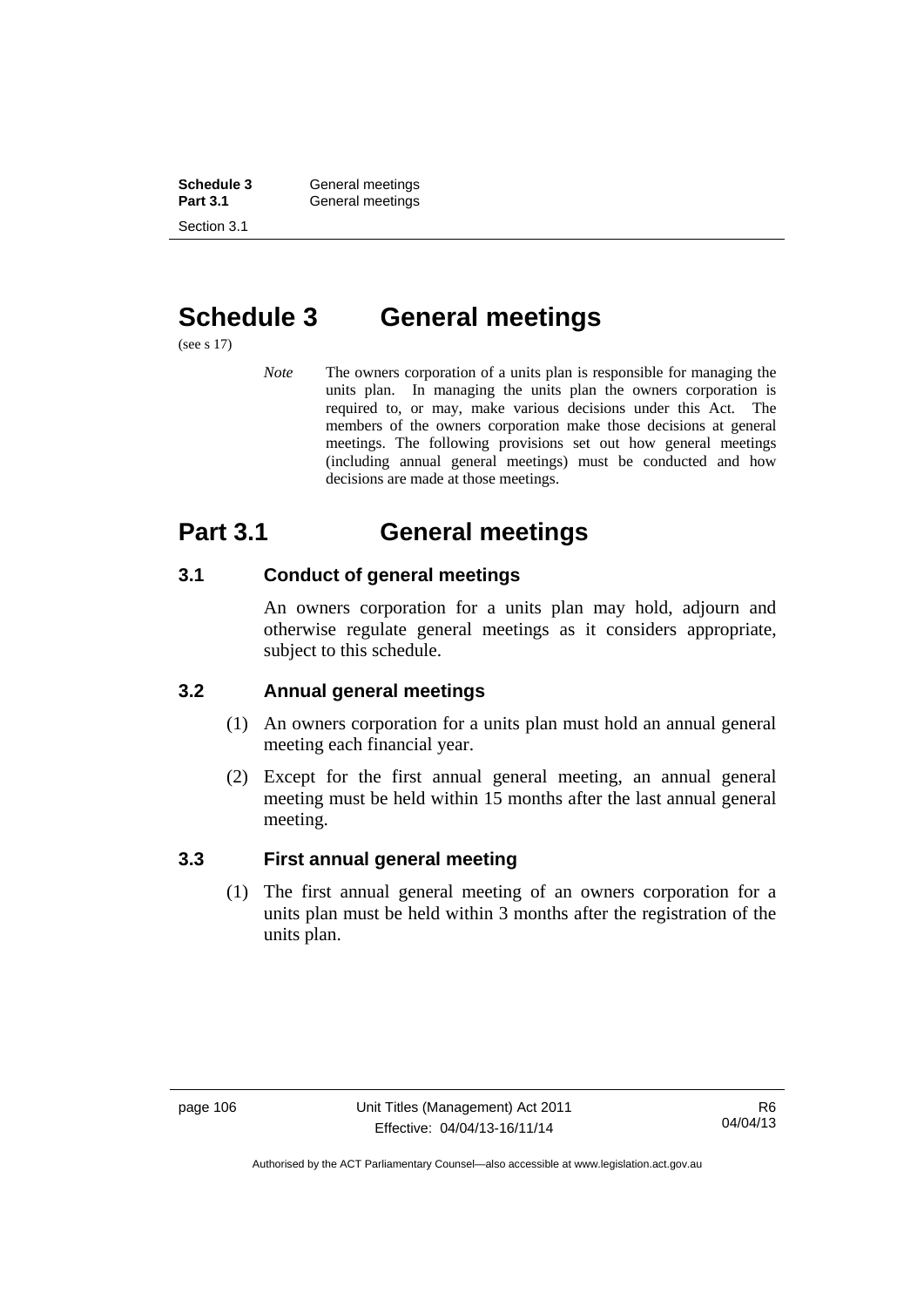# Schedule 3 General meetings

(see s 17)

*Note* The owners corporation of a units plan is responsible for managing the units plan. In managing the units plan the owners corporation is required to, or may, make various decisions under this Act. The members of the owners corporation make those decisions at general meetings. The following provisions set out how general meetings (including annual general meetings) must be conducted and how decisions are made at those meetings.

# Part 3.1 General meetings

### 3.1 Conduct of general meetings

An owners corporation for a units plan may hold, adjourn and otherwise regulate general meetings as it considers appropriate, subject to this schedule.

### 3.2 Annual general meetings

(1) An owners corporation for a units plan must hold an annual general meeting each financial year.

(2) Except for the first annual general meeting, an annual general meeting must be held within 15 months after the last annual general meeting.

### 3.3 First annual general meeting

(1) The first annual general meeting of an owners corporation for a units plan must be held within 3 months after the registration of the units plan.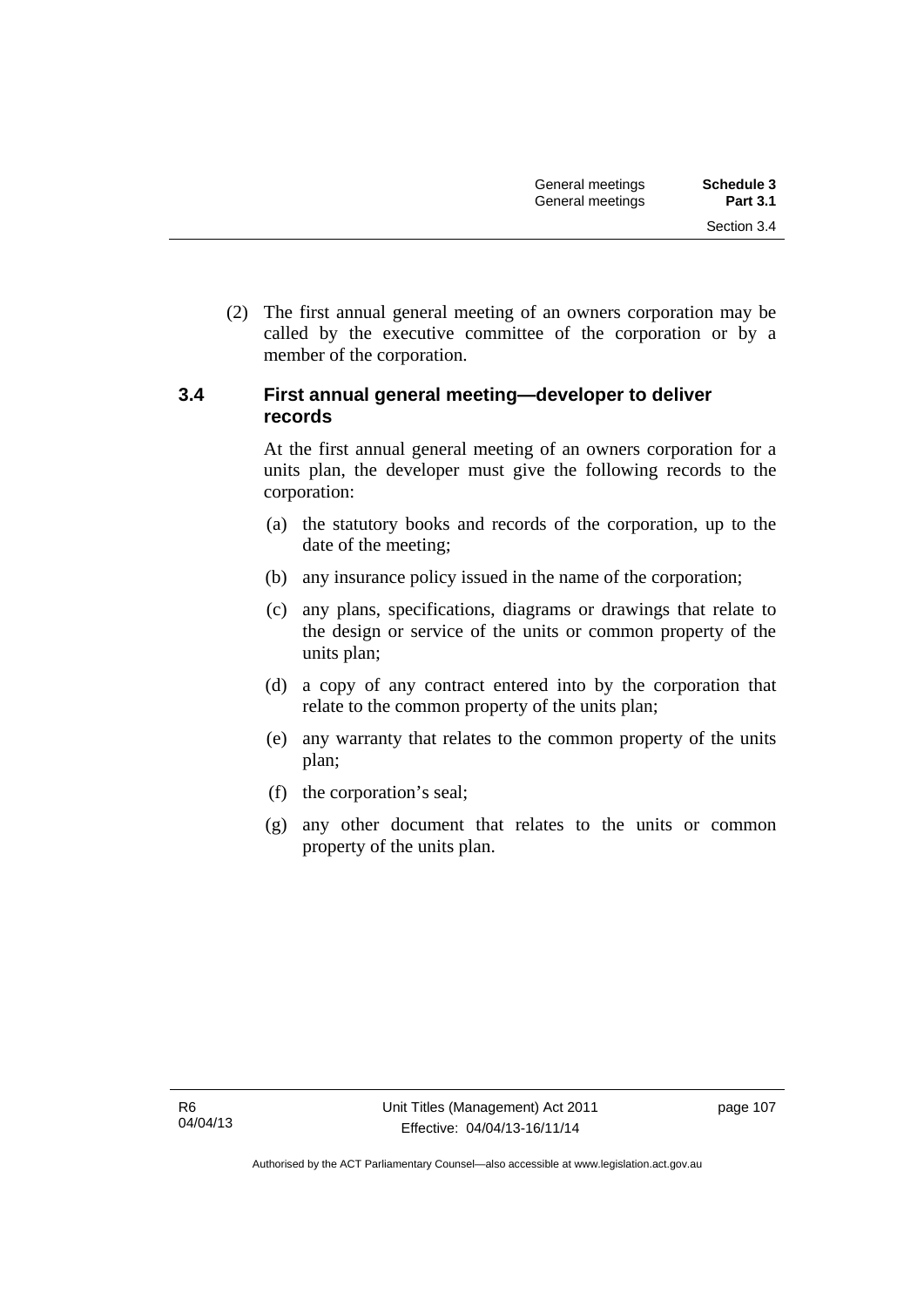(2) The first annual general meeting of an owners corporation may be called by the executive committee of the corporation or by a member of the corporation.

### 3.4 First annual general meeting—developer to deliver records

At the first annual general meeting of an owners corporation for a units plan, the developer must give the following records to the corporation:

(a) the statutory books and records of the corporation, up to the date of the meeting;

(b) any insurance policy issued in the name of the corporation;

(c) any plans, specifications, diagrams or drawings that relate to the design or service of the units or common property of the units plan;

(d) a copy of any contract entered into by the corporation that relate to the common property of the units plan;

(e) any warranty that relates to the common property of the units plan;

(f) the corporation's seal;

(g) any other document that relates to the units or common property of the units plan.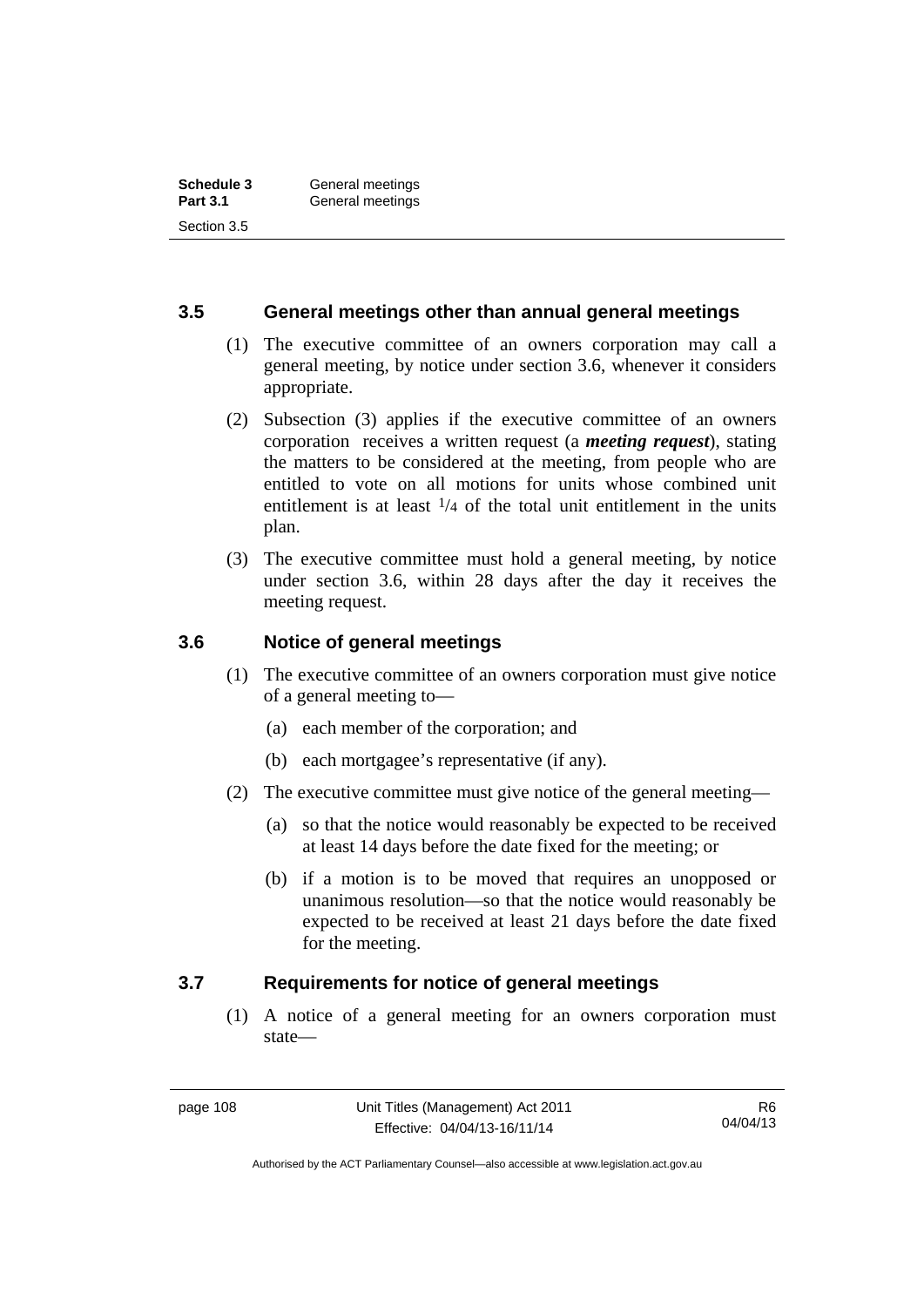## 3.5 General meetings other than annual general meetings

(1) The executive committee of an owners corporation may call a general meeting, by notice under section 3.6, whenever it considers appropriate.

(2) Subsection (3) applies if the executive committee of an owners corporation receives a written request (a ***meeting request***), stating the matters to be considered at the meeting, from people who are entitled to vote on all motions for units whose combined unit entitlement is at least $^1/_4$ of the total unit entitlement in the units plan.

(3) The executive committee must hold a general meeting, by notice under section 3.6, within 28 days after the day it receives the meeting request.

## 3.6 Notice of general meetings

(1) The executive committee of an owners corporation must give notice of a general meeting to—

(a) each member of the corporation; and

(b) each mortgagee's representative (if any).

(2) The executive committee must give notice of the general meeting—

(a) so that the notice would reasonably be expected to be received at least 14 days before the date fixed for the meeting; or

(b) if a motion is to be moved that requires an unopposed or unanimous resolution—so that the notice would reasonably be expected to be received at least 21 days before the date fixed for the meeting.

## 3.7 Requirements for notice of general meetings

(1) A notice of a general meeting for an owners corporation must state—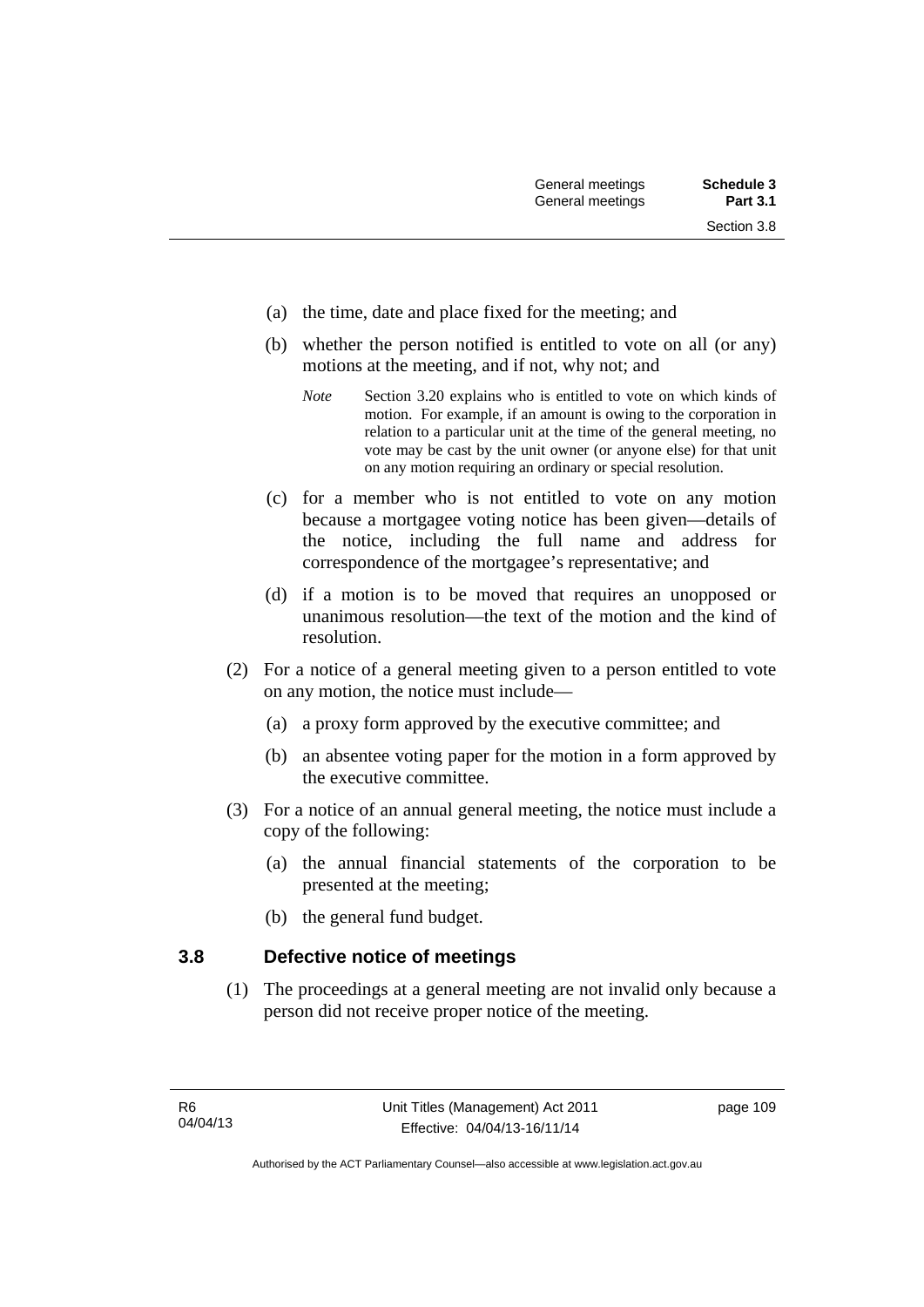(a) the time, date and place fixed for the meeting; and

(b) whether the person notified is entitled to vote on all (or any) motions at the meeting, and if not, why not; and

*Note* Section 3.20 explains who is entitled to vote on which kinds of motion. For example, if an amount is owing to the corporation in relation to a particular unit at the time of the general meeting, no vote may be cast by the unit owner (or anyone else) for that unit on any motion requiring an ordinary or special resolution.

(c) for a member who is not entitled to vote on any motion because a mortgagee voting notice has been given—details of the notice, including the full name and address for correspondence of the mortgagee's representative; and

(d) if a motion is to be moved that requires an unopposed or unanimous resolution—the text of the motion and the kind of resolution.

(2) For a notice of a general meeting given to a person entitled to vote on any motion, the notice must include—

(a) a proxy form approved by the executive committee; and

(b) an absentee voting paper for the motion in a form approved by the executive committee.

(3) For a notice of an annual general meeting, the notice must include a copy of the following:

(a) the annual financial statements of the corporation to be presented at the meeting;

(b) the general fund budget.

### 3.8 Defective notice of meetings

(1) The proceedings at a general meeting are not invalid only because a person did not receive proper notice of the meeting.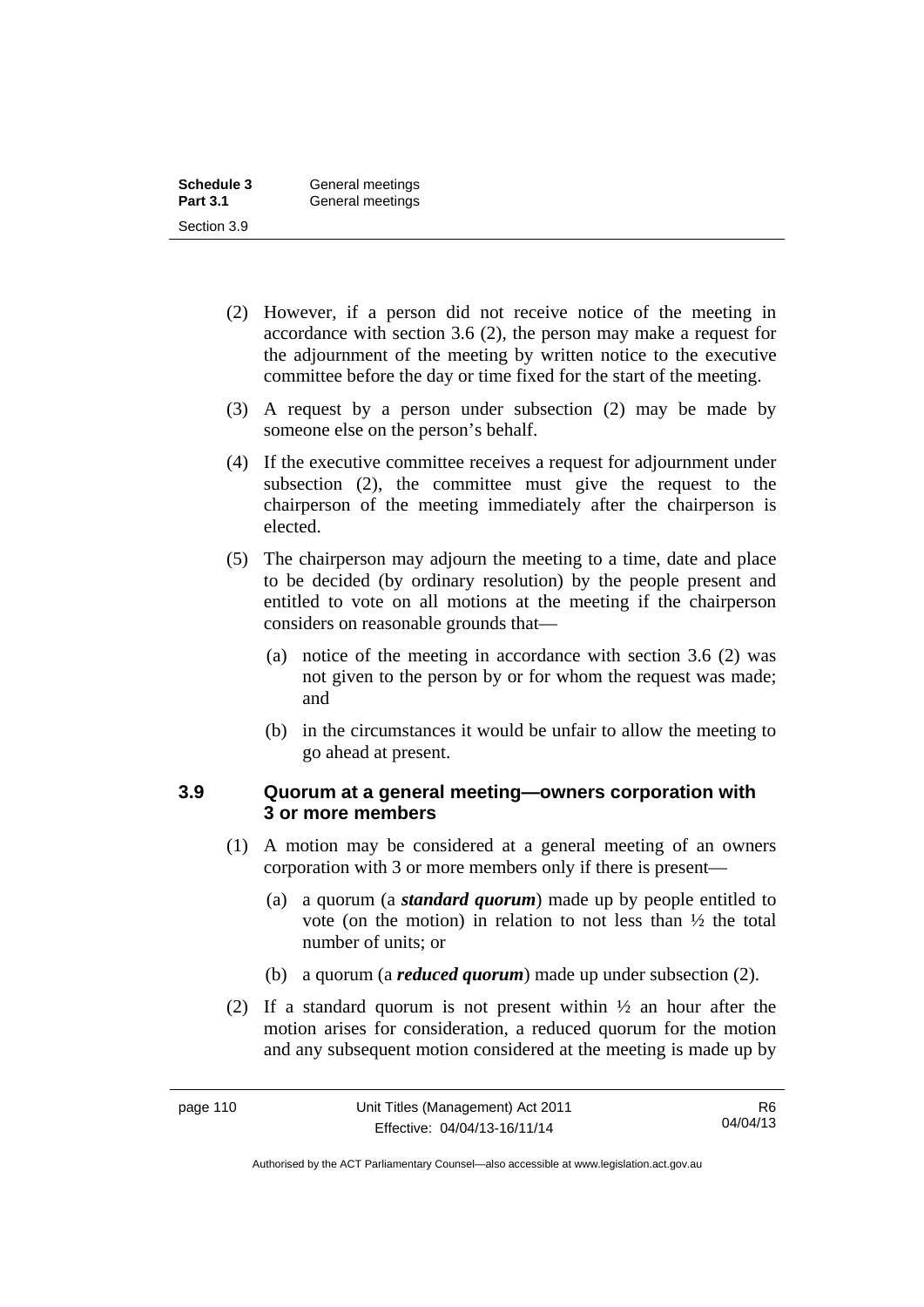(2) However, if a person did not receive notice of the meeting in accordance with section 3.6 (2), the person may make a request for the adjournment of the meeting by written notice to the executive committee before the day or time fixed for the start of the meeting.

(3) A request by a person under subsection (2) may be made by someone else on the person's behalf.

(4) If the executive committee receives a request for adjournment under subsection (2), the committee must give the request to the chairperson of the meeting immediately after the chairperson is elected.

(5) The chairperson may adjourn the meeting to a time, date and place to be decided (by ordinary resolution) by the people present and entitled to vote on all motions at the meeting if the chairperson considers on reasonable grounds that—

(a) notice of the meeting in accordance with section 3.6 (2) was not given to the person by or for whom the request was made; and

(b) in the circumstances it would be unfair to allow the meeting to go ahead at present.

### 3.9 Quorum at a general meeting—owners corporation with 3 or more members

(1) A motion may be considered at a general meeting of an owners corporation with 3 or more members only if there is present—

(a) a quorum (a ***standard quorum***) made up by people entitled to vote (on the motion) in relation to not less than ½ the total number of units; or

(b) a quorum (a ***reduced quorum***) made up under subsection (2).

(2) If a standard quorum is not present within ½ an hour after the motion arises for consideration, a reduced quorum for the motion and any subsequent motion considered at the meeting is made up by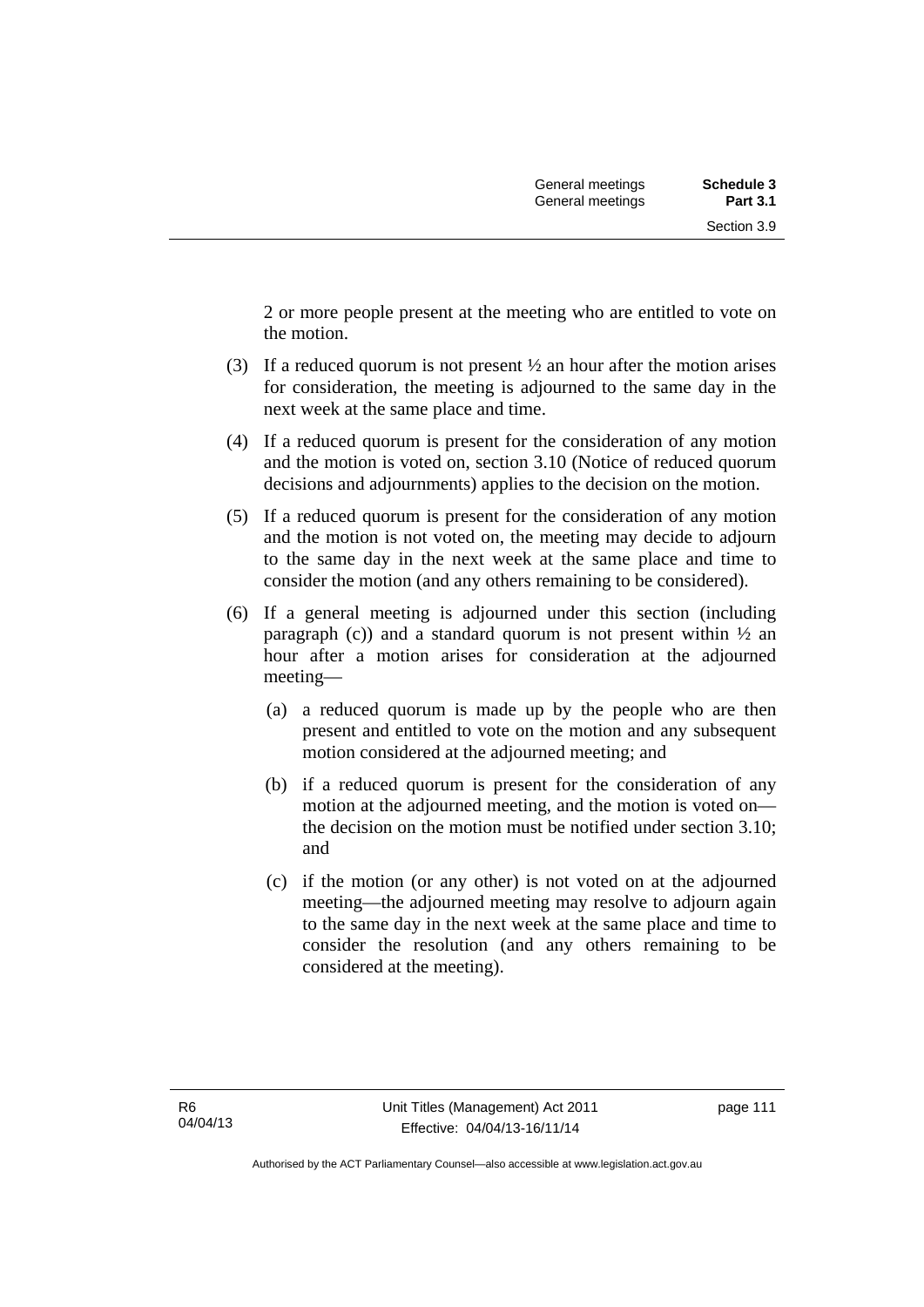2 or more people present at the meeting who are entitled to vote on the motion.

(3) If a reduced quorum is not present ½ an hour after the motion arises for consideration, the meeting is adjourned to the same day in the next week at the same place and time.

(4) If a reduced quorum is present for the consideration of any motion and the motion is voted on, section 3.10 (Notice of reduced quorum decisions and adjournments) applies to the decision on the motion.

(5) If a reduced quorum is present for the consideration of any motion and the motion is not voted on, the meeting may decide to adjourn to the same day in the next week at the same place and time to consider the motion (and any others remaining to be considered).

(6) If a general meeting is adjourned under this section (including paragraph (c)) and a standard quorum is not present within ½ an hour after a motion arises for consideration at the adjourned meeting—

(a) a reduced quorum is made up by the people who are then present and entitled to vote on the motion and any subsequent motion considered at the adjourned meeting; and

(b) if a reduced quorum is present for the consideration of any motion at the adjourned meeting, and the motion is voted on—the decision on the motion must be notified under section 3.10; and

(c) if the motion (or any other) is not voted on at the adjourned meeting—the adjourned meeting may resolve to adjourn again to the same day in the next week at the same place and time to consider the resolution (and any others remaining to be considered at the meeting).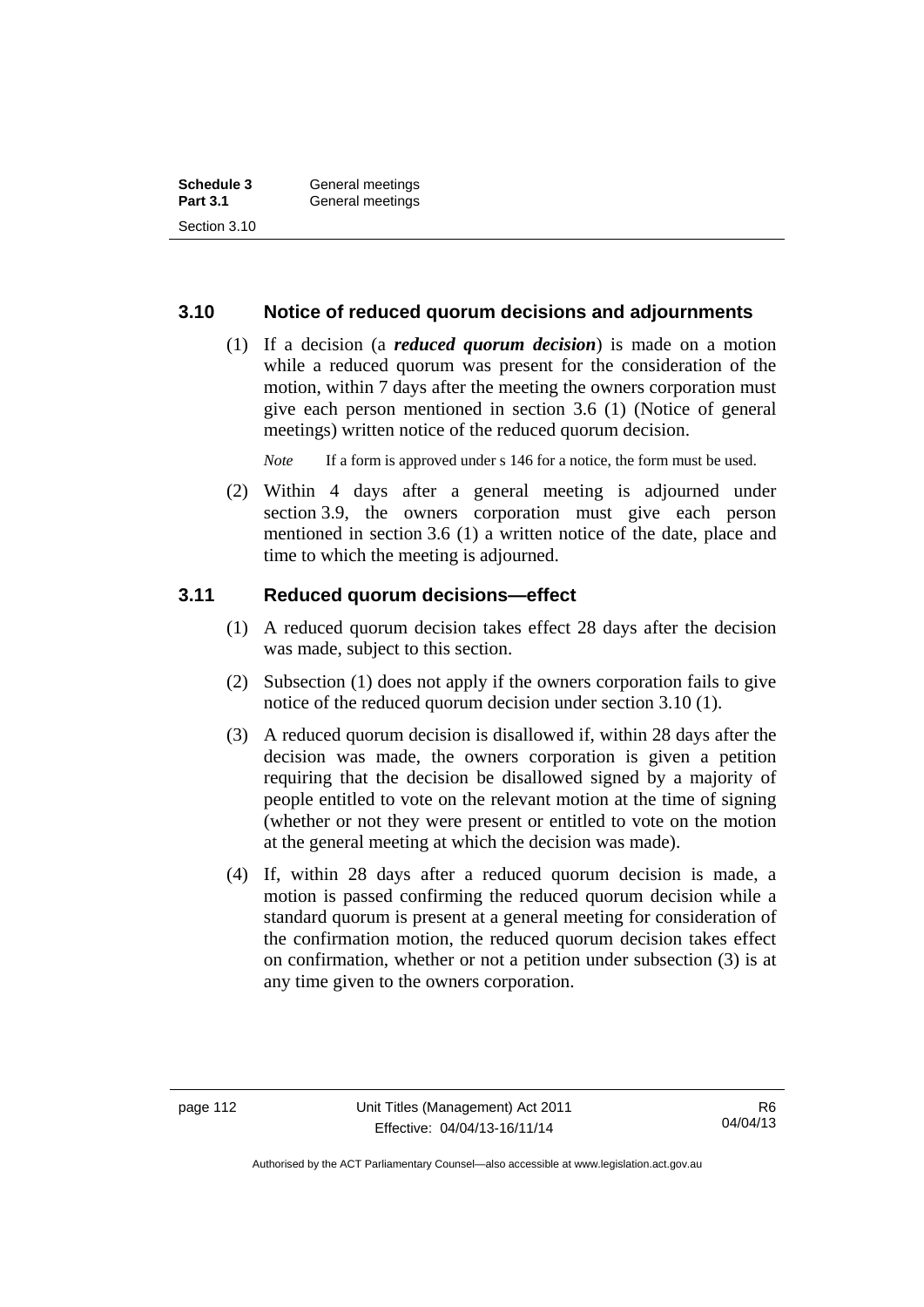## 3.10 Notice of reduced quorum decisions and adjournments

(1) If a decision (a ***reduced quorum decision***) is made on a motion while a reduced quorum was present for the consideration of the motion, within 7 days after the meeting the owners corporation must give each person mentioned in section 3.6 (1) (Notice of general meetings) written notice of the reduced quorum decision.

*Note* If a form is approved under s 146 for a notice, the form must be used.

(2) Within 4 days after a general meeting is adjourned under section 3.9, the owners corporation must give each person mentioned in section 3.6 (1) a written notice of the date, place and time to which the meeting is adjourned.

## 3.11 Reduced quorum decisions—effect

(1) A reduced quorum decision takes effect 28 days after the decision was made, subject to this section.

(2) Subsection (1) does not apply if the owners corporation fails to give notice of the reduced quorum decision under section 3.10 (1).

(3) A reduced quorum decision is disallowed if, within 28 days after the decision was made, the owners corporation is given a petition requiring that the decision be disallowed signed by a majority of people entitled to vote on the relevant motion at the time of signing (whether or not they were present or entitled to vote on the motion at the general meeting at which the decision was made).

(4) If, within 28 days after a reduced quorum decision is made, a motion is passed confirming the reduced quorum decision while a standard quorum is present at a general meeting for consideration of the confirmation motion, the reduced quorum decision takes effect on confirmation, whether or not a petition under subsection (3) is at any time given to the owners corporation.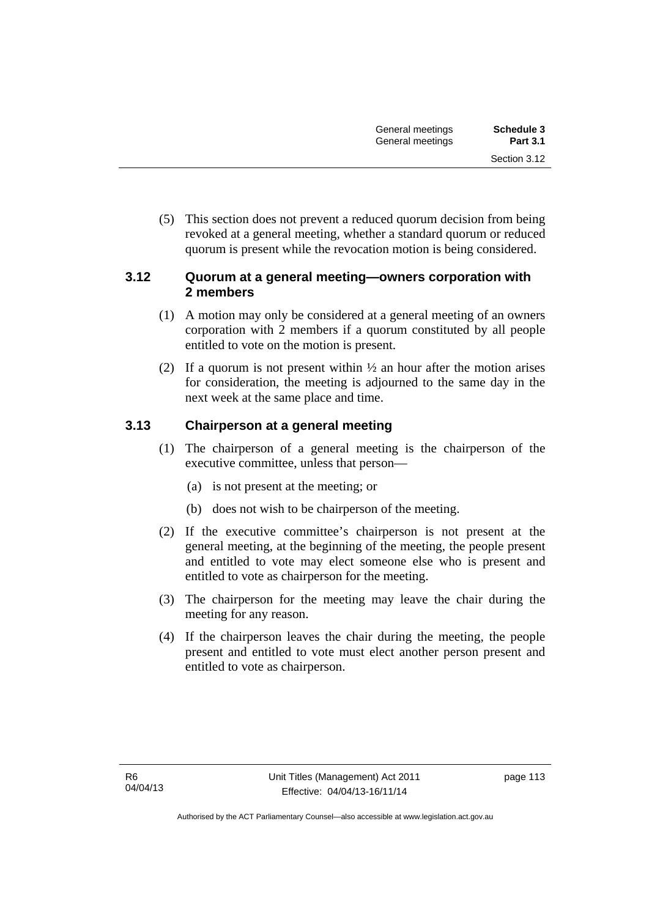(5) This section does not prevent a reduced quorum decision from being revoked at a general meeting, whether a standard quorum or reduced quorum is present while the revocation motion is being considered.

### 3.12 Quorum at a general meeting—owners corporation with 2 members

(1) A motion may only be considered at a general meeting of an owners corporation with 2 members if a quorum constituted by all people entitled to vote on the motion is present.

(2) If a quorum is not present within ½ an hour after the motion arises for consideration, the meeting is adjourned to the same day in the next week at the same place and time.

### 3.13 Chairperson at a general meeting

(1) The chairperson of a general meeting is the chairperson of the executive committee, unless that person—

(a) is not present at the meeting; or

(b) does not wish to be chairperson of the meeting.

(2) If the executive committee's chairperson is not present at the general meeting, at the beginning of the meeting, the people present and entitled to vote may elect someone else who is present and entitled to vote as chairperson for the meeting.

(3) The chairperson for the meeting may leave the chair during the meeting for any reason.

(4) If the chairperson leaves the chair during the meeting, the people present and entitled to vote must elect another person present and entitled to vote as chairperson.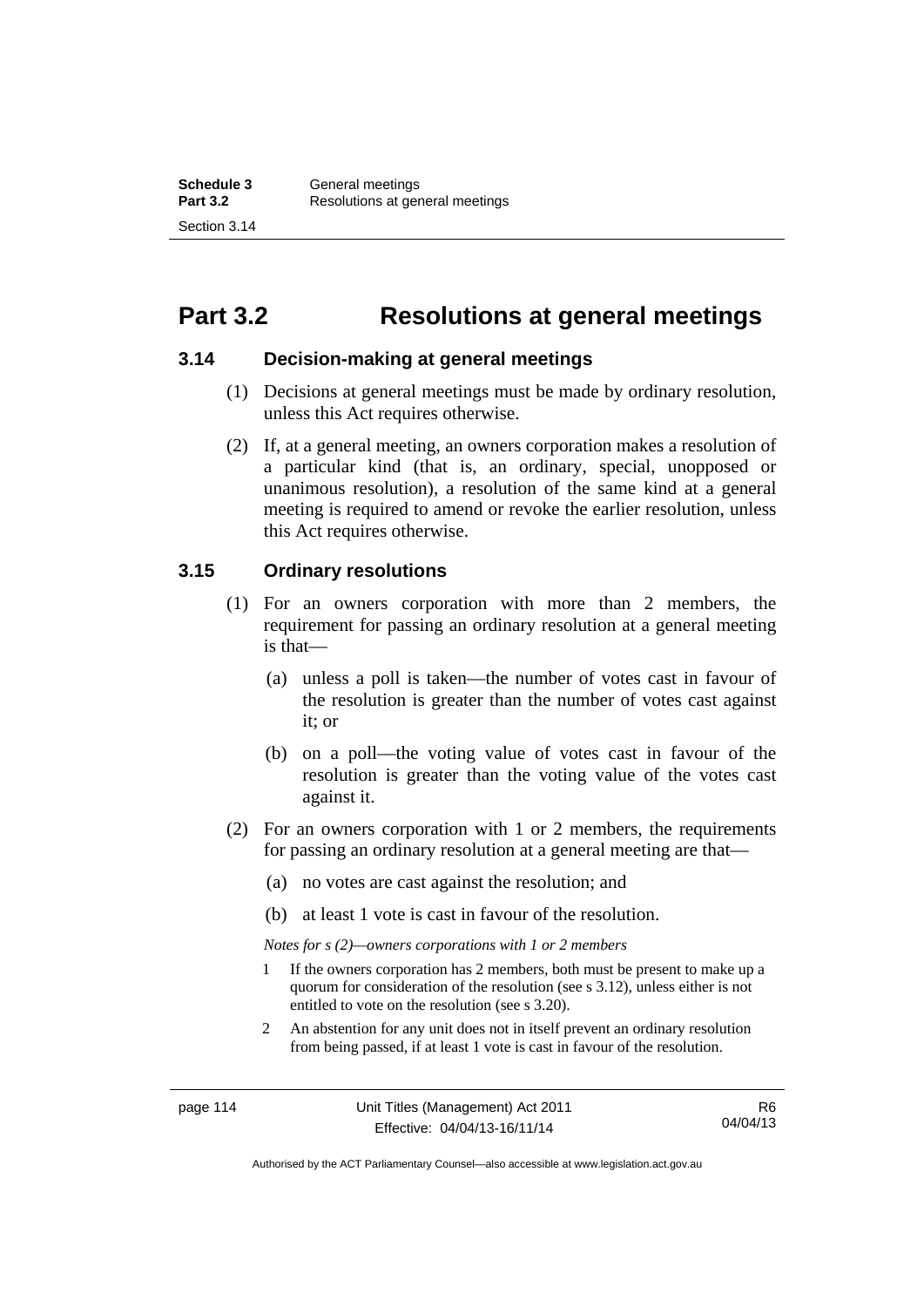# Part 3.2 Resolutions at general meetings

### 3.14 Decision-making at general meetings

(1) Decisions at general meetings must be made by ordinary resolution, unless this Act requires otherwise.

(2) If, at a general meeting, an owners corporation makes a resolution of a particular kind (that is, an ordinary, special, unopposed or unanimous resolution), a resolution of the same kind at a general meeting is required to amend or revoke the earlier resolution, unless this Act requires otherwise.

### 3.15 Ordinary resolutions

(1) For an owners corporation with more than 2 members, the requirement for passing an ordinary resolution at a general meeting is that—

  (a) unless a poll is taken—the number of votes cast in favour of the resolution is greater than the number of votes cast against it; or

  (b) on a poll—the voting value of votes cast in favour of the resolution is greater than the voting value of the votes cast against it.

(2) For an owners corporation with 1 or 2 members, the requirements for passing an ordinary resolution at a general meeting are that—

  (a) no votes are cast against the resolution; and

  (b) at least 1 vote is cast in favour of the resolution.

*Notes for s (2)—owners corporations with 1 or 2 members*

1 If the owners corporation has 2 members, both must be present to make up a quorum for consideration of the resolution (see s 3.12), unless either is not entitled to vote on the resolution (see s 3.20).

2 An abstention for any unit does not in itself prevent an ordinary resolution from being passed, if at least 1 vote is cast in favour of the resolution.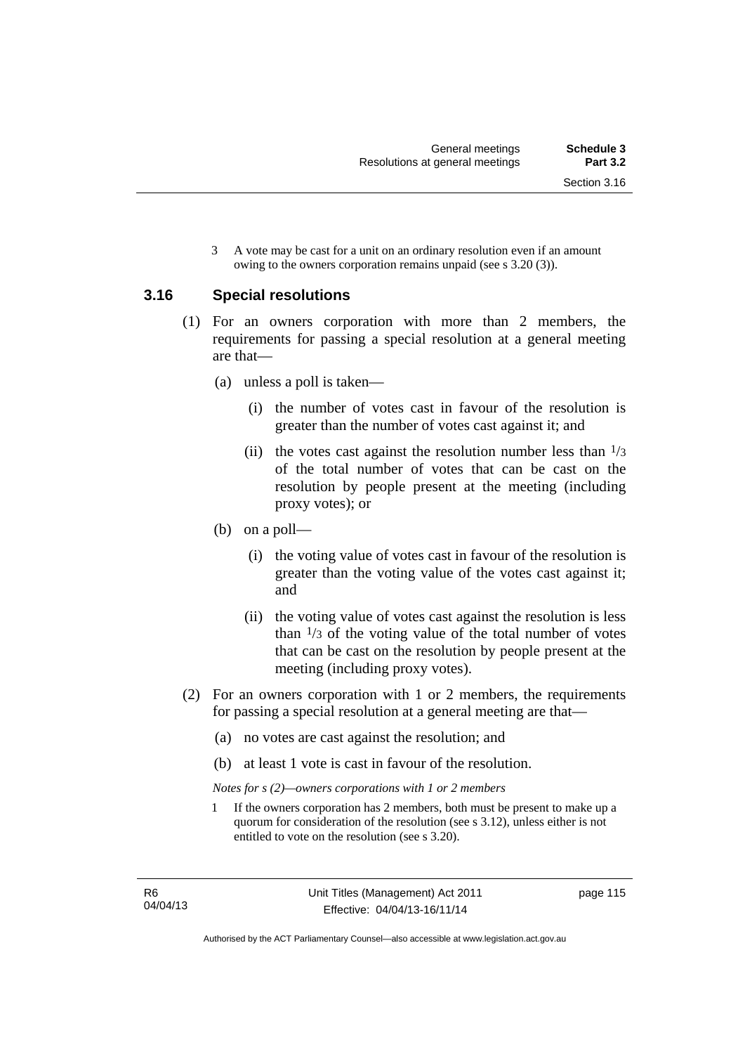3 A vote may be cast for a unit on an ordinary resolution even if an amount owing to the owners corporation remains unpaid (see s 3.20 (3)).

### 3.16 Special resolutions

(1) For an owners corporation with more than 2 members, the requirements for passing a special resolution at a general meeting are that—

(a) unless a poll is taken—

(i) the number of votes cast in favour of the resolution is greater than the number of votes cast against it; and

(ii) the votes cast against the resolution number less than $1/3$ of the total number of votes that can be cast on the resolution by people present at the meeting (including proxy votes); or

(b) on a poll—

(i) the voting value of votes cast in favour of the resolution is greater than the voting value of the votes cast against it; and

(ii) the voting value of votes cast against the resolution is less than $1/3$ of the voting value of the total number of votes that can be cast on the resolution by people present at the meeting (including proxy votes).

(2) For an owners corporation with 1 or 2 members, the requirements for passing a special resolution at a general meeting are that—

(a) no votes are cast against the resolution; and

(b) at least 1 vote is cast in favour of the resolution.

*Notes for s (2)—owners corporations with 1 or 2 members*

1 If the owners corporation has 2 members, both must be present to make up a quorum for consideration of the resolution (see s 3.12), unless either is not entitled to vote on the resolution (see s 3.20).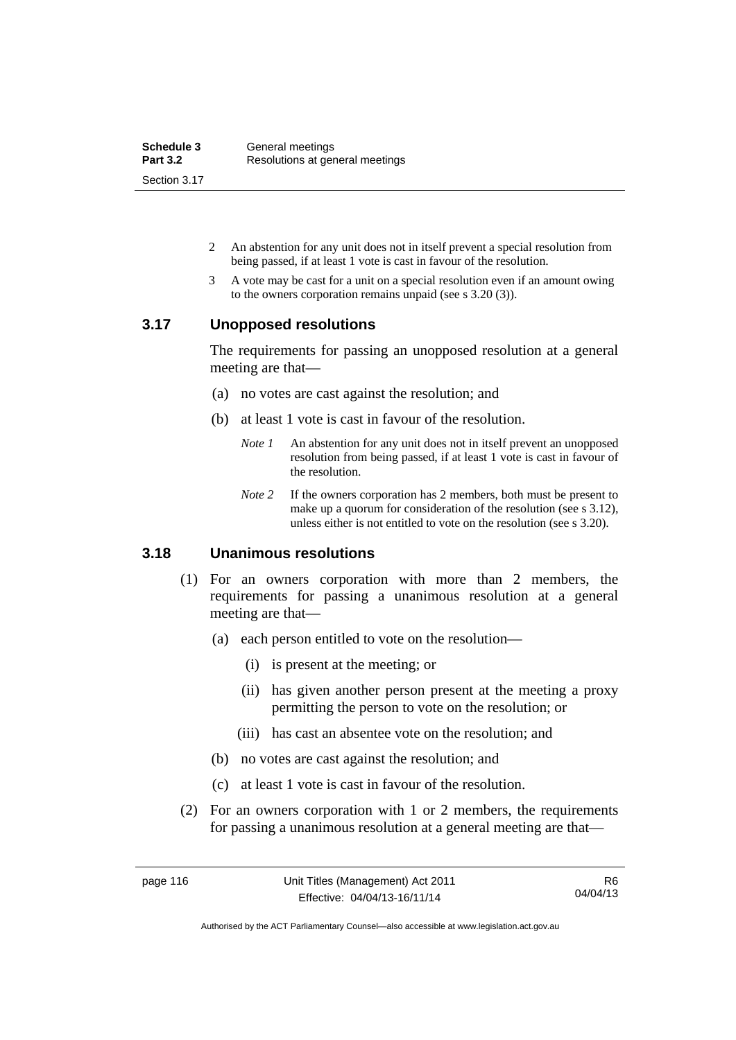2 An abstention for any unit does not in itself prevent a special resolution from being passed, if at least 1 vote is cast in favour of the resolution.

3 A vote may be cast for a unit on a special resolution even if an amount owing to the owners corporation remains unpaid (see s 3.20 (3)).

### 3.17 Unopposed resolutions

The requirements for passing an unopposed resolution at a general meeting are that—

(a) no votes are cast against the resolution; and

(b) at least 1 vote is cast in favour of the resolution.

*Note 1* An abstention for any unit does not in itself prevent an unopposed resolution from being passed, if at least 1 vote is cast in favour of the resolution.

*Note 2* If the owners corporation has 2 members, both must be present to make up a quorum for consideration of the resolution (see s 3.12), unless either is not entitled to vote on the resolution (see s 3.20).

### 3.18 Unanimous resolutions

(1) For an owners corporation with more than 2 members, the requirements for passing a unanimous resolution at a general meeting are that—

(a) each person entitled to vote on the resolution—

(i) is present at the meeting; or

(ii) has given another person present at the meeting a proxy permitting the person to vote on the resolution; or

(iii) has cast an absentee vote on the resolution; and

(b) no votes are cast against the resolution; and

(c) at least 1 vote is cast in favour of the resolution.

(2) For an owners corporation with 1 or 2 members, the requirements for passing a unanimous resolution at a general meeting are that—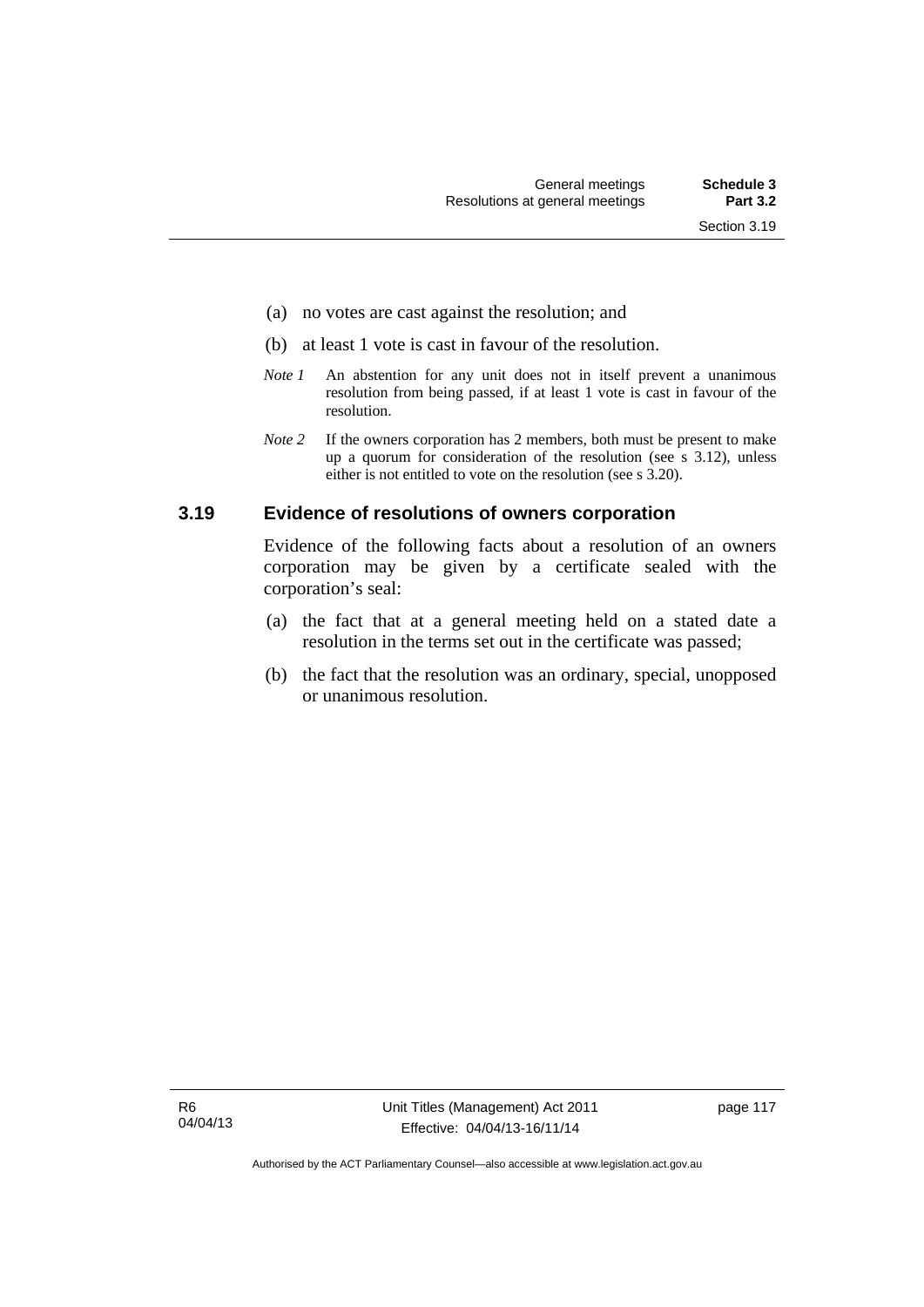(a) no votes are cast against the resolution; and

(b) at least 1 vote is cast in favour of the resolution.

*Note 1* An abstention for any unit does not in itself prevent a unanimous resolution from being passed, if at least 1 vote is cast in favour of the resolution.

*Note 2* If the owners corporation has 2 members, both must be present to make up a quorum for consideration of the resolution (see s 3.12), unless either is not entitled to vote on the resolution (see s 3.20).

### 3.19 Evidence of resolutions of owners corporation

Evidence of the following facts about a resolution of an owners corporation may be given by a certificate sealed with the corporation's seal:

(a) the fact that at a general meeting held on a stated date a resolution in the terms set out in the certificate was passed;

(b) the fact that the resolution was an ordinary, special, unopposed or unanimous resolution.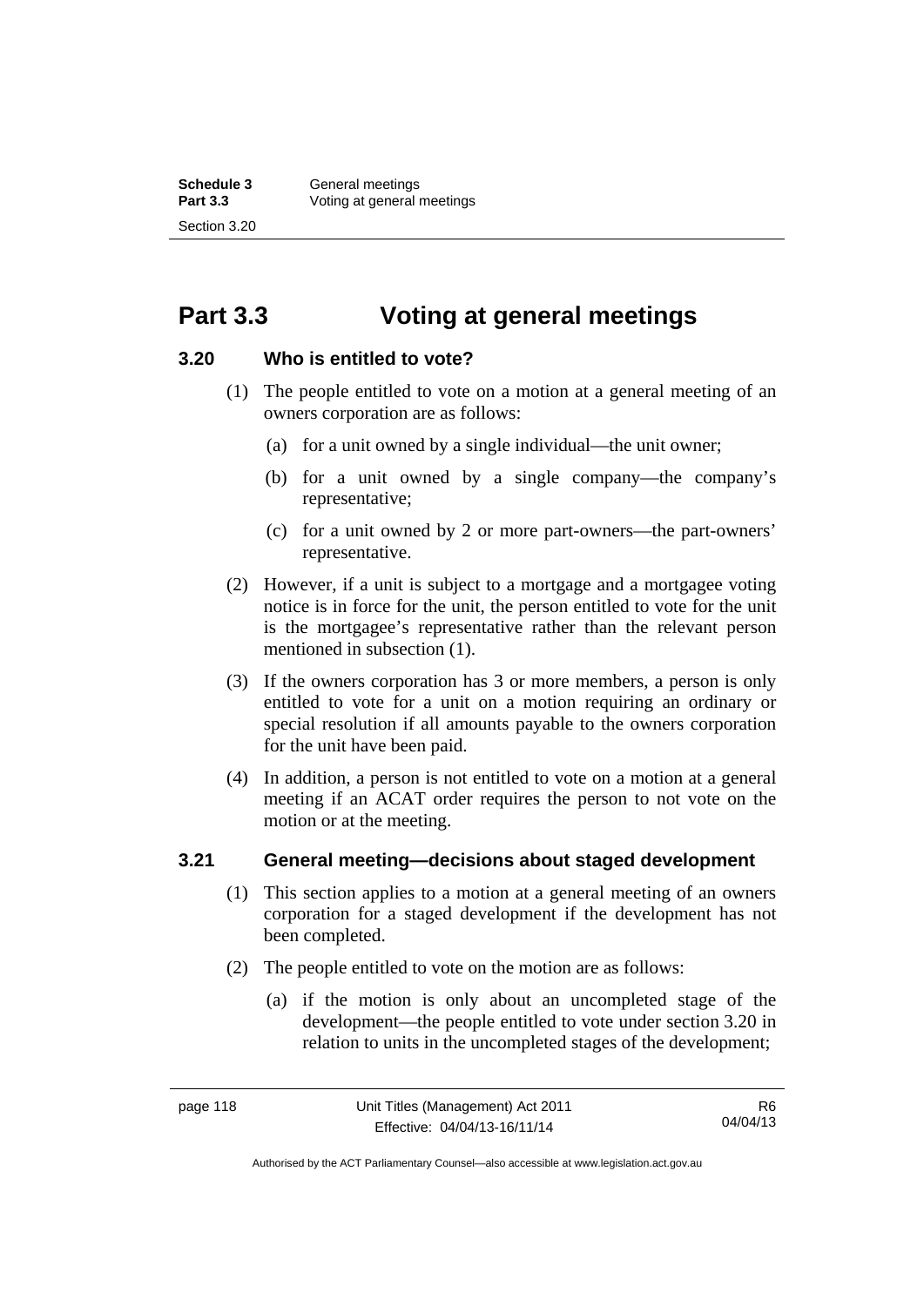# Part 3.3 Voting at general meetings

## 3.20 Who is entitled to vote?

(1) The people entitled to vote on a motion at a general meeting of an owners corporation are as follows:

(a) for a unit owned by a single individual—the unit owner;

(b) for a unit owned by a single company—the company's representative;

(c) for a unit owned by 2 or more part-owners—the part-owners' representative.

(2) However, if a unit is subject to a mortgage and a mortgagee voting notice is in force for the unit, the person entitled to vote for the unit is the mortgagee's representative rather than the relevant person mentioned in subsection (1).

(3) If the owners corporation has 3 or more members, a person is only entitled to vote for a unit on a motion requiring an ordinary or special resolution if all amounts payable to the owners corporation for the unit have been paid.

(4) In addition, a person is not entitled to vote on a motion at a general meeting if an ACAT order requires the person to not vote on the motion or at the meeting.

## 3.21 General meeting—decisions about staged development

(1) This section applies to a motion at a general meeting of an owners corporation for a staged development if the development has not been completed.

(2) The people entitled to vote on the motion are as follows:

(a) if the motion is only about an uncompleted stage of the development—the people entitled to vote under section 3.20 in relation to units in the uncompleted stages of the development;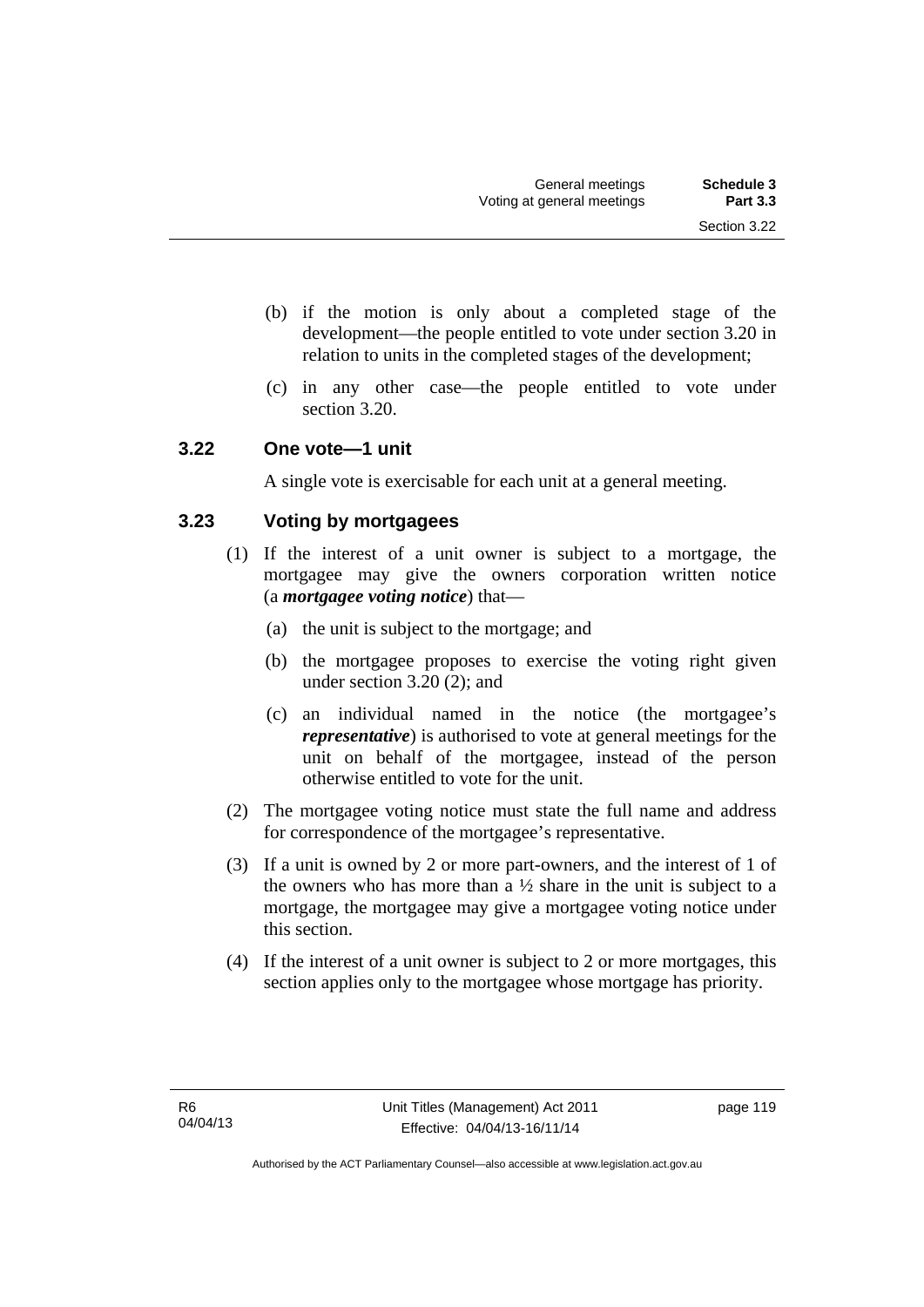(b) if the motion is only about a completed stage of the development—the people entitled to vote under section 3.20 in relation to units in the completed stages of the development;

(c) in any other case—the people entitled to vote under section 3.20.

### 3.22 One vote—1 unit

A single vote is exercisable for each unit at a general meeting.

### 3.23 Voting by mortgagees

(1) If the interest of a unit owner is subject to a mortgage, the mortgagee may give the owners corporation written notice (a ***mortgagee voting notice***) that—

  (a) the unit is subject to the mortgage; and

  (b) the mortgagee proposes to exercise the voting right given under section 3.20 (2); and

  (c) an individual named in the notice (the mortgagee's ***representative***) is authorised to vote at general meetings for the unit on behalf of the mortgagee, instead of the person otherwise entitled to vote for the unit.

(2) The mortgagee voting notice must state the full name and address for correspondence of the mortgagee's representative.

(3) If a unit is owned by 2 or more part-owners, and the interest of 1 of the owners who has more than a ½ share in the unit is subject to a mortgage, the mortgagee may give a mortgagee voting notice under this section.

(4) If the interest of a unit owner is subject to 2 or more mortgages, this section applies only to the mortgagee whose mortgage has priority.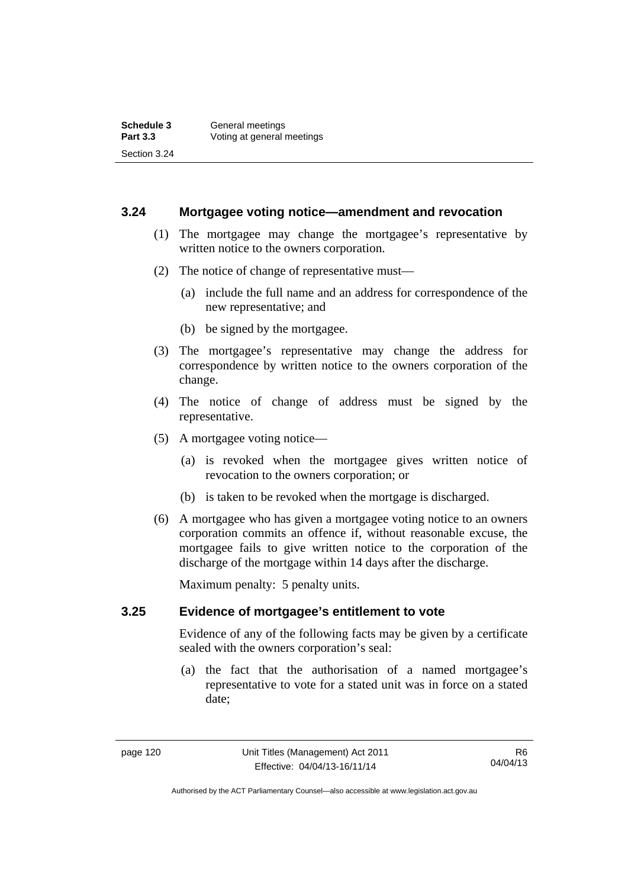### 3.24 Mortgagee voting notice—amendment and revocation

(1) The mortgagee may change the mortgagee's representative by written notice to the owners corporation.

(2) The notice of change of representative must—

(a) include the full name and an address for correspondence of the new representative; and

(b) be signed by the mortgagee.

(3) The mortgagee's representative may change the address for correspondence by written notice to the owners corporation of the change.

(4) The notice of change of address must be signed by the representative.

(5) A mortgagee voting notice—

(a) is revoked when the mortgagee gives written notice of revocation to the owners corporation; or

(b) is taken to be revoked when the mortgage is discharged.

(6) A mortgagee who has given a mortgagee voting notice to an owners corporation commits an offence if, without reasonable excuse, the mortgagee fails to give written notice to the corporation of the discharge of the mortgage within 14 days after the discharge.

Maximum penalty: 5 penalty units.

### 3.25 Evidence of mortgagee's entitlement to vote

Evidence of any of the following facts may be given by a certificate sealed with the owners corporation's seal:

(a) the fact that the authorisation of a named mortgagee's representative to vote for a stated unit was in force on a stated date;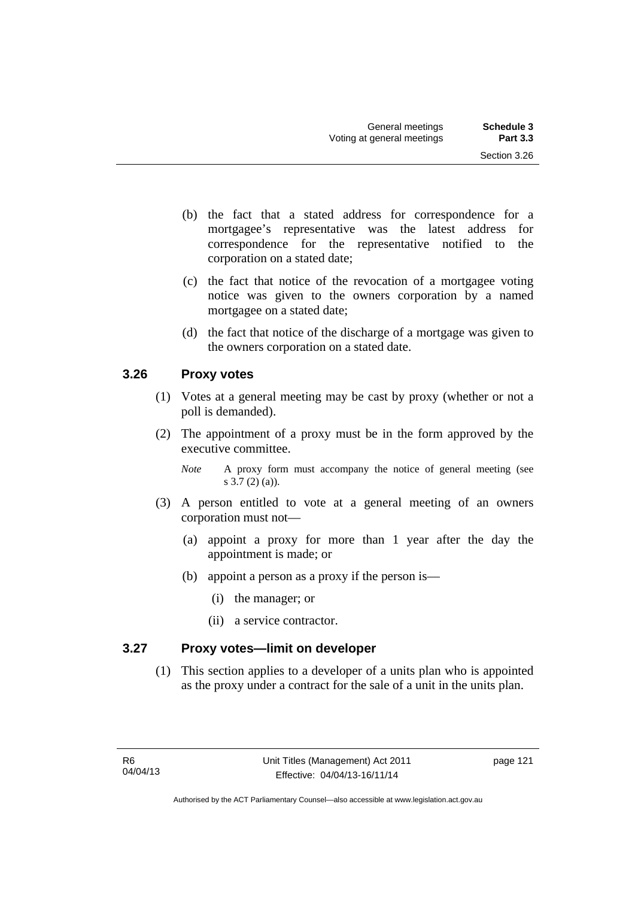(b) the fact that a stated address for correspondence for a mortgagee's representative was the latest address for correspondence for the representative notified to the corporation on a stated date;

(c) the fact that notice of the revocation of a mortgagee voting notice was given to the owners corporation by a named mortgagee on a stated date;

(d) the fact that notice of the discharge of a mortgage was given to the owners corporation on a stated date.

### 3.26 Proxy votes

(1) Votes at a general meeting may be cast by proxy (whether or not a poll is demanded).

(2) The appointment of a proxy must be in the form approved by the executive committee.

*Note* A proxy form must accompany the notice of general meeting (see s 3.7 (2) (a)).

(3) A person entitled to vote at a general meeting of an owners corporation must not—

(a) appoint a proxy for more than 1 year after the day the appointment is made; or

(b) appoint a person as a proxy if the person is—

(i) the manager; or

(ii) a service contractor.

### 3.27 Proxy votes—limit on developer

(1) This section applies to a developer of a units plan who is appointed as the proxy under a contract for the sale of a unit in the units plan.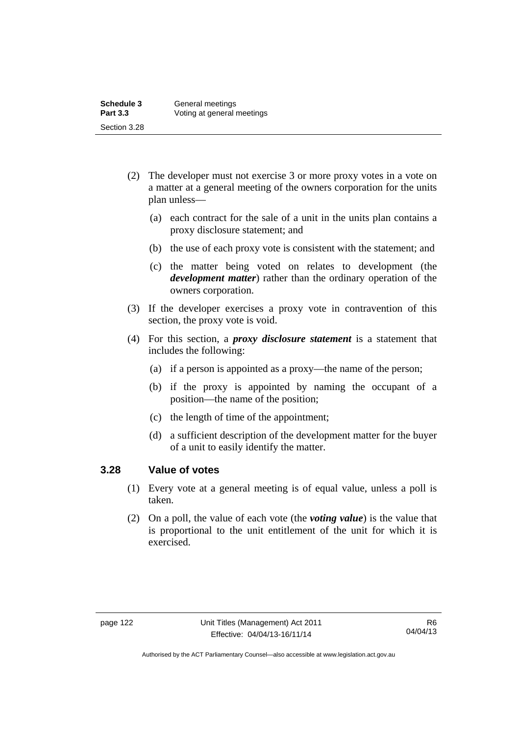(2) The developer must not exercise 3 or more proxy votes in a vote on a matter at a general meeting of the owners corporation for the units plan unless—

(a) each contract for the sale of a unit in the units plan contains a proxy disclosure statement; and

(b) the use of each proxy vote is consistent with the statement; and

(c) the matter being voted on relates to development (the ***development matter***) rather than the ordinary operation of the owners corporation.

(3) If the developer exercises a proxy vote in contravention of this section, the proxy vote is void.

(4) For this section, a ***proxy disclosure statement*** is a statement that includes the following:

(a) if a person is appointed as a proxy—the name of the person;

(b) if the proxy is appointed by naming the occupant of a position—the name of the position;

(c) the length of time of the appointment;

(d) a sufficient description of the development matter for the buyer of a unit to easily identify the matter.

### 3.28 Value of votes

(1) Every vote at a general meeting is of equal value, unless a poll is taken.

(2) On a poll, the value of each vote (the ***voting value***) is the value that is proportional to the unit entitlement of the unit for which it is exercised.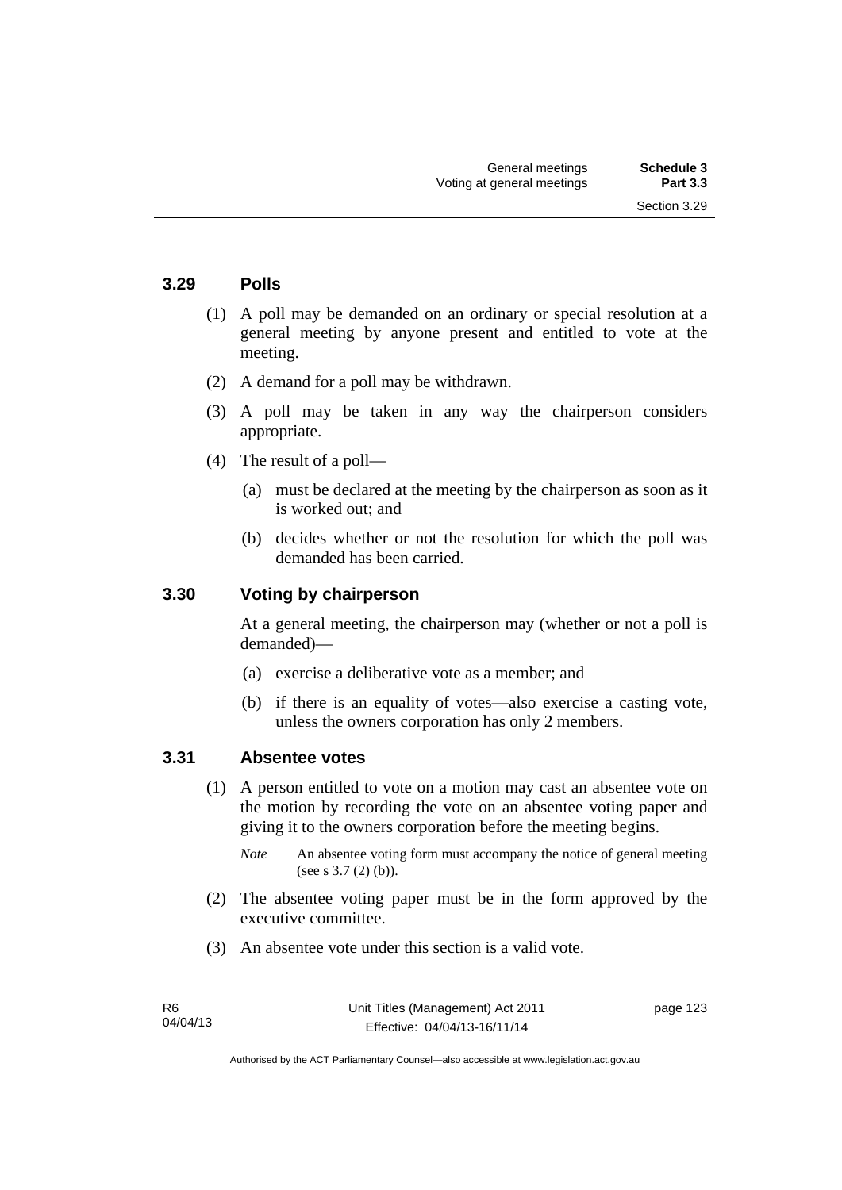### 3.29 Polls

(1) A poll may be demanded on an ordinary or special resolution at a general meeting by anyone present and entitled to vote at the meeting.

(2) A demand for a poll may be withdrawn.

(3) A poll may be taken in any way the chairperson considers appropriate.

(4) The result of a poll—

(a) must be declared at the meeting by the chairperson as soon as it is worked out; and

(b) decides whether or not the resolution for which the poll was demanded has been carried.

### 3.30 Voting by chairperson

At a general meeting, the chairperson may (whether or not a poll is demanded)—

(a) exercise a deliberative vote as a member; and

(b) if there is an equality of votes—also exercise a casting vote, unless the owners corporation has only 2 members.

### 3.31 Absentee votes

(1) A person entitled to vote on a motion may cast an absentee vote on the motion by recording the vote on an absentee voting paper and giving it to the owners corporation before the meeting begins.

*Note* An absentee voting form must accompany the notice of general meeting (see s 3.7 (2) (b)).

(2) The absentee voting paper must be in the form approved by the executive committee.

(3) An absentee vote under this section is a valid vote.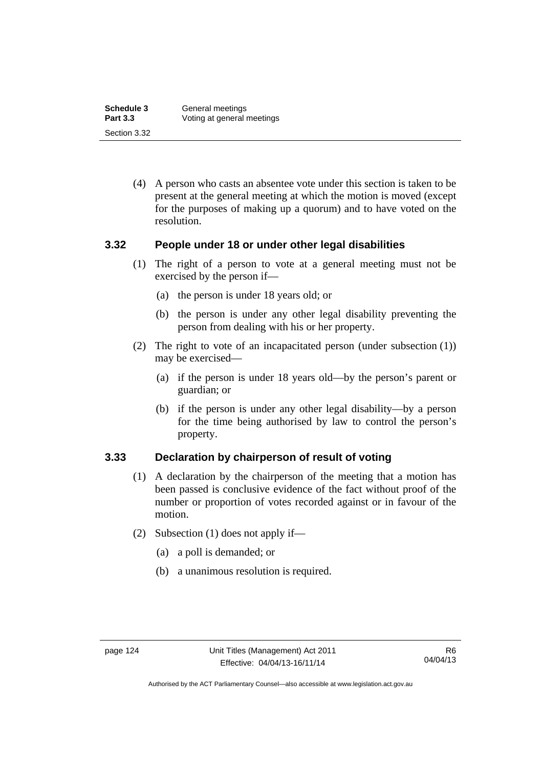(4) A person who casts an absentee vote under this section is taken to be present at the general meeting at which the motion is moved (except for the purposes of making up a quorum) and to have voted on the resolution.

### 3.32 People under 18 or under other legal disabilities

(1) The right of a person to vote at a general meeting must not be exercised by the person if—

(a) the person is under 18 years old; or

(b) the person is under any other legal disability preventing the person from dealing with his or her property.

(2) The right to vote of an incapacitated person (under subsection (1)) may be exercised—

(a) if the person is under 18 years old—by the person's parent or guardian; or

(b) if the person is under any other legal disability—by a person for the time being authorised by law to control the person's property.

### 3.33 Declaration by chairperson of result of voting

(1) A declaration by the chairperson of the meeting that a motion has been passed is conclusive evidence of the fact without proof of the number or proportion of votes recorded against or in favour of the motion.

(2) Subsection (1) does not apply if—

(a) a poll is demanded; or

(b) a unanimous resolution is required.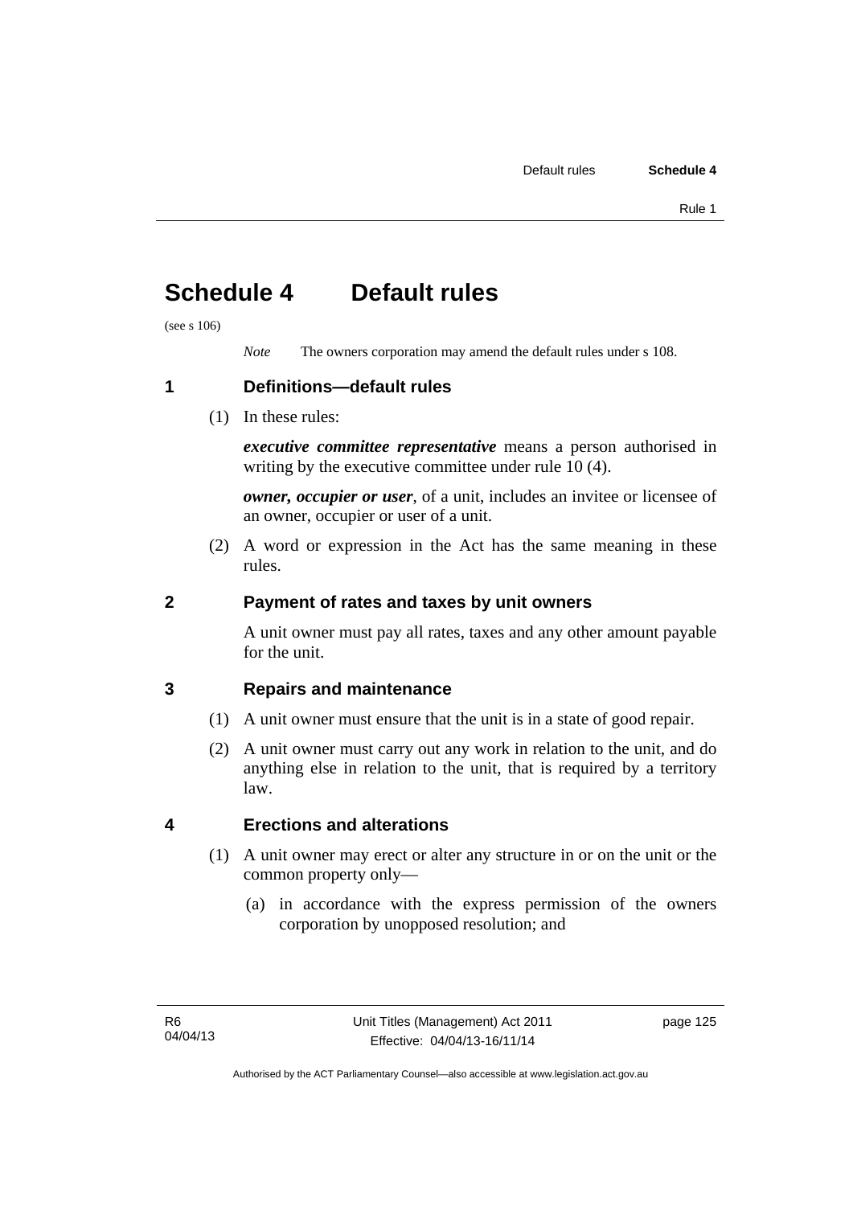# Schedule 4 Default rules

(see s 106)

*Note* The owners corporation may amend the default rules under s 108.

## 1 Definitions—default rules

(1) In these rules:

***executive committee representative*** means a person authorised in writing by the executive committee under rule 10 (4).

***owner, occupier or user***, of a unit, includes an invitee or licensee of an owner, occupier or user of a unit.

(2) A word or expression in the Act has the same meaning in these rules.

## 2 Payment of rates and taxes by unit owners

A unit owner must pay all rates, taxes and any other amount payable for the unit.

## 3 Repairs and maintenance

(1) A unit owner must ensure that the unit is in a state of good repair.

(2) A unit owner must carry out any work in relation to the unit, and do anything else in relation to the unit, that is required by a territory law.

## 4 Erections and alterations

(1) A unit owner may erect or alter any structure in or on the unit or the common property only—

(a) in accordance with the express permission of the owners corporation by unopposed resolution; and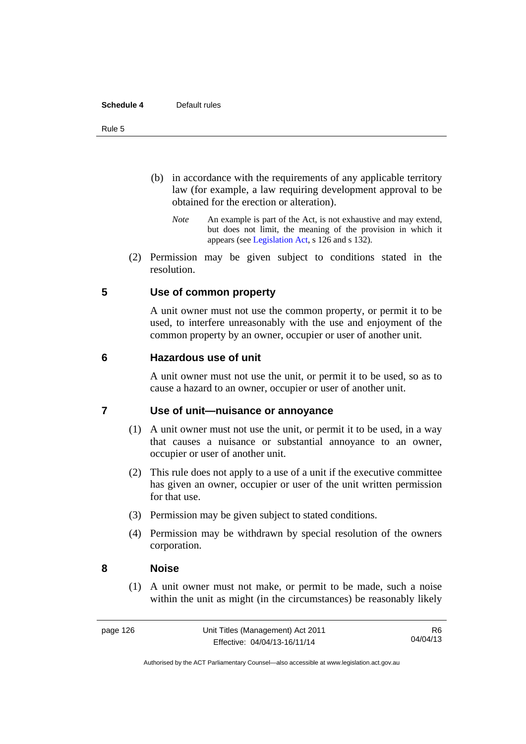(b) in accordance with the requirements of any applicable territory law (for example, a law requiring development approval to be obtained for the erection or alteration).

*Note* An example is part of the Act, is not exhaustive and may extend, but does not limit, the meaning of the provision in which it appears (see Legislation Act, s 126 and s 132).

(2) Permission may be given subject to conditions stated in the resolution.

## 5 Use of common property

A unit owner must not use the common property, or permit it to be used, to interfere unreasonably with the use and enjoyment of the common property by an owner, occupier or user of another unit.

## 6 Hazardous use of unit

A unit owner must not use the unit, or permit it to be used, so as to cause a hazard to an owner, occupier or user of another unit.

## 7 Use of unit—nuisance or annoyance

(1) A unit owner must not use the unit, or permit it to be used, in a way that causes a nuisance or substantial annoyance to an owner, occupier or user of another unit.

(2) This rule does not apply to a use of a unit if the executive committee has given an owner, occupier or user of the unit written permission for that use.

(3) Permission may be given subject to stated conditions.

(4) Permission may be withdrawn by special resolution of the owners corporation.

## 8 Noise

(1) A unit owner must not make, or permit to be made, such a noise within the unit as might (in the circumstances) be reasonably likely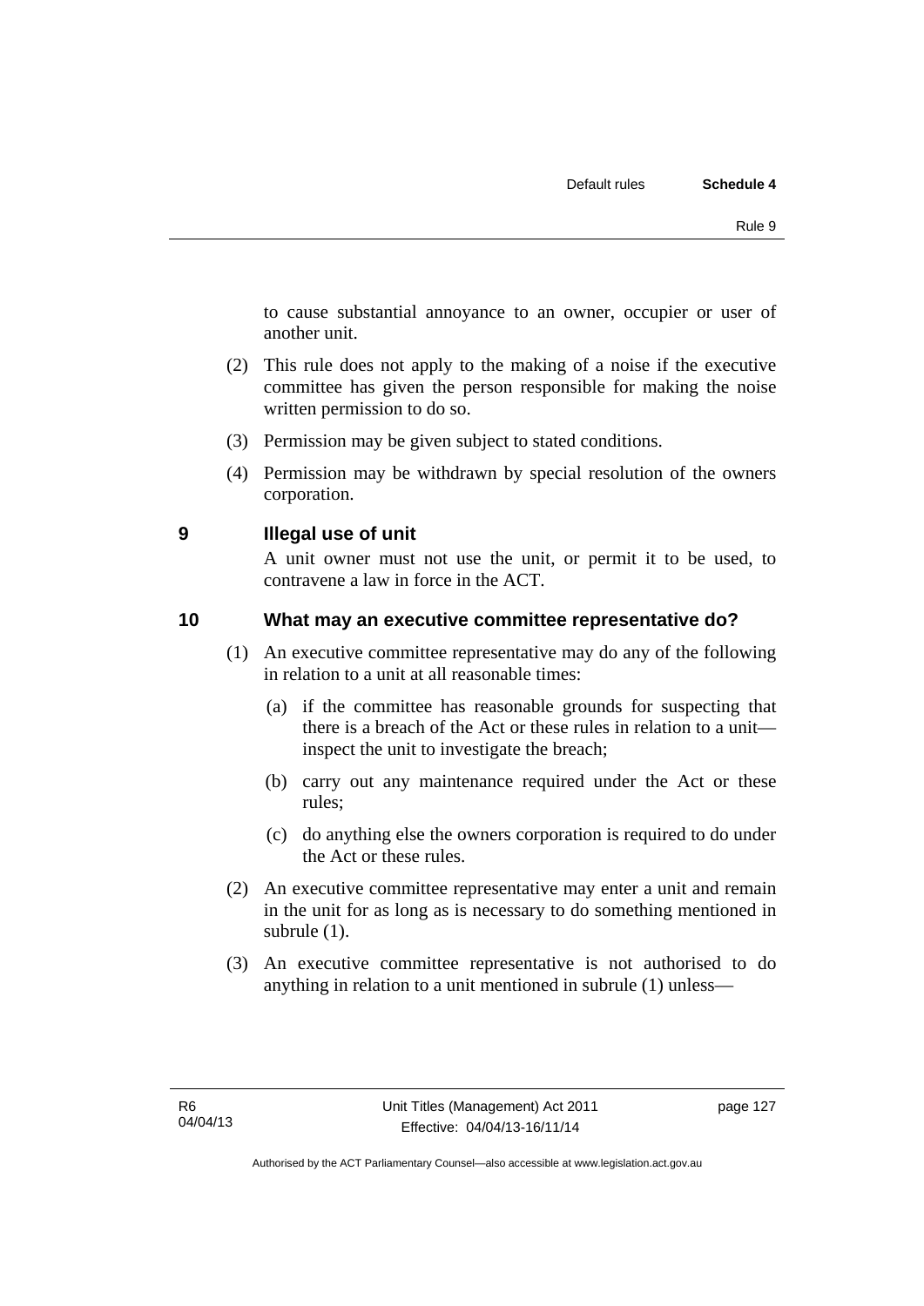to cause substantial annoyance to an owner, occupier or user of another unit.

(2) This rule does not apply to the making of a noise if the executive committee has given the person responsible for making the noise written permission to do so.

(3) Permission may be given subject to stated conditions.

(4) Permission may be withdrawn by special resolution of the owners corporation.

## 9 Illegal use of unit

A unit owner must not use the unit, or permit it to be used, to contravene a law in force in the ACT.

## 10 What may an executive committee representative do?

(1) An executive committee representative may do any of the following in relation to a unit at all reasonable times:

(a) if the committee has reasonable grounds for suspecting that there is a breach of the Act or these rules in relation to a unit—inspect the unit to investigate the breach;

(b) carry out any maintenance required under the Act or these rules;

(c) do anything else the owners corporation is required to do under the Act or these rules.

(2) An executive committee representative may enter a unit and remain in the unit for as long as is necessary to do something mentioned in subrule (1).

(3) An executive committee representative is not authorised to do anything in relation to a unit mentioned in subrule (1) unless—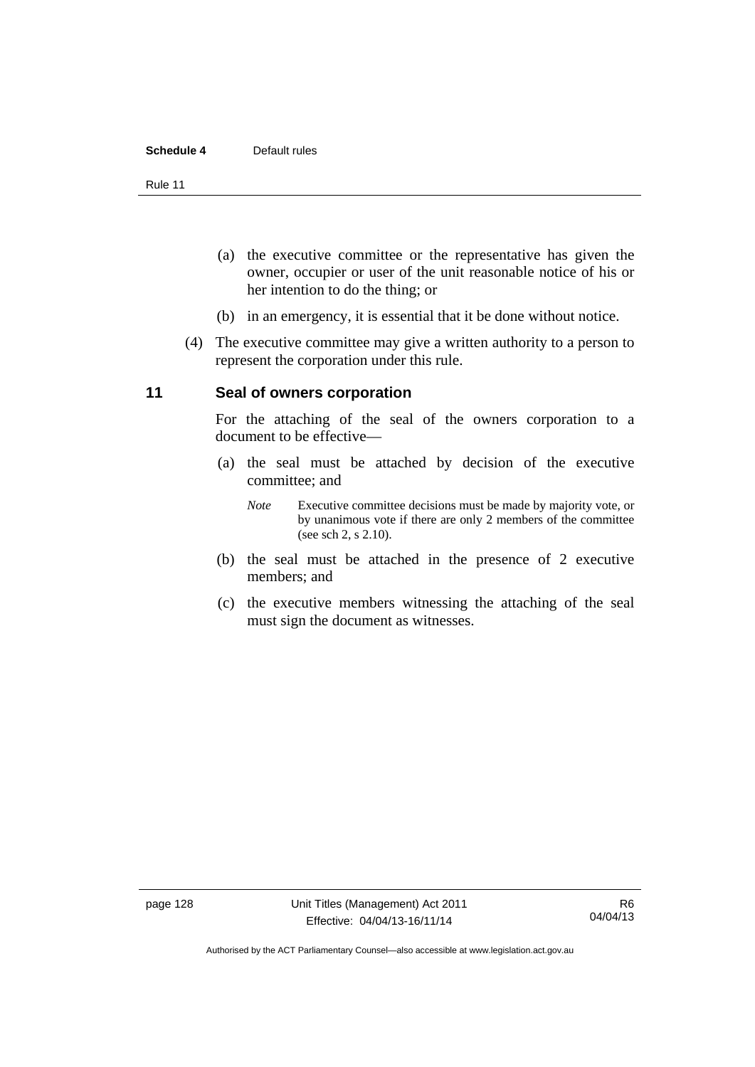(a) the executive committee or the representative has given the owner, occupier or user of the unit reasonable notice of his or her intention to do the thing; or

(b) in an emergency, it is essential that it be done without notice.

(4) The executive committee may give a written authority to a person to represent the corporation under this rule.

### 11 Seal of owners corporation

For the attaching of the seal of the owners corporation to a document to be effective—

(a) the seal must be attached by decision of the executive committee; and

*Note* Executive committee decisions must be made by majority vote, or by unanimous vote if there are only 2 members of the committee (see sch 2, s 2.10).

(b) the seal must be attached in the presence of 2 executive members; and

(c) the executive members witnessing the attaching of the seal must sign the document as witnesses.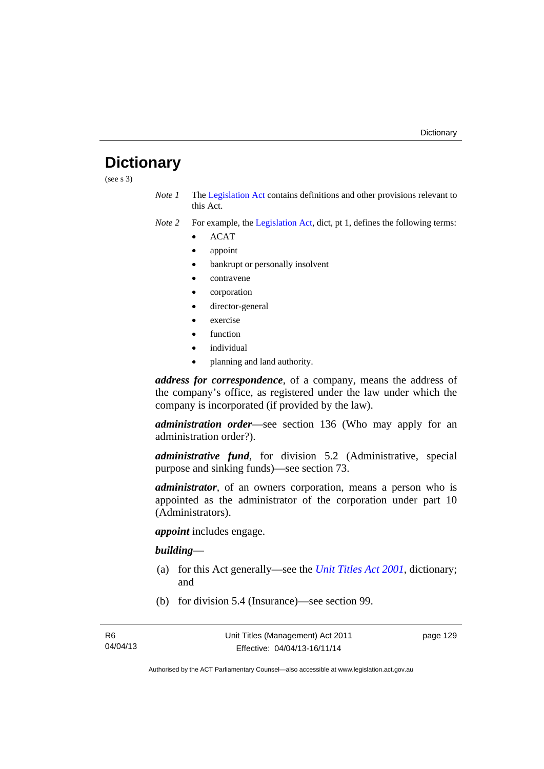# Dictionary

(see s 3)

*Note 1* The Legislation Act contains definitions and other provisions relevant to this Act.

*Note 2* For example, the Legislation Act, dict, pt 1, defines the following terms:

- ACAT
- appoint
- bankrupt or personally insolvent
- contravene
- corporation
- director-general
- exercise
- function
- individual
- planning and land authority.

***address for correspondence***, of a company, means the address of the company's office, as registered under the law under which the company is incorporated (if provided by the law).

***administration order***—see section 136 (Who may apply for an administration order?).

***administrative fund***, for division 5.2 (Administrative, special purpose and sinking funds)—see section 73.

***administrator***, of an owners corporation, means a person who is appointed as the administrator of the corporation under part 10 (Administrators).

***appoint*** includes engage.

***building***—

(a) for this Act generally—see the *Unit Titles Act 2001*, dictionary; and

(b) for division 5.4 (Insurance)—see section 99.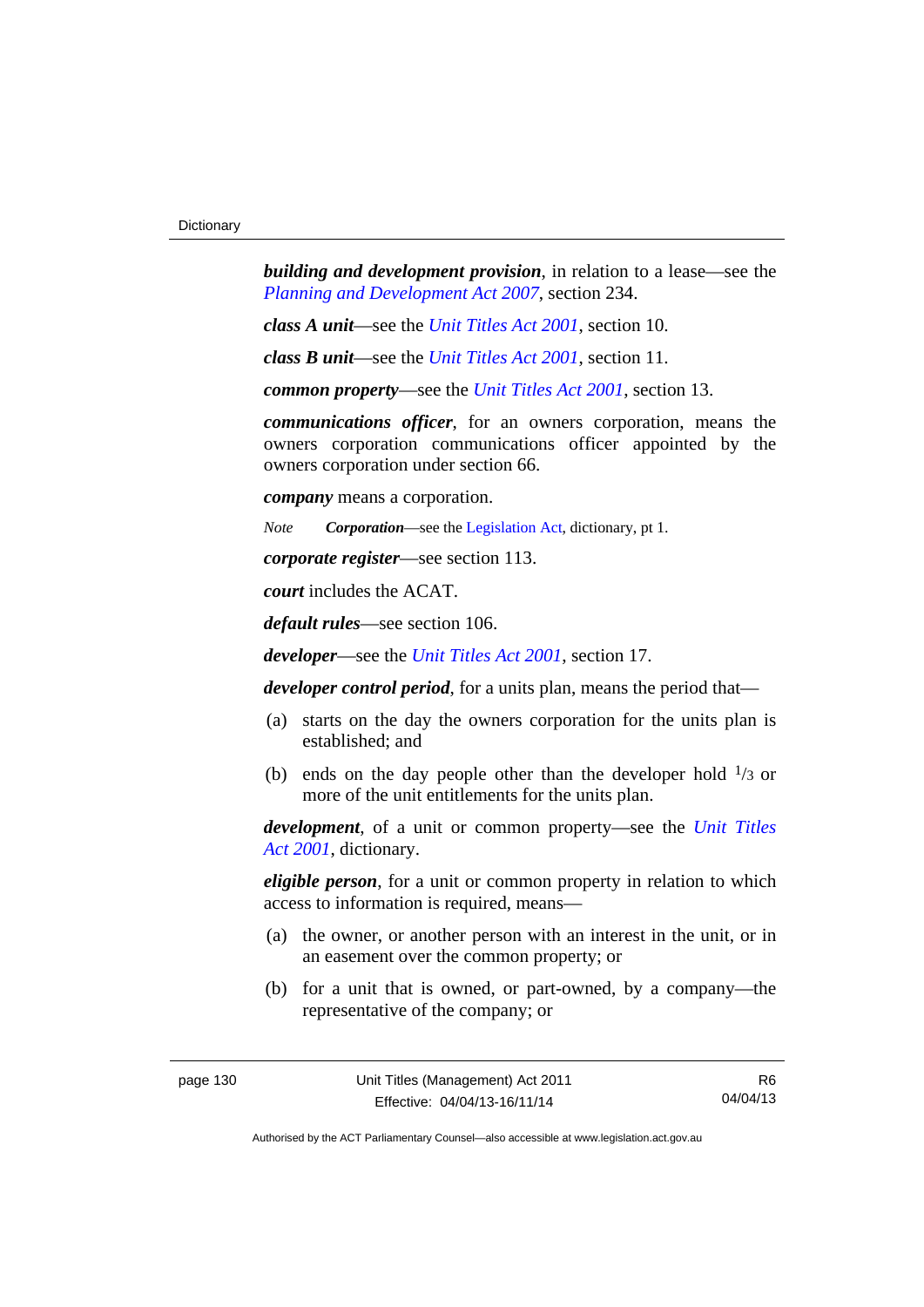***building and development provision***, in relation to a lease—see the *Planning and Development Act 2007*, section 234.

***class A unit***—see the *Unit Titles Act 2001*, section 10.

***class B unit***—see the *Unit Titles Act 2001*, section 11.

***common property***—see the *Unit Titles Act 2001*, section 13.

***communications officer***, for an owners corporation, means the owners corporation communications officer appointed by the owners corporation under section 66.

***company*** means a corporation.

*Note* ***Corporation***—see the Legislation Act, dictionary, pt 1.

***corporate register***—see section 113.

***court*** includes the ACAT.

***default rules***—see section 106.

***developer***—see the *Unit Titles Act 2001*, section 17.

***developer control period***, for a units plan, means the period that—

(a) starts on the day the owners corporation for the units plan is established; and

(b) ends on the day people other than the developer hold $^{1}/_{3}$ or more of the unit entitlements for the units plan.

***development***, of a unit or common property—see the *Unit Titles Act 2001*, dictionary.

***eligible person***, for a unit or common property in relation to which access to information is required, means—

(a) the owner, or another person with an interest in the unit, or in an easement over the common property; or

(b) for a unit that is owned, or part-owned, by a company—the representative of the company; or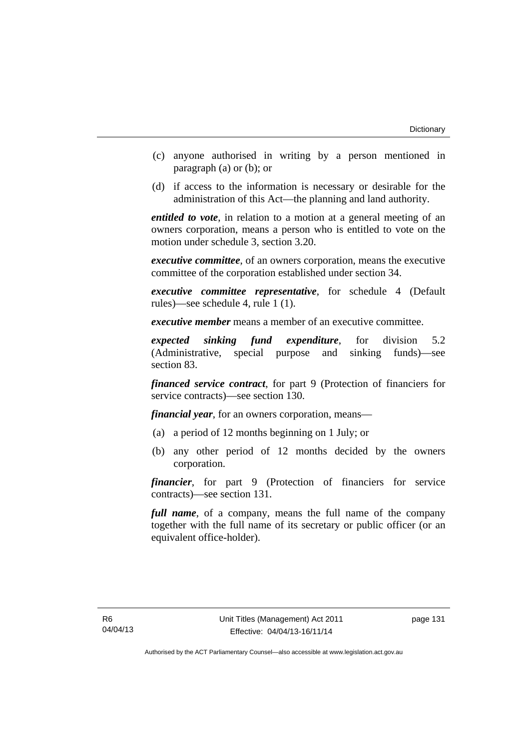(c) anyone authorised in writing by a person mentioned in paragraph (a) or (b); or

(d) if access to the information is necessary or desirable for the administration of this Act—the planning and land authority.

***entitled to vote***, in relation to a motion at a general meeting of an owners corporation, means a person who is entitled to vote on the motion under schedule 3, section 3.20.

***executive committee***, of an owners corporation, means the executive committee of the corporation established under section 34.

***executive committee representative***, for schedule 4 (Default rules)—see schedule 4, rule 1 (1).

***executive member*** means a member of an executive committee.

***expected sinking fund expenditure***, for division 5.2 (Administrative, special purpose and sinking funds)—see section 83.

***financed service contract***, for part 9 (Protection of financiers for service contracts)—see section 130.

***financial year***, for an owners corporation, means—

(a) a period of 12 months beginning on 1 July; or

(b) any other period of 12 months decided by the owners corporation.

***financier***, for part 9 (Protection of financiers for service contracts)—see section 131.

***full name***, of a company, means the full name of the company together with the full name of its secretary or public officer (or an equivalent office-holder).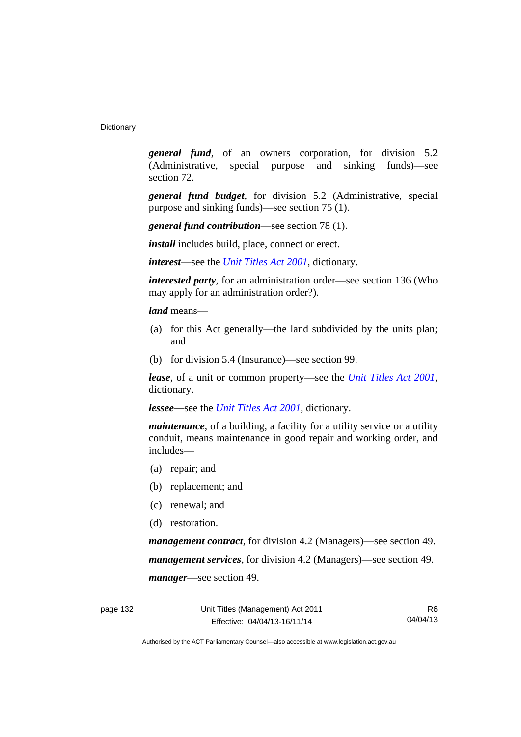***general fund***, of an owners corporation, for division 5.2 (Administrative, special purpose and sinking funds)—see section 72.

***general fund budget***, for division 5.2 (Administrative, special purpose and sinking funds)—see section 75 (1).

***general fund contribution***—see section 78 (1).

***install*** includes build, place, connect or erect.

***interest***—see the *Unit Titles Act 2001*, dictionary.

***interested party***, for an administration order—see section 136 (Who may apply for an administration order?).

***land*** means—

(a) for this Act generally—the land subdivided by the units plan; and

(b) for division 5.4 (Insurance)—see section 99.

***lease***, of a unit or common property—see the *Unit Titles Act 2001*, dictionary.

***lessee***—see the *Unit Titles Act 2001*, dictionary.

***maintenance***, of a building, a facility for a utility service or a utility conduit, means maintenance in good repair and working order, and includes—

(a) repair; and

(b) replacement; and

(c) renewal; and

(d) restoration.

***management contract***, for division 4.2 (Managers)—see section 49.

***management services***, for division 4.2 (Managers)—see section 49.

***manager***—see section 49.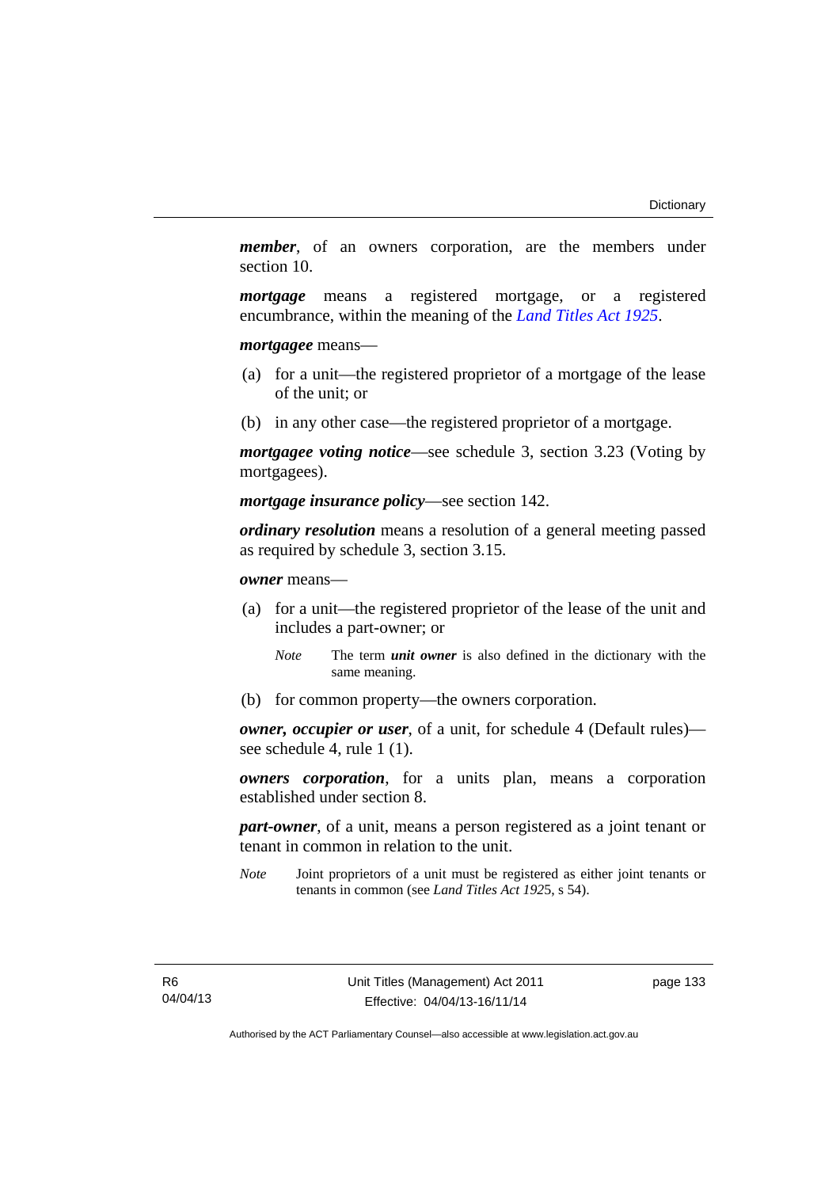***member***, of an owners corporation, are the members under section 10.

***mortgage*** means a registered mortgage, or a registered encumbrance, within the meaning of the *Land Titles Act 1925*.

***mortgagee*** means—

(a) for a unit—the registered proprietor of a mortgage of the lease of the unit; or

(b) in any other case—the registered proprietor of a mortgage.

***mortgagee voting notice***—see schedule 3, section 3.23 (Voting by mortgagees).

***mortgage insurance policy***—see section 142.

***ordinary resolution*** means a resolution of a general meeting passed as required by schedule 3, section 3.15.

***owner*** means—

(a) for a unit—the registered proprietor of the lease of the unit and includes a part-owner; or

> *Note* The term ***unit owner*** is also defined in the dictionary with the same meaning.

(b) for common property—the owners corporation.

***owner, occupier or user***, of a unit, for schedule 4 (Default rules)—see schedule 4, rule 1 (1).

***owners corporation***, for a units plan, means a corporation established under section 8.

***part-owner***, of a unit, means a person registered as a joint tenant or tenant in common in relation to the unit.

> *Note* Joint proprietors of a unit must be registered as either joint tenants or tenants in common (see *Land Titles Act 1925*, s 54).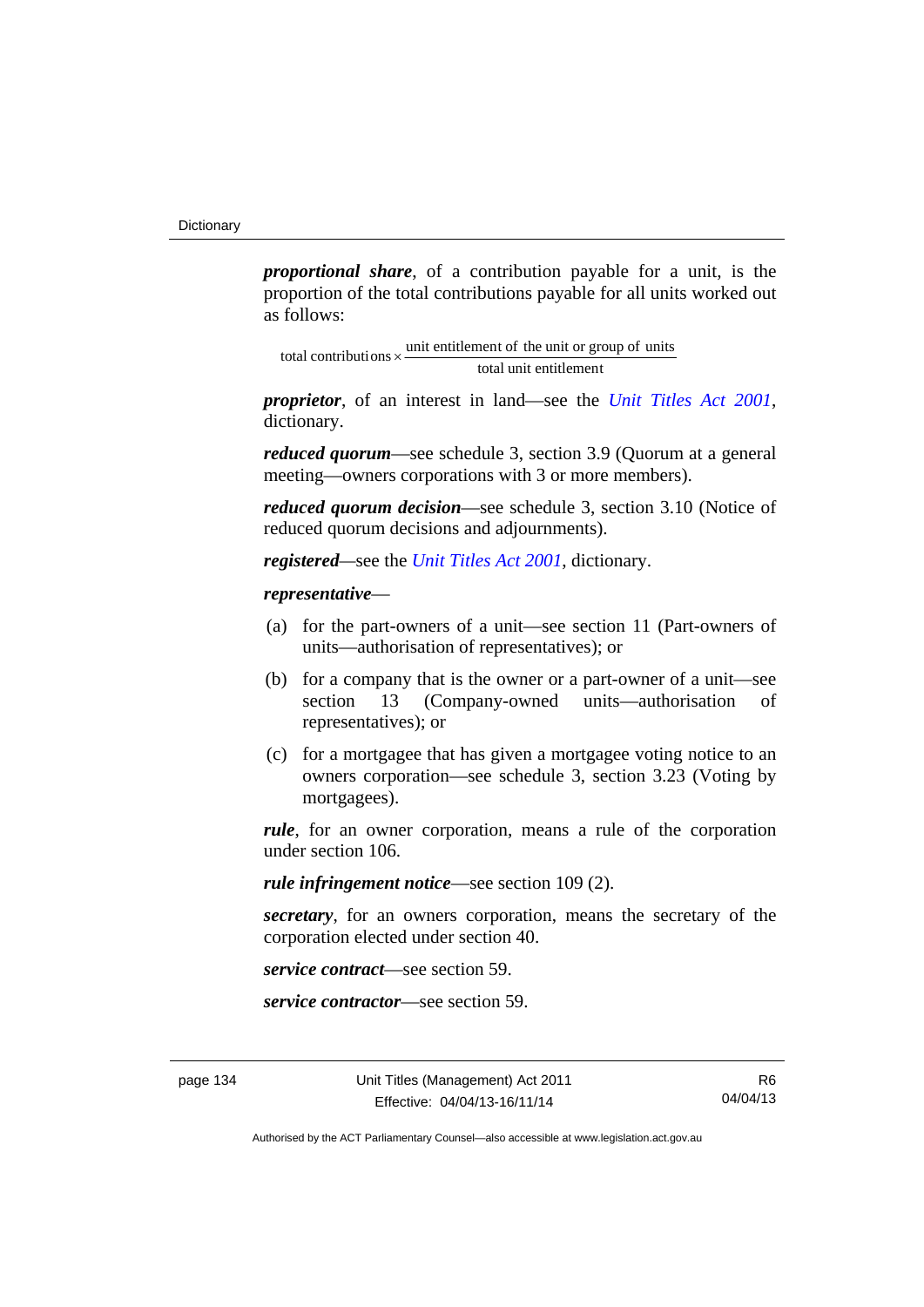***proportional share***, of a contribution payable for a unit, is the proportion of the total contributions payable for all units worked out as follows:

$$\text{total contributions} \times \frac{\text{unit entitlement of the unit or group of units}}{\text{total unit entitlement}}$$

***proprietor***, of an interest in land—see the *Unit Titles Act 2001*, dictionary.

***reduced quorum***—see schedule 3, section 3.9 (Quorum at a general meeting—owners corporations with 3 or more members).

***reduced quorum decision***—see schedule 3, section 3.10 (Notice of reduced quorum decisions and adjournments).

***registered***—see the *Unit Titles Act 2001*, dictionary.

***representative***—

(a) for the part-owners of a unit—see section 11 (Part-owners of units—authorisation of representatives); or

(b) for a company that is the owner or a part-owner of a unit—see section 13 (Company-owned units—authorisation of representatives); or

(c) for a mortgagee that has given a mortgagee voting notice to an owners corporation—see schedule 3, section 3.23 (Voting by mortgagees).

***rule***, for an owner corporation, means a rule of the corporation under section 106.

***rule infringement notice***—see section 109 (2).

***secretary***, for an owners corporation, means the secretary of the corporation elected under section 40.

***service contract***—see section 59.

***service contractor***—see section 59.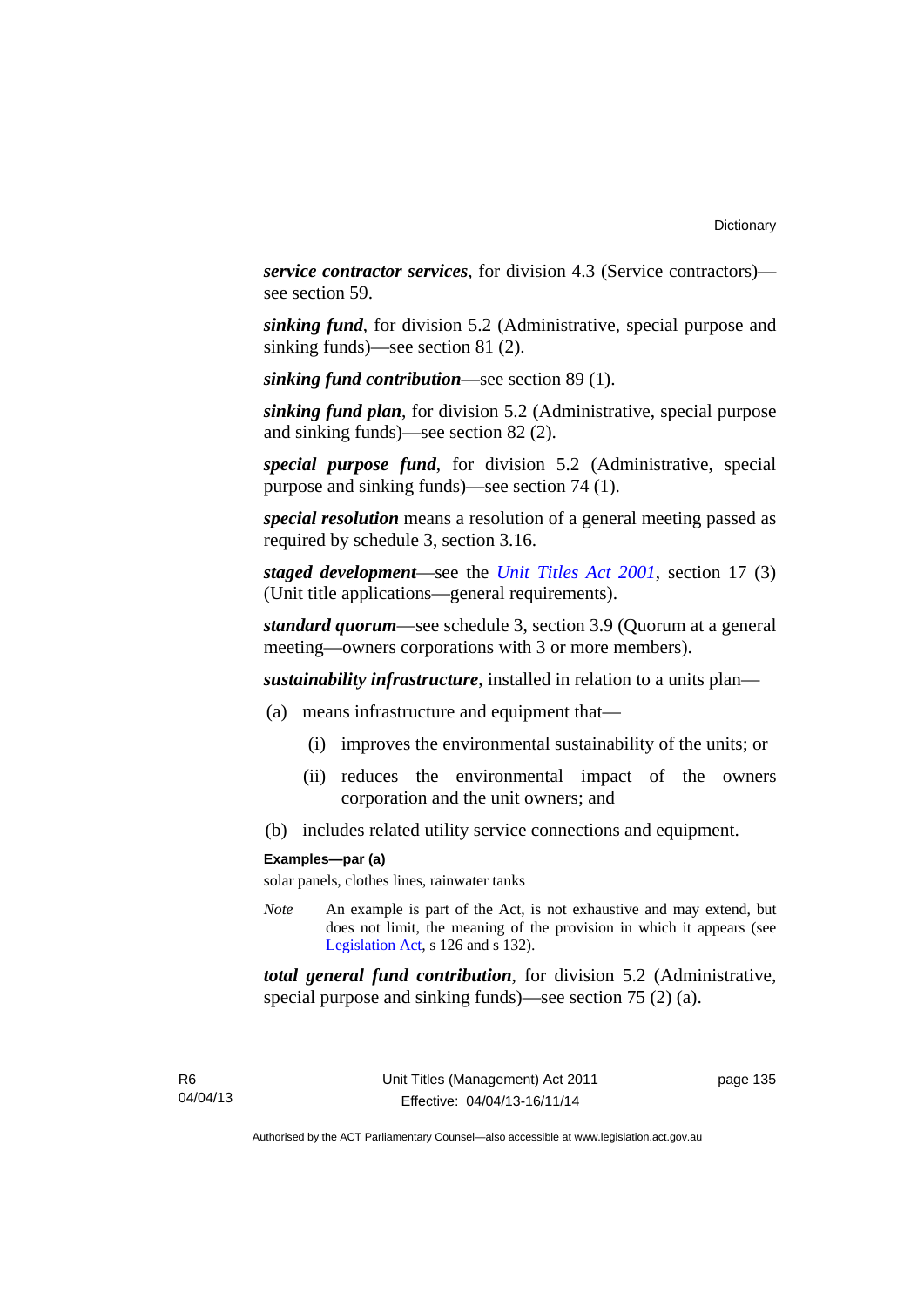***service contractor services***, for division 4.3 (Service contractors)—see section 59.

***sinking fund***, for division 5.2 (Administrative, special purpose and sinking funds)—see section 81 (2).

***sinking fund contribution***—see section 89 (1).

***sinking fund plan***, for division 5.2 (Administrative, special purpose and sinking funds)—see section 82 (2).

***special purpose fund***, for division 5.2 (Administrative, special purpose and sinking funds)—see section 74 (1).

***special resolution*** means a resolution of a general meeting passed as required by schedule 3, section 3.16.

***staged development***—see the *Unit Titles Act 2001*, section 17 (3) (Unit title applications—general requirements).

***standard quorum***—see schedule 3, section 3.9 (Quorum at a general meeting—owners corporations with 3 or more members).

***sustainability infrastructure***, installed in relation to a units plan—

(a) means infrastructure and equipment that—

  (i) improves the environmental sustainability of the units; or

  (ii) reduces the environmental impact of the owners corporation and the unit owners; and

(b) includes related utility service connections and equipment.

**Examples—par (a)**

solar panels, clothes lines, rainwater tanks

*Note* An example is part of the Act, is not exhaustive and may extend, but does not limit, the meaning of the provision in which it appears (see Legislation Act, s 126 and s 132).

***total general fund contribution***, for division 5.2 (Administrative, special purpose and sinking funds)—see section 75 (2) (a).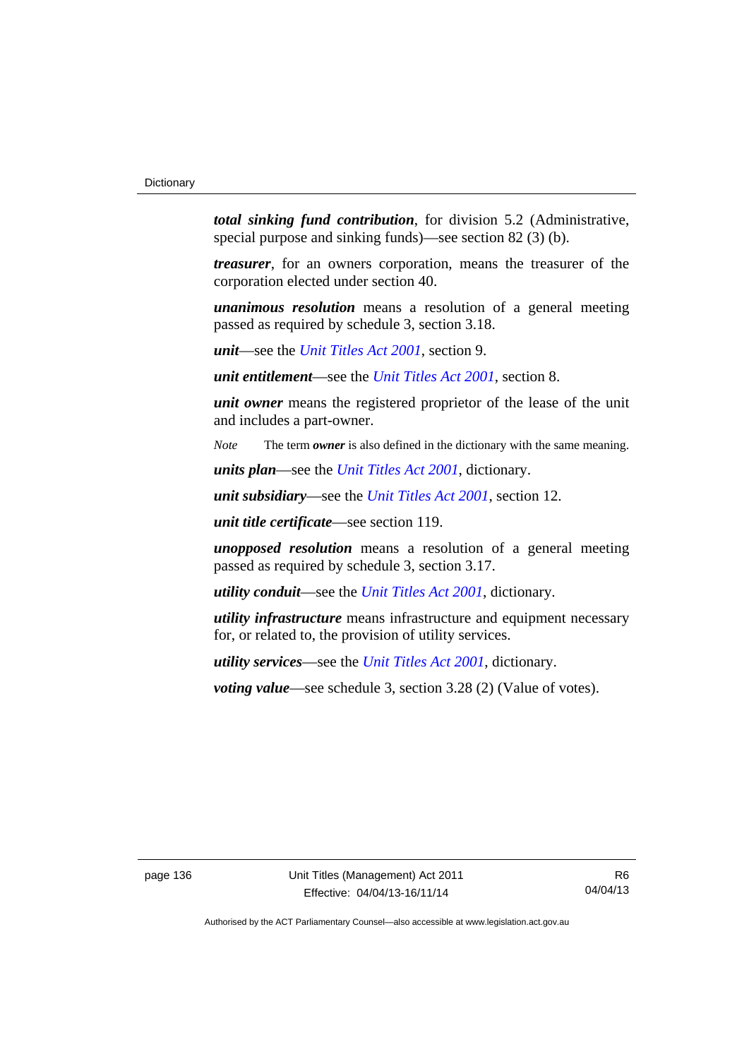***total sinking fund contribution***, for division 5.2 (Administrative, special purpose and sinking funds)—see section 82 (3) (b).

***treasurer***, for an owners corporation, means the treasurer of the corporation elected under section 40.

***unanimous resolution*** means a resolution of a general meeting passed as required by schedule 3, section 3.18.

***unit***—see the *Unit Titles Act 2001*, section 9.

***unit entitlement***—see the *Unit Titles Act 2001*, section 8.

***unit owner*** means the registered proprietor of the lease of the unit and includes a part-owner.

*Note* The term ***owner*** is also defined in the dictionary with the same meaning.

***units plan***—see the *Unit Titles Act 2001*, dictionary.

***unit subsidiary***—see the *Unit Titles Act 2001*, section 12.

***unit title certificate***—see section 119.

***unopposed resolution*** means a resolution of a general meeting passed as required by schedule 3, section 3.17.

***utility conduit***—see the *Unit Titles Act 2001*, dictionary.

***utility infrastructure*** means infrastructure and equipment necessary for, or related to, the provision of utility services.

***utility services***—see the *Unit Titles Act 2001*, dictionary.

***voting value***—see schedule 3, section 3.28 (2) (Value of votes).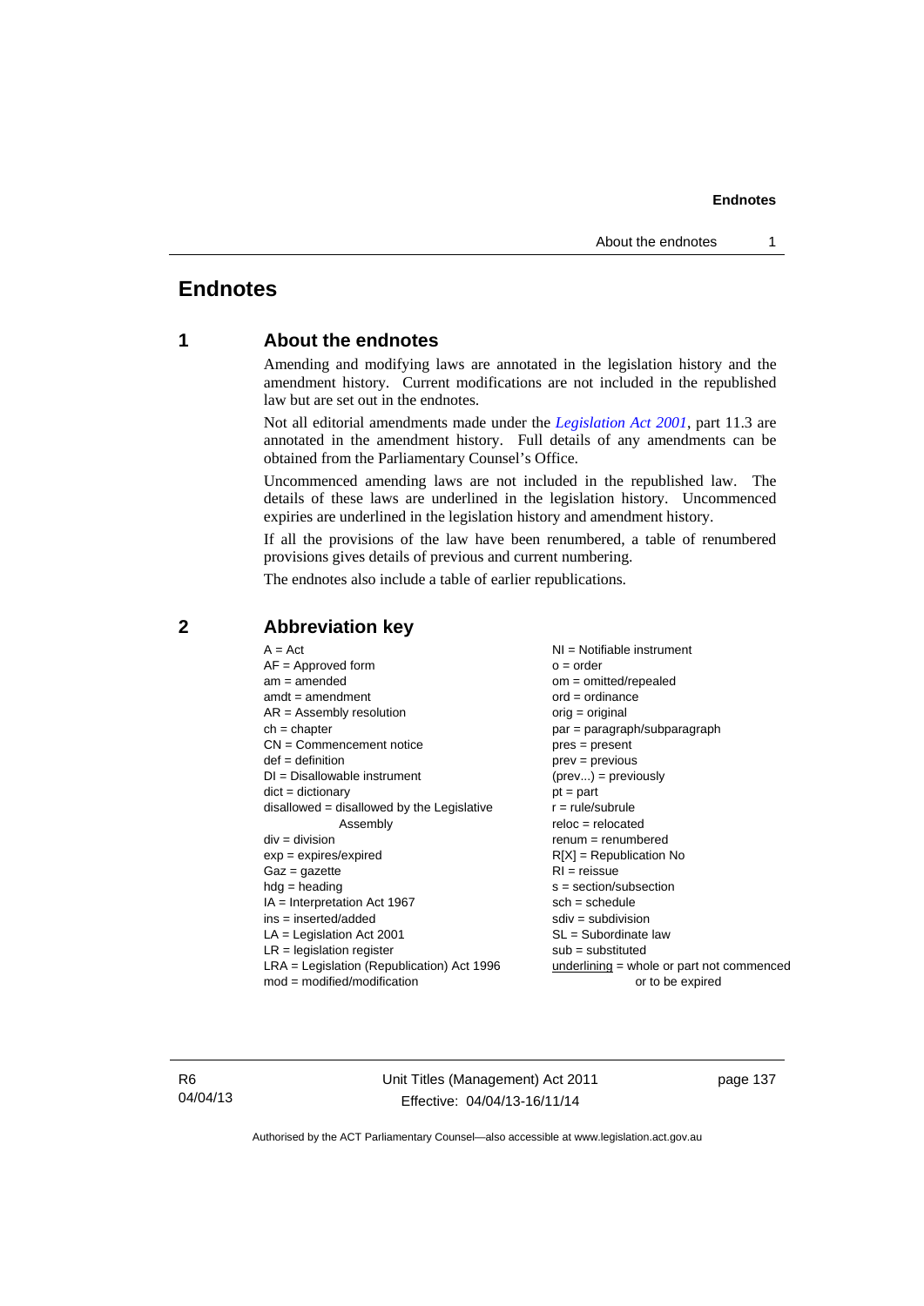# Endnotes

## 1 About the endnotes

Amending and modifying laws are annotated in the legislation history and the amendment history. Current modifications are not included in the republished law but are set out in the endnotes.

Not all editorial amendments made under the *Legislation Act 2001*, part 11.3 are annotated in the amendment history. Full details of any amendments can be obtained from the Parliamentary Counsel's Office.

Uncommenced amending laws are not included in the republished law. The details of these laws are underlined in the legislation history. Uncommenced expiries are underlined in the legislation history and amendment history.

If all the provisions of the law have been renumbered, a table of renumbered provisions gives details of previous and current numbering.

The endnotes also include a table of earlier republications.

## 2 Abbreviation key

A = Act
AF = Approved form
am = amended
amdt = amendment
AR = Assembly resolution
ch = chapter
CN = Commencement notice
def = definition
DI = Disallowable instrument
dict = dictionary
disallowed = disallowed by the Legislative Assembly
div = division
exp = expires/expired
Gaz = gazette
hdg = heading
IA = Interpretation Act 1967
ins = inserted/added
LA = Legislation Act 2001
LR = legislation register
LRA = Legislation (Republication) Act 1996
mod = modified/modification
NI = Notifiable instrument
o = order
om = omitted/repealed
ord = ordinance
orig = original
par = paragraph/subparagraph
pres = present
prev = previous
(prev...) = previously
pt = part
r = rule/subrule
reloc = relocated
renum = renumbered
R[X] = Republication No
RI = reissue
s = section/subsection
sch = schedule
sdiv = subdivision
SL = Subordinate law
sub = substituted
underlining = whole or part not commenced or to be expired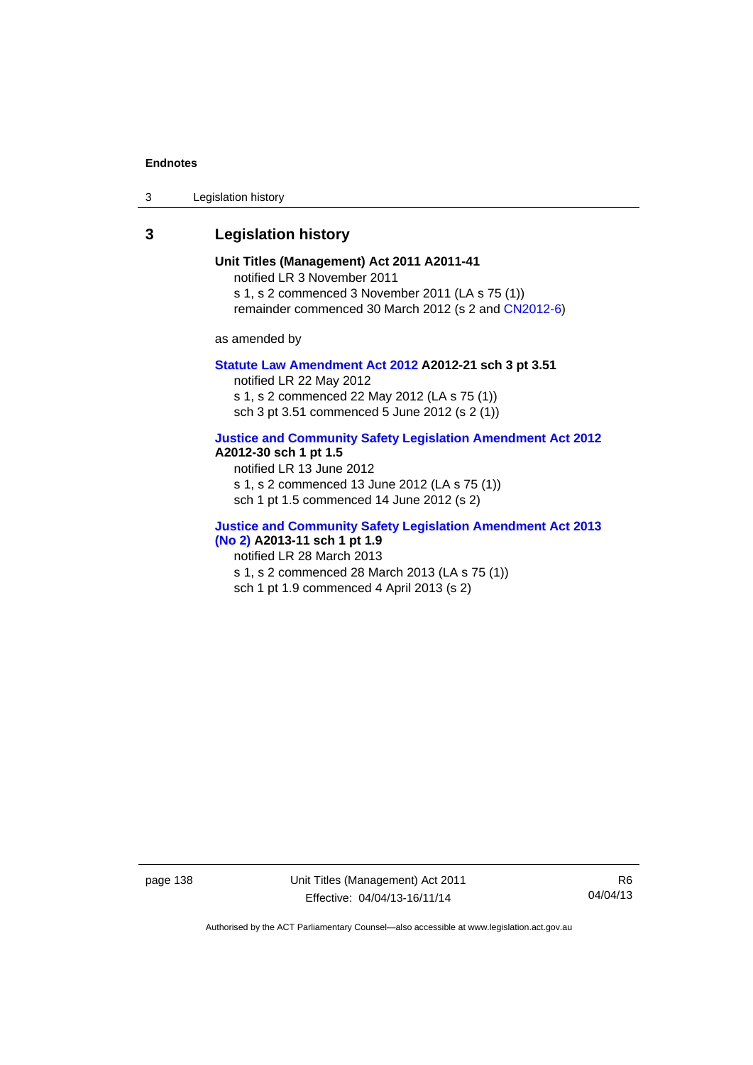## 3 Legislation history

**Unit Titles (Management) Act 2011 A2011-41**

notified LR 3 November 2011

s 1, s 2 commenced 3 November 2011 (LA s 75 (1))

remainder commenced 30 March 2012 (s 2 and CN2012-6)

as amended by

**Statute Law Amendment Act 2012 A2012-21 sch 3 pt 3.51**

notified LR 22 May 2012

s 1, s 2 commenced 22 May 2012 (LA s 75 (1))

sch 3 pt 3.51 commenced 5 June 2012 (s 2 (1))

**Justice and Community Safety Legislation Amendment Act 2012 A2012-30 sch 1 pt 1.5**

notified LR 13 June 2012

s 1, s 2 commenced 13 June 2012 (LA s 75 (1))

sch 1 pt 1.5 commenced 14 June 2012 (s 2)

**Justice and Community Safety Legislation Amendment Act 2013 (No 2) A2013-11 sch 1 pt 1.9**

notified LR 28 March 2013

s 1, s 2 commenced 28 March 2013 (LA s 75 (1))

sch 1 pt 1.9 commenced 4 April 2013 (s 2)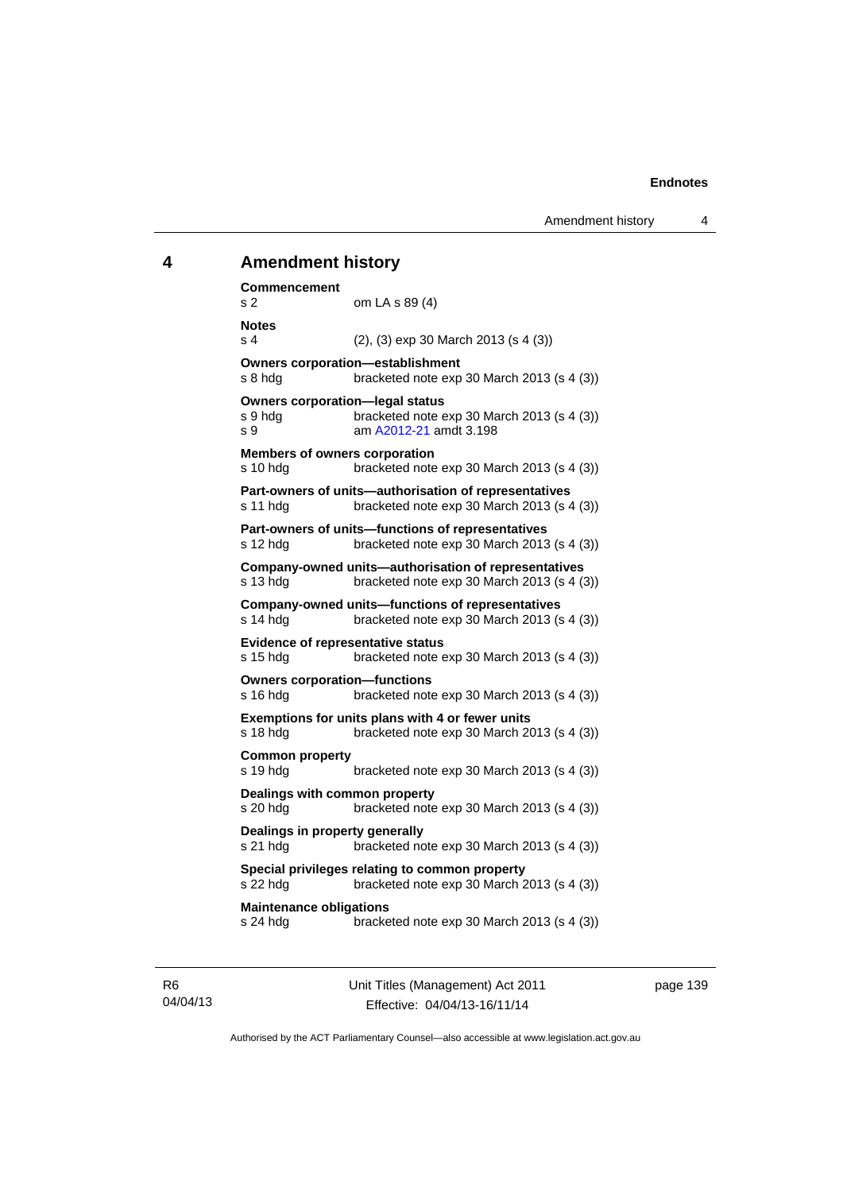## 4 Amendment history

**Commencement**
s 2 om LA s 89 (4)

**Notes**
s 4 (2), (3) exp 30 March 2013 (s 4 (3))

**Owners corporation—establishment**
s 8 hdg bracketed note exp 30 March 2013 (s 4 (3))

**Owners corporation—legal status**
s 9 hdg bracketed note exp 30 March 2013 (s 4 (3))
s 9 am A2012-21 amdt 3.198

**Members of owners corporation**
s 10 hdg bracketed note exp 30 March 2013 (s 4 (3))

**Part-owners of units—authorisation of representatives**
s 11 hdg bracketed note exp 30 March 2013 (s 4 (3))

**Part-owners of units—functions of representatives**
s 12 hdg bracketed note exp 30 March 2013 (s 4 (3))

**Company-owned units—authorisation of representatives**
s 13 hdg bracketed note exp 30 March 2013 (s 4 (3))

**Company-owned units—functions of representatives**
s 14 hdg bracketed note exp 30 March 2013 (s 4 (3))

**Evidence of representative status**
s 15 hdg bracketed note exp 30 March 2013 (s 4 (3))

**Owners corporation—functions**
s 16 hdg bracketed note exp 30 March 2013 (s 4 (3))

**Exemptions for units plans with 4 or fewer units**
s 18 hdg bracketed note exp 30 March 2013 (s 4 (3))

**Common property**
s 19 hdg bracketed note exp 30 March 2013 (s 4 (3))

**Dealings with common property**
s 20 hdg bracketed note exp 30 March 2013 (s 4 (3))

**Dealings in property generally**
s 21 hdg bracketed note exp 30 March 2013 (s 4 (3))

**Special privileges relating to common property**
s 22 hdg bracketed note exp 30 March 2013 (s 4 (3))

**Maintenance obligations**
s 24 hdg bracketed note exp 30 March 2013 (s 4 (3))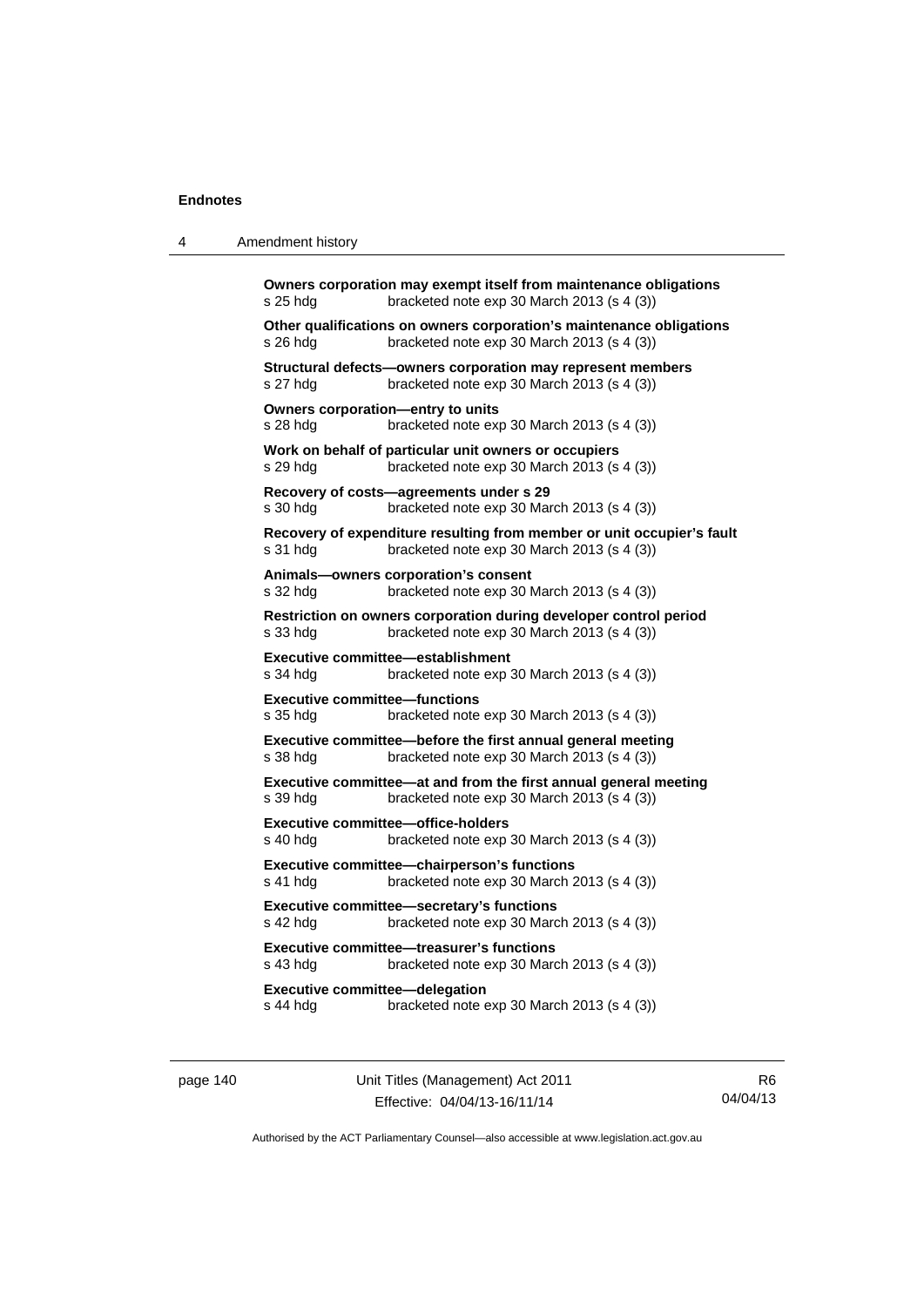**Owners corporation may exempt itself from maintenance obligations**
s 25 hdg bracketed note exp 30 March 2013 (s 4 (3))

**Other qualifications on owners corporation's maintenance obligations**
s 26 hdg bracketed note exp 30 March 2013 (s 4 (3))

**Structural defects—owners corporation may represent members**
s 27 hdg bracketed note exp 30 March 2013 (s 4 (3))

**Owners corporation—entry to units**
s 28 hdg bracketed note exp 30 March 2013 (s 4 (3))

**Work on behalf of particular unit owners or occupiers**
s 29 hdg bracketed note exp 30 March 2013 (s 4 (3))

**Recovery of costs—agreements under s 29**
s 30 hdg bracketed note exp 30 March 2013 (s 4 (3))

**Recovery of expenditure resulting from member or unit occupier's fault**
s 31 hdg bracketed note exp 30 March 2013 (s 4 (3))

**Animals—owners corporation's consent**
s 32 hdg bracketed note exp 30 March 2013 (s 4 (3))

**Restriction on owners corporation during developer control period**
s 33 hdg bracketed note exp 30 March 2013 (s 4 (3))

**Executive committee—establishment**
s 34 hdg bracketed note exp 30 March 2013 (s 4 (3))

**Executive committee—functions**
s 35 hdg bracketed note exp 30 March 2013 (s 4 (3))

**Executive committee—before the first annual general meeting**
s 38 hdg bracketed note exp 30 March 2013 (s 4 (3))

**Executive committee—at and from the first annual general meeting**
s 39 hdg bracketed note exp 30 March 2013 (s 4 (3))

**Executive committee—office-holders**
s 40 hdg bracketed note exp 30 March 2013 (s 4 (3))

**Executive committee—chairperson's functions**
s 41 hdg bracketed note exp 30 March 2013 (s 4 (3))

**Executive committee—secretary's functions**
s 42 hdg bracketed note exp 30 March 2013 (s 4 (3))

**Executive committee—treasurer's functions**
s 43 hdg bracketed note exp 30 March 2013 (s 4 (3))

**Executive committee—delegation**
s 44 hdg bracketed note exp 30 March 2013 (s 4 (3))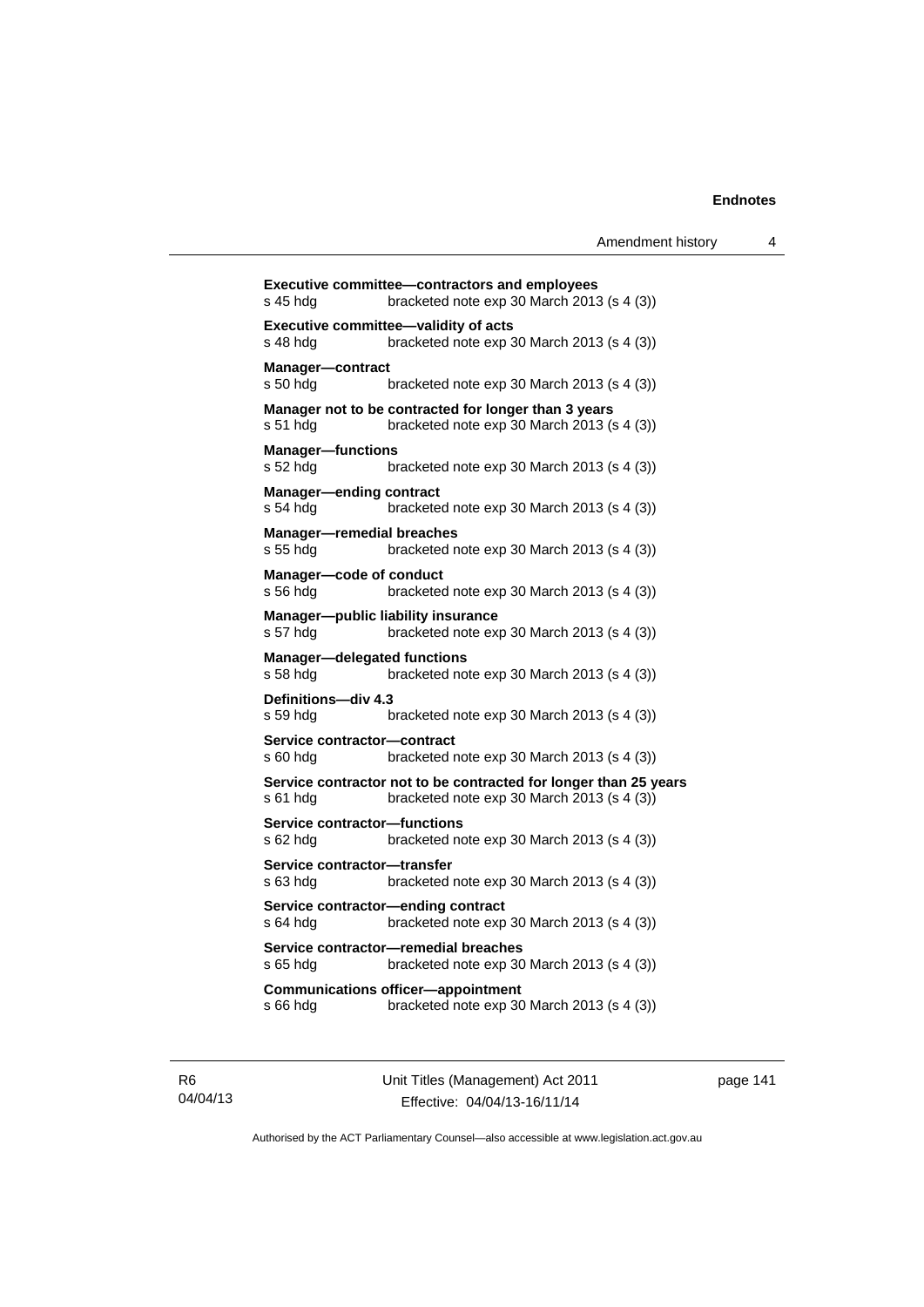**Executive committee—contractors and employees**
s 45 hdg bracketed note exp 30 March 2013 (s 4 (3))

**Executive committee—validity of acts**
s 48 hdg bracketed note exp 30 March 2013 (s 4 (3))

**Manager—contract**
s 50 hdg bracketed note exp 30 March 2013 (s 4 (3))

**Manager not to be contracted for longer than 3 years**
s 51 hdg bracketed note exp 30 March 2013 (s 4 (3))

**Manager—functions**
s 52 hdg bracketed note exp 30 March 2013 (s 4 (3))

**Manager—ending contract**
s 54 hdg bracketed note exp 30 March 2013 (s 4 (3))

**Manager—remedial breaches**
s 55 hdg bracketed note exp 30 March 2013 (s 4 (3))

**Manager—code of conduct**
s 56 hdg bracketed note exp 30 March 2013 (s 4 (3))

**Manager—public liability insurance**
s 57 hdg bracketed note exp 30 March 2013 (s 4 (3))

**Manager—delegated functions**
s 58 hdg bracketed note exp 30 March 2013 (s 4 (3))

**Definitions—div 4.3**
s 59 hdg bracketed note exp 30 March 2013 (s 4 (3))

**Service contractor—contract**
s 60 hdg bracketed note exp 30 March 2013 (s 4 (3))

**Service contractor not to be contracted for longer than 25 years**
s 61 hdg bracketed note exp 30 March 2013 (s 4 (3))

**Service contractor—functions**
s 62 hdg bracketed note exp 30 March 2013 (s 4 (3))

**Service contractor—transfer**
s 63 hdg bracketed note exp 30 March 2013 (s 4 (3))

**Service contractor—ending contract**
s 64 hdg bracketed note exp 30 March 2013 (s 4 (3))

**Service contractor—remedial breaches**
s 65 hdg bracketed note exp 30 March 2013 (s 4 (3))

**Communications officer—appointment**
s 66 hdg bracketed note exp 30 March 2013 (s 4 (3))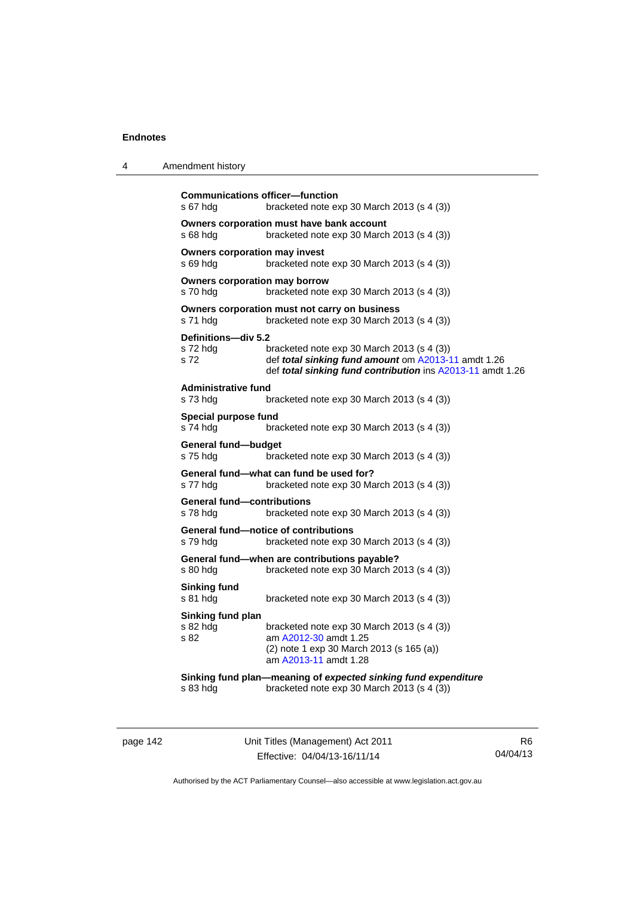**Communications officer—function**

s 67 hdg bracketed note exp 30 March 2013 (s 4 (3))

**Owners corporation must have bank account**

s 68 hdg bracketed note exp 30 March 2013 (s 4 (3))

**Owners corporation may invest**

s 69 hdg bracketed note exp 30 March 2013 (s 4 (3))

**Owners corporation may borrow**

s 70 hdg bracketed note exp 30 March 2013 (s 4 (3))

**Owners corporation must not carry on business**

s 71 hdg bracketed note exp 30 March 2013 (s 4 (3))

**Definitions—div 5.2**

s 72 hdg bracketed note exp 30 March 2013 (s 4 (3))

s 72 def ***total sinking fund amount*** om A2013-11 amdt 1.26
def ***total sinking fund contribution*** ins A2013-11 amdt 1.26

**Administrative fund**

s 73 hdg bracketed note exp 30 March 2013 (s 4 (3))

**Special purpose fund**

s 74 hdg bracketed note exp 30 March 2013 (s 4 (3))

**General fund—budget**

s 75 hdg bracketed note exp 30 March 2013 (s 4 (3))

**General fund—what can fund be used for?**

s 77 hdg bracketed note exp 30 March 2013 (s 4 (3))

**General fund—contributions**

s 78 hdg bracketed note exp 30 March 2013 (s 4 (3))

**General fund—notice of contributions**

s 79 hdg bracketed note exp 30 March 2013 (s 4 (3))

**General fund—when are contributions payable?**

s 80 hdg bracketed note exp 30 March 2013 (s 4 (3))

**Sinking fund**

s 81 hdg bracketed note exp 30 March 2013 (s 4 (3))

**Sinking fund plan**

s 82 hdg bracketed note exp 30 March 2013 (s 4 (3))

s 82 am A2012-30 amdt 1.25
(2) note 1 exp 30 March 2013 (s 165 (a))
am A2013-11 amdt 1.28

**Sinking fund plan—meaning of *expected sinking fund expenditure***

s 83 hdg bracketed note exp 30 March 2013 (s 4 (3))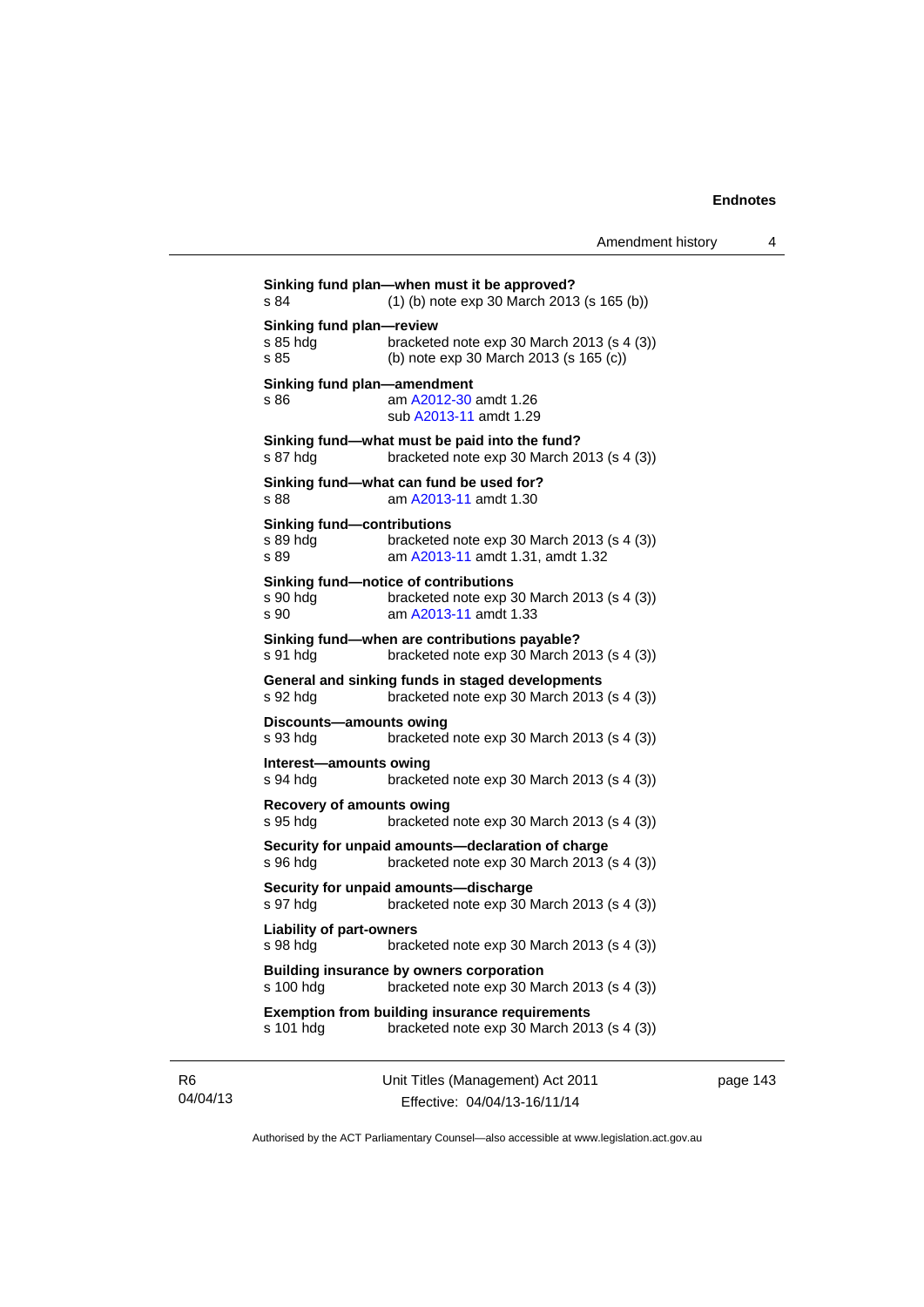**Sinking fund plan—when must it be approved?**
s 84 (1) (b) note exp 30 March 2013 (s 165 (b))

**Sinking fund plan—review**
s 85 hdg bracketed note exp 30 March 2013 (s 4 (3))
s 85 (b) note exp 30 March 2013 (s 165 (c))

**Sinking fund plan—amendment**
s 86 am A2012-30 amdt 1.26
sub A2013-11 amdt 1.29

**Sinking fund—what must be paid into the fund?**
s 87 hdg bracketed note exp 30 March 2013 (s 4 (3))

**Sinking fund—what can fund be used for?**
s 88 am A2013-11 amdt 1.30

**Sinking fund—contributions**
s 89 hdg bracketed note exp 30 March 2013 (s 4 (3))
s 89 am A2013-11 amdt 1.31, amdt 1.32

**Sinking fund—notice of contributions**
s 90 hdg bracketed note exp 30 March 2013 (s 4 (3))
s 90 am A2013-11 amdt 1.33

**Sinking fund—when are contributions payable?**
s 91 hdg bracketed note exp 30 March 2013 (s 4 (3))

**General and sinking funds in staged developments**
s 92 hdg bracketed note exp 30 March 2013 (s 4 (3))

**Discounts—amounts owing**
s 93 hdg bracketed note exp 30 March 2013 (s 4 (3))

**Interest—amounts owing**
s 94 hdg bracketed note exp 30 March 2013 (s 4 (3))

**Recovery of amounts owing**
s 95 hdg bracketed note exp 30 March 2013 (s 4 (3))

**Security for unpaid amounts—declaration of charge**
s 96 hdg bracketed note exp 30 March 2013 (s 4 (3))

**Security for unpaid amounts—discharge**
s 97 hdg bracketed note exp 30 March 2013 (s 4 (3))

**Liability of part-owners**
s 98 hdg bracketed note exp 30 March 2013 (s 4 (3))

**Building insurance by owners corporation**
s 100 hdg bracketed note exp 30 March 2013 (s 4 (3))

**Exemption from building insurance requirements**
s 101 hdg bracketed note exp 30 March 2013 (s 4 (3))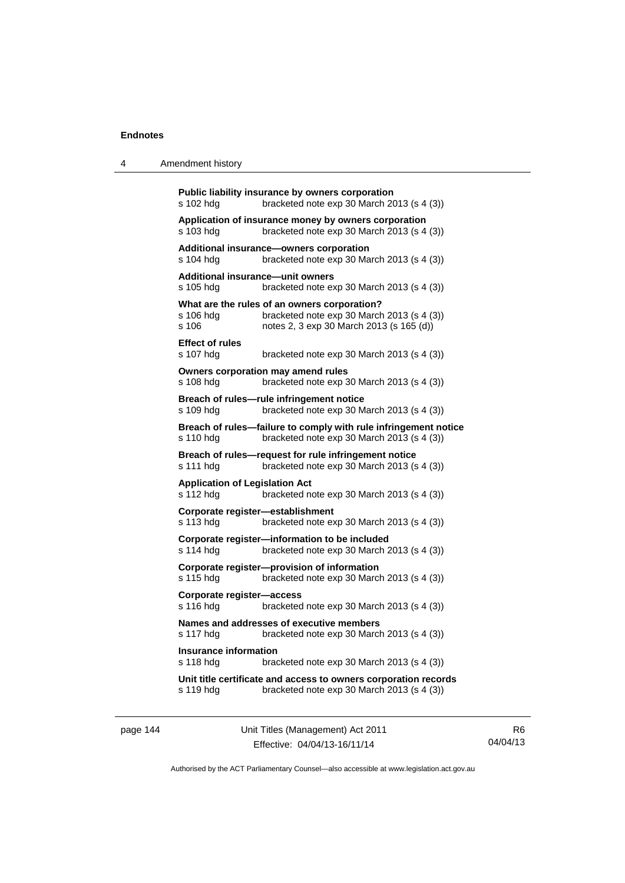**Public liability insurance by owners corporation**
s 102 hdg bracketed note exp 30 March 2013 (s 4 (3))

**Application of insurance money by owners corporation**
s 103 hdg bracketed note exp 30 March 2013 (s 4 (3))

**Additional insurance—owners corporation**
s 104 hdg bracketed note exp 30 March 2013 (s 4 (3))

**Additional insurance—unit owners**
s 105 hdg bracketed note exp 30 March 2013 (s 4 (3))

**What are the rules of an owners corporation?**
s 106 hdg bracketed note exp 30 March 2013 (s 4 (3))
s 106 notes 2, 3 exp 30 March 2013 (s 165 (d))

**Effect of rules**
s 107 hdg bracketed note exp 30 March 2013 (s 4 (3))

**Owners corporation may amend rules**
s 108 hdg bracketed note exp 30 March 2013 (s 4 (3))

**Breach of rules—rule infringement notice**
s 109 hdg bracketed note exp 30 March 2013 (s 4 (3))

**Breach of rules—failure to comply with rule infringement notice**
s 110 hdg bracketed note exp 30 March 2013 (s 4 (3))

**Breach of rules—request for rule infringement notice**
s 111 hdg bracketed note exp 30 March 2013 (s 4 (3))

**Application of Legislation Act**
s 112 hdg bracketed note exp 30 March 2013 (s 4 (3))

**Corporate register—establishment**
s 113 hdg bracketed note exp 30 March 2013 (s 4 (3))

**Corporate register—information to be included**
s 114 hdg bracketed note exp 30 March 2013 (s 4 (3))

**Corporate register—provision of information**
s 115 hdg bracketed note exp 30 March 2013 (s 4 (3))

**Corporate register—access**
s 116 hdg bracketed note exp 30 March 2013 (s 4 (3))

**Names and addresses of executive members**
s 117 hdg bracketed note exp 30 March 2013 (s 4 (3))

**Insurance information**
s 118 hdg bracketed note exp 30 March 2013 (s 4 (3))

**Unit title certificate and access to owners corporation records**
s 119 hdg bracketed note exp 30 March 2013 (s 4 (3))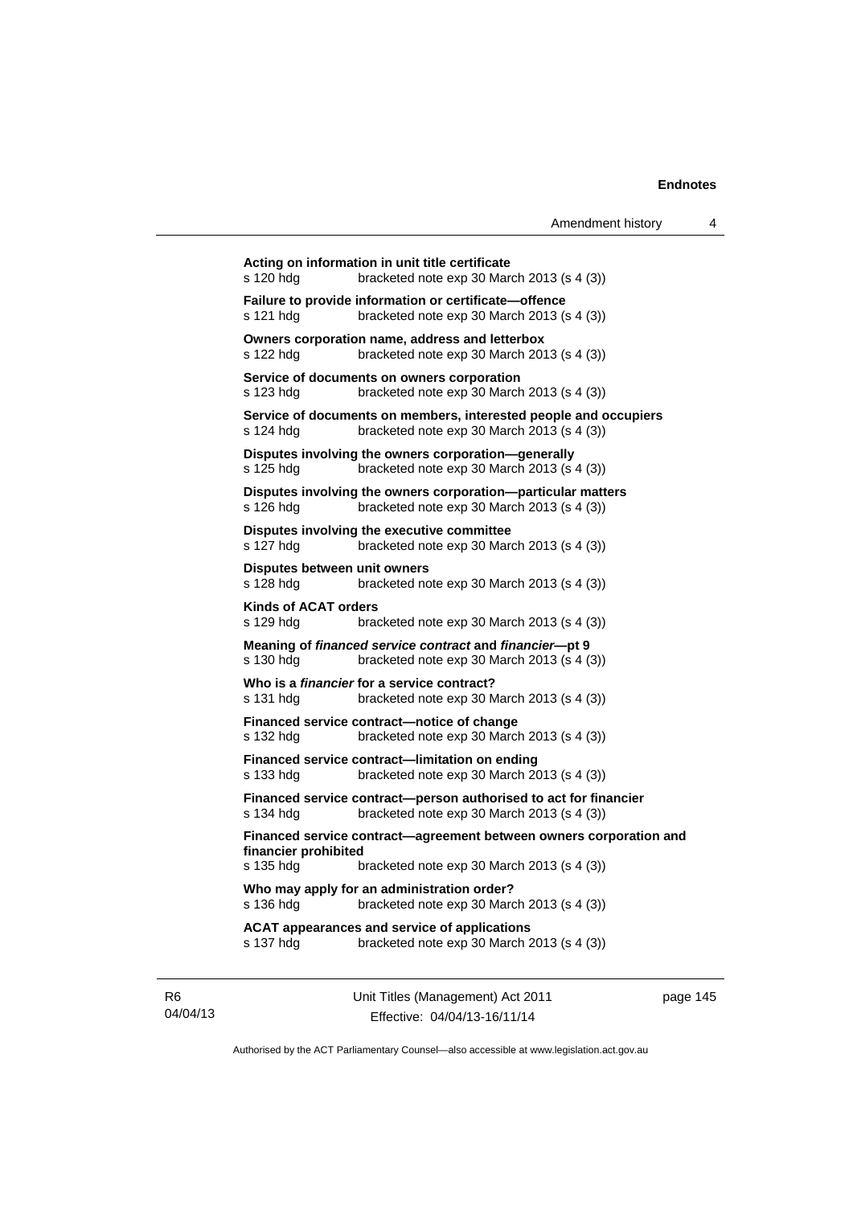**Acting on information in unit title certificate**
s 120 hdg bracketed note exp 30 March 2013 (s 4 (3))

**Failure to provide information or certificate—offence**
s 121 hdg bracketed note exp 30 March 2013 (s 4 (3))

**Owners corporation name, address and letterbox**
s 122 hdg bracketed note exp 30 March 2013 (s 4 (3))

**Service of documents on owners corporation**
s 123 hdg bracketed note exp 30 March 2013 (s 4 (3))

**Service of documents on members, interested people and occupiers**
s 124 hdg bracketed note exp 30 March 2013 (s 4 (3))

**Disputes involving the owners corporation—generally**
s 125 hdg bracketed note exp 30 March 2013 (s 4 (3))

**Disputes involving the owners corporation—particular matters**
s 126 hdg bracketed note exp 30 March 2013 (s 4 (3))

**Disputes involving the executive committee**
s 127 hdg bracketed note exp 30 March 2013 (s 4 (3))

**Disputes between unit owners**
s 128 hdg bracketed note exp 30 March 2013 (s 4 (3))

**Kinds of ACAT orders**
s 129 hdg bracketed note exp 30 March 2013 (s 4 (3))

**Meaning of *financed service contract* and *financier*—pt 9**
s 130 hdg bracketed note exp 30 March 2013 (s 4 (3))

**Who is a *financier* for a service contract?**
s 131 hdg bracketed note exp 30 March 2013 (s 4 (3))

**Financed service contract—notice of change**
s 132 hdg bracketed note exp 30 March 2013 (s 4 (3))

**Financed service contract—limitation on ending**
s 133 hdg bracketed note exp 30 March 2013 (s 4 (3))

**Financed service contract—person authorised to act for financier**
s 134 hdg bracketed note exp 30 March 2013 (s 4 (3))

**Financed service contract—agreement between owners corporation and financier prohibited**
s 135 hdg bracketed note exp 30 March 2013 (s 4 (3))

**Who may apply for an administration order?**
s 136 hdg bracketed note exp 30 March 2013 (s 4 (3))

**ACAT appearances and service of applications**
s 137 hdg bracketed note exp 30 March 2013 (s 4 (3))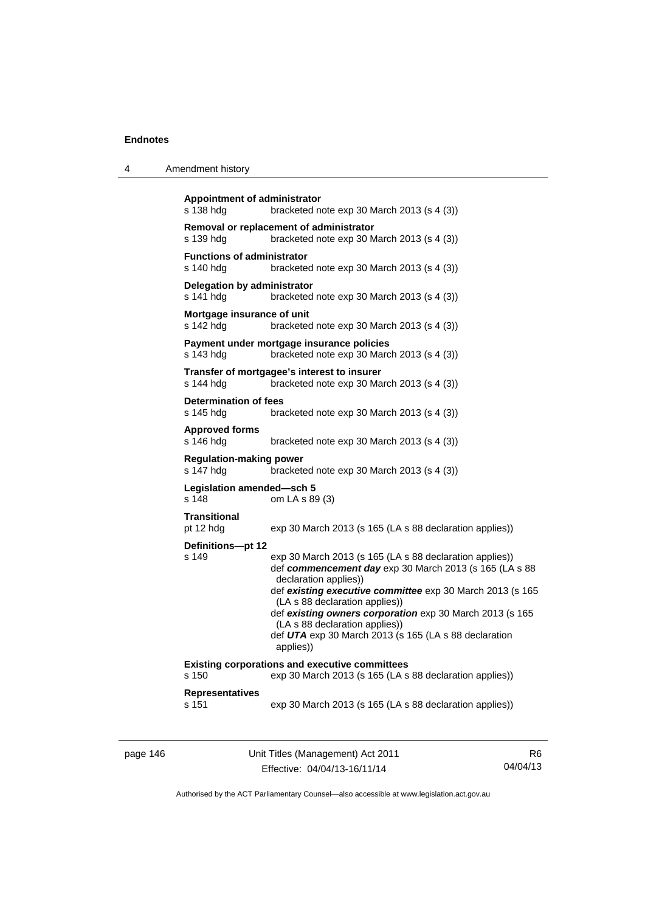**Appointment of administrator**
s 138 hdg bracketed note exp 30 March 2013 (s 4 (3))

**Removal or replacement of administrator**
s 139 hdg bracketed note exp 30 March 2013 (s 4 (3))

**Functions of administrator**
s 140 hdg bracketed note exp 30 March 2013 (s 4 (3))

**Delegation by administrator**
s 141 hdg bracketed note exp 30 March 2013 (s 4 (3))

**Mortgage insurance of unit**
s 142 hdg bracketed note exp 30 March 2013 (s 4 (3))

**Payment under mortgage insurance policies**
s 143 hdg bracketed note exp 30 March 2013 (s 4 (3))

**Transfer of mortgagee's interest to insurer**
s 144 hdg bracketed note exp 30 March 2013 (s 4 (3))

**Determination of fees**
s 145 hdg bracketed note exp 30 March 2013 (s 4 (3))

**Approved forms**
s 146 hdg bracketed note exp 30 March 2013 (s 4 (3))

**Regulation-making power**
s 147 hdg bracketed note exp 30 March 2013 (s 4 (3))

**Legislation amended—sch 5**
s 148 om LA s 89 (3)

**Transitional**
pt 12 hdg exp 30 March 2013 (s 165 (LA s 88 declaration applies))

**Definitions—pt 12**
s 149 exp 30 March 2013 (s 165 (LA s 88 declaration applies))
def ***commencement day*** exp 30 March 2013 (s 165 (LA s 88 declaration applies))
def ***existing executive committee*** exp 30 March 2013 (s 165 (LA s 88 declaration applies))
def ***existing owners corporation*** exp 30 March 2013 (s 165 (LA s 88 declaration applies))
def ***UTA*** exp 30 March 2013 (s 165 (LA s 88 declaration applies))

**Existing corporations and executive committees**
s 150 exp 30 March 2013 (s 165 (LA s 88 declaration applies))

**Representatives**
s 151 exp 30 March 2013 (s 165 (LA s 88 declaration applies))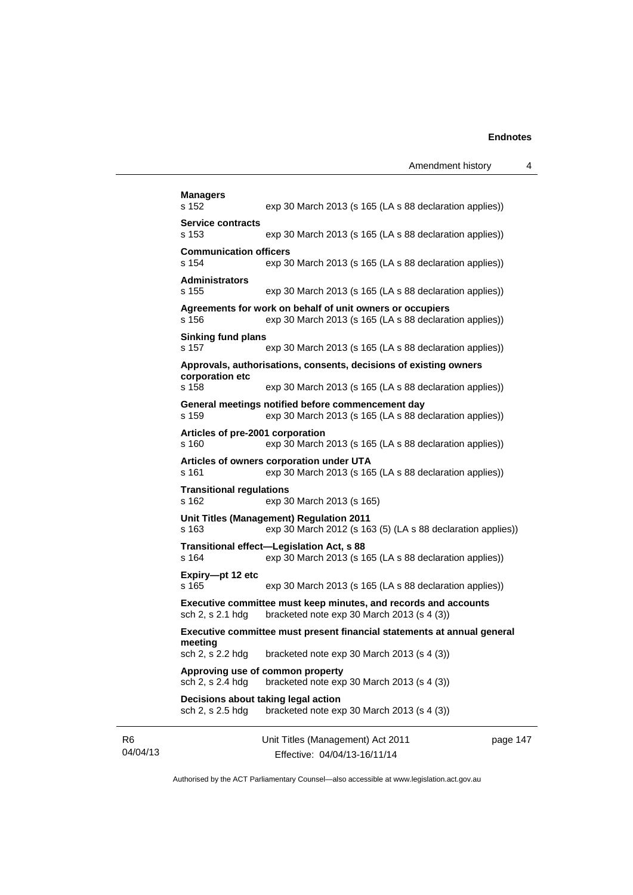**Managers**
s 152 exp 30 March 2013 (s 165 (LA s 88 declaration applies))

**Service contracts**
s 153 exp 30 March 2013 (s 165 (LA s 88 declaration applies))

**Communication officers**
s 154 exp 30 March 2013 (s 165 (LA s 88 declaration applies))

**Administrators**
s 155 exp 30 March 2013 (s 165 (LA s 88 declaration applies))

**Agreements for work on behalf of unit owners or occupiers**
s 156 exp 30 March 2013 (s 165 (LA s 88 declaration applies))

**Sinking fund plans**
s 157 exp 30 March 2013 (s 165 (LA s 88 declaration applies))

**Approvals, authorisations, consents, decisions of existing owners corporation etc**
s 158 exp 30 March 2013 (s 165 (LA s 88 declaration applies))

**General meetings notified before commencement day**
s 159 exp 30 March 2013 (s 165 (LA s 88 declaration applies))

**Articles of pre-2001 corporation**
s 160 exp 30 March 2013 (s 165 (LA s 88 declaration applies))

**Articles of owners corporation under UTA**
s 161 exp 30 March 2013 (s 165 (LA s 88 declaration applies))

**Transitional regulations**
s 162 exp 30 March 2013 (s 165)

**Unit Titles (Management) Regulation 2011**
s 163 exp 30 March 2012 (s 163 (5) (LA s 88 declaration applies))

**Transitional effect—Legislation Act, s 88**
s 164 exp 30 March 2013 (s 165 (LA s 88 declaration applies))

**Expiry—pt 12 etc**
s 165 exp 30 March 2013 (s 165 (LA s 88 declaration applies))

**Executive committee must keep minutes, and records and accounts**
sch 2, s 2.1 hdg bracketed note exp 30 March 2013 (s 4 (3))

**Executive committee must present financial statements at annual general meeting**
sch 2, s 2.2 hdg bracketed note exp 30 March 2013 (s 4 (3))

**Approving use of common property**
sch 2, s 2.4 hdg bracketed note exp 30 March 2013 (s 4 (3))

**Decisions about taking legal action**
sch 2, s 2.5 hdg bracketed note exp 30 March 2013 (s 4 (3))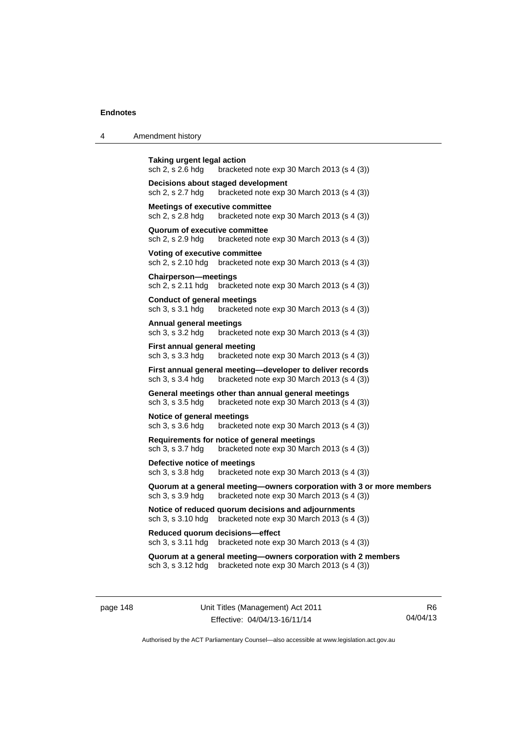**Taking urgent legal action**
sch 2, s 2.6 hdg bracketed note exp 30 March 2013 (s 4 (3))

**Decisions about staged development**
sch 2, s 2.7 hdg bracketed note exp 30 March 2013 (s 4 (3))

**Meetings of executive committee**
sch 2, s 2.8 hdg bracketed note exp 30 March 2013 (s 4 (3))

**Quorum of executive committee**
sch 2, s 2.9 hdg bracketed note exp 30 March 2013 (s 4 (3))

**Voting of executive committee**
sch 2, s 2.10 hdg bracketed note exp 30 March 2013 (s 4 (3))

**Chairperson—meetings**
sch 2, s 2.11 hdg bracketed note exp 30 March 2013 (s 4 (3))

**Conduct of general meetings**
sch 3, s 3.1 hdg bracketed note exp 30 March 2013 (s 4 (3))

**Annual general meetings**
sch 3, s 3.2 hdg bracketed note exp 30 March 2013 (s 4 (3))

**First annual general meeting**
sch 3, s 3.3 hdg bracketed note exp 30 March 2013 (s 4 (3))

**First annual general meeting—developer to deliver records**
sch 3, s 3.4 hdg bracketed note exp 30 March 2013 (s 4 (3))

**General meetings other than annual general meetings**
sch 3, s 3.5 hdg bracketed note exp 30 March 2013 (s 4 (3))

**Notice of general meetings**
sch 3, s 3.6 hdg bracketed note exp 30 March 2013 (s 4 (3))

**Requirements for notice of general meetings**
sch 3, s 3.7 hdg bracketed note exp 30 March 2013 (s 4 (3))

**Defective notice of meetings**
sch 3, s 3.8 hdg bracketed note exp 30 March 2013 (s 4 (3))

**Quorum at a general meeting—owners corporation with 3 or more members**
sch 3, s 3.9 hdg bracketed note exp 30 March 2013 (s 4 (3))

**Notice of reduced quorum decisions and adjournments**
sch 3, s 3.10 hdg bracketed note exp 30 March 2013 (s 4 (3))

**Reduced quorum decisions—effect**
sch 3, s 3.11 hdg bracketed note exp 30 March 2013 (s 4 (3))

**Quorum at a general meeting—owners corporation with 2 members**
sch 3, s 3.12 hdg bracketed note exp 30 March 2013 (s 4 (3))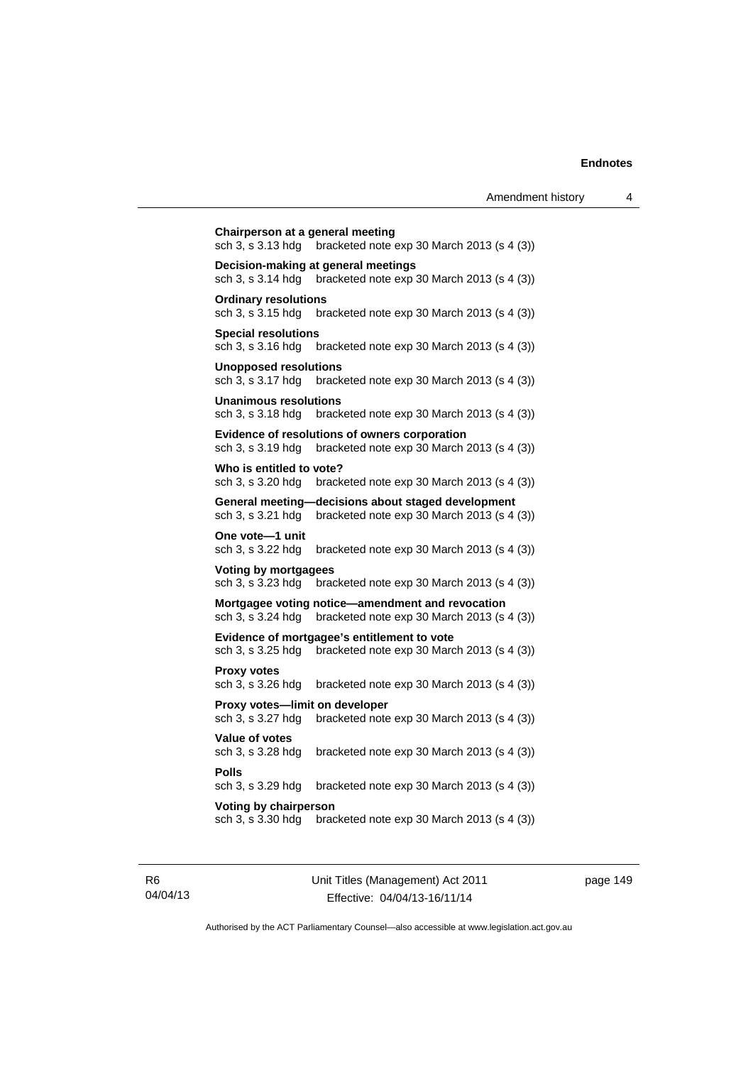**Chairperson at a general meeting**
sch 3, s 3.13 hdg bracketed note exp 30 March 2013 (s 4 (3))

**Decision-making at general meetings**
sch 3, s 3.14 hdg bracketed note exp 30 March 2013 (s 4 (3))

**Ordinary resolutions**
sch 3, s 3.15 hdg bracketed note exp 30 March 2013 (s 4 (3))

**Special resolutions**
sch 3, s 3.16 hdg bracketed note exp 30 March 2013 (s 4 (3))

**Unopposed resolutions**
sch 3, s 3.17 hdg bracketed note exp 30 March 2013 (s 4 (3))

**Unanimous resolutions**
sch 3, s 3.18 hdg bracketed note exp 30 March 2013 (s 4 (3))

**Evidence of resolutions of owners corporation**
sch 3, s 3.19 hdg bracketed note exp 30 March 2013 (s 4 (3))

**Who is entitled to vote?**
sch 3, s 3.20 hdg bracketed note exp 30 March 2013 (s 4 (3))

**General meeting—decisions about staged development**
sch 3, s 3.21 hdg bracketed note exp 30 March 2013 (s 4 (3))

**One vote—1 unit**
sch 3, s 3.22 hdg bracketed note exp 30 March 2013 (s 4 (3))

**Voting by mortgagees**
sch 3, s 3.23 hdg bracketed note exp 30 March 2013 (s 4 (3))

**Mortgagee voting notice—amendment and revocation**
sch 3, s 3.24 hdg bracketed note exp 30 March 2013 (s 4 (3))

**Evidence of mortgagee's entitlement to vote**
sch 3, s 3.25 hdg bracketed note exp 30 March 2013 (s 4 (3))

**Proxy votes**
sch 3, s 3.26 hdg bracketed note exp 30 March 2013 (s 4 (3))

**Proxy votes—limit on developer**
sch 3, s 3.27 hdg bracketed note exp 30 March 2013 (s 4 (3))

**Value of votes**
sch 3, s 3.28 hdg bracketed note exp 30 March 2013 (s 4 (3))

**Polls**
sch 3, s 3.29 hdg bracketed note exp 30 March 2013 (s 4 (3))

**Voting by chairperson**
sch 3, s 3.30 hdg bracketed note exp 30 March 2013 (s 4 (3))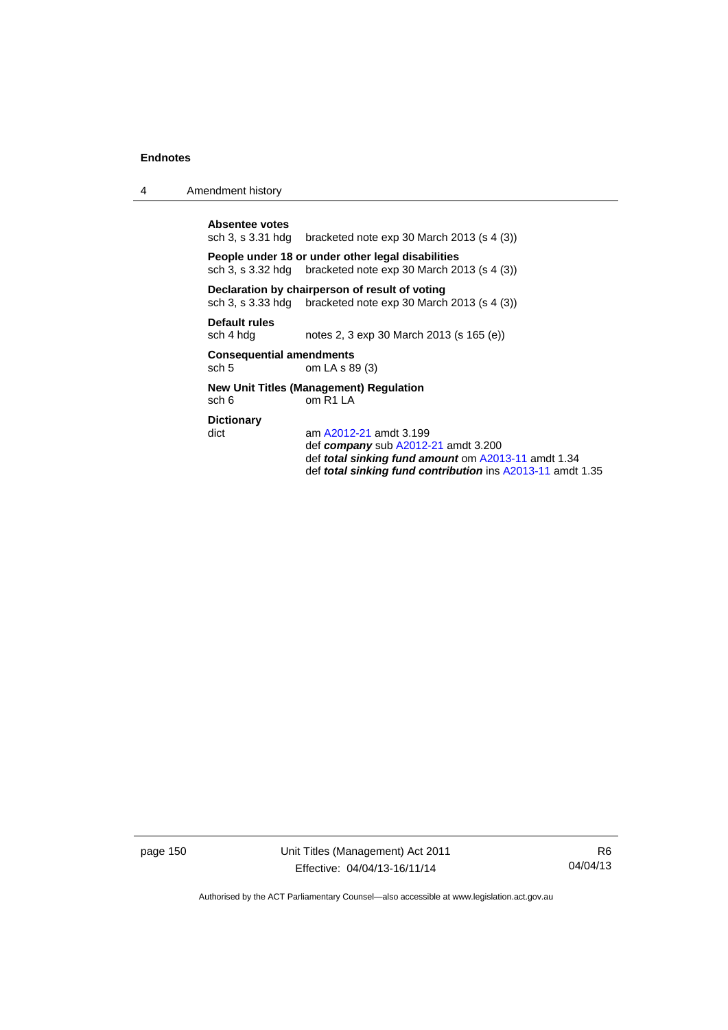**Absentee votes**
sch 3, s 3.31 hdg bracketed note exp 30 March 2013 (s 4 (3))

**People under 18 or under other legal disabilities**
sch 3, s 3.32 hdg bracketed note exp 30 March 2013 (s 4 (3))

**Declaration by chairperson of result of voting**
sch 3, s 3.33 hdg bracketed note exp 30 March 2013 (s 4 (3))

**Default rules**
sch 4 hdg notes 2, 3 exp 30 March 2013 (s 165 (e))

**Consequential amendments**
sch 5 om LA s 89 (3)

**New Unit Titles (Management) Regulation**
sch 6 om R1 LA

**Dictionary**
dict am A2012-21 amdt 3.199
def ***company*** sub A2012-21 amdt 3.200
def ***total sinking fund amount*** om A2013-11 amdt 1.34
def ***total sinking fund contribution*** ins A2013-11 amdt 1.35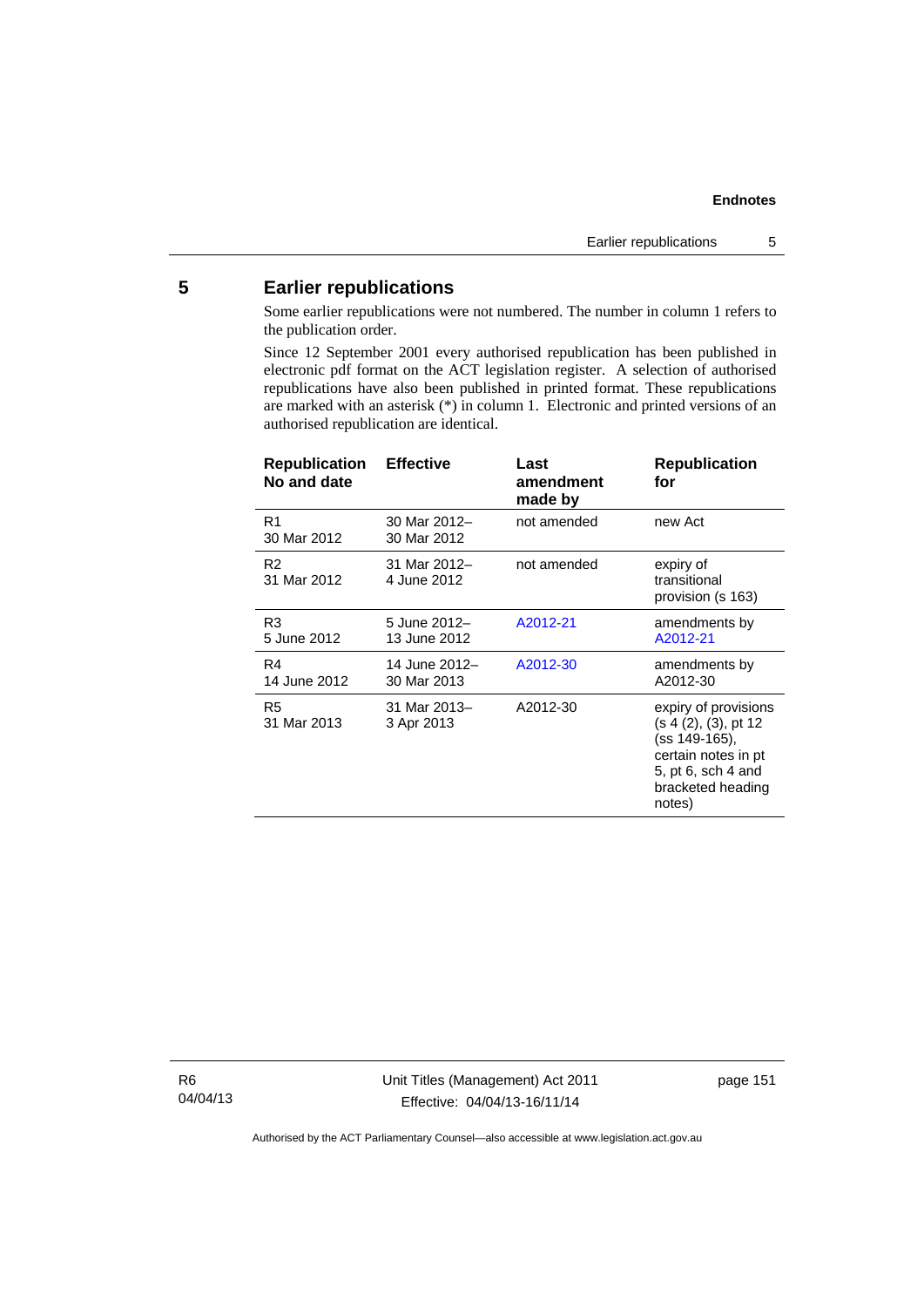## 5 Earlier republications

Some earlier republications were not numbered. The number in column 1 refers to the publication order.

Since 12 September 2001 every authorised republication has been published in electronic pdf format on the ACT legislation register. A selection of authorised republications have also been published in printed format. These republications are marked with an asterisk (*) in column 1. Electronic and printed versions of an authorised republication are identical.

| Republication No and date | Effective | Last amendment made by | Republication for |
|---|---|---|---|
| R1<br>30 Mar 2012 | 30 Mar 2012–<br>30 Mar 2012 | not amended | new Act |
| R2<br>31 Mar 2012 | 31 Mar 2012–<br>4 June 2012 | not amended | expiry of transitional provision (s 163) |
| R3<br>5 June 2012 | 5 June 2012–<br>13 June 2012 | A2012-21 | amendments by A2012-21 |
| R4<br>14 June 2012 | 14 June 2012–<br>30 Mar 2013 | A2012-30 | amendments by A2012-30 |
| R5<br>31 Mar 2013 | 31 Mar 2013–<br>3 Apr 2013 | A2012-30 | expiry of provisions (s 4 (2), (3), pt 12 (ss 149-165), certain notes in pt 5, pt 6, sch 4 and bracketed heading notes) |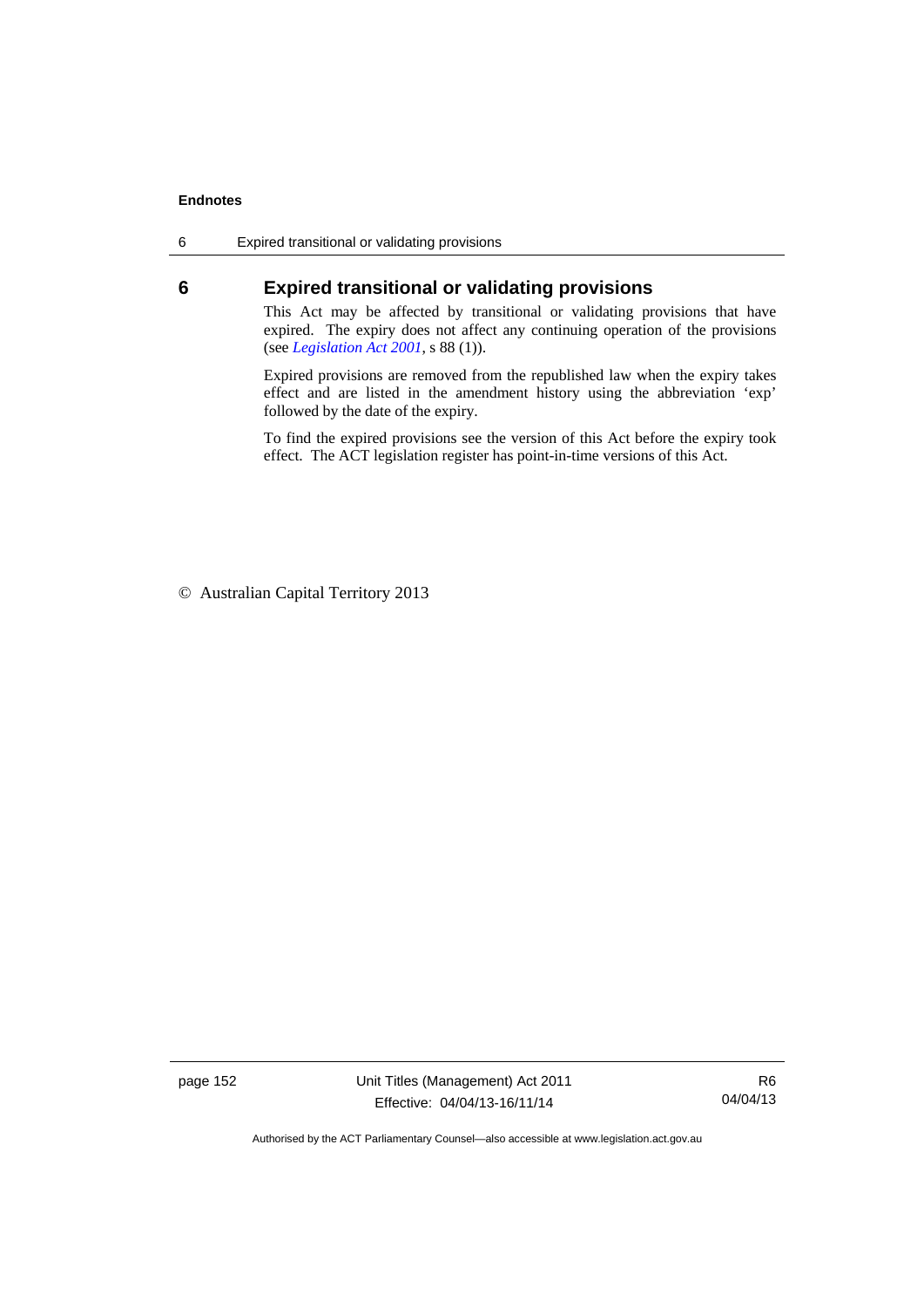## 6 Expired transitional or validating provisions

This Act may be affected by transitional or validating provisions that have expired. The expiry does not affect any continuing operation of the provisions (see *Legislation Act 2001*, s 88 (1)).

Expired provisions are removed from the republished law when the expiry takes effect and are listed in the amendment history using the abbreviation 'exp' followed by the date of the expiry.

To find the expired provisions see the version of this Act before the expiry took effect. The ACT legislation register has point-in-time versions of this Act.

© Australian Capital Territory 2013